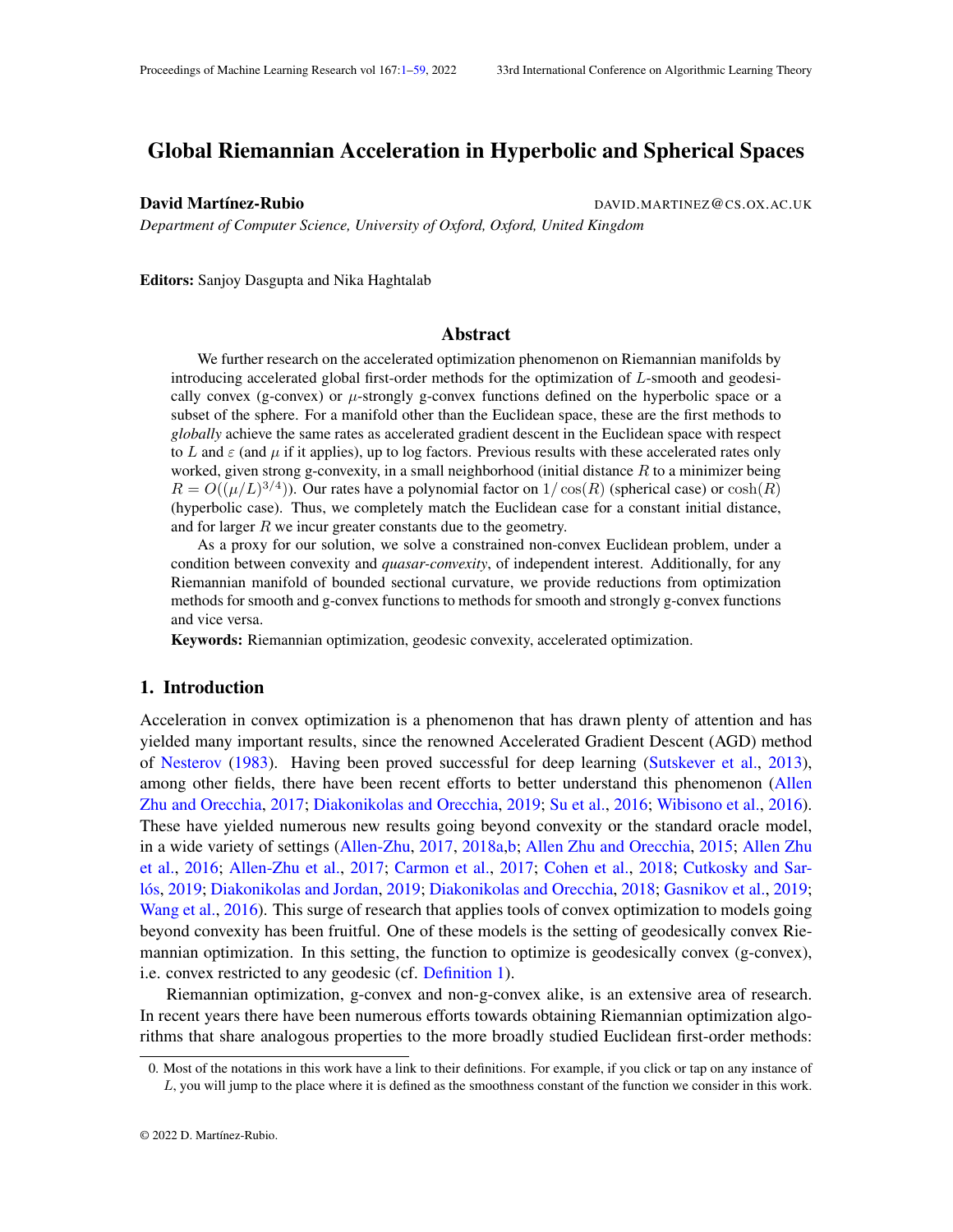# Global Riemannian Acceleration in Hyperbolic and Spherical Spaces

**David Martínez-Rubio** DAVID.MARTINEZ@CS.OX.AC.UK

*Department of Computer Science, University of Oxford, Oxford, United Kingdom*

**Editors:** Sanjoy Dasgupta and Nika Haghtalab

## Abstract

We further research on the accelerated optimization phenomenon on Riemannian manifolds by introducing accelerated global first-order methods for the optimization of $L$-smooth and geodesically convex (g-convex) or $\mu$-strongly g-convex functions defined on the hyperbolic space or a subset of the sphere. For a manifold other than the Euclidean space, these are the first methods to *globally* achieve the same rates as accelerated gradient descent in the Euclidean space with respect to $L$ and $\varepsilon$ (and $\mu$ if it applies), up to log factors. Previous results with these accelerated rates only worked, given strong g-convexity, in a small neighborhood (initial distance $R$ to a minimizer being $R = O((\mu/L)^{3/4})$). Our rates have a polynomial factor on $1/\cos(R)$ (spherical case) or $\cosh(R)$ (hyperbolic case). Thus, we completely match the Euclidean case for a constant initial distance, and for larger $R$ we incur greater constants due to the geometry.

As a proxy for our solution, we solve a constrained non-convex Euclidean problem, under a condition between convexity and *quasar-convexity*, of independent interest. Additionally, for any Riemannian manifold of bounded sectional curvature, we provide reductions from optimization methods for smooth and g-convex functions to methods for smooth and strongly g-convex functions and vice versa.

**Keywords:** Riemannian optimization, geodesic convexity, accelerated optimization.

## 1. Introduction

Acceleration in convex optimization is a phenomenon that has drawn plenty of attention and has yielded many important results, since the renowned Accelerated Gradient Descent (AGD) method of Nesterov (1983). Having been proved successful for deep learning (Sutskever et al., 2013), among other fields, there have been recent efforts to better understand this phenomenon (Allen Zhu and Orecchia, 2017; Diakonikolas and Orecchia, 2019; Su et al., 2016; Wibisono et al., 2016). These have yielded numerous new results going beyond convexity or the standard oracle model, in a wide variety of settings (Allen-Zhu, 2017, 2018a,b; Allen Zhu and Orecchia, 2015; Allen Zhu et al., 2016; Allen-Zhu et al., 2017; Carmon et al., 2017; Cohen et al., 2018; Cutkosky and Sarlós, 2019; Diakonikolas and Jordan, 2019; Diakonikolas and Orecchia, 2018; Gasnikov et al., 2019; Wang et al., 2016). This surge of research that applies tools of convex optimization to models going beyond convexity has been fruitful. One of these models is the setting of geodesically convex Riemannian optimization. In this setting, the function to optimize is geodesically convex (g-convex), i.e. convex restricted to any geodesic (cf. Definition 1).

Riemannian optimization, g-convex and non-g-convex alike, is an extensive area of research. In recent years there have been numerous efforts towards obtaining Riemannian optimization algorithms that share analogous properties to the more broadly studied Euclidean first-order methods:

0. Most of the notations in this work have a link to their definitions. For example, if you click or tap on any instance of $L$, you will jump to the place where it is defined as the smoothness constant of the function we consider in this work.

© 2022 D. Martínez-Rubio.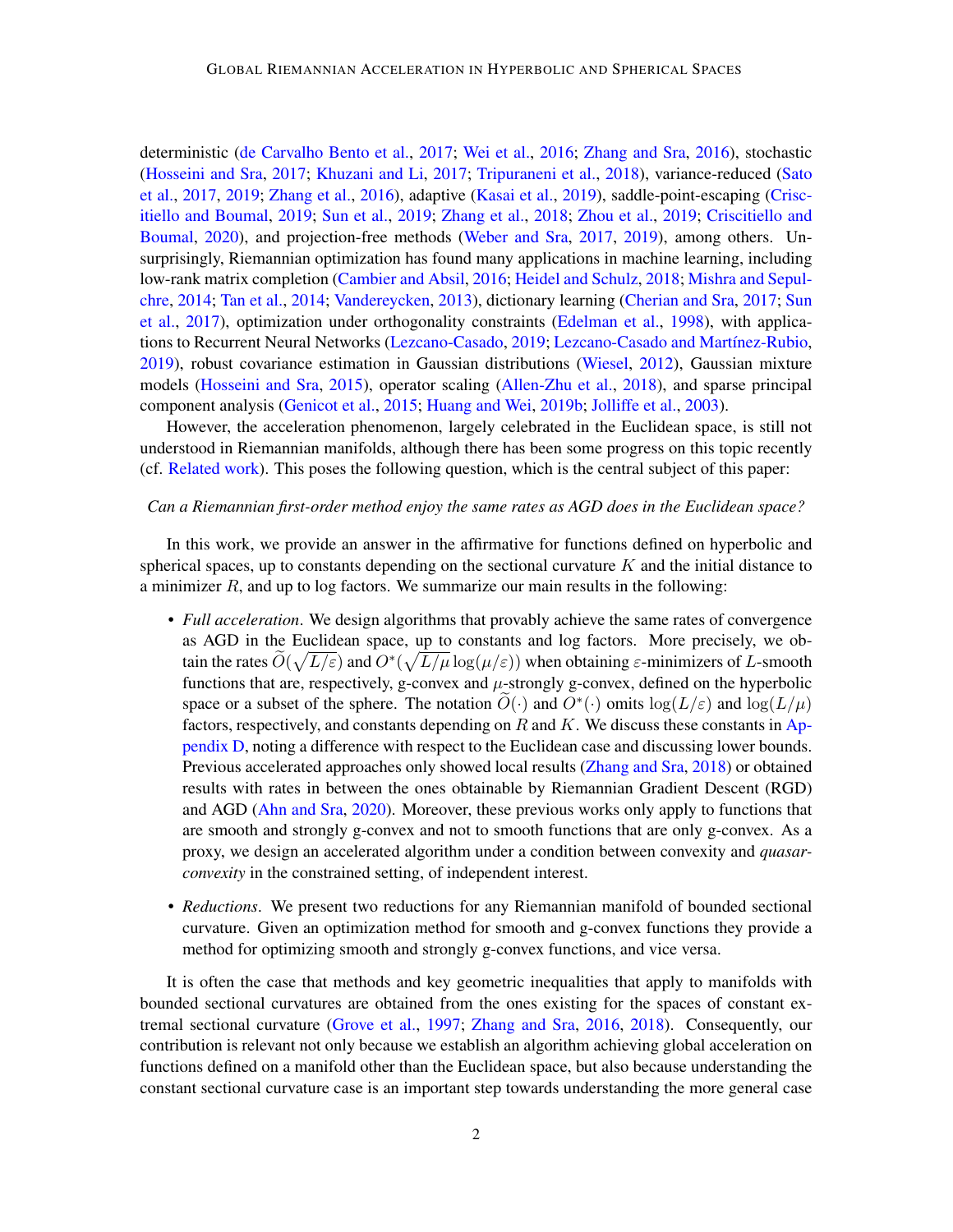deterministic (de Carvalho Bento et al., 2017; Wei et al., 2016; Zhang and Sra, 2016), stochastic (Hosseini and Sra, 2017; Khuzani and Li, 2017; Tripuraneni et al., 2018), variance-reduced (Sato et al., 2017, 2019; Zhang et al., 2016), adaptive (Kasai et al., 2019), saddle-point-escaping (Criscitiello and Boumal, 2019; Sun et al., 2019; Zhang et al., 2018; Zhou et al., 2019; Criscitiello and Boumal, 2020), and projection-free methods (Weber and Sra, 2017, 2019), among others. Unsurprisingly, Riemannian optimization has found many applications in machine learning, including low-rank matrix completion (Cambier and Absil, 2016; Heidel and Schulz, 2018; Mishra and Sepulchre, 2014; Tan et al., 2014; Vandereycken, 2013), dictionary learning (Cherian and Sra, 2017; Sun et al., 2017), optimization under orthogonality constraints (Edelman et al., 1998), with applications to Recurrent Neural Networks (Lezcano-Casado, 2019; Lezcano-Casado and Martínez-Rubio, 2019), robust covariance estimation in Gaussian distributions (Wiesel, 2012), Gaussian mixture models (Hosseini and Sra, 2015), operator scaling (Allen-Zhu et al., 2018), and sparse principal component analysis (Genicot et al., 2015; Huang and Wei, 2019b; Jolliffe et al., 2003).

However, the acceleration phenomenon, largely celebrated in the Euclidean space, is still not understood in Riemannian manifolds, although there has been some progress on this topic recently (cf. Related work). This poses the following question, which is the central subject of this paper:

*Can a Riemannian first-order method enjoy the same rates as AGD does in the Euclidean space?*

In this work, we provide an answer in the affirmative for functions defined on hyperbolic and spherical spaces, up to constants depending on the sectional curvature $K$ and the initial distance to a minimizer $R$, and up to log factors. We summarize our main results in the following:

- *Full acceleration*. We design algorithms that provably achieve the same rates of convergence as AGD in the Euclidean space, up to constants and log factors. More precisely, we obtain the rates $\widetilde{O}(\sqrt{L/\varepsilon})$ and $O^*(\sqrt{L/\mu}\log(\mu/\varepsilon))$ when obtaining $\varepsilon$-minimizers of $L$-smooth functions that are, respectively, g-convex and $\mu$-strongly g-convex, defined on the hyperbolic space or a subset of the sphere. The notation $\widetilde{O}(\cdot)$ and $O^*(\cdot)$ omits $\log(L/\varepsilon)$ and $\log(L/\mu)$ factors, respectively, and constants depending on $R$ and $K$. We discuss these constants in Appendix D, noting a difference with respect to the Euclidean case and discussing lower bounds. Previous accelerated approaches only showed local results (Zhang and Sra, 2018) or obtained results with rates in between the ones obtainable by Riemannian Gradient Descent (RGD) and AGD (Ahn and Sra, 2020). Moreover, these previous works only apply to functions that are smooth and strongly g-convex and not to smooth functions that are only g-convex. As a proxy, we design an accelerated algorithm under a condition between convexity and *quasar-convexity* in the constrained setting, of independent interest.
- *Reductions*. We present two reductions for any Riemannian manifold of bounded sectional curvature. Given an optimization method for smooth and g-convex functions they provide a method for optimizing smooth and strongly g-convex functions, and vice versa.

It is often the case that methods and key geometric inequalities that apply to manifolds with bounded sectional curvatures are obtained from the ones existing for the spaces of constant extremal sectional curvature (Grove et al., 1997; Zhang and Sra, 2016, 2018). Consequently, our contribution is relevant not only because we establish an algorithm achieving global acceleration on functions defined on a manifold other than the Euclidean space, but also because understanding the constant sectional curvature case is an important step towards understanding the more general case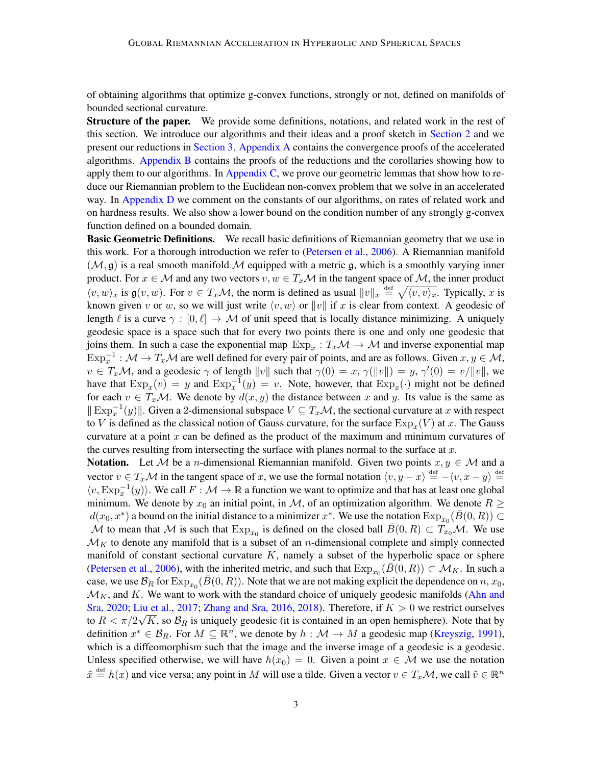of obtaining algorithms that optimize g-convex functions, strongly or not, defined on manifolds of bounded sectional curvature.

**Structure of the paper.** We provide some definitions, notations, and related work in the rest of this section. We introduce our algorithms and their ideas and a proof sketch in Section 2 and we present our reductions in Section 3. Appendix A contains the convergence proofs of the accelerated algorithms. Appendix B contains the proofs of the reductions and the corollaries showing how to apply them to our algorithms. In Appendix C, we prove our geometric lemmas that show how to reduce our Riemannian problem to the Euclidean non-convex problem that we solve in an accelerated way. In Appendix D we comment on the constants of our algorithms, on rates of related work and on hardness results. We also show a lower bound on the condition number of any strongly g-convex function defined on a bounded domain.

**Basic Geometric Definitions.** We recall basic definitions of Riemannian geometry that we use in this work. For a thorough introduction we refer to (Petersen et al., 2006). A Riemannian manifold $(\mathcal{M}, \mathfrak{g})$ is a real smooth manifold $\mathcal{M}$ equipped with a metric $\mathfrak{g}$, which is a smoothly varying inner product. For $x \in \mathcal{M}$ and any two vectors $v, w \in T_x\mathcal{M}$ in the tangent space of $\mathcal{M}$, the inner product $\langle v, w\rangle_x$ is $\mathfrak{g}(v, w)$. For $v \in T_x\mathcal{M}$, the norm is defined as usual $\|v\|_x \stackrel{\text{def}}{=} \sqrt{\langle v, v\rangle_x}$. Typically, $x$ is known given $v$ or $w$, so we will just write $\langle v, w\rangle$ or $\|v\|$ if $x$ is clear from context. A geodesic of length $\ell$ is a curve $\gamma : [0, \ell] \to \mathcal{M}$ of unit speed that is locally distance minimizing. A uniquely geodesic space is a space such that for every two points there is one and only one geodesic that joins them. In such a case the exponential map $\operatorname{Exp}_x : T_x\mathcal{M} \to \mathcal{M}$ and inverse exponential map $\operatorname{Exp}_x^{-1} : \mathcal{M} \to T_x\mathcal{M}$ are well defined for every pair of points, and are as follows. Given $x, y \in \mathcal{M}$, $v \in T_x\mathcal{M}$, and a geodesic $\gamma$ of length $\|v\|$ such that $\gamma(0) = x$, $\gamma(\|v\|) = y$, $\gamma'(0) = v/\|v\|$, we have that $\operatorname{Exp}_x(v) = y$ and $\operatorname{Exp}_x^{-1}(y) = v$. Note, however, that $\operatorname{Exp}_x(\cdot)$ might not be defined for each $v \in T_x\mathcal{M}$. We denote by $d(x, y)$ the distance between $x$ and $y$. Its value is the same as $\|\operatorname{Exp}_x^{-1}(y)\|$. Given a 2-dimensional subspace $V \subseteq T_x\mathcal{M}$, the sectional curvature at $x$ with respect to $V$ is defined as the classical notion of Gauss curvature, for the surface $\operatorname{Exp}_x(V)$ at $x$. The Gauss curvature at a point $x$ can be defined as the product of the maximum and minimum curvatures of the curves resulting from intersecting the surface with planes normal to the surface at $x$.

**Notation.** Let $\mathcal{M}$ be a $n$-dimensional Riemannian manifold. Given two points $x, y \in \mathcal{M}$ and a vector $v \in T_x\mathcal{M}$ in the tangent space of $x$, we use the formal notation $\langle v, y - x\rangle \stackrel{\text{def}}{=} -\langle v, x - y\rangle \stackrel{\text{def}}{=} \langle v, \operatorname{Exp}_x^{-1}(y)\rangle$. We call $F : \mathcal{M} \to \mathbb{R}$ a function we want to optimize and that has at least one global minimum. We denote by $x_0$ an initial point, in $\mathcal{M}$, of an optimization algorithm. We denote $R \geq d(x_0, x^*)$ a bound on the initial distance to a minimizer $x^*$. We use the notation $\operatorname{Exp}_{x_0}(\bar{B}(0, R)) \subset \mathcal{M}$ to mean that $\mathcal{M}$ is such that $\operatorname{Exp}_{x_0}$ is defined on the closed ball $\bar{B}(0, R) \subset T_{x_0}\mathcal{M}$. We use $\mathcal{M}_K$ to denote any manifold that is a subset of an $n$-dimensional complete and simply connected manifold of constant sectional curvature $K$, namely a subset of the hyperbolic space or sphere (Petersen et al., 2006), with the inherited metric, and such that $\operatorname{Exp}_{x_0}(\bar{B}(0, R)) \subset \mathcal{M}_K$. In such a case, we use $\mathcal{B}_R$ for $\operatorname{Exp}_{x_0}(\bar{B}(0, R))$. Note that we are not making explicit the dependence on $n$, $x_0$, $\mathcal{M}_K$, and $K$. We want to work with the standard choice of uniquely geodesic manifolds (Ahn and Sra, 2020; Liu et al., 2017; Zhang and Sra, 2016, 2018). Therefore, if $K > 0$ we restrict ourselves to $R < \pi/2\sqrt{K}$, so $\mathcal{B}_R$ is uniquely geodesic (it is contained in an open hemisphere). Note that by definition $x^* \in \mathcal{B}_R$. For $M \subseteq \mathbb{R}^n$, we denote by $h : \mathcal{M} \to M$ a geodesic map (Kreyszig, 1991), which is a diffeomorphism such that the image and the inverse image of a geodesic is a geodesic. Unless specified otherwise, we will have $h(x_0) = 0$. Given a point $x \in \mathcal{M}$ we use the notation $\tilde{x} \stackrel{\text{def}}{=} h(x)$ and vice versa; any point in $M$ will use a tilde. Given a vector $v \in T_x\mathcal{M}$, we call $\tilde{v} \in \mathbb{R}^n$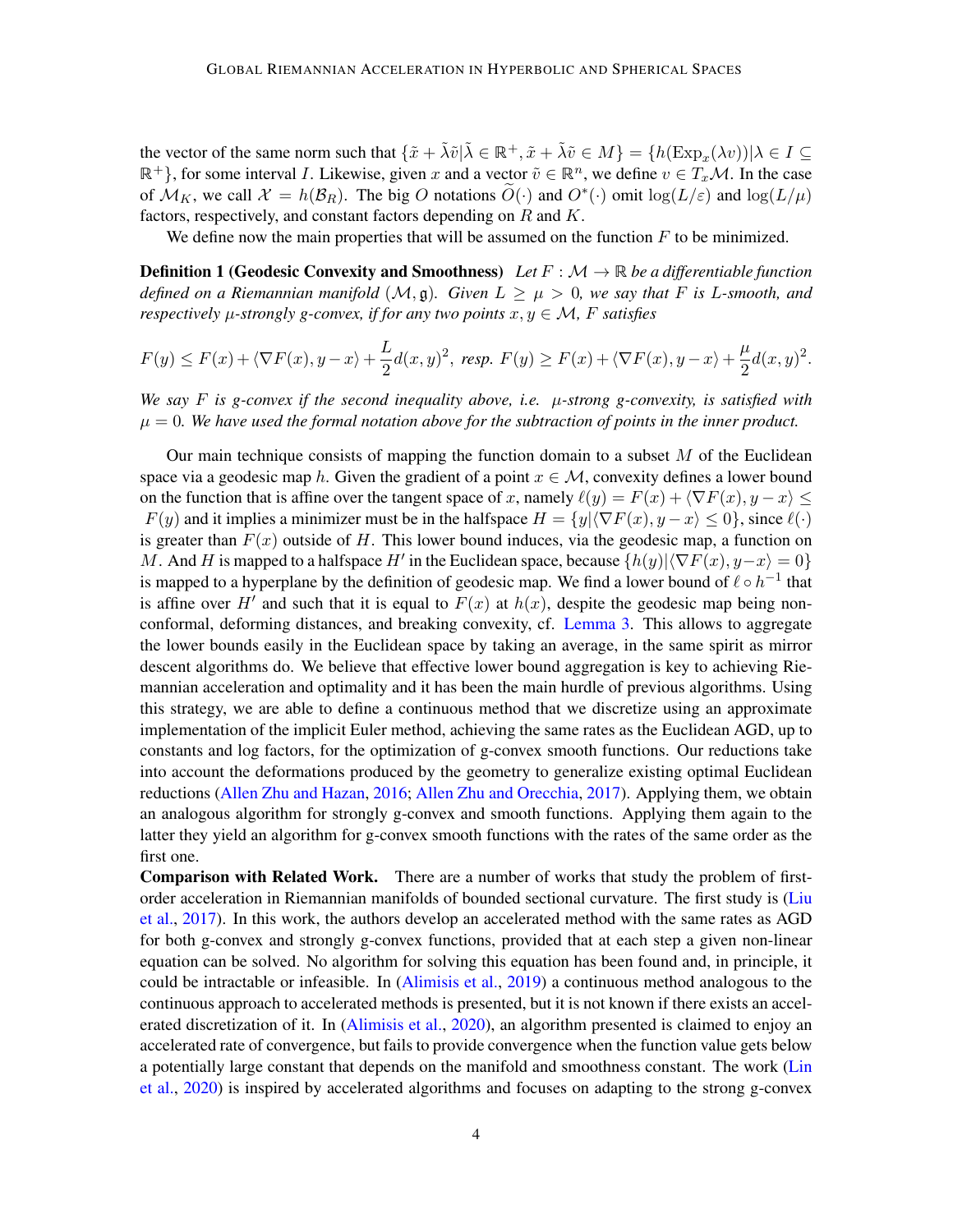the vector of the same norm such that $\{\tilde{x} + \tilde{\lambda}\tilde{v} | \tilde{\lambda} \in \mathbb{R}^+, \tilde{x} + \tilde{\lambda}\tilde{v} \in M\} = \{h(\operatorname{Exp}_x(\lambda v)) | \lambda \in I \subseteq \mathbb{R}^+\}$, for some interval $I$. Likewise, given $x$ and a vector $\tilde{v} \in \mathbb{R}^n$, we define $v \in T_x\mathcal{M}$. In the case of $\mathcal{M}_K$, we call $\mathcal{X} = h(\mathcal{B}_R)$. The big $O$ notations $\widetilde{O}(\cdot)$ and $O^*(\cdot)$ omit $\log(L/\varepsilon)$ and $\log(L/\mu)$ factors, respectively, and constant factors depending on $R$ and $K$.

We define now the main properties that will be assumed on the function $F$ to be minimized.

**Definition 1 (Geodesic Convexity and Smoothness)** *Let $F : \mathcal{M} \to \mathbb{R}$ be a differentiable function defined on a Riemannian manifold $(\mathcal{M}, \mathfrak{g})$. Given $L \geq \mu > 0$, we say that $F$ is $L$-smooth, and respectively $\mu$-strongly g-convex, if for any two points $x, y \in \mathcal{M}$, $F$ satisfies*

$$F(y) \leq F(x) + \langle \nabla F(x), y - x \rangle + \frac{L}{2} d(x,y)^2, \text{ resp. } F(y) \geq F(x) + \langle \nabla F(x), y - x \rangle + \frac{\mu}{2} d(x,y)^2.$$

*We say $F$ is g-convex if the second inequality above, i.e. $\mu$-strong g-convexity, is satisfied with $\mu = 0$. We have used the formal notation above for the subtraction of points in the inner product.*

Our main technique consists of mapping the function domain to a subset $M$ of the Euclidean space via a geodesic map $h$. Given the gradient of a point $x \in \mathcal{M}$, convexity defines a lower bound on the function that is affine over the tangent space of $x$, namely $\ell(y) = F(x) + \langle \nabla F(x), y - x \rangle \leq F(y)$ and it implies a minimizer must be in the halfspace $H = \{y | \langle \nabla F(x), y - x \rangle \leq 0\}$, since $\ell(\cdot)$ is greater than $F(x)$ outside of $H$. This lower bound induces, via the geodesic map, a function on $M$. And $H$ is mapped to a halfspace $H'$ in the Euclidean space, because $\{h(y) | \langle \nabla F(x), y - x \rangle = 0\}$ is mapped to a hyperplane by the definition of geodesic map. We find a lower bound of $\ell \circ h^{-1}$ that is affine over $H'$ and such that it is equal to $F(x)$ at $h(x)$, despite the geodesic map being non-conformal, deforming distances, and breaking convexity, cf. Lemma 3. This allows to aggregate the lower bounds easily in the Euclidean space by taking an average, in the same spirit as mirror descent algorithms do. We believe that effective lower bound aggregation is key to achieving Riemannian acceleration and optimality and it has been the main hurdle of previous algorithms. Using this strategy, we are able to define a continuous method that we discretize using an approximate implementation of the implicit Euler method, achieving the same rates as the Euclidean AGD, up to constants and log factors, for the optimization of g-convex smooth functions. Our reductions take into account the deformations produced by the geometry to generalize existing optimal Euclidean reductions (Allen Zhu and Hazan, 2016; Allen Zhu and Orecchia, 2017). Applying them, we obtain an analogous algorithm for strongly g-convex and smooth functions. Applying them again to the latter they yield an algorithm for g-convex smooth functions with the rates of the same order as the first one.

**Comparison with Related Work.** There are a number of works that study the problem of first-order acceleration in Riemannian manifolds of bounded sectional curvature. The first study is (Liu et al., 2017). In this work, the authors develop an accelerated method with the same rates as AGD for both g-convex and strongly g-convex functions, provided that at each step a given non-linear equation can be solved. No algorithm for solving this equation has been found and, in principle, it could be intractable or infeasible. In (Alimisis et al., 2019) a continuous method analogous to the continuous approach to accelerated methods is presented, but it is not known if there exists an accelerated discretization of it. In (Alimisis et al., 2020), an algorithm presented is claimed to enjoy an accelerated rate of convergence, but fails to provide convergence when the function value gets below a potentially large constant that depends on the manifold and smoothness constant. The work (Lin et al., 2020) is inspired by accelerated algorithms and focuses on adapting to the strong g-convex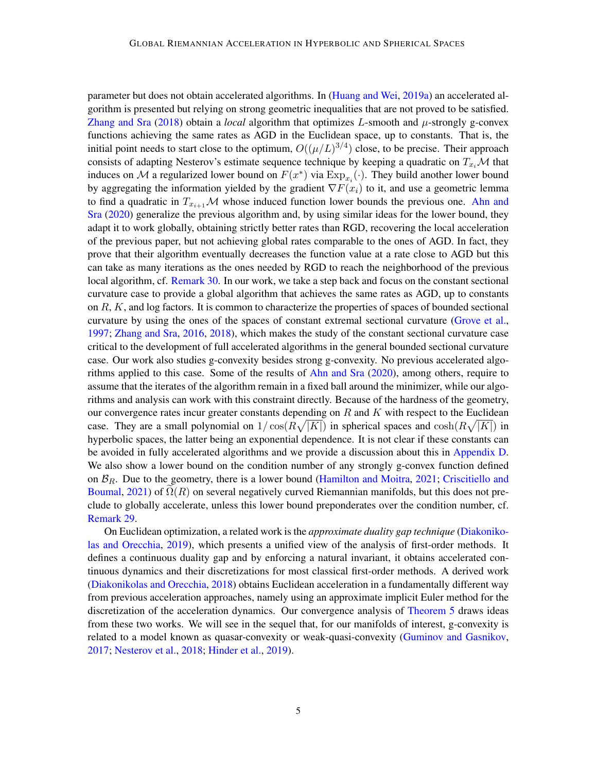parameter but does not obtain accelerated algorithms. In (Huang and Wei, 2019a) an accelerated algorithm is presented but relying on strong geometric inequalities that are not proved to be satisfied. Zhang and Sra (2018) obtain a *local* algorithm that optimizes $L$-smooth and $\mu$-strongly g-convex functions achieving the same rates as AGD in the Euclidean space, up to constants. That is, the initial point needs to start close to the optimum, $O((\mu/L)^{3/4})$ close, to be precise. Their approach consists of adapting Nesterov's estimate sequence technique by keeping a quadratic on $T_{x_i}\mathcal{M}$ that induces on $\mathcal{M}$ a regularized lower bound on $F(x^*)$ via $\operatorname{Exp}_{x_i}(\cdot)$. They build another lower bound by aggregating the information yielded by the gradient $\nabla F(x_i)$ to it, and use a geometric lemma to find a quadratic in $T_{x_{i+1}}\mathcal{M}$ whose induced function lower bounds the previous one. Ahn and Sra (2020) generalize the previous algorithm and, by using similar ideas for the lower bound, they adapt it to work globally, obtaining strictly better rates than RGD, recovering the local acceleration of the previous paper, but not achieving global rates comparable to the ones of AGD. In fact, they prove that their algorithm eventually decreases the function value at a rate close to AGD but this can take as many iterations as the ones needed by RGD to reach the neighborhood of the previous local algorithm, cf. Remark 30. In our work, we take a step back and focus on the constant sectional curvature case to provide a global algorithm that achieves the same rates as AGD, up to constants on $R$, $K$, and log factors. It is common to characterize the properties of spaces of bounded sectional curvature by using the ones of the spaces of constant extremal sectional curvature (Grove et al., 1997; Zhang and Sra, 2016, 2018), which makes the study of the constant sectional curvature case critical to the development of full accelerated algorithms in the general bounded sectional curvature case. Our work also studies g-convexity besides strong g-convexity. No previous accelerated algorithms applied to this case. Some of the results of Ahn and Sra (2020), among others, require to assume that the iterates of the algorithm remain in a fixed ball around the minimizer, while our algorithms and analysis can work with this constraint directly. Because of the hardness of the geometry, our convergence rates incur greater constants depending on $R$ and $K$ with respect to the Euclidean case. They are a small polynomial on $1/\cos(R\sqrt{|K|})$ in spherical spaces and $\cosh(R\sqrt{|K|})$ in hyperbolic spaces, the latter being an exponential dependence. It is not clear if these constants can be avoided in fully accelerated algorithms and we provide a discussion about this in Appendix D. We also show a lower bound on the condition number of any strongly g-convex function defined on $\mathcal{B}_R$. Due to the geometry, there is a lower bound (Hamilton and Moitra, 2021; Criscitiello and Boumal, 2021) of $\widetilde{\Omega}(R)$ on several negatively curved Riemannian manifolds, but this does not preclude to globally accelerate, unless this lower bound preponderates over the condition number, cf. Remark 29.

On Euclidean optimization, a related work is the *approximate duality gap technique* (Diakonikolas and Orecchia, 2019), which presents a unified view of the analysis of first-order methods. It defines a continuous duality gap and by enforcing a natural invariant, it obtains accelerated continuous dynamics and their discretizations for most classical first-order methods. A derived work (Diakonikolas and Orecchia, 2018) obtains Euclidean acceleration in a fundamentally different way from previous acceleration approaches, namely using an approximate implicit Euler method for the discretization of the acceleration dynamics. Our convergence analysis of Theorem 5 draws ideas from these two works. We will see in the sequel that, for our manifolds of interest, g-convexity is related to a model known as quasar-convexity or weak-quasi-convexity (Guminov and Gasnikov, 2017; Nesterov et al., 2018; Hinder et al., 2019).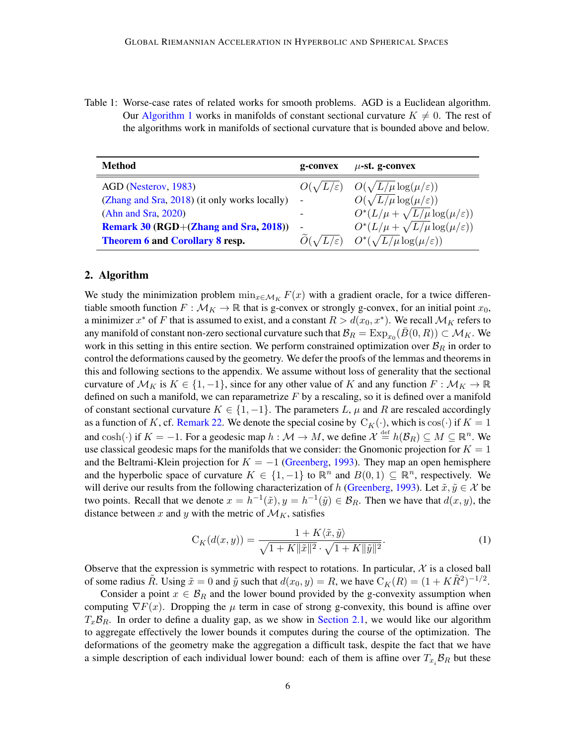Table 1: Worse-case rates of related works for smooth problems. AGD is a Euclidean algorithm. Our Algorithm 1 works in manifolds of constant sectional curvature $K \neq 0$. The rest of the algorithms work in manifolds of sectional curvature that is bounded above and below.

| **Method** | **g-convex** | **$\mu$-st. g-convex** |
|---|---|---|
| AGD (Nesterov, 1983) | $O(\sqrt{L/\varepsilon})$ | $O(\sqrt{L/\mu}\log(\mu/\varepsilon))$ |
| (Zhang and Sra, 2018) (it only works locally) | - | $O(\sqrt{L/\mu}\log(\mu/\varepsilon))$ |
| (Ahn and Sra, 2020) | - | $O^*(L/\mu + \sqrt{L/\mu}\log(\mu/\varepsilon))$ |
| **Remark 30 (RGD+(Zhang and Sra, 2018))** | - | $O^*(L/\mu + \sqrt{L/\mu}\log(\mu/\varepsilon))$ |
| **Theorem 6 and Corollary 8 resp.** | $\widetilde{O}(\sqrt{L/\varepsilon})$ | $O^*(\sqrt{L/\mu}\log(\mu/\varepsilon))$ |

## 2. Algorithm

We study the minimization problem $\min_{x \in \mathcal{M}_K} F(x)$ with a gradient oracle, for a twice differentiable smooth function $F : \mathcal{M}_K \to \mathbb{R}$ that is g-convex or strongly g-convex, for an initial point $x_0$, a minimizer $x^*$ of $F$ that is assumed to exist, and a constant $R > d(x_0, x^*)$. We recall $\mathcal{M}_K$ refers to any manifold of constant non-zero sectional curvature such that $\mathcal{B}_R = \operatorname{Exp}_{x_0}(\bar{B}(0, R)) \subset \mathcal{M}_K$. We work in this setting in this entire section. We perform constrained optimization over $\mathcal{B}_R$ in order to control the deformations caused by the geometry. We defer the proofs of the lemmas and theorems in this and following sections to the appendix. We assume without loss of generality that the sectional curvature of $\mathcal{M}_K$ is $K \in \{1, -1\}$, since for any other value of $K$ and any function $F : \mathcal{M}_K \to \mathbb{R}$ defined on such a manifold, we can reparametrize $F$ by a rescaling, so it is defined over a manifold of constant sectional curvature $K \in \{1, -1\}$. The parameters $L$, $\mu$ and $R$ are rescaled accordingly as a function of $K$, cf. Remark 22. We denote the special cosine by $\mathrm{C}_K(\cdot)$, which is $\cos(\cdot)$ if $K = 1$ and $\cosh(\cdot)$ if $K = -1$. For a geodesic map $h : \mathcal{M} \to M$, we define $\mathcal{X} \stackrel{\text{def}}{=} h(\mathcal{B}_R) \subseteq M \subseteq \mathbb{R}^n$. We use classical geodesic maps for the manifolds that we consider: the Gnomonic projection for $K = 1$ and the Beltrami-Klein projection for $K = -1$ (Greenberg, 1993). They map an open hemisphere and the hyperbolic space of curvature $K \in \{1, -1\}$ to $\mathbb{R}^n$ and $B(0, 1) \subseteq \mathbb{R}^n$, respectively. We will derive our results from the following characterization of $h$ (Greenberg, 1993). Let $\tilde{x}, \tilde{y} \in \mathcal{X}$ be two points. Recall that we denote $x = h^{-1}(\tilde{x}), y = h^{-1}(\tilde{y}) \in \mathcal{B}_R$. Then we have that $d(x, y)$, the distance between $x$ and $y$ with the metric of $\mathcal{M}_K$, satisfies

$$\mathrm{C}_K(d(x, y)) = \frac{1 + K\langle \tilde{x}, \tilde{y} \rangle}{\sqrt{1 + K\|\tilde{x}\|^2} \cdot \sqrt{1 + K\|\tilde{y}\|^2}}. \tag{1}$$

Observe that the expression is symmetric with respect to rotations. In particular, $\mathcal{X}$ is a closed ball of some radius $\tilde{R}$. Using $\tilde{x} = 0$ and $\tilde{y}$ such that $d(x_0, y) = R$, we have $\mathrm{C}_K(R) = (1 + K\tilde{R}^2)^{-1/2}$.

Consider a point $x \in \mathcal{B}_R$ and the lower bound provided by the g-convexity assumption when computing $\nabla F(x)$. Dropping the $\mu$ term in case of strong g-convexity, this bound is affine over $T_x\mathcal{B}_R$. In order to define a duality gap, as we show in Section 2.1, we would like our algorithm to aggregate effectively the lower bounds it computes during the course of the optimization. The deformations of the geometry make the aggregation a difficult task, despite the fact that we have a simple description of each individual lower bound: each of them is affine over $T_{x_i}\mathcal{B}_R$ but these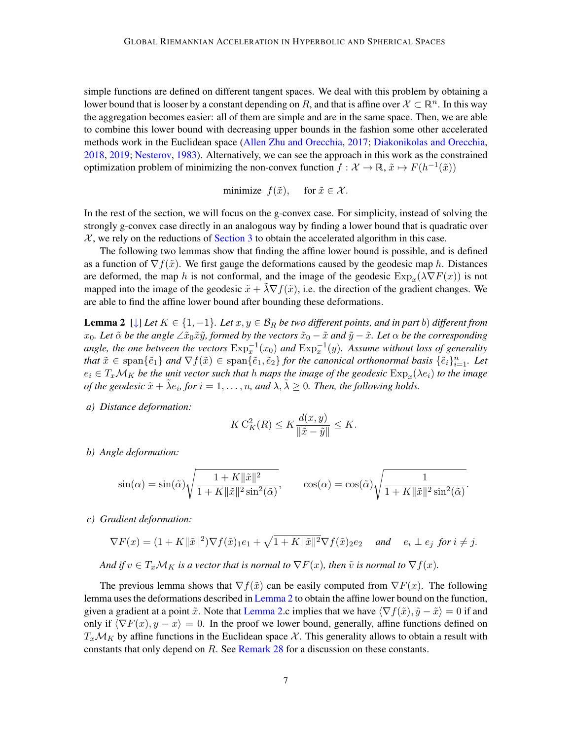simple functions are defined on different tangent spaces. We deal with this problem by obtaining a lower bound that is looser by a constant depending on $R$, and that is affine over $\mathcal{X} \subset \mathbb{R}^n$. In this way the aggregation becomes easier: all of them are simple and are in the same space. Then, we are able to combine this lower bound with decreasing upper bounds in the fashion some other accelerated methods work in the Euclidean space (Allen Zhu and Orecchia, 2017; Diakonikolas and Orecchia, 2018, 2019; Nesterov, 1983). Alternatively, we can see the approach in this work as the constrained optimization problem of minimizing the non-convex function $f : \mathcal{X} \to \mathbb{R}, \tilde{x} \mapsto F(h^{-1}(\tilde{x}))$

$$\text{minimize} \quad f(\tilde{x}), \qquad \text{for } \tilde{x} \in \mathcal{X}.$$

In the rest of the section, we will focus on the g-convex case. For simplicity, instead of solving the strongly g-convex case directly in an analogous way by finding a lower bound that is quadratic over $\mathcal{X}$, we rely on the reductions of Section 3 to obtain the accelerated algorithm in this case.

The following two lemmas show that finding the affine lower bound is possible, and is defined as a function of $\nabla f(\tilde{x})$. We first gauge the deformations caused by the geodesic map $h$. Distances are deformed, the map $h$ is not conformal, and the image of the geodesic $\operatorname{Exp}_x(\lambda \nabla F(x))$ is not mapped into the image of the geodesic $\tilde{x} + \tilde{\lambda}\nabla f(\tilde{x})$, i.e. the direction of the gradient changes. We are able to find the affine lower bound after bounding these deformations.

**Lemma 2** [↓] *Let $K \in \{1, -1\}$. Let $x, y \in \mathcal{B}_R$ be two different points, and in part $b)$ different from $x_0$. Let $\tilde{\alpha}$ be the angle $\angle \tilde{x}_0\tilde{x}\tilde{y}$, formed by the vectors $\tilde{x}_0 - \tilde{x}$ and $\tilde{y} - \tilde{x}$. Let $\alpha$ be the corresponding angle, the one between the vectors $\operatorname{Exp}_x^{-1}(x_0)$ and $\operatorname{Exp}_x^{-1}(y)$. Assume without loss of generality that $\tilde{x} \in \operatorname{span}\{\tilde{e}_1\}$ and $\nabla f(\tilde{x}) \in \operatorname{span}\{\tilde{e}_1, \tilde{e}_2\}$ for the canonical orthonormal basis $\{\tilde{e}_i\}_{i=1}^n$. Let $e_i \in T_x\mathcal{M}_K$ be the unit vector such that $h$ maps the image of the geodesic $\operatorname{Exp}_x(\lambda e_i)$ to the image of the geodesic $\tilde{x} + \tilde{\lambda}e_i$, for $i = 1, \ldots, n$, and $\lambda, \tilde{\lambda} \geq 0$. Then, the following holds.*

*a) Distance deformation:*

$$K\,\mathrm{C}_K^2(R) \leq K\frac{d(x,y)}{\|\tilde{x} - \tilde{y}\|} \leq K.$$

*b) Angle deformation:*

$$\sin(\alpha) = \sin(\tilde{\alpha})\sqrt{\frac{1 + K\|\tilde{x}\|^2}{1 + K\|\tilde{x}\|^2\sin^2(\tilde{\alpha})}}, \qquad \cos(\alpha) = \cos(\tilde{\alpha})\sqrt{\frac{1}{1 + K\|\tilde{x}\|^2\sin^2(\tilde{\alpha})}}.$$

*c) Gradient deformation:*

$$\nabla F(x) = (1 + K\|\tilde{x}\|^2)\nabla f(\tilde{x})_1 e_1 + \sqrt{1 + K\|\tilde{x}\|^2}\nabla f(\tilde{x})_2 e_2 \quad \text{and} \quad e_i \perp e_j \text{ for } i \neq j.$$

*And if $v \in T_x\mathcal{M}_K$ is a vector that is normal to $\nabla F(x)$, then $\tilde{v}$ is normal to $\nabla f(x)$.*

The previous lemma shows that $\nabla f(\tilde{x})$ can be easily computed from $\nabla F(x)$. The following lemma uses the deformations described in Lemma 2 to obtain the affine lower bound on the function, given a gradient at a point $\tilde{x}$. Note that Lemma 2.c implies that we have $\langle \nabla f(\tilde{x}), \tilde{y} - \tilde{x}\rangle = 0$ if and only if $\langle \nabla F(x), y - x\rangle = 0$. In the proof we lower bound, generally, affine functions defined on $T_x\mathcal{M}_K$ by affine functions in the Euclidean space $\mathcal{X}$. This generality allows to obtain a result with constants that only depend on $R$. See Remark 28 for a discussion on these constants.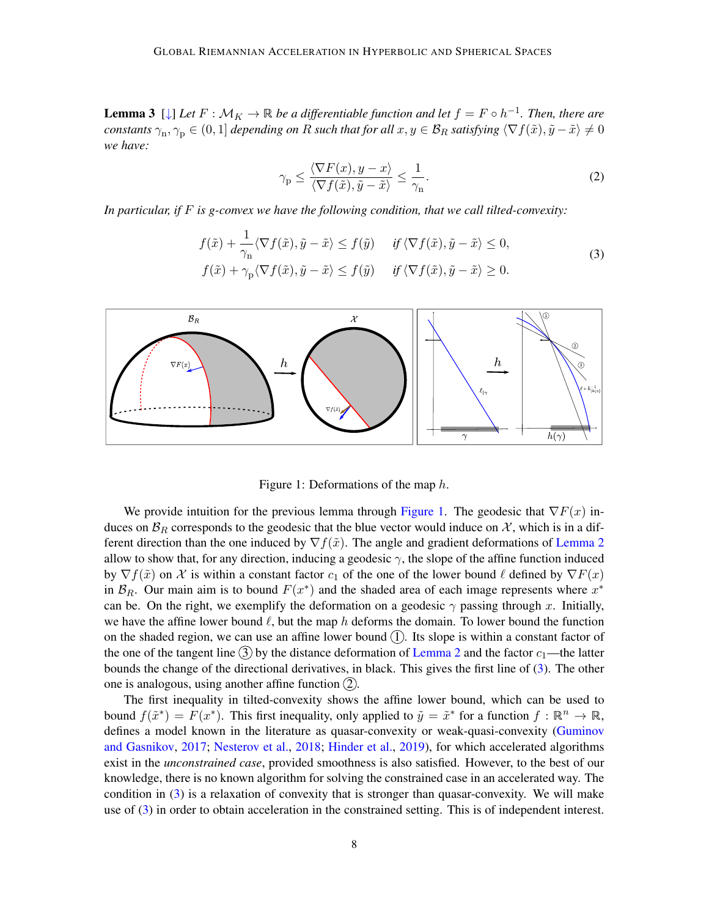**Lemma 3** [↓] *Let $F : \mathcal{M}_K \to \mathbb{R}$ be a differentiable function and let $f = F \circ h^{-1}$. Then, there are constants $\gamma_{\mathrm{n}}, \gamma_{\mathrm{p}} \in (0, 1]$ depending on $R$ such that for all $x, y \in \mathcal{B}_R$ satisfying $\langle \nabla f(\tilde{x}), \tilde{y} - \tilde{x} \rangle \neq 0$ we have:*

$$\gamma_{\mathrm{p}} \leq \frac{\langle \nabla F(x), y - x \rangle}{\langle \nabla f(\tilde{x}), \tilde{y} - \tilde{x} \rangle} \leq \frac{1}{\gamma_{\mathrm{n}}}. \tag{2}$$

*In particular, if $F$ is g-convex we have the following condition, that we call tilted-convexity:*

$$\begin{aligned} f(\tilde{x}) + \frac{1}{\gamma_{\mathrm{n}}} \langle \nabla f(\tilde{x}), \tilde{y} - \tilde{x} \rangle \leq f(\tilde{y}) \quad & \text{if } \langle \nabla f(\tilde{x}), \tilde{y} - \tilde{x} \rangle \leq 0, \\ f(\tilde{x}) + \gamma_{\mathrm{p}} \langle \nabla f(\tilde{x}), \tilde{y} - \tilde{x} \rangle \leq f(\tilde{y}) \quad & \text{if } \langle \nabla f(\tilde{x}), \tilde{y} - \tilde{x} \rangle \geq 0. \end{aligned} \tag{3}$$

Figure 1: Deformations of the map $h$.

We provide intuition for the previous lemma through Figure 1. The geodesic that $\nabla F(x)$ induces on $\mathcal{B}_R$ corresponds to the geodesic that the blue vector would induce on $\mathcal{X}$, which is in a different direction than the one induced by $\nabla f(\tilde{x})$. The angle and gradient deformations of Lemma 2 allow to show that, for any direction, inducing a geodesic $\gamma$, the slope of the affine function induced by $\nabla f(\tilde{x})$ on $\mathcal{X}$ is within a constant factor $c_1$ of the one of the lower bound $\ell$ defined by $\nabla F(x)$ in $\mathcal{B}_R$. Our main aim is to bound $F(x^*)$ and the shaded area of each image represents where $x^*$ can be. On the right, we exemplify the deformation on a geodesic $\gamma$ passing through $x$. Initially, we have the affine lower bound $\ell$, but the map $h$ deforms the domain. To lower bound the function on the shaded region, we can use an affine lower bound ①. Its slope is within a constant factor of the one of the tangent line ③ by the distance deformation of Lemma 2 and the factor $c_1$—the latter bounds the change of the directional derivatives, in black. This gives the first line of (3). The other one is analogous, using another affine function ②.

The first inequality in tilted-convexity shows the affine lower bound, which can be used to bound $f(\tilde{x}^*) = F(x^*)$. This first inequality, only applied to $\tilde{y} = \tilde{x}^*$ for a function $f : \mathbb{R}^n \to \mathbb{R}$, defines a model known in the literature as quasar-convexity or weak-quasi-convexity (Guminov and Gasnikov, 2017; Nesterov et al., 2018; Hinder et al., 2019), for which accelerated algorithms exist in the *unconstrained case*, provided smoothness is also satisfied. However, to the best of our knowledge, there is no known algorithm for solving the constrained case in an accelerated way. The condition in (3) is a relaxation of convexity that is stronger than quasar-convexity. We will make use of (3) in order to obtain acceleration in the constrained setting. This is of independent interest.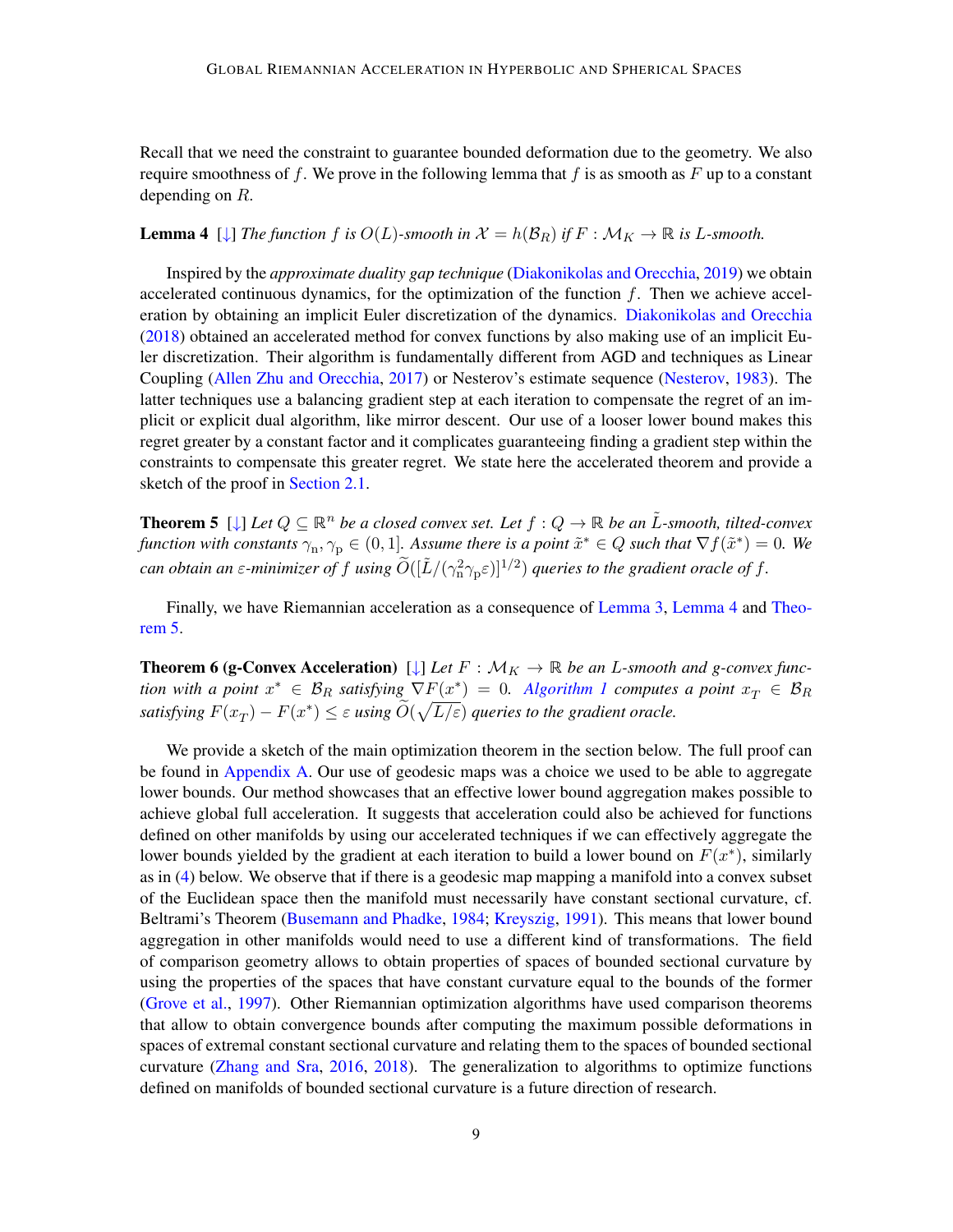Recall that we need the constraint to guarantee bounded deformation due to the geometry. We also require smoothness of $f$. We prove in the following lemma that $f$ is as smooth as $F$ up to a constant depending on $R$.

**Lemma 4** [↓] *The function $f$ is $O(L)$-smooth in $\mathcal{X} = h(\mathcal{B}_R)$ if $F : \mathcal{M}_K \to \mathbb{R}$ is $L$-smooth.*

Inspired by the *approximate duality gap technique* (Diakonikolas and Orecchia, 2019) we obtain accelerated continuous dynamics, for the optimization of the function $f$. Then we achieve acceleration by obtaining an implicit Euler discretization of the dynamics. Diakonikolas and Orecchia (2018) obtained an accelerated method for convex functions by also making use of an implicit Euler discretization. Their algorithm is fundamentally different from AGD and techniques as Linear Coupling (Allen Zhu and Orecchia, 2017) or Nesterov's estimate sequence (Nesterov, 1983). The latter techniques use a balancing gradient step at each iteration to compensate the regret of an implicit or explicit dual algorithm, like mirror descent. Our use of a looser lower bound makes this regret greater by a constant factor and it complicates guaranteeing finding a gradient step within the constraints to compensate this greater regret. We state here the accelerated theorem and provide a sketch of the proof in Section 2.1.

**Theorem 5** [↓] *Let $Q \subseteq \mathbb{R}^n$ be a closed convex set. Let $f : Q \to \mathbb{R}$ be an $\tilde{L}$-smooth, tilted-convex function with constants $\gamma_{\mathrm{n}}, \gamma_{\mathrm{p}} \in (0, 1]$. Assume there is a point $\tilde{x}^* \in Q$ such that $\nabla f(\tilde{x}^*) = 0$. We can obtain an $\varepsilon$-minimizer of $f$ using $\widetilde{O}([\tilde{L}/(\gamma_{\mathrm{n}}^2 \gamma_{\mathrm{p}} \varepsilon)]^{1/2})$ queries to the gradient oracle of $f$.*

Finally, we have Riemannian acceleration as a consequence of Lemma 3, Lemma 4 and Theorem 5.

**Theorem 6 (g-Convex Acceleration)** [↓] *Let $F : \mathcal{M}_K \to \mathbb{R}$ be an $L$-smooth and g-convex function with a point $x^* \in \mathcal{B}_R$ satisfying $\nabla F(x^*) = 0$. Algorithm 1 computes a point $x_T \in \mathcal{B}_R$ satisfying $F(x_T) - F(x^*) \leq \varepsilon$ using $\widetilde{O}(\sqrt{L/\varepsilon})$ queries to the gradient oracle.*

We provide a sketch of the main optimization theorem in the section below. The full proof can be found in Appendix A. Our use of geodesic maps was a choice we used to be able to aggregate lower bounds. Our method showcases that an effective lower bound aggregation makes possible to achieve global full acceleration. It suggests that acceleration could also be achieved for functions defined on other manifolds by using our accelerated techniques if we can effectively aggregate the lower bounds yielded by the gradient at each iteration to build a lower bound on $F(x^*)$, similarly as in (4) below. We observe that if there is a geodesic map mapping a manifold into a convex subset of the Euclidean space then the manifold must necessarily have constant sectional curvature, cf. Beltrami's Theorem (Busemann and Phadke, 1984; Kreyszig, 1991). This means that lower bound aggregation in other manifolds would need to use a different kind of transformations. The field of comparison geometry allows to obtain properties of spaces of bounded sectional curvature by using the properties of the spaces that have constant curvature equal to the bounds of the former (Grove et al., 1997). Other Riemannian optimization algorithms have used comparison theorems that allow to obtain convergence bounds after computing the maximum possible deformations in spaces of extremal constant sectional curvature and relating them to the spaces of bounded sectional curvature (Zhang and Sra, 2016, 2018). The generalization to algorithms to optimize functions defined on manifolds of bounded sectional curvature is a future direction of research.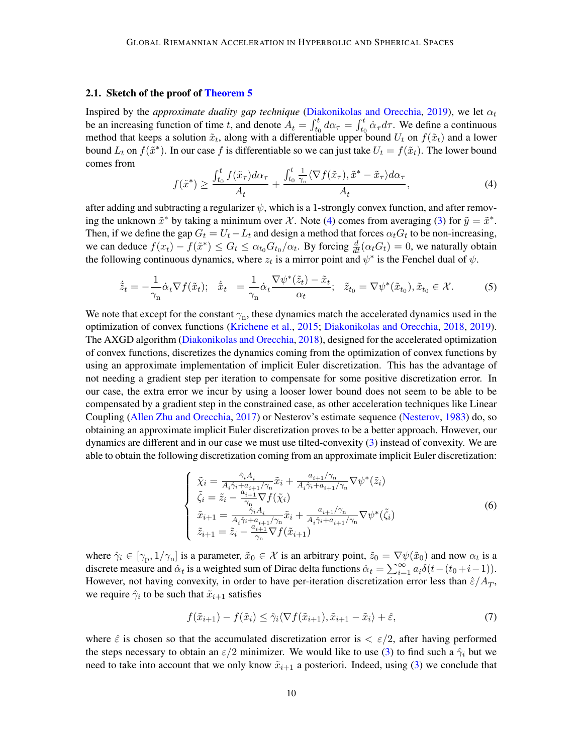### 2.1. Sketch of the proof of Theorem 5

Inspired by the *approximate duality gap technique* (Diakonikolas and Orecchia, 2019), we let $\alpha_t$ be an increasing function of time $t$, and denote $A_t = \int_{t_0}^{t} d\alpha_\tau = \int_{t_0}^{t} \dot{\alpha}_\tau d\tau$. We define a continuous method that keeps a solution $\tilde{x}_t$, along with a differentiable upper bound $U_t$ on $f(\tilde{x}_t)$ and a lower bound $L_t$ on $f(\tilde{x}^*)$. In our case $f$ is differentiable so we can just take $U_t = f(\tilde{x}_t)$. The lower bound comes from

$$f(\tilde{x}^*) \geq \frac{\int_{t_0}^{t} f(\tilde{x}_\tau) d\alpha_\tau}{A_t} + \frac{\int_{t_0}^{t} \frac{1}{\gamma_{\mathrm{n}}} \langle \nabla f(\tilde{x}_\tau), \tilde{x}^* - \tilde{x}_\tau \rangle d\alpha_\tau}{A_t}, \tag{4}$$

after adding and subtracting a regularizer $\psi$, which is a 1-strongly convex function, and after removing the unknown $\tilde{x}^*$ by taking a minimum over $\mathcal{X}$. Note (4) comes from averaging (3) for $\tilde{y} = \tilde{x}^*$. Then, if we define the gap $G_t = U_t - L_t$ and design a method that forces $\alpha_t G_t$ to be non-increasing, we can deduce $f(x_t) - f(\tilde{x}^*) \leq G_t \leq \alpha_{t_0} G_{t_0} / \alpha_t$. By forcing $\frac{d}{dt}(\alpha_t G_t) = 0$, we naturally obtain the following continuous dynamics, where $z_t$ is a mirror point and $\psi^*$ is the Fenchel dual of $\psi$.

$$\dot{\tilde{z}}_t = -\frac{1}{\gamma_{\mathrm{n}}} \dot{\alpha}_t \nabla f(\tilde{x}_t); \quad \dot{\tilde{x}}_t = \frac{1}{\gamma_{\mathrm{n}}} \dot{\alpha}_t \frac{\nabla \psi^*(\tilde{z}_t) - \tilde{x}_t}{\alpha_t}; \quad \tilde{z}_{t_0} = \nabla \psi^*(\tilde{x}_{t_0}), \tilde{x}_{t_0} \in \mathcal{X}. \tag{5}$$

We note that except for the constant $\gamma_{\mathrm{n}}$, these dynamics match the accelerated dynamics used in the optimization of convex functions (Krichene et al., 2015; Diakonikolas and Orecchia, 2018, 2019). The AXGD algorithm (Diakonikolas and Orecchia, 2018), designed for the accelerated optimization of convex functions, discretizes the dynamics coming from the optimization of convex functions by using an approximate implementation of implicit Euler discretization. This has the advantage of not needing a gradient step per iteration to compensate for some positive discretization error. In our case, the extra error we incur by using a looser lower bound does not seem to be able to be compensated by a gradient step in the constrained case, as other acceleration techniques like Linear Coupling (Allen Zhu and Orecchia, 2017) or Nesterov's estimate sequence (Nesterov, 1983) do, so obtaining an approximate implicit Euler discretization proves to be a better approach. However, our dynamics are different and in our case we must use tilted-convexity (3) instead of convexity. We are able to obtain the following discretization coming from an approximate implicit Euler discretization:

$$\begin{cases} \tilde{\chi}_i = \frac{\hat{\gamma}_i A_i}{A_i \hat{\gamma}_i + a_{i+1}/\gamma_{\mathrm{n}}} \tilde{x}_i + \frac{a_{i+1}/\gamma_{\mathrm{n}}}{A_i \hat{\gamma}_i + a_{i+1}/\gamma_{\mathrm{n}}} \nabla \psi^*(\tilde{z}_i) \\ \tilde{\zeta}_i = \tilde{z}_i - \frac{a_{i+1}}{\gamma_{\mathrm{n}}} \nabla f(\tilde{\chi}_i) \\ \tilde{x}_{i+1} = \frac{\hat{\gamma}_i A_i}{A_i \hat{\gamma}_i + a_{i+1}/\gamma_{\mathrm{n}}} \tilde{x}_i + \frac{a_{i+1}/\gamma_{\mathrm{n}}}{A_i \hat{\gamma}_i + a_{i+1}/\gamma_{\mathrm{n}}} \nabla \psi^*(\tilde{\zeta}_i) \\ \tilde{z}_{i+1} = \tilde{z}_i - \frac{a_{i+1}}{\gamma_{\mathrm{n}}} \nabla f(\tilde{x}_{i+1}) \end{cases} \tag{6}$$

where $\hat{\gamma}_i \in [\gamma_{\mathrm{p}}, 1/\gamma_{\mathrm{n}}]$ is a parameter, $\tilde{x}_0 \in \mathcal{X}$ is an arbitrary point, $\tilde{z}_0 = \nabla \psi(\tilde{x}_0)$ and now $\alpha_t$ is a discrete measure and $\dot{\alpha}_t$ is a weighted sum of Dirac delta functions $\dot{\alpha}_t = \sum_{i=1}^{\infty} a_i \delta(t - (t_0 + i - 1))$. However, not having convexity, in order to have per-iteration discretization error less than $\hat{\varepsilon}/A_T$, we require $\hat{\gamma}_i$ to be such that $\tilde{x}_{i+1}$ satisfies

$$f(\tilde{x}_{i+1}) - f(\tilde{x}_i) \leq \hat{\gamma}_i \langle \nabla f(\tilde{x}_{i+1}), \tilde{x}_{i+1} - \tilde{x}_i \rangle + \hat{\varepsilon}, \tag{7}$$

where $\hat{\varepsilon}$ is chosen so that the accumulated discretization error is $< \varepsilon/2$, after having performed the steps necessary to obtain an $\varepsilon/2$ minimizer. We would like to use (3) to find such a $\hat{\gamma}_i$ but we need to take into account that we only know $\tilde{x}_{i+1}$ a posteriori. Indeed, using (3) we conclude that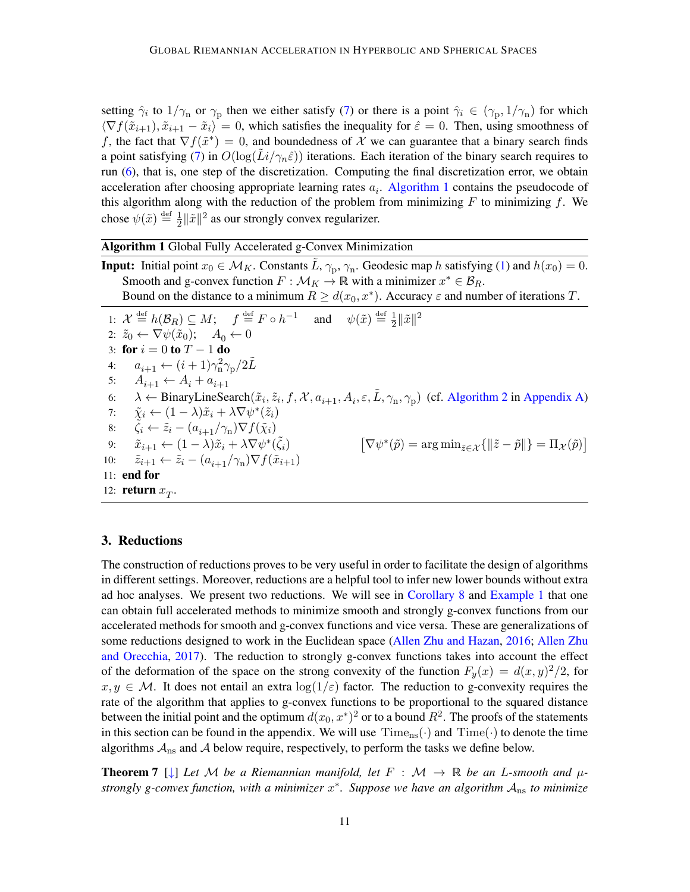setting $\hat{\gamma}_i$ to $1/\gamma_{\rm n}$ or $\gamma_{\rm p}$ then we either satisfy (7) or there is a point $\hat{\gamma}_i \in (\gamma_{\rm p}, 1/\gamma_{\rm n})$ for which $\langle \nabla f(\tilde{x}_{i+1}), \tilde{x}_{i+1} - \tilde{x}_i \rangle = 0$, which satisfies the inequality for $\hat{\varepsilon} = 0$. Then, using smoothness of $f$, the fact that $\nabla f(\tilde{x}^*) = 0$, and boundedness of $\mathcal{X}$ we can guarantee that a binary search finds a point satisfying (7) in $O(\log(\tilde{L}i/\gamma_n\hat{\varepsilon}))$ iterations. Each iteration of the binary search requires to run (6), that is, one step of the discretization. Computing the final discretization error, we obtain acceleration after choosing appropriate learning rates $a_i$. Algorithm 1 contains the pseudocode of this algorithm along with the reduction of the problem from minimizing $F$ to minimizing $f$. We chose $\psi(\tilde{x}) \stackrel{\rm def}{=} \frac{1}{2}\|\tilde{x}\|^2$ as our strongly convex regularizer.

**Algorithm 1** Global Fully Accelerated g-Convex Minimization

**Input:** Initial point $x_0 \in \mathcal{M}_K$. Constants $\tilde{L}$, $\gamma_{\rm p}$, $\gamma_{\rm n}$. Geodesic map $h$ satisfying (1) and $h(x_0) = 0$.
Smooth and g-convex function $F : \mathcal{M}_K \to \mathbb{R}$ with a minimizer $x^* \in \mathcal{B}_R$.
Bound on the distance to a minimum $R \geq d(x_0, x^*)$. Accuracy $\varepsilon$ and number of iterations $T$.

1: $\mathcal{X} \stackrel{\rm def}{=} h(\mathcal{B}_R) \subseteq M$; $\quad f \stackrel{\rm def}{=} F \circ h^{-1}$ $\quad$ and $\quad \psi(\tilde{x}) \stackrel{\rm def}{=} \frac{1}{2}\|\tilde{x}\|^2$
2: $\tilde{z}_0 \leftarrow \nabla\psi(\tilde{x}_0)$; $\quad A_0 \leftarrow 0$
3: **for** $i = 0$ **to** $T-1$ **do**
4: $\quad a_{i+1} \leftarrow (i+1)\gamma_{\rm n}^2\gamma_{\rm p}/2\tilde{L}$
5: $\quad A_{i+1} \leftarrow A_i + a_{i+1}$
6: $\quad \lambda \leftarrow$ BinaryLineSearch$(\tilde{x}_i, \tilde{z}_i, f, \mathcal{X}, a_{i+1}, A_i, \varepsilon, \tilde{L}, \gamma_{\rm n}, \gamma_{\rm p})$ (cf. Algorithm 2 in Appendix A)
7: $\quad \tilde{\chi}_i \leftarrow (1-\lambda)\tilde{x}_i + \lambda\nabla\psi^*(\tilde{z}_i)$
8: $\quad \tilde{\zeta}_i \leftarrow \tilde{z}_i - (a_{i+1}/\gamma_{\rm n})\nabla f(\tilde{\chi}_i)$
9: $\quad \tilde{x}_{i+1} \leftarrow (1-\lambda)\tilde{x}_i + \lambda\nabla\psi^*(\tilde{\zeta}_i)$ $\qquad \left[\nabla\psi^*(\tilde{p}) = \arg\min_{\tilde{z}\in\mathcal{X}}\{\|\tilde{z} - \tilde{p}\|\} = \Pi_{\mathcal{X}}(\tilde{p})\right]$
10: $\quad \tilde{z}_{i+1} \leftarrow \tilde{z}_i - (a_{i+1}/\gamma_{\rm n})\nabla f(\tilde{x}_{i+1})$
11: **end for**
12: **return** $x_T$.

## 3. Reductions

The construction of reductions proves to be very useful in order to facilitate the design of algorithms in different settings. Moreover, reductions are a helpful tool to infer new lower bounds without extra ad hoc analyses. We present two reductions. We will see in Corollary 8 and Example 1 that one can obtain full accelerated methods to minimize smooth and strongly g-convex functions from our accelerated methods for smooth and g-convex functions and vice versa. These are generalizations of some reductions designed to work in the Euclidean space (Allen Zhu and Hazan, 2016; Allen Zhu and Orecchia, 2017). The reduction to strongly g-convex functions takes into account the effect of the deformation of the space on the strong convexity of the function $F_y(x) = d(x,y)^2/2$, for $x, y \in \mathcal{M}$. It does not entail an extra $\log(1/\varepsilon)$ factor. The reduction to g-convexity requires the rate of the algorithm that applies to g-convex functions to be proportional to the squared distance between the initial point and the optimum $d(x_0, x^*)^2$ or to a bound $R^2$. The proofs of the statements in this section can be found in the appendix. We will use $\mathrm{Time}_{\rm ns}(\cdot)$ and $\mathrm{Time}(\cdot)$ to denote the time algorithms $\mathcal{A}_{\rm ns}$ and $\mathcal{A}$ below require, respectively, to perform the tasks we define below.

**Theorem 7** [↓] *Let $\mathcal{M}$ be a Riemannian manifold, let $F : \mathcal{M} \to \mathbb{R}$ be an $L$-smooth and $\mu$-strongly g-convex function, with a minimizer $x^*$. Suppose we have an algorithm $\mathcal{A}_{\rm ns}$ to minimize*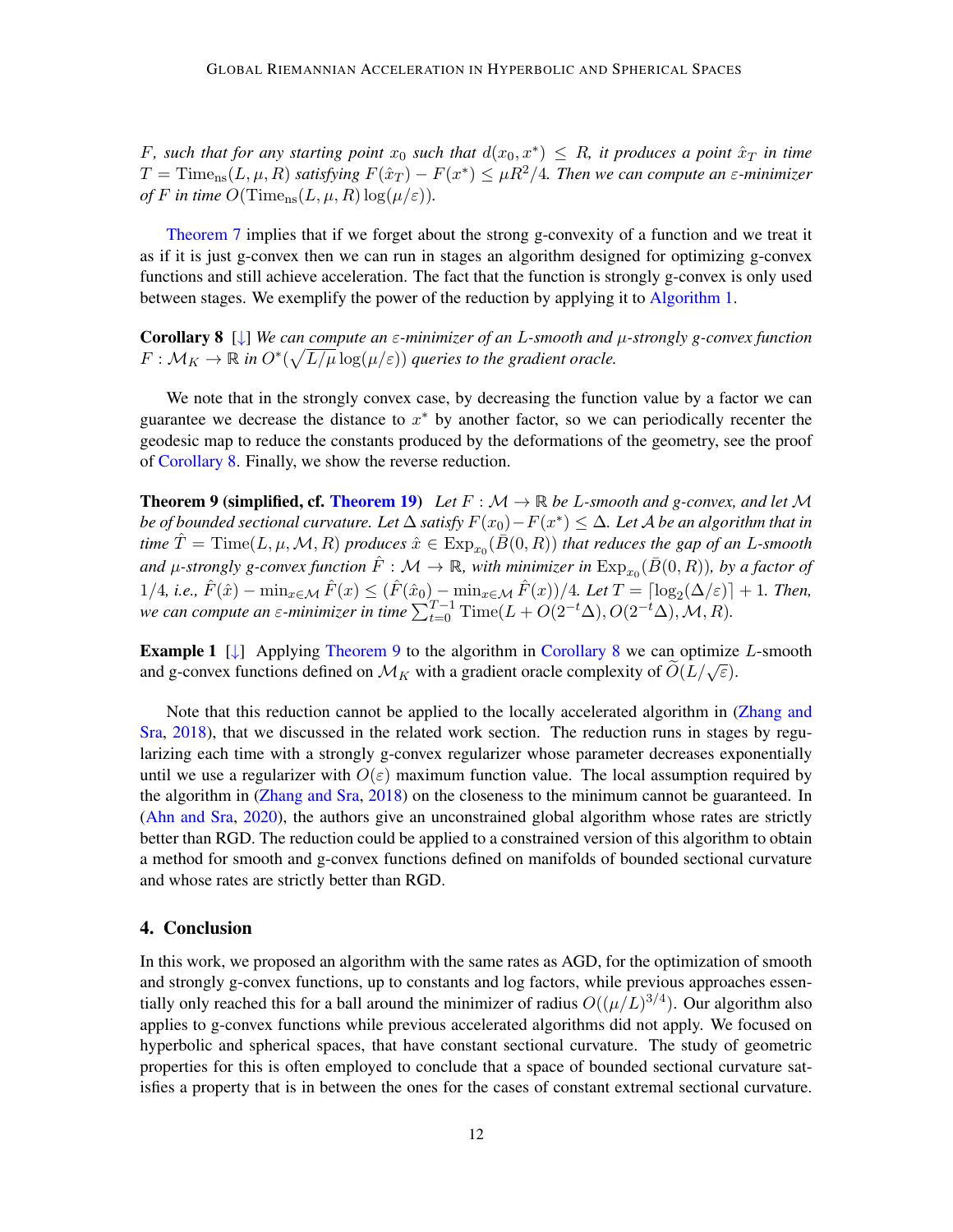*F, such that for any starting point $x_0$ such that $d(x_0, x^*) \leq R$, it produces a point $\hat{x}_T$ in time $T = \mathrm{Time}_{\mathrm{ns}}(L, \mu, R)$ satisfying $F(\hat{x}_T) - F(x^*) \leq \mu R^2/4$. Then we can compute an $\varepsilon$-minimizer of $F$ in time $O(\mathrm{Time}_{\mathrm{ns}}(L, \mu, R) \log(\mu/\varepsilon))$.*

Theorem 7 implies that if we forget about the strong g-convexity of a function and we treat it as if it is just g-convex then we can run in stages an algorithm designed for optimizing g-convex functions and still achieve acceleration. The fact that the function is strongly g-convex is only used between stages. We exemplify the power of the reduction by applying it to Algorithm 1.

**Corollary 8** [↓] *We can compute an $\varepsilon$-minimizer of an $L$-smooth and $\mu$-strongly g-convex function $F : \mathcal{M}_K \to \mathbb{R}$ in $O^*(\sqrt{L/\mu} \log(\mu/\varepsilon))$ queries to the gradient oracle.*

We note that in the strongly convex case, by decreasing the function value by a factor we can guarantee we decrease the distance to $x^*$ by another factor, so we can periodically recenter the geodesic map to reduce the constants produced by the deformations of the geometry, see the proof of Corollary 8. Finally, we show the reverse reduction.

**Theorem 9 (simplified, cf. Theorem 19)** *Let $F : \mathcal{M} \to \mathbb{R}$ be $L$-smooth and g-convex, and let $\mathcal{M}$ be of bounded sectional curvature. Let $\Delta$ satisfy $F(x_0) - F(x^*) \leq \Delta$. Let $\mathcal{A}$ be an algorithm that in time $\hat{T} = \mathrm{Time}(L, \mu, \mathcal{M}, R)$ produces $\hat{x} \in \mathrm{Exp}_{x_0}(\bar{B}(0, R))$ that reduces the gap of an $L$-smooth and $\mu$-strongly g-convex function $\hat{F} : \mathcal{M} \to \mathbb{R}$, with minimizer in $\mathrm{Exp}_{x_0}(\bar{B}(0, R))$, by a factor of $1/4$, i.e., $\hat{F}(\hat{x}) - \min_{x \in \mathcal{M}} \hat{F}(x) \leq (\hat{F}(\hat{x}_0) - \min_{x \in \mathcal{M}} \hat{F}(x))/4$. Let $T = \lceil \log_2(\Delta/\varepsilon) \rceil + 1$. Then, we can compute an $\varepsilon$-minimizer in time $\sum_{t=0}^{T-1} \mathrm{Time}(L + O(2^{-t}\Delta), O(2^{-t}\Delta), \mathcal{M}, R)$.*

**Example 1** [↓] Applying Theorem 9 to the algorithm in Corollary 8 we can optimize $L$-smooth and g-convex functions defined on $\mathcal{M}_K$ with a gradient oracle complexity of $\widetilde{O}(L/\sqrt{\varepsilon})$.

Note that this reduction cannot be applied to the locally accelerated algorithm in (Zhang and Sra, 2018), that we discussed in the related work section. The reduction runs in stages by regularizing each time with a strongly g-convex regularizer whose parameter decreases exponentially until we use a regularizer with $O(\varepsilon)$ maximum function value. The local assumption required by the algorithm in (Zhang and Sra, 2018) on the closeness to the minimum cannot be guaranteed. In (Ahn and Sra, 2020), the authors give an unconstrained global algorithm whose rates are strictly better than RGD. The reduction could be applied to a constrained version of this algorithm to obtain a method for smooth and g-convex functions defined on manifolds of bounded sectional curvature and whose rates are strictly better than RGD.

## 4. Conclusion

In this work, we proposed an algorithm with the same rates as AGD, for the optimization of smooth and strongly g-convex functions, up to constants and log factors, while previous approaches essentially only reached this for a ball around the minimizer of radius $O((\mu/L)^{3/4})$. Our algorithm also applies to g-convex functions while previous accelerated algorithms did not apply. We focused on hyperbolic and spherical spaces, that have constant sectional curvature. The study of geometric properties for this is often employed to conclude that a space of bounded sectional curvature satisfies a property that is in between the ones for the cases of constant extremal sectional curvature.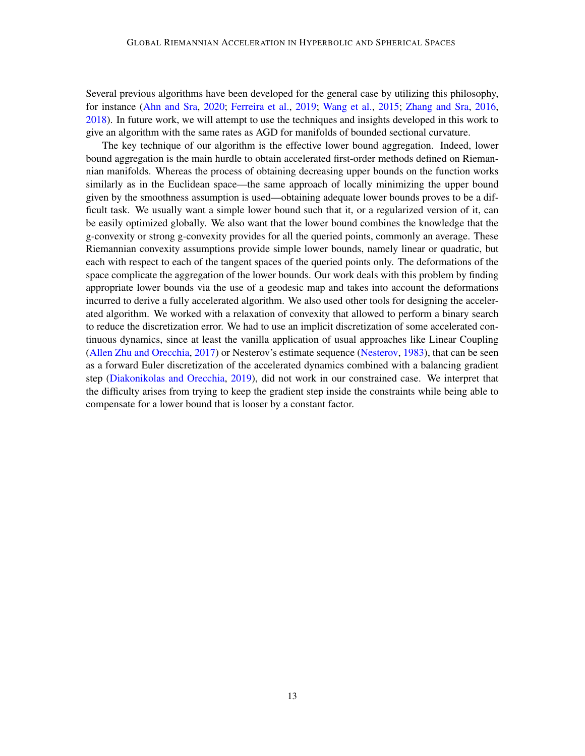Several previous algorithms have been developed for the general case by utilizing this philosophy, for instance (Ahn and Sra, 2020; Ferreira et al., 2019; Wang et al., 2015; Zhang and Sra, 2016, 2018). In future work, we will attempt to use the techniques and insights developed in this work to give an algorithm with the same rates as AGD for manifolds of bounded sectional curvature.

The key technique of our algorithm is the effective lower bound aggregation. Indeed, lower bound aggregation is the main hurdle to obtain accelerated first-order methods defined on Riemannian manifolds. Whereas the process of obtaining decreasing upper bounds on the function works similarly as in the Euclidean space—the same approach of locally minimizing the upper bound given by the smoothness assumption is used—obtaining adequate lower bounds proves to be a difficult task. We usually want a simple lower bound such that it, or a regularized version of it, can be easily optimized globally. We also want that the lower bound combines the knowledge that the g-convexity or strong g-convexity provides for all the queried points, commonly an average. These Riemannian convexity assumptions provide simple lower bounds, namely linear or quadratic, but each with respect to each of the tangent spaces of the queried points only. The deformations of the space complicate the aggregation of the lower bounds. Our work deals with this problem by finding appropriate lower bounds via the use of a geodesic map and takes into account the deformations incurred to derive a fully accelerated algorithm. We also used other tools for designing the accelerated algorithm. We worked with a relaxation of convexity that allowed to perform a binary search to reduce the discretization error. We had to use an implicit discretization of some accelerated continuous dynamics, since at least the vanilla application of usual approaches like Linear Coupling (Allen Zhu and Orecchia, 2017) or Nesterov's estimate sequence (Nesterov, 1983), that can be seen as a forward Euler discretization of the accelerated dynamics combined with a balancing gradient step (Diakonikolas and Orecchia, 2019), did not work in our constrained case. We interpret that the difficulty arises from trying to keep the gradient step inside the constraints while being able to compensate for a lower bound that is looser by a constant factor.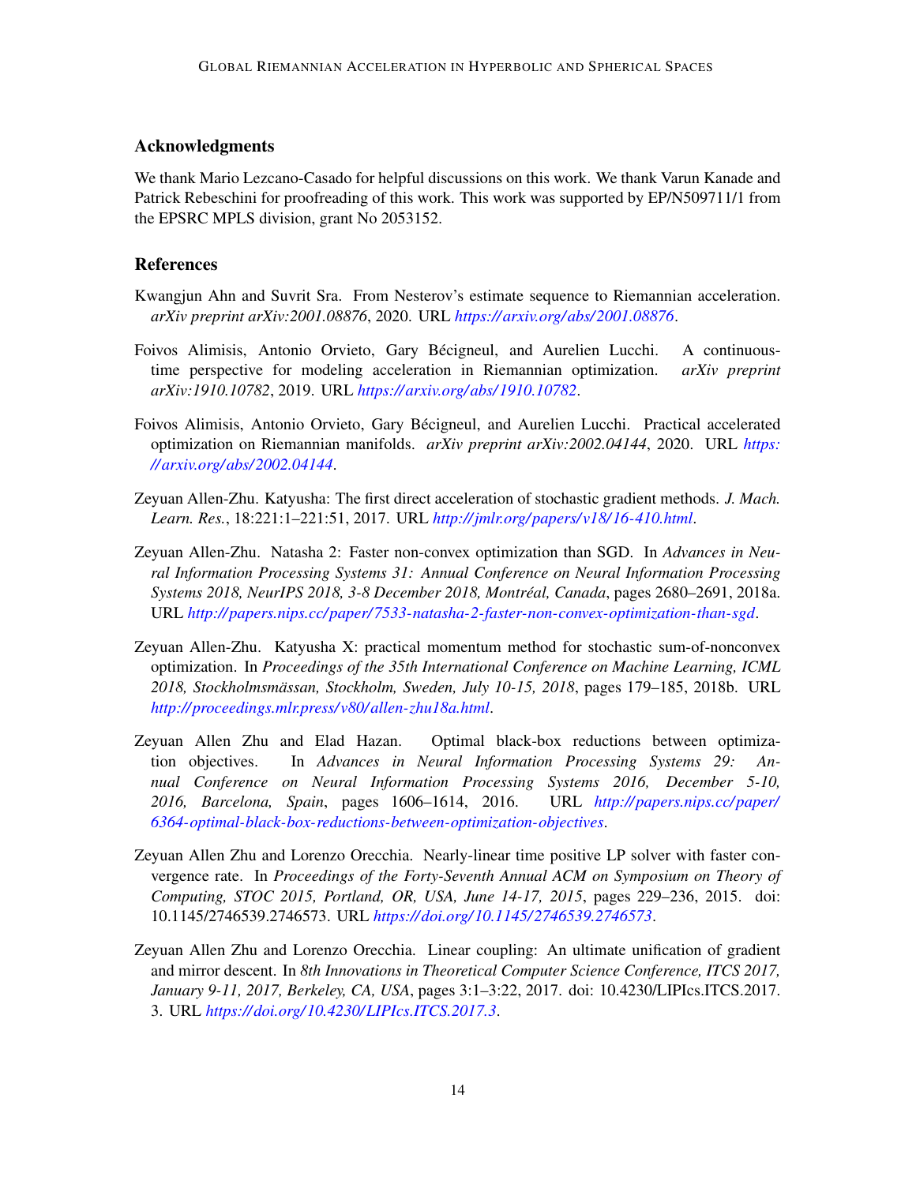## Acknowledgments

We thank Mario Lezcano-Casado for helpful discussions on this work. We thank Varun Kanade and Patrick Rebeschini for proofreading of this work. This work was supported by EP/N509711/1 from the EPSRC MPLS division, grant No 2053152.

## References

Kwangjun Ahn and Suvrit Sra. From Nesterov's estimate sequence to Riemannian acceleration. *arXiv preprint arXiv:2001.08876*, 2020. URL *https://arxiv.org/abs/2001.08876*.

Foivos Alimisis, Antonio Orvieto, Gary Bécigneul, and Aurelien Lucchi. A continuous-time perspective for modeling acceleration in Riemannian optimization. *arXiv preprint arXiv:1910.10782*, 2019. URL *https://arxiv.org/abs/1910.10782*.

Foivos Alimisis, Antonio Orvieto, Gary Bécigneul, and Aurelien Lucchi. Practical accelerated optimization on Riemannian manifolds. *arXiv preprint arXiv:2002.04144*, 2020. URL *https://arxiv.org/abs/2002.04144*.

Zeyuan Allen-Zhu. Katyusha: The first direct acceleration of stochastic gradient methods. *J. Mach. Learn. Res.*, 18:221:1–221:51, 2017. URL *http://jmlr.org/papers/v18/16-410.html*.

Zeyuan Allen-Zhu. Natasha 2: Faster non-convex optimization than SGD. In *Advances in Neural Information Processing Systems 31: Annual Conference on Neural Information Processing Systems 2018, NeurIPS 2018, 3-8 December 2018, Montréal, Canada*, pages 2680–2691, 2018a. URL *http://papers.nips.cc/paper/7533-natasha-2-faster-non-convex-optimization-than-sgd*.

Zeyuan Allen-Zhu. Katyusha X: practical momentum method for stochastic sum-of-nonconvex optimization. In *Proceedings of the 35th International Conference on Machine Learning, ICML 2018, Stockholmsmässan, Stockholm, Sweden, July 10-15, 2018*, pages 179–185, 2018b. URL *http://proceedings.mlr.press/v80/allen-zhu18a.html*.

Zeyuan Allen Zhu and Elad Hazan. Optimal black-box reductions between optimization objectives. In *Advances in Neural Information Processing Systems 29: Annual Conference on Neural Information Processing Systems 2016, December 5-10, 2016, Barcelona, Spain*, pages 1606–1614, 2016. URL *http://papers.nips.cc/paper/6364-optimal-black-box-reductions-between-optimization-objectives*.

Zeyuan Allen Zhu and Lorenzo Orecchia. Nearly-linear time positive LP solver with faster convergence rate. In *Proceedings of the Forty-Seventh Annual ACM on Symposium on Theory of Computing, STOC 2015, Portland, OR, USA, June 14-17, 2015*, pages 229–236, 2015. doi: 10.1145/2746539.2746573. URL *https://doi.org/10.1145/2746539.2746573*.

Zeyuan Allen Zhu and Lorenzo Orecchia. Linear coupling: An ultimate unification of gradient and mirror descent. In *8th Innovations in Theoretical Computer Science Conference, ITCS 2017, January 9-11, 2017, Berkeley, CA, USA*, pages 3:1–3:22, 2017. doi: 10.4230/LIPIcs.ITCS.2017.3. URL *https://doi.org/10.4230/LIPIcs.ITCS.2017.3*.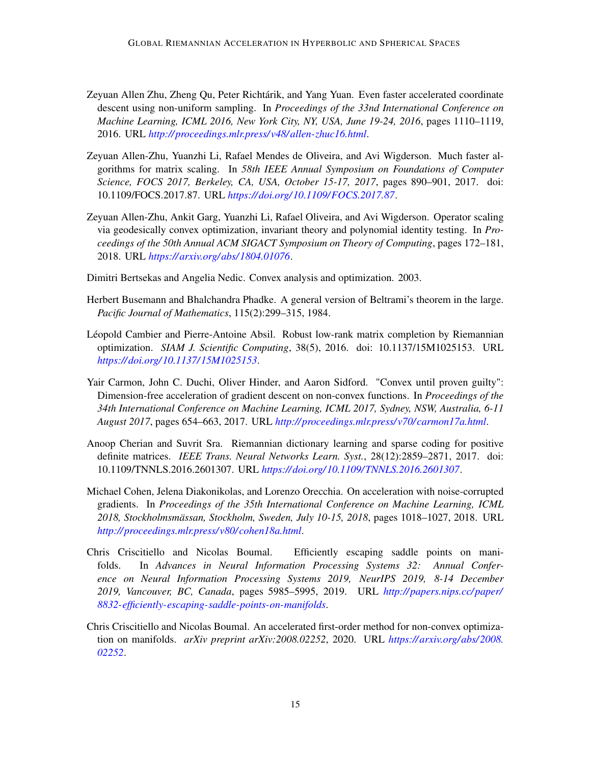Zeyuan Allen Zhu, Zheng Qu, Peter Richtárik, and Yang Yuan. Even faster accelerated coordinate descent using non-uniform sampling. In *Proceedings of the 33nd International Conference on Machine Learning, ICML 2016, New York City, NY, USA, June 19-24, 2016*, pages 1110–1119, 2016. URL *http://proceedings.mlr.press/v48/allen-zhuc16.html*.

Zeyuan Allen-Zhu, Yuanzhi Li, Rafael Mendes de Oliveira, and Avi Wigderson. Much faster algorithms for matrix scaling. In *58th IEEE Annual Symposium on Foundations of Computer Science, FOCS 2017, Berkeley, CA, USA, October 15-17, 2017*, pages 890–901, 2017. doi: 10.1109/FOCS.2017.87. URL *https://doi.org/10.1109/FOCS.2017.87*.

Zeyuan Allen-Zhu, Ankit Garg, Yuanzhi Li, Rafael Oliveira, and Avi Wigderson. Operator scaling via geodesically convex optimization, invariant theory and polynomial identity testing. In *Proceedings of the 50th Annual ACM SIGACT Symposium on Theory of Computing*, pages 172–181, 2018. URL *https://arxiv.org/abs/1804.01076*.

Dimitri Bertsekas and Angelia Nedic. Convex analysis and optimization. 2003.

Herbert Busemann and Bhalchandra Phadke. A general version of Beltrami's theorem in the large. *Pacific Journal of Mathematics*, 115(2):299–315, 1984.

Léopold Cambier and Pierre-Antoine Absil. Robust low-rank matrix completion by Riemannian optimization. *SIAM J. Scientific Computing*, 38(5), 2016. doi: 10.1137/15M1025153. URL *https://doi.org/10.1137/15M1025153*.

Yair Carmon, John C. Duchi, Oliver Hinder, and Aaron Sidford. "Convex until proven guilty": Dimension-free acceleration of gradient descent on non-convex functions. In *Proceedings of the 34th International Conference on Machine Learning, ICML 2017, Sydney, NSW, Australia, 6-11 August 2017*, pages 654–663, 2017. URL *http://proceedings.mlr.press/v70/carmon17a.html*.

Anoop Cherian and Suvrit Sra. Riemannian dictionary learning and sparse coding for positive definite matrices. *IEEE Trans. Neural Networks Learn. Syst.*, 28(12):2859–2871, 2017. doi: 10.1109/TNNLS.2016.2601307. URL *https://doi.org/10.1109/TNNLS.2016.2601307*.

Michael Cohen, Jelena Diakonikolas, and Lorenzo Orecchia. On acceleration with noise-corrupted gradients. In *Proceedings of the 35th International Conference on Machine Learning, ICML 2018, Stockholmsmässan, Stockholm, Sweden, July 10-15, 2018*, pages 1018–1027, 2018. URL *http://proceedings.mlr.press/v80/cohen18a.html*.

Chris Criscitiello and Nicolas Boumal. Efficiently escaping saddle points on manifolds. In *Advances in Neural Information Processing Systems 32: Annual Conference on Neural Information Processing Systems 2019, NeurIPS 2019, 8-14 December 2019, Vancouver, BC, Canada*, pages 5985–5995, 2019. URL *http://papers.nips.cc/paper/8832-efficiently-escaping-saddle-points-on-manifolds*.

Chris Criscitiello and Nicolas Boumal. An accelerated first-order method for non-convex optimization on manifolds. *arXiv preprint arXiv:2008.02252*, 2020. URL *https://arxiv.org/abs/2008.02252*.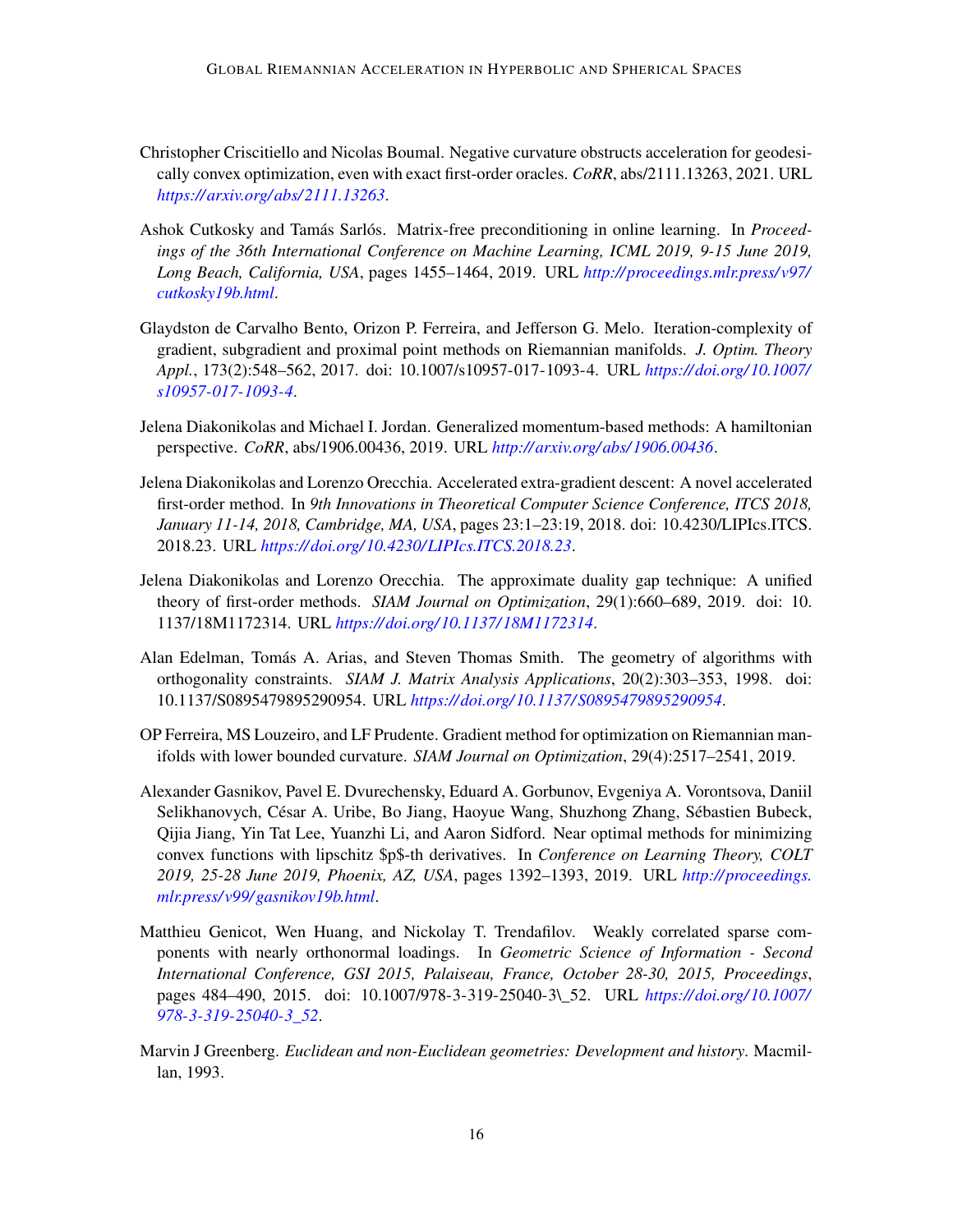Christopher Criscitiello and Nicolas Boumal. Negative curvature obstructs acceleration for geodesically convex optimization, even with exact first-order oracles. *CoRR*, abs/2111.13263, 2021. URL *https://arxiv.org/abs/2111.13263*.

Ashok Cutkosky and Tamás Sarlós. Matrix-free preconditioning in online learning. In *Proceedings of the 36th International Conference on Machine Learning, ICML 2019, 9-15 June 2019, Long Beach, California, USA*, pages 1455–1464, 2019. URL *http://proceedings.mlr.press/v97/cutkosky19b.html*.

Glaydston de Carvalho Bento, Orizon P. Ferreira, and Jefferson G. Melo. Iteration-complexity of gradient, subgradient and proximal point methods on Riemannian manifolds. *J. Optim. Theory Appl.*, 173(2):548–562, 2017. doi: 10.1007/s10957-017-1093-4. URL *https://doi.org/10.1007/s10957-017-1093-4*.

Jelena Diakonikolas and Michael I. Jordan. Generalized momentum-based methods: A hamiltonian perspective. *CoRR*, abs/1906.00436, 2019. URL *http://arxiv.org/abs/1906.00436*.

Jelena Diakonikolas and Lorenzo Orecchia. Accelerated extra-gradient descent: A novel accelerated first-order method. In *9th Innovations in Theoretical Computer Science Conference, ITCS 2018, January 11-14, 2018, Cambridge, MA, USA*, pages 23:1–23:19, 2018. doi: 10.4230/LIPIcs.ITCS.2018.23. URL *https://doi.org/10.4230/LIPIcs.ITCS.2018.23*.

Jelena Diakonikolas and Lorenzo Orecchia. The approximate duality gap technique: A unified theory of first-order methods. *SIAM Journal on Optimization*, 29(1):660–689, 2019. doi: 10.1137/18M1172314. URL *https://doi.org/10.1137/18M1172314*.

Alan Edelman, Tomás A. Arias, and Steven Thomas Smith. The geometry of algorithms with orthogonality constraints. *SIAM J. Matrix Analysis Applications*, 20(2):303–353, 1998. doi: 10.1137/S0895479895290954. URL *https://doi.org/10.1137/S0895479895290954*.

OP Ferreira, MS Louzeiro, and LF Prudente. Gradient method for optimization on Riemannian manifolds with lower bounded curvature. *SIAM Journal on Optimization*, 29(4):2517–2541, 2019.

Alexander Gasnikov, Pavel E. Dvurechensky, Eduard A. Gorbunov, Evgeniya A. Vorontsova, Daniil Selikhanovych, César A. Uribe, Bo Jiang, Haoyue Wang, Shuzhong Zhang, Sébastien Bubeck, Qijia Jiang, Yin Tat Lee, Yuanzhi Li, and Aaron Sidford. Near optimal methods for minimizing convex functions with lipschitz $p$-th derivatives. In *Conference on Learning Theory, COLT 2019, 25-28 June 2019, Phoenix, AZ, USA*, pages 1392–1393, 2019. URL *http://proceedings.mlr.press/v99/gasnikov19b.html*.

Matthieu Genicot, Wen Huang, and Nickolay T. Trendafilov. Weakly correlated sparse components with nearly orthonormal loadings. In *Geometric Science of Information - Second International Conference, GSI 2015, Palaiseau, France, October 28-30, 2015, Proceedings*, pages 484–490, 2015. doi: 10.1007/978-3-319-25040-3\_52. URL *https://doi.org/10.1007/978-3-319-25040-3_52*.

Marvin J Greenberg. *Euclidean and non-Euclidean geometries: Development and history*. Macmillan, 1993.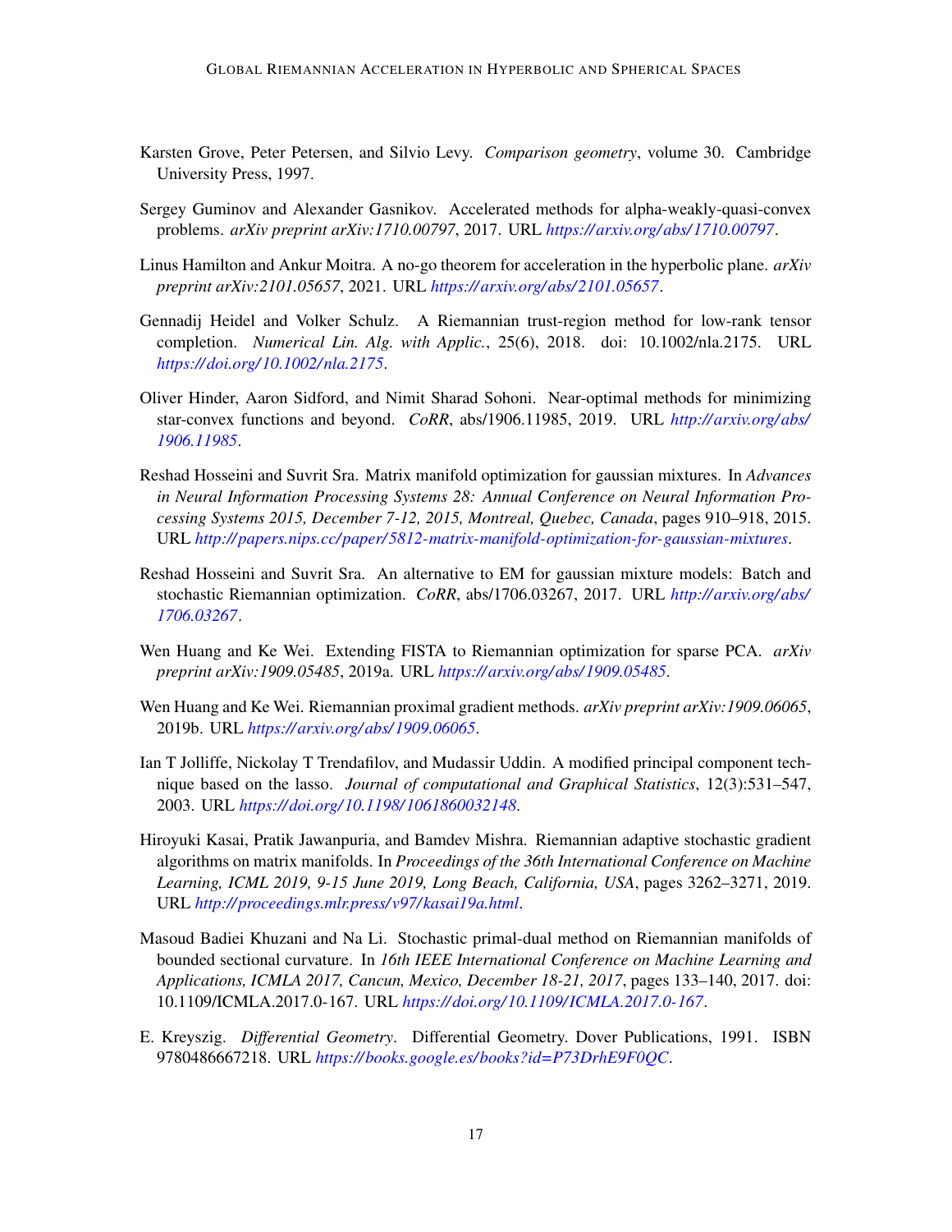Karsten Grove, Peter Petersen, and Silvio Levy. *Comparison geometry*, volume 30. Cambridge University Press, 1997.

Sergey Guminov and Alexander Gasnikov. Accelerated methods for alpha-weakly-quasi-convex problems. *arXiv preprint arXiv:1710.00797*, 2017. URL *https://arxiv.org/abs/1710.00797*.

Linus Hamilton and Ankur Moitra. A no-go theorem for acceleration in the hyperbolic plane. *arXiv preprint arXiv:2101.05657*, 2021. URL *https://arxiv.org/abs/2101.05657*.

Gennadij Heidel and Volker Schulz. A Riemannian trust-region method for low-rank tensor completion. *Numerical Lin. Alg. with Applic.*, 25(6), 2018. doi: 10.1002/nla.2175. URL *https://doi.org/10.1002/nla.2175*.

Oliver Hinder, Aaron Sidford, and Nimit Sharad Sohoni. Near-optimal methods for minimizing star-convex functions and beyond. *CoRR*, abs/1906.11985, 2019. URL *http://arxiv.org/abs/1906.11985*.

Reshad Hosseini and Suvrit Sra. Matrix manifold optimization for gaussian mixtures. In *Advances in Neural Information Processing Systems 28: Annual Conference on Neural Information Processing Systems 2015, December 7-12, 2015, Montreal, Quebec, Canada*, pages 910–918, 2015. URL *http://papers.nips.cc/paper/5812-matrix-manifold-optimization-for-gaussian-mixtures*.

Reshad Hosseini and Suvrit Sra. An alternative to EM for gaussian mixture models: Batch and stochastic Riemannian optimization. *CoRR*, abs/1706.03267, 2017. URL *http://arxiv.org/abs/1706.03267*.

Wen Huang and Ke Wei. Extending FISTA to Riemannian optimization for sparse PCA. *arXiv preprint arXiv:1909.05485*, 2019a. URL *https://arxiv.org/abs/1909.05485*.

Wen Huang and Ke Wei. Riemannian proximal gradient methods. *arXiv preprint arXiv:1909.06065*, 2019b. URL *https://arxiv.org/abs/1909.06065*.

Ian T Jolliffe, Nickolay T Trendafilov, and Mudassir Uddin. A modified principal component technique based on the lasso. *Journal of computational and Graphical Statistics*, 12(3):531–547, 2003. URL *https://doi.org/10.1198/1061860032148*.

Hiroyuki Kasai, Pratik Jawanpuria, and Bamdev Mishra. Riemannian adaptive stochastic gradient algorithms on matrix manifolds. In *Proceedings of the 36th International Conference on Machine Learning, ICML 2019, 9-15 June 2019, Long Beach, California, USA*, pages 3262–3271, 2019. URL *http://proceedings.mlr.press/v97/kasai19a.html*.

Masoud Badiei Khuzani and Na Li. Stochastic primal-dual method on Riemannian manifolds of bounded sectional curvature. In *16th IEEE International Conference on Machine Learning and Applications, ICMLA 2017, Cancun, Mexico, December 18-21, 2017*, pages 133–140, 2017. doi: 10.1109/ICMLA.2017.0-167. URL *https://doi.org/10.1109/ICMLA.2017.0-167*.

E. Kreyszig. *Differential Geometry*. Differential Geometry. Dover Publications, 1991. ISBN 9780486667218. URL *https://books.google.es/books?id=P73DrhE9F0QC*.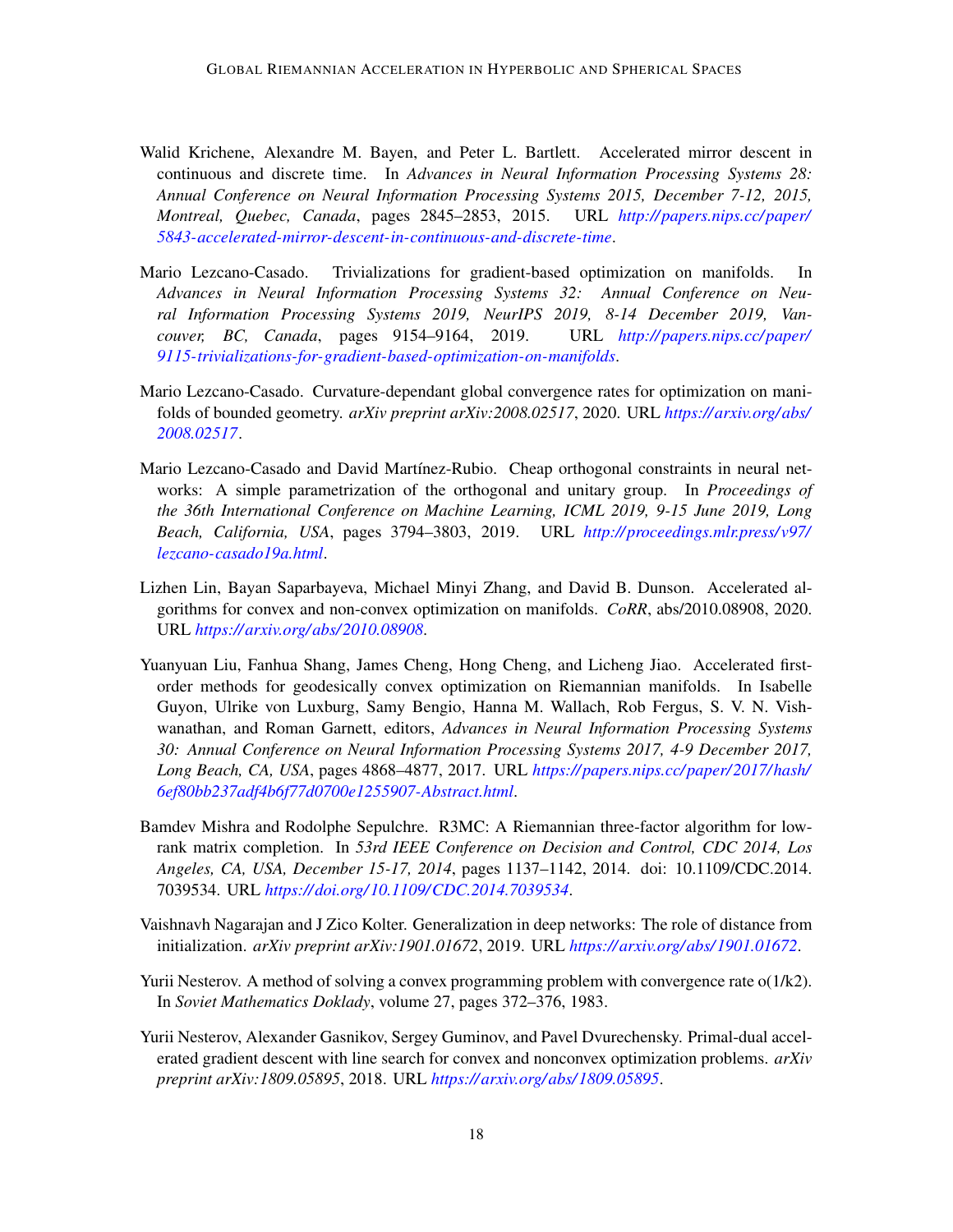Walid Krichene, Alexandre M. Bayen, and Peter L. Bartlett. Accelerated mirror descent in continuous and discrete time. In *Advances in Neural Information Processing Systems 28: Annual Conference on Neural Information Processing Systems 2015, December 7-12, 2015, Montreal, Quebec, Canada*, pages 2845–2853, 2015. URL *http://papers.nips.cc/paper/5843-accelerated-mirror-descent-in-continuous-and-discrete-time*.

Mario Lezcano-Casado. Trivializations for gradient-based optimization on manifolds. In *Advances in Neural Information Processing Systems 32: Annual Conference on Neural Information Processing Systems 2019, NeurIPS 2019, 8-14 December 2019, Vancouver, BC, Canada*, pages 9154–9164, 2019. URL *http://papers.nips.cc/paper/9115-trivializations-for-gradient-based-optimization-on-manifolds*.

Mario Lezcano-Casado. Curvature-dependant global convergence rates for optimization on manifolds of bounded geometry. *arXiv preprint arXiv:2008.02517*, 2020. URL *https://arxiv.org/abs/2008.02517*.

Mario Lezcano-Casado and David Martínez-Rubio. Cheap orthogonal constraints in neural networks: A simple parametrization of the orthogonal and unitary group. In *Proceedings of the 36th International Conference on Machine Learning, ICML 2019, 9-15 June 2019, Long Beach, California, USA*, pages 3794–3803, 2019. URL *http://proceedings.mlr.press/v97/lezcano-casado19a.html*.

Lizhen Lin, Bayan Saparbayeva, Michael Minyi Zhang, and David B. Dunson. Accelerated algorithms for convex and non-convex optimization on manifolds. *CoRR*, abs/2010.08908, 2020. URL *https://arxiv.org/abs/2010.08908*.

Yuanyuan Liu, Fanhua Shang, James Cheng, Hong Cheng, and Licheng Jiao. Accelerated first-order methods for geodesically convex optimization on Riemannian manifolds. In Isabelle Guyon, Ulrike von Luxburg, Samy Bengio, Hanna M. Wallach, Rob Fergus, S. V. N. Vishwanathan, and Roman Garnett, editors, *Advances in Neural Information Processing Systems 30: Annual Conference on Neural Information Processing Systems 2017, 4-9 December 2017, Long Beach, CA, USA*, pages 4868–4877, 2017. URL *https://papers.nips.cc/paper/2017/hash/6ef80bb237adf4b6f77d0700e1255907-Abstract.html*.

Bamdev Mishra and Rodolphe Sepulchre. R3MC: A Riemannian three-factor algorithm for low-rank matrix completion. In *53rd IEEE Conference on Decision and Control, CDC 2014, Los Angeles, CA, USA, December 15-17, 2014*, pages 1137–1142, 2014. doi: 10.1109/CDC.2014.7039534. URL *https://doi.org/10.1109/CDC.2014.7039534*.

Vaishnavh Nagarajan and J Zico Kolter. Generalization in deep networks: The role of distance from initialization. *arXiv preprint arXiv:1901.01672*, 2019. URL *https://arxiv.org/abs/1901.01672*.

Yurii Nesterov. A method of solving a convex programming problem with convergence rate o(1/k2). In *Soviet Mathematics Doklady*, volume 27, pages 372–376, 1983.

Yurii Nesterov, Alexander Gasnikov, Sergey Guminov, and Pavel Dvurechensky. Primal-dual accelerated gradient descent with line search for convex and nonconvex optimization problems. *arXiv preprint arXiv:1809.05895*, 2018. URL *https://arxiv.org/abs/1809.05895*.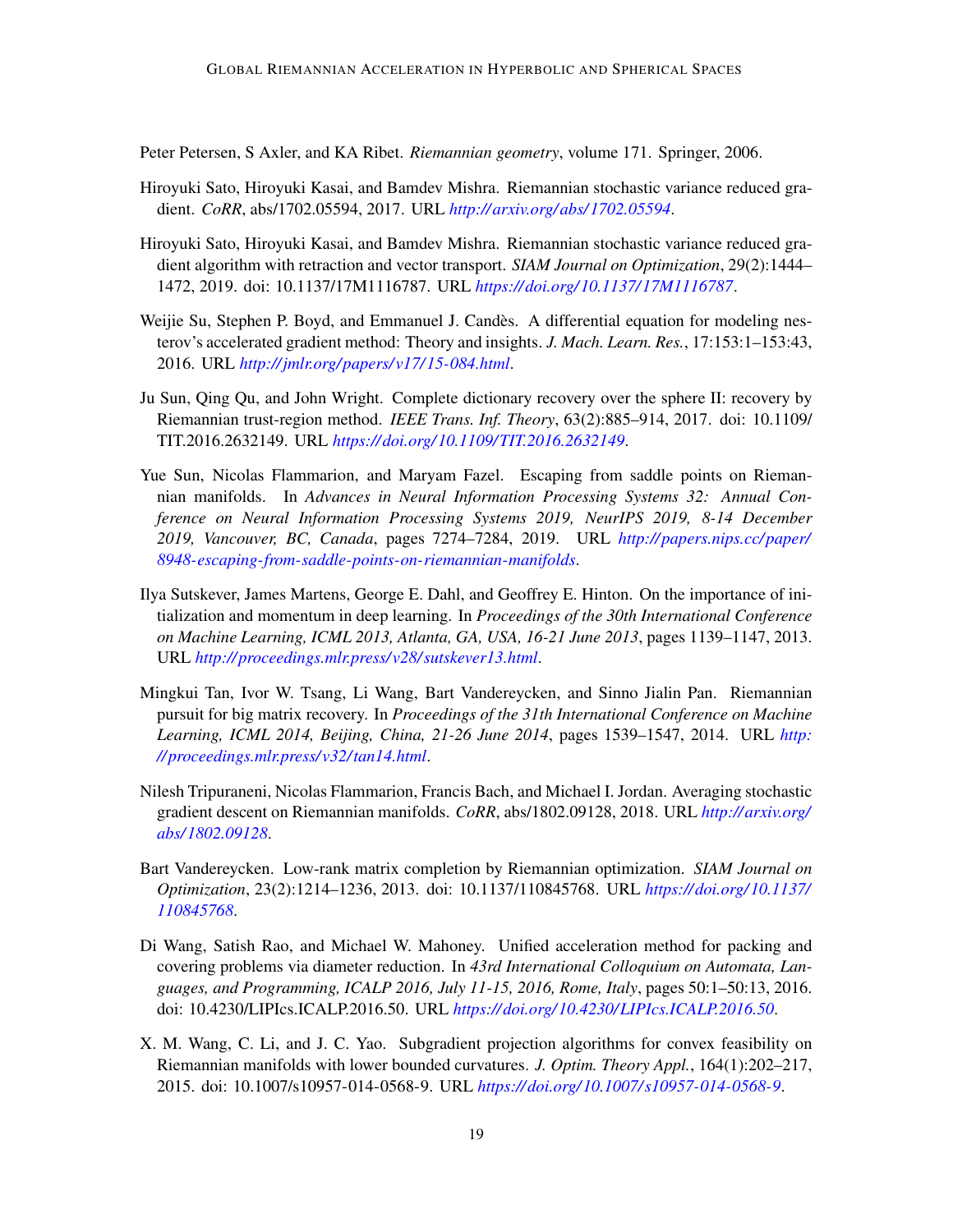Peter Petersen, S Axler, and KA Ribet. *Riemannian geometry*, volume 171. Springer, 2006.

Hiroyuki Sato, Hiroyuki Kasai, and Bamdev Mishra. Riemannian stochastic variance reduced gradient. *CoRR*, abs/1702.05594, 2017. URL *http://arxiv.org/abs/1702.05594*.

Hiroyuki Sato, Hiroyuki Kasai, and Bamdev Mishra. Riemannian stochastic variance reduced gradient algorithm with retraction and vector transport. *SIAM Journal on Optimization*, 29(2):1444–1472, 2019. doi: 10.1137/17M1116787. URL *https://doi.org/10.1137/17M1116787*.

Weijie Su, Stephen P. Boyd, and Emmanuel J. Candès. A differential equation for modeling nesterov's accelerated gradient method: Theory and insights. *J. Mach. Learn. Res.*, 17:153:1–153:43, 2016. URL *http://jmlr.org/papers/v17/15-084.html*.

Ju Sun, Qing Qu, and John Wright. Complete dictionary recovery over the sphere II: recovery by Riemannian trust-region method. *IEEE Trans. Inf. Theory*, 63(2):885–914, 2017. doi: 10.1109/TIT.2016.2632149. URL *https://doi.org/10.1109/TIT.2016.2632149*.

Yue Sun, Nicolas Flammarion, and Maryam Fazel. Escaping from saddle points on Riemannian manifolds. In *Advances in Neural Information Processing Systems 32: Annual Conference on Neural Information Processing Systems 2019, NeurIPS 2019, 8-14 December 2019, Vancouver, BC, Canada*, pages 7274–7284, 2019. URL *http://papers.nips.cc/paper/8948-escaping-from-saddle-points-on-riemannian-manifolds*.

Ilya Sutskever, James Martens, George E. Dahl, and Geoffrey E. Hinton. On the importance of initialization and momentum in deep learning. In *Proceedings of the 30th International Conference on Machine Learning, ICML 2013, Atlanta, GA, USA, 16-21 June 2013*, pages 1139–1147, 2013. URL *http://proceedings.mlr.press/v28/sutskever13.html*.

Mingkui Tan, Ivor W. Tsang, Li Wang, Bart Vandereycken, and Sinno Jialin Pan. Riemannian pursuit for big matrix recovery. In *Proceedings of the 31th International Conference on Machine Learning, ICML 2014, Beijing, China, 21-26 June 2014*, pages 1539–1547, 2014. URL *http://proceedings.mlr.press/v32/tan14.html*.

Nilesh Tripuraneni, Nicolas Flammarion, Francis Bach, and Michael I. Jordan. Averaging stochastic gradient descent on Riemannian manifolds. *CoRR*, abs/1802.09128, 2018. URL *http://arxiv.org/abs/1802.09128*.

Bart Vandereycken. Low-rank matrix completion by Riemannian optimization. *SIAM Journal on Optimization*, 23(2):1214–1236, 2013. doi: 10.1137/110845768. URL *https://doi.org/10.1137/110845768*.

Di Wang, Satish Rao, and Michael W. Mahoney. Unified acceleration method for packing and covering problems via diameter reduction. In *43rd International Colloquium on Automata, Languages, and Programming, ICALP 2016, July 11-15, 2016, Rome, Italy*, pages 50:1–50:13, 2016. doi: 10.4230/LIPIcs.ICALP.2016.50. URL *https://doi.org/10.4230/LIPIcs.ICALP.2016.50*.

X. M. Wang, C. Li, and J. C. Yao. Subgradient projection algorithms for convex feasibility on Riemannian manifolds with lower bounded curvatures. *J. Optim. Theory Appl.*, 164(1):202–217, 2015. doi: 10.1007/s10957-014-0568-9. URL *https://doi.org/10.1007/s10957-014-0568-9*.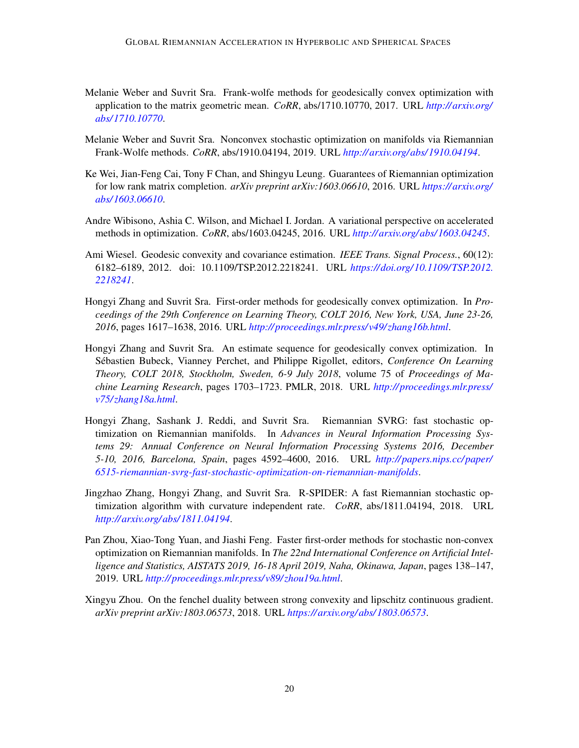Melanie Weber and Suvrit Sra. Frank-wolfe methods for geodesically convex optimization with application to the matrix geometric mean. *CoRR*, abs/1710.10770, 2017. URL *http://arxiv.org/abs/1710.10770*.

Melanie Weber and Suvrit Sra. Nonconvex stochastic optimization on manifolds via Riemannian Frank-Wolfe methods. *CoRR*, abs/1910.04194, 2019. URL *http://arxiv.org/abs/1910.04194*.

Ke Wei, Jian-Feng Cai, Tony F Chan, and Shingyu Leung. Guarantees of Riemannian optimization for low rank matrix completion. *arXiv preprint arXiv:1603.06610*, 2016. URL *https://arxiv.org/abs/1603.06610*.

Andre Wibisono, Ashia C. Wilson, and Michael I. Jordan. A variational perspective on accelerated methods in optimization. *CoRR*, abs/1603.04245, 2016. URL *http://arxiv.org/abs/1603.04245*.

Ami Wiesel. Geodesic convexity and covariance estimation. *IEEE Trans. Signal Process.*, 60(12): 6182–6189, 2012. doi: 10.1109/TSP.2012.2218241. URL *https://doi.org/10.1109/TSP.2012.2218241*.

Hongyi Zhang and Suvrit Sra. First-order methods for geodesically convex optimization. In *Proceedings of the 29th Conference on Learning Theory, COLT 2016, New York, USA, June 23-26, 2016*, pages 1617–1638, 2016. URL *http://proceedings.mlr.press/v49/zhang16b.html*.

Hongyi Zhang and Suvrit Sra. An estimate sequence for geodesically convex optimization. In Sébastien Bubeck, Vianney Perchet, and Philippe Rigollet, editors, *Conference On Learning Theory, COLT 2018, Stockholm, Sweden, 6-9 July 2018*, volume 75 of *Proceedings of Machine Learning Research*, pages 1703–1723. PMLR, 2018. URL *http://proceedings.mlr.press/v75/zhang18a.html*.

Hongyi Zhang, Sashank J. Reddi, and Suvrit Sra. Riemannian SVRG: fast stochastic optimization on Riemannian manifolds. In *Advances in Neural Information Processing Systems 29: Annual Conference on Neural Information Processing Systems 2016, December 5-10, 2016, Barcelona, Spain*, pages 4592–4600, 2016. URL *http://papers.nips.cc/paper/6515-riemannian-svrg-fast-stochastic-optimization-on-riemannian-manifolds*.

Jingzhao Zhang, Hongyi Zhang, and Suvrit Sra. R-SPIDER: A fast Riemannian stochastic optimization algorithm with curvature independent rate. *CoRR*, abs/1811.04194, 2018. URL *http://arxiv.org/abs/1811.04194*.

Pan Zhou, Xiao-Tong Yuan, and Jiashi Feng. Faster first-order methods for stochastic non-convex optimization on Riemannian manifolds. In *The 22nd International Conference on Artificial Intelligence and Statistics, AISTATS 2019, 16-18 April 2019, Naha, Okinawa, Japan*, pages 138–147, 2019. URL *http://proceedings.mlr.press/v89/zhou19a.html*.

Xingyu Zhou. On the fenchel duality between strong convexity and lipschitz continuous gradient. *arXiv preprint arXiv:1803.06573*, 2018. URL *https://arxiv.org/abs/1803.06573*.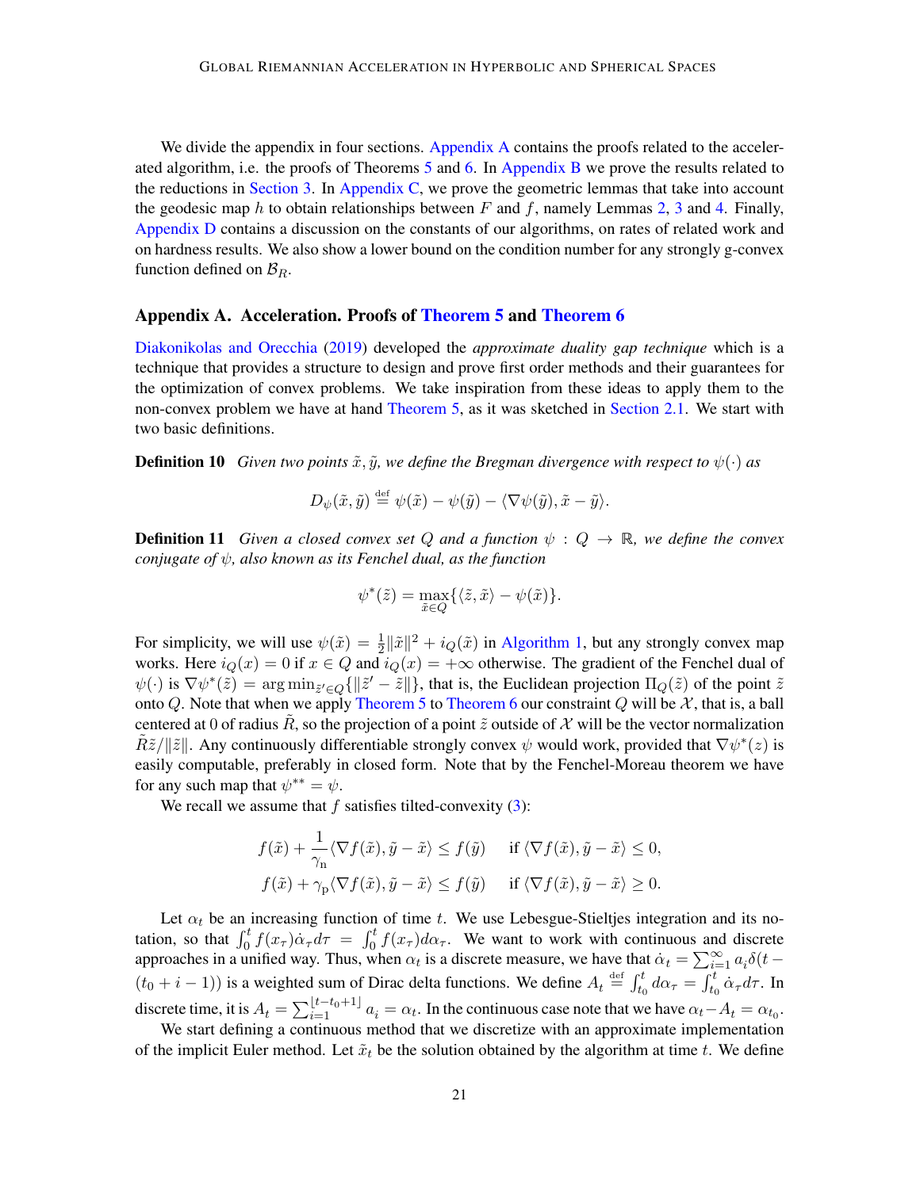We divide the appendix in four sections. Appendix A contains the proofs related to the accelerated algorithm, i.e. the proofs of Theorems 5 and 6. In Appendix B we prove the results related to the reductions in Section 3. In Appendix C, we prove the geometric lemmas that take into account the geodesic map $h$ to obtain relationships between $F$ and $f$, namely Lemmas 2, 3 and 4. Finally, Appendix D contains a discussion on the constants of our algorithms, on rates of related work and on hardness results. We also show a lower bound on the condition number for any strongly g-convex function defined on $\mathcal{B}_R$.

## Appendix A. Acceleration. Proofs of Theorem 5 and Theorem 6

Diakonikolas and Orecchia (2019) developed the *approximate duality gap technique* which is a technique that provides a structure to design and prove first order methods and their guarantees for the optimization of convex problems. We take inspiration from these ideas to apply them to the non-convex problem we have at hand Theorem 5, as it was sketched in Section 2.1. We start with two basic definitions.

**Definition 10** *Given two points $\tilde{x}, \tilde{y}$, we define the Bregman divergence with respect to $\psi(\cdot)$ as*

$$D_\psi(\tilde{x}, \tilde{y}) \stackrel{\text{def}}{=} \psi(\tilde{x}) - \psi(\tilde{y}) - \langle \nabla\psi(\tilde{y}), \tilde{x} - \tilde{y}\rangle.$$

**Definition 11** *Given a closed convex set $Q$ and a function $\psi : Q \to \mathbb{R}$, we define the convex conjugate of $\psi$, also known as its Fenchel dual, as the function*

$$\psi^*(\tilde{z}) = \max_{\tilde{x}\in Q}\{\langle \tilde{z}, \tilde{x}\rangle - \psi(\tilde{x})\}.$$

For simplicity, we will use $\psi(\tilde{x}) = \frac{1}{2}\|\tilde{x}\|^2 + i_Q(\tilde{x})$ in Algorithm 1, but any strongly convex map works. Here $i_Q(x) = 0$ if $x \in Q$ and $i_Q(x) = +\infty$ otherwise. The gradient of the Fenchel dual of $\psi(\cdot)$ is $\nabla\psi^*(\tilde{z}) = \arg\min_{\tilde{z}'\in Q}\{\|\tilde{z}' - \tilde{z}\|\}$, that is, the Euclidean projection $\Pi_Q(\tilde{z})$ of the point $\tilde{z}$ onto $Q$. Note that when we apply Theorem 5 to Theorem 6 our constraint $Q$ will be $\mathcal{X}$, that is, a ball centered at 0 of radius $\tilde{R}$, so the projection of a point $\tilde{z}$ outside of $\mathcal{X}$ will be the vector normalization $\tilde{R}\tilde{z}/\|\tilde{z}\|$. Any continuously differentiable strongly convex $\psi$ would work, provided that $\nabla\psi^*(z)$ is easily computable, preferably in closed form. Note that by the Fenchel-Moreau theorem we have for any such map that $\psi^{**} = \psi$.

We recall we assume that $f$ satisfies tilted-convexity (3):

$$f(\tilde{x}) + \frac{1}{\gamma_{\text{n}}}\langle \nabla f(\tilde{x}), \tilde{y} - \tilde{x}\rangle \leq f(\tilde{y}) \quad \text{ if } \langle \nabla f(\tilde{x}), \tilde{y} - \tilde{x}\rangle \leq 0,$$
$$f(\tilde{x}) + \gamma_{\text{p}}\langle \nabla f(\tilde{x}), \tilde{y} - \tilde{x}\rangle \leq f(\tilde{y}) \quad \text{ if } \langle \nabla f(\tilde{x}), \tilde{y} - \tilde{x}\rangle \geq 0.$$

Let $\alpha_t$ be an increasing function of time $t$. We use Lebesgue-Stieltjes integration and its notation, so that $\int_0^t f(x_\tau)\dot{\alpha}_\tau d\tau = \int_0^t f(x_\tau)d\alpha_\tau$. We want to work with continuous and discrete approaches in a unified way. Thus, when $\alpha_t$ is a discrete measure, we have that $\dot{\alpha}_t = \sum_{i=1}^\infty a_i\delta(t - (t_0 + i - 1))$ is a weighted sum of Dirac delta functions. We define $A_t \stackrel{\text{def}}{=} \int_{t_0}^t d\alpha_\tau = \int_{t_0}^t \dot{\alpha}_\tau d\tau$. In discrete time, it is $A_t = \sum_{i=1}^{\lfloor t - t_0 + 1\rfloor} a_i = \alpha_t$. In the continuous case note that we have $\alpha_t - A_t = \alpha_{t_0}$.

We start defining a continuous method that we discretize with an approximate implementation of the implicit Euler method. Let $\tilde{x}_t$ be the solution obtained by the algorithm at time $t$. We define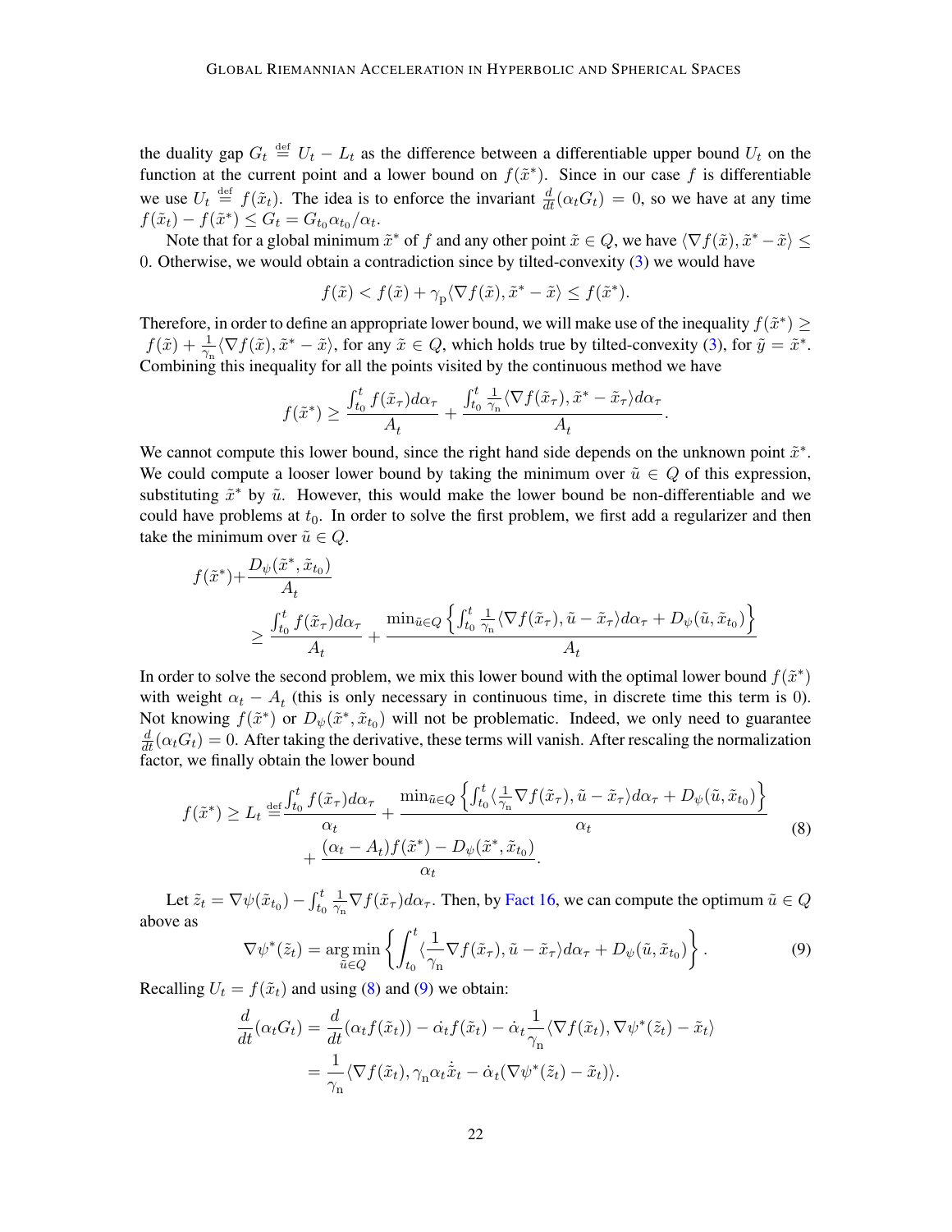the duality gap $G_t \stackrel{\text{def}}{=} U_t - L_t$ as the difference between a differentiable upper bound $U_t$ on the function at the current point and a lower bound on $f(\tilde{x}^*)$. Since in our case $f$ is differentiable we use $U_t \stackrel{\text{def}}{=} f(\tilde{x}_t)$. The idea is to enforce the invariant $\frac{d}{dt}(\alpha_t G_t) = 0$, so we have at any time $f(\tilde{x}_t) - f(\tilde{x}^*) \leq G_t = G_{t_0}\alpha_{t_0}/\alpha_t$.

Note that for a global minimum $\tilde{x}^*$ of $f$ and any other point $\tilde{x} \in Q$, we have $\langle \nabla f(\tilde{x}), \tilde{x}^* - \tilde{x}\rangle \leq 0$. Otherwise, we would obtain a contradiction since by tilted-convexity (3) we would have

$$
f(\tilde{x}) < f(\tilde{x}) + \gamma_{\mathrm{p}}\langle \nabla f(\tilde{x}), \tilde{x}^* - \tilde{x}\rangle \leq f(\tilde{x}^*).
$$

Therefore, in order to define an appropriate lower bound, we will make use of the inequality $f(\tilde{x}^*) \geq f(\tilde{x}) + \frac{1}{\gamma_{\mathrm{n}}}\langle \nabla f(\tilde{x}), \tilde{x}^* - \tilde{x}\rangle$, for any $\tilde{x} \in Q$, which holds true by tilted-convexity (3), for $\tilde{y} = \tilde{x}^*$. Combining this inequality for all the points visited by the continuous method we have

$$
f(\tilde{x}^*) \geq \frac{\int_{t_0}^t f(\tilde{x}_\tau) d\alpha_\tau}{A_t} + \frac{\int_{t_0}^t \frac{1}{\gamma_{\mathrm{n}}}\langle \nabla f(\tilde{x}_\tau), \tilde{x}^* - \tilde{x}_\tau\rangle d\alpha_\tau}{A_t}.
$$

We cannot compute this lower bound, since the right hand side depends on the unknown point $\tilde{x}^*$. We could compute a looser lower bound by taking the minimum over $\tilde{u} \in Q$ of this expression, substituting $\tilde{x}^*$ by $\tilde{u}$. However, this would make the lower bound be non-differentiable and we could have problems at $t_0$. In order to solve the first problem, we first add a regularizer and then take the minimum over $\tilde{u} \in Q$.

$$
\begin{aligned}
f(\tilde{x}^*) + &\frac{D_\psi(\tilde{x}^*, \tilde{x}_{t_0})}{A_t} \\
&\geq \frac{\int_{t_0}^t f(\tilde{x}_\tau) d\alpha_\tau}{A_t} + \frac{\min_{\tilde{u}\in Q}\left\{\int_{t_0}^t \frac{1}{\gamma_{\mathrm{n}}}\langle \nabla f(\tilde{x}_\tau), \tilde{u} - \tilde{x}_\tau\rangle d\alpha_\tau + D_\psi(\tilde{u}, \tilde{x}_{t_0})\right\}}{A_t}
\end{aligned}
$$

In order to solve the second problem, we mix this lower bound with the optimal lower bound $f(\tilde{x}^*)$ with weight $\alpha_t - A_t$ (this is only necessary in continuous time, in discrete time this term is 0). Not knowing $f(\tilde{x}^*)$ or $D_\psi(\tilde{x}^*, \tilde{x}_{t_0})$ will not be problematic. Indeed, we only need to guarantee $\frac{d}{dt}(\alpha_t G_t) = 0$. After taking the derivative, these terms will vanish. After rescaling the normalization factor, we finally obtain the lower bound

$$
\begin{aligned}
f(\tilde{x}^*) \geq L_t \stackrel{\text{def}}{=} &\frac{\int_{t_0}^t f(\tilde{x}_\tau) d\alpha_\tau}{\alpha_t} + \frac{\min_{\tilde{u}\in Q}\left\{\int_{t_0}^t \langle \frac{1}{\gamma_{\mathrm{n}}}\nabla f(\tilde{x}_\tau), \tilde{u} - \tilde{x}_\tau\rangle d\alpha_\tau + D_\psi(\tilde{u}, \tilde{x}_{t_0})\right\}}{\alpha_t} \\
&+ \frac{(\alpha_t - A_t) f(\tilde{x}^*) - D_\psi(\tilde{x}^*, \tilde{x}_{t_0})}{\alpha_t}.
\end{aligned} \tag{8}
$$

Let $\tilde{z}_t = \nabla \psi(\tilde{x}_{t_0}) - \int_{t_0}^t \frac{1}{\gamma_{\mathrm{n}}}\nabla f(\tilde{x}_\tau) d\alpha_\tau$. Then, by Fact 16, we can compute the optimum $\tilde{u} \in Q$ above as

$$
\nabla\psi^*(\tilde{z}_t) = \operatorname*{arg\,min}_{\tilde{u}\in Q}\left\{\int_{t_0}^t \langle \frac{1}{\gamma_{\mathrm{n}}}\nabla f(\tilde{x}_\tau), \tilde{u} - \tilde{x}_\tau\rangle d\alpha_\tau + D_\psi(\tilde{u}, \tilde{x}_{t_0})\right\}. \tag{9}
$$

Recalling $U_t = f(\tilde{x}_t)$ and using (8) and (9) we obtain:

$$
\begin{aligned}
\frac{d}{dt}(\alpha_t G_t) &= \frac{d}{dt}(\alpha_t f(\tilde{x}_t)) - \dot{\alpha}_t f(\tilde{x}_t) - \dot{\alpha}_t \frac{1}{\gamma_{\mathrm{n}}}\langle \nabla f(\tilde{x}_t), \nabla\psi^*(\tilde{z}_t) - \tilde{x}_t\rangle \\
&= \frac{1}{\gamma_{\mathrm{n}}}\langle \nabla f(\tilde{x}_t), \gamma_{\mathrm{n}}\alpha_t \dot{\tilde{x}}_t - \dot{\alpha}_t(\nabla\psi^*(\tilde{z}_t) - \tilde{x}_t)\rangle.
\end{aligned}
$$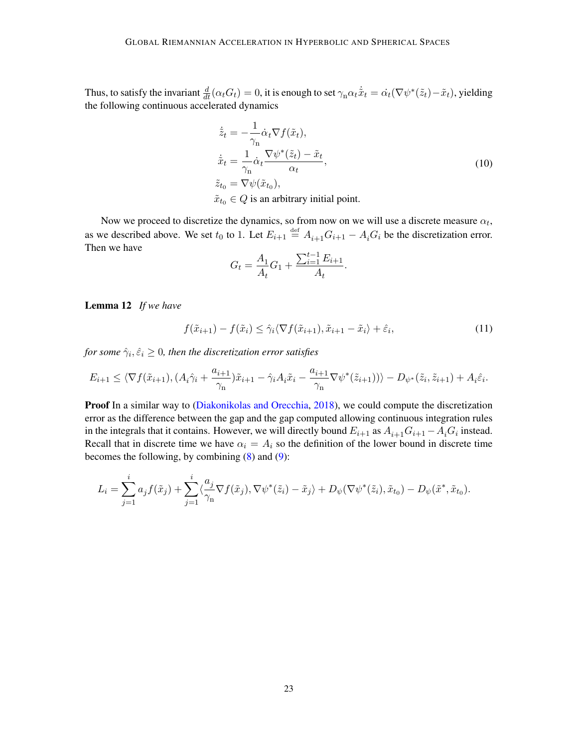Thus, to satisfy the invariant $\frac{d}{dt}(\alpha_t G_t) = 0$, it is enough to set $\gamma_{\mathrm{n}} \alpha_t \dot{\tilde{x}}_t = \dot{\alpha}_t (\nabla \psi^*(\tilde{z}_t) - \tilde{x}_t)$, yielding the following continuous accelerated dynamics

$$
\begin{aligned}
\dot{\tilde{z}}_t &= -\frac{1}{\gamma_{\mathrm{n}}} \dot{\alpha}_t \nabla f(\tilde{x}_t), \\
\dot{\tilde{x}}_t &= \frac{1}{\gamma_{\mathrm{n}}} \dot{\alpha}_t \frac{\nabla \psi^*(\tilde{z}_t) - \tilde{x}_t}{\alpha_t}, \\
\tilde{z}_{t_0} &= \nabla \psi(\tilde{x}_{t_0}), \\
\tilde{x}_{t_0} &\in Q \text{ is an arbitrary initial point.}
\end{aligned} \tag{10}
$$

Now we proceed to discretize the dynamics, so from now on we will use a discrete measure $\alpha_t$, as we described above. We set $t_0$ to 1. Let $E_{i+1} \stackrel{\text{def}}{=} A_{i+1} G_{i+1} - A_i G_i$ be the discretization error. Then we have

$$
G_t = \frac{A_1}{A_t} G_1 + \frac{\sum_{i=1}^{t-1} E_{i+1}}{A_t}.
$$

**Lemma 12** *If we have*

$$
f(\tilde{x}_{i+1}) - f(\tilde{x}_i) \leq \hat{\gamma}_i \langle \nabla f(\tilde{x}_{i+1}), \tilde{x}_{i+1} - \tilde{x}_i \rangle + \hat{\varepsilon}_i, \tag{11}
$$

*for some $\hat{\gamma}_i, \hat{\varepsilon}_i \geq 0$, then the discretization error satisfies*

$$
E_{i+1} \leq \langle \nabla f(\tilde{x}_{i+1}), (A_i \hat{\gamma}_i + \frac{a_{i+1}}{\gamma_{\mathrm{n}}}) \tilde{x}_{i+1} - \hat{\gamma}_i A_i \tilde{x}_i - \frac{a_{i+1}}{\gamma_{\mathrm{n}}} \nabla \psi^*(\tilde{z}_{i+1}) \rangle \rangle - D_{\psi^*}(\tilde{z}_i, \tilde{z}_{i+1}) + A_i \hat{\varepsilon}_i.
$$

**Proof** In a similar way to (Diakonikolas and Orecchia, 2018), we could compute the discretization error as the difference between the gap and the gap computed allowing continuous integration rules in the integrals that it contains. However, we will directly bound $E_{i+1}$ as $A_{i+1} G_{i+1} - A_i G_i$ instead. Recall that in discrete time we have $\alpha_i = A_i$ so the definition of the lower bound in discrete time becomes the following, by combining (8) and (9):

$$
L_i = \sum_{j=1}^{i} a_j f(\tilde{x}_j) + \sum_{j=1}^{i} \langle \frac{a_j}{\gamma_{\mathrm{n}}} \nabla f(\tilde{x}_j), \nabla \psi^*(\tilde{z}_i) - \tilde{x}_j \rangle + D_{\psi}(\nabla \psi^*(\tilde{z}_i), \tilde{x}_{t_0}) - D_{\psi}(\tilde{x}^*, \tilde{x}_{t_0}).
$$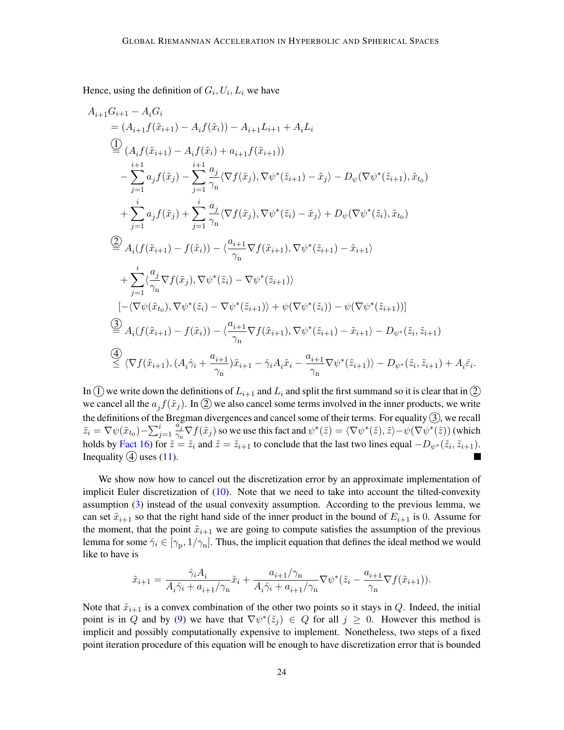Hence, using the definition of $G_i, U_i, L_i$ we have

$$
\begin{aligned}
&A_{i+1}G_{i+1} - A_iG_i \\
&= (A_{i+1}f(\tilde{x}_{i+1}) - A_if(\tilde{x}_i)) - A_{i+1}L_{i+1} + A_iL_i \\
&\overset{①}{=} (A_if(\tilde{x}_{i+1}) - A_if(\tilde{x}_i) + a_{i+1}f(\tilde{x}_{i+1})) \\
&\quad - \sum_{j=1}^{i+1} a_jf(\tilde{x}_j) - \sum_{j=1}^{i+1}\frac{a_j}{\gamma_{\mathrm{n}}}\langle \nabla f(\tilde{x}_j), \nabla\psi^*(\tilde{z}_{i+1}) - \tilde{x}_j\rangle - D_\psi(\nabla\psi^*(\tilde{z}_{i+1}), \tilde{x}_{t_0}) \\
&\quad + \sum_{j=1}^{i} a_jf(\tilde{x}_j) + \sum_{j=1}^{i}\frac{a_j}{\gamma_{\mathrm{n}}}\langle \nabla f(\tilde{x}_j), \nabla\psi^*(\tilde{z}_{i}) - \tilde{x}_j\rangle + D_\psi(\nabla\psi^*(\tilde{z}_{i}), \tilde{x}_{t_0}) \\
&\overset{②}{=} A_i(f(\tilde{x}_{i+1}) - f(\tilde{x}_i)) - \langle \frac{a_{i+1}}{\gamma_{\mathrm{n}}}\nabla f(\tilde{x}_{i+1}), \nabla\psi^*(\tilde{z}_{i+1}) - \tilde{x}_{i+1}\rangle \\
&\quad + \sum_{j=1}^{i}\langle \frac{a_j}{\gamma_{\mathrm{n}}}\nabla f(\tilde{x}_j), \nabla\psi^*(\tilde{z}_i) - \nabla\psi^*(\tilde{z}_{i+1})\rangle \\
&\quad [-\langle \nabla\psi(\tilde{x}_{t_0}), \nabla\psi^*(\tilde{z}_i) - \nabla\psi^*(\tilde{z}_{i+1})\rangle + \psi(\nabla\psi^*(\tilde{z}_i)) - \psi(\nabla\psi^*(\tilde{z}_{i+1}))] \\
&\overset{③}{=} A_i(f(\tilde{x}_{i+1}) - f(\tilde{x}_i)) - \langle \frac{a_{i+1}}{\gamma_{\mathrm{n}}}\nabla f(\tilde{x}_{i+1}), \nabla\psi^*(\tilde{z}_{i+1}) - \tilde{x}_{i+1}\rangle - D_{\psi^*}(\tilde{z}_i, \tilde{z}_{i+1}) \\
&\overset{④}{\leq} \langle \nabla f(\tilde{x}_{i+1}), (A_i\hat{\gamma}_i + \frac{a_{i+1}}{\gamma_{\mathrm{n}}})\tilde{x}_{i+1} - \hat{\gamma}_iA_i\tilde{x}_i - \frac{a_{i+1}}{\gamma_{\mathrm{n}}}\nabla\psi^*(\tilde{z}_{i+1})\rangle - D_{\psi^*}(\tilde{z}_i, \tilde{z}_{i+1}) + A_i\hat{\varepsilon}_i.
\end{aligned}
$$

In ① we write down the definitions of $L_{i+1}$ and $L_i$ and split the first summand so it is clear that in ② we cancel all the $a_jf(\tilde{x}_j)$. In ② we also cancel some terms involved in the inner products, we write the definitions of the Bregman divergences and cancel some of their terms. For equality ③, we recall $\tilde{z}_i = \nabla\psi(\tilde{x}_{t_0}) - \sum_{j=1}^{i}\frac{a_j}{\gamma_{\mathrm{n}}}\nabla f(\tilde{x}_j)$ so we use this fact and $\psi^*(\tilde{z}) = \langle \nabla\psi^*(\tilde{z}), \tilde{z}\rangle - \psi(\nabla\psi^*(\tilde{z}))$ (which holds by Fact 16) for $\tilde{z} = \tilde{z}_i$ and $\tilde{z} = \tilde{z}_{i+1}$ to conclude that the last two lines equal $-D_{\psi^*}(\tilde{z}_i, \tilde{z}_{i+1})$. Inequality ④ uses (11). ∎

We show now how to cancel out the discretization error by an approximate implementation of implicit Euler discretization of (10). Note that we need to take into account the tilted-convexity assumption (3) instead of the usual convexity assumption. According to the previous lemma, we can set $\tilde{x}_{i+1}$ so that the right hand side of the inner product in the bound of $E_{i+1}$ is 0. Assume for the moment, that the point $\tilde{x}_{i+1}$ we are going to compute satisfies the assumption of the previous lemma for some $\hat{\gamma}_i \in [\gamma_{\mathrm{p}}, 1/\gamma_{\mathrm{n}}]$. Thus, the implicit equation that defines the ideal method we would like to have is

$$
\tilde{x}_{i+1} = \frac{\hat{\gamma}_iA_i}{A_i\hat{\gamma}_i + a_{i+1}/\gamma_{\mathrm{n}}}\tilde{x}_i + \frac{a_{i+1}/\gamma_{\mathrm{n}}}{A_i\hat{\gamma}_i + a_{i+1}/\gamma_{\mathrm{n}}}\nabla\psi^*(\tilde{z}_i - \frac{a_{i+1}}{\gamma_{\mathrm{n}}}\nabla f(\tilde{x}_{i+1})).
$$

Note that $\tilde{x}_{i+1}$ is a convex combination of the other two points so it stays in $Q$. Indeed, the initial point is in $Q$ and by (9) we have that $\nabla\psi^*(\tilde{z}_j) \in Q$ for all $j \geq 0$. However this method is implicit and possibly computationally expensive to implement. Nonetheless, two steps of a fixed point iteration procedure of this equation will be enough to have discretization error that is bounded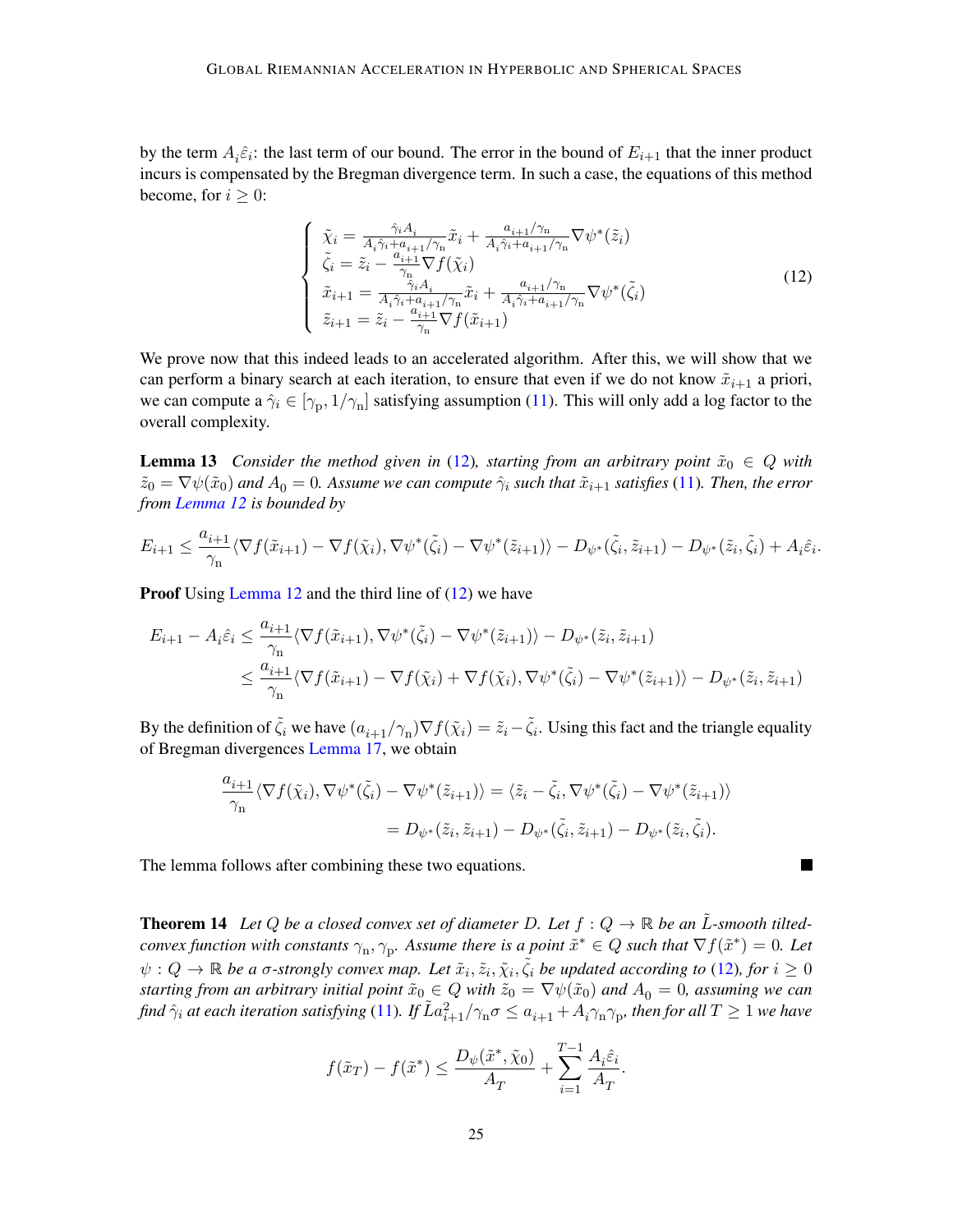by the term $A_i\hat{\varepsilon}_i$: the last term of our bound. The error in the bound of $E_{i+1}$ that the inner product incurs is compensated by the Bregman divergence term. In such a case, the equations of this method become, for $i \geq 0$:

$$
\left\{
\begin{array}{l}
\tilde{\chi}_i = \frac{\hat{\gamma}_i A_i}{A_i\hat{\gamma}_i + a_{i+1}/\gamma_{\mathrm{n}}}\tilde{x}_i + \frac{a_{i+1}/\gamma_{\mathrm{n}}}{A_i\hat{\gamma}_i + a_{i+1}/\gamma_{\mathrm{n}}}\nabla\psi^*(\tilde{z}_i) \\
\tilde{\zeta}_i = \tilde{z}_i - \frac{a_{i+1}}{\gamma_{\mathrm{n}}}\nabla f(\tilde{\chi}_i) \\
\tilde{x}_{i+1} = \frac{\hat{\gamma}_i A_i}{A_i\hat{\gamma}_i + a_{i+1}/\gamma_{\mathrm{n}}}\tilde{x}_i + \frac{a_{i+1}/\gamma_{\mathrm{n}}}{A_i\hat{\gamma}_i + a_{i+1}/\gamma_{\mathrm{n}}}\nabla\psi^*(\tilde{\zeta}_i) \\
\tilde{z}_{i+1} = \tilde{z}_i - \frac{a_{i+1}}{\gamma_{\mathrm{n}}}\nabla f(\tilde{x}_{i+1})
\end{array}
\right. \tag{12}
$$

We prove now that this indeed leads to an accelerated algorithm. After this, we will show that we can perform a binary search at each iteration, to ensure that even if we do not know $\tilde{x}_{i+1}$ a priori, we can compute a $\hat{\gamma}_i \in [\gamma_{\mathrm{p}}, 1/\gamma_{\mathrm{n}}]$ satisfying assumption (11). This will only add a log factor to the overall complexity.

**Lemma 13** *Consider the method given in (12), starting from an arbitrary point $\tilde{x}_0 \in Q$ with $\tilde{z}_0 = \nabla\psi(\tilde{x}_0)$ and $A_0 = 0$. Assume we can compute $\hat{\gamma}_i$ such that $\tilde{x}_{i+1}$ satisfies (11). Then, the error from Lemma 12 is bounded by*

$$
E_{i+1} \leq \frac{a_{i+1}}{\gamma_{\mathrm{n}}}\langle \nabla f(\tilde{x}_{i+1}) - \nabla f(\tilde{\chi}_i), \nabla\psi^*(\tilde{\zeta}_i) - \nabla\psi^*(\tilde{z}_{i+1})\rangle - D_{\psi^*}(\tilde{\zeta}_i, \tilde{z}_{i+1}) - D_{\psi^*}(\tilde{z}_i, \tilde{\zeta}_i) + A_i\hat{\varepsilon}_i.
$$

**Proof** Using Lemma 12 and the third line of (12) we have

$$
\begin{aligned}
E_{i+1} - A_i\hat{\varepsilon}_i &\leq \frac{a_{i+1}}{\gamma_{\mathrm{n}}}\langle \nabla f(\tilde{x}_{i+1}), \nabla\psi^*(\tilde{\zeta}_i) - \nabla\psi^*(\tilde{z}_{i+1})\rangle - D_{\psi^*}(\tilde{z}_i, \tilde{z}_{i+1}) \\
&\leq \frac{a_{i+1}}{\gamma_{\mathrm{n}}}\langle \nabla f(\tilde{x}_{i+1}) - \nabla f(\tilde{\chi}_i) + \nabla f(\tilde{\chi}_i), \nabla\psi^*(\tilde{\zeta}_i) - \nabla\psi^*(\tilde{z}_{i+1})\rangle - D_{\psi^*}(\tilde{z}_i, \tilde{z}_{i+1})
\end{aligned}
$$

By the definition of $\tilde{\zeta}_i$ we have $(a_{i+1}/\gamma_{\mathrm{n}})\nabla f(\tilde{\chi}_i) = \tilde{z}_i - \tilde{\zeta}_i$. Using this fact and the triangle equality of Bregman divergences Lemma 17, we obtain

$$
\begin{aligned}
\frac{a_{i+1}}{\gamma_{\mathrm{n}}}\langle \nabla f(\tilde{\chi}_i), \nabla\psi^*(\tilde{\zeta}_i) - \nabla\psi^*(\tilde{z}_{i+1})\rangle &= \langle \tilde{z}_i - \tilde{\zeta}_i, \nabla\psi^*(\tilde{\zeta}_i) - \nabla\psi^*(\tilde{z}_{i+1})\rangle \\
&= D_{\psi^*}(\tilde{z}_i, \tilde{z}_{i+1}) - D_{\psi^*}(\tilde{\zeta}_i, \tilde{z}_{i+1}) - D_{\psi^*}(\tilde{z}_i, \tilde{\zeta}_i).
\end{aligned}
$$

The lemma follows after combining these two equations. ∎

**Theorem 14** *Let $Q$ be a closed convex set of diameter $D$. Let $f : Q \to \mathbb{R}$ be an $\tilde{L}$-smooth tilted-convex function with constants $\gamma_{\mathrm{n}}, \gamma_{\mathrm{p}}$. Assume there is a point $\tilde{x}^* \in Q$ such that $\nabla f(\tilde{x}^*) = 0$. Let $\psi : Q \to \mathbb{R}$ be a $\sigma$-strongly convex map. Let $\tilde{x}_i, \tilde{z}_i, \tilde{\chi}_i, \tilde{\zeta}_i$ be updated according to (12), for $i \geq 0$ starting from an arbitrary initial point $\tilde{x}_0 \in Q$ with $\tilde{z}_0 = \nabla\psi(\tilde{x}_0)$ and $A_0 = 0$, assuming we can find $\hat{\gamma}_i$ at each iteration satisfying (11). If $\tilde{L}a_{i+1}^2/\gamma_{\mathrm{n}}\sigma \leq a_{i+1} + A_i\gamma_{\mathrm{n}}\gamma_{\mathrm{p}}$, then for all $T \geq 1$ we have*

$$
f(\tilde{x}_T) - f(\tilde{x}^*) \leq \frac{D_\psi(\tilde{x}^*, \tilde{\chi}_0)}{A_T} + \sum_{i=1}^{T-1}\frac{A_i\hat{\varepsilon}_i}{A_T}.
$$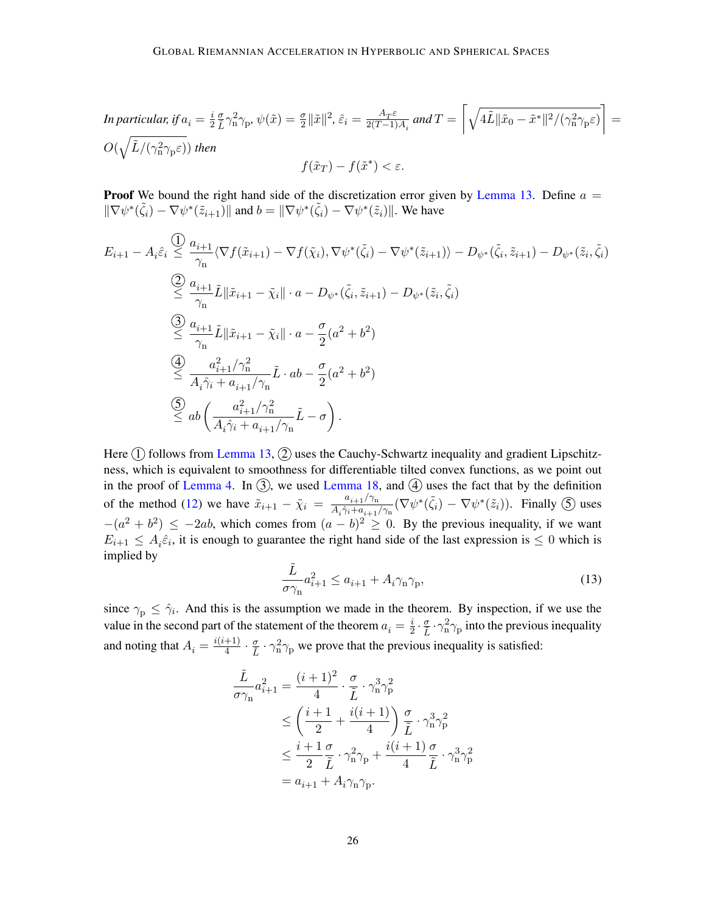*In particular, if $a_i = \frac{i}{2}\frac{\sigma}{\tilde{L}}\gamma_{\mathrm{n}}^2\gamma_{\mathrm{p}}$, $\psi(\tilde{x}) = \frac{\sigma}{2}\|\tilde{x}\|^2$, $\hat{\varepsilon}_i = \frac{A_T\varepsilon}{2(T-1)A_i}$ and $T = \left\lceil \sqrt{4\tilde{L}\|\tilde{x}_0 - \tilde{x}^*\|^2/(\gamma_{\mathrm{n}}^2\gamma_{\mathrm{p}}\varepsilon)} \right\rceil = O(\sqrt{\tilde{L}/(\gamma_{\mathrm{n}}^2\gamma_{\mathrm{p}}\varepsilon)})$ then*

$$f(\tilde{x}_T) - f(\tilde{x}^*) < \varepsilon.$$

**Proof** We bound the right hand side of the discretization error given by Lemma 13. Define $a = \|\nabla\psi^*(\tilde{\zeta}_i) - \nabla\psi^*(\tilde{z}_{i+1})\|$ and $b = \|\nabla\psi^*(\tilde{\zeta}_i) - \nabla\psi^*(\tilde{z}_i)\|$. We have

$$
\begin{aligned}
E_{i+1} - A_i\hat{\varepsilon}_i &\overset{①}{\leq} \frac{a_{i+1}}{\gamma_{\mathrm{n}}}\langle \nabla f(\tilde{x}_{i+1}) - \nabla f(\tilde{\chi}_i), \nabla\psi^*(\tilde{\zeta}_i) - \nabla\psi^*(\tilde{z}_{i+1})\rangle - D_{\psi^*}(\tilde{\zeta}_i, \tilde{z}_{i+1}) - D_{\psi^*}(\tilde{z}_i, \tilde{\zeta}_i) \\
&\overset{②}{\leq} \frac{a_{i+1}}{\gamma_{\mathrm{n}}}\tilde{L}\|\tilde{x}_{i+1} - \tilde{\chi}_i\| \cdot a - D_{\psi^*}(\tilde{\zeta}_i, \tilde{z}_{i+1}) - D_{\psi^*}(\tilde{z}_i, \tilde{\zeta}_i) \\
&\overset{③}{\leq} \frac{a_{i+1}}{\gamma_{\mathrm{n}}}\tilde{L}\|\tilde{x}_{i+1} - \tilde{\chi}_i\| \cdot a - \frac{\sigma}{2}(a^2 + b^2) \\
&\overset{④}{\leq} \frac{a_{i+1}^2/\gamma_{\mathrm{n}}^2}{A_i\hat{\gamma}_i + a_{i+1}/\gamma_{\mathrm{n}}}\tilde{L} \cdot ab - \frac{\sigma}{2}(a^2 + b^2) \\
&\overset{⑤}{\leq} ab\left(\frac{a_{i+1}^2/\gamma_{\mathrm{n}}^2}{A_i\hat{\gamma}_i + a_{i+1}/\gamma_{\mathrm{n}}}\tilde{L} - \sigma\right).
\end{aligned}
$$

Here ① follows from Lemma 13, ② uses the Cauchy-Schwartz inequality and gradient Lipschitzness, which is equivalent to smoothness for differentiable tilted convex functions, as we point out in the proof of Lemma 4. In ③, we used Lemma 18, and ④ uses the fact that by the definition of the method (12) we have $\tilde{x}_{i+1} - \tilde{\chi}_i = \frac{a_{i+1}/\gamma_{\mathrm{n}}}{A_i\hat{\gamma}_i + a_{i+1}/\gamma_{\mathrm{n}}}(\nabla\psi^*(\tilde{\zeta}_i) - \nabla\psi^*(\tilde{z}_i))$. Finally ⑤ uses $-(a^2 + b^2) \leq -2ab$, which comes from $(a - b)^2 \geq 0$. By the previous inequality, if we want $E_{i+1} \leq A_i\hat{\varepsilon}_i$, it is enough to guarantee the right hand side of the last expression is $\leq 0$ which is implied by

$$\frac{\tilde{L}}{\sigma\gamma_{\mathrm{n}}}a_{i+1}^2 \leq a_{i+1} + A_i\gamma_{\mathrm{n}}\gamma_{\mathrm{p}}, \tag{13}$$

since $\gamma_{\mathrm{p}} \leq \hat{\gamma}_i$. And this is the assumption we made in the theorem. By inspection, if we use the value in the second part of the statement of the theorem $a_i = \frac{i}{2} \cdot \frac{\sigma}{\tilde{L}} \cdot \gamma_{\mathrm{n}}^2\gamma_{\mathrm{p}}$ into the previous inequality and noting that $A_i = \frac{i(i+1)}{4} \cdot \frac{\sigma}{\tilde{L}} \cdot \gamma_{\mathrm{n}}^2\gamma_{\mathrm{p}}$ we prove that the previous inequality is satisfied:

$$
\begin{aligned}
\frac{\tilde{L}}{\sigma\gamma_{\mathrm{n}}}a_{i+1}^2 &= \frac{(i+1)^2}{4} \cdot \frac{\sigma}{\tilde{L}} \cdot \gamma_{\mathrm{n}}^3\gamma_{\mathrm{p}}^2 \\
&\leq \left(\frac{i+1}{2} + \frac{i(i+1)}{4}\right)\frac{\sigma}{\tilde{L}} \cdot \gamma_{\mathrm{n}}^3\gamma_{\mathrm{p}}^2 \\
&\leq \frac{i+1}{2}\frac{\sigma}{\tilde{L}} \cdot \gamma_{\mathrm{n}}^2\gamma_{\mathrm{p}} + \frac{i(i+1)}{4}\frac{\sigma}{\tilde{L}} \cdot \gamma_{\mathrm{n}}^3\gamma_{\mathrm{p}}^2 \\
&= a_{i+1} + A_i\gamma_{\mathrm{n}}\gamma_{\mathrm{p}}.
\end{aligned}
$$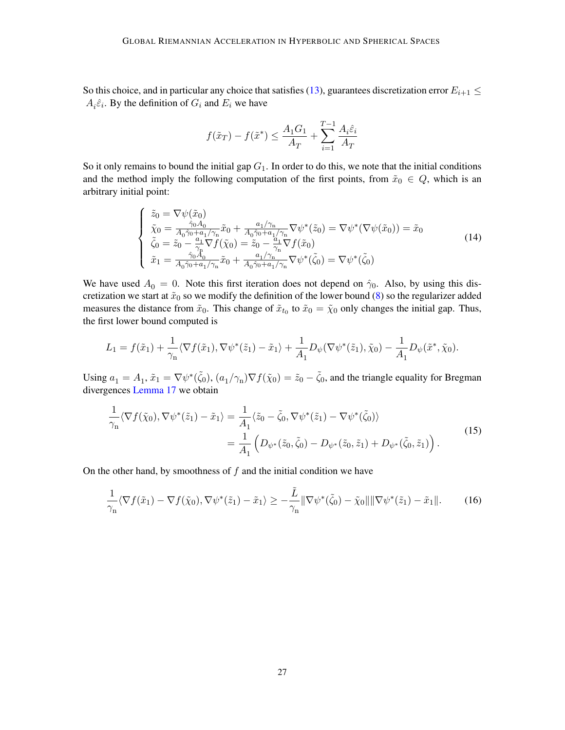So this choice, and in particular any choice that satisfies (13), guarantees discretization error $E_{i+1} \leq A_i \hat{\varepsilon}_i$. By the definition of $G_i$ and $E_i$ we have

$$
f(\tilde{x}_T) - f(\tilde{x}^*) \leq \frac{A_1 G_1}{A_T} + \sum_{i=1}^{T-1} \frac{A_i \hat{\varepsilon}_i}{A_T}
$$

So it only remains to bound the initial gap $G_1$. In order to do this, we note that the initial conditions and the method imply the following computation of the first points, from $\tilde{x}_0 \in Q$, which is an arbitrary initial point:

$$
\begin{cases}
\tilde{z}_0 = \nabla \psi(\tilde{x}_0) \\
\tilde{\chi}_0 = \frac{\hat{\gamma}_0 A_0}{A_0 \hat{\gamma}_0 + a_1/\gamma_{\mathrm{n}}} \tilde{x}_0 + \frac{a_1/\gamma_{\mathrm{n}}}{A_0 \hat{\gamma}_0 + a_1/\gamma_{\mathrm{n}}} \nabla \psi^*(\tilde{z}_0) = \nabla \psi^*(\nabla \psi(\tilde{x}_0)) = \tilde{x}_0 \\
\tilde{\zeta}_0 = \tilde{z}_0 - \frac{a_1}{\gamma_{\mathrm{n}}} \nabla f(\tilde{\chi}_0) = \tilde{z}_0 - \frac{a_1}{\gamma_{\mathrm{n}}} \nabla f(\tilde{x}_0) \\
\tilde{x}_1 = \frac{\hat{\gamma}_0 A_0}{A_0 \hat{\gamma}_0 + a_1/\gamma_{\mathrm{n}}} \tilde{x}_0 + \frac{a_1/\gamma_{\mathrm{n}}}{A_0 \hat{\gamma}_0 + a_1/\gamma_{\mathrm{n}}} \nabla \psi^*(\tilde{\zeta}_0) = \nabla \psi^*(\tilde{\zeta}_0)
\end{cases} \tag{14}
$$

We have used $A_0 = 0$. Note this first iteration does not depend on $\hat{\gamma}_0$. Also, by using this discretization we start at $\tilde{x}_0$ so we modify the definition of the lower bound (8) so the regularizer added measures the distance from $\tilde{x}_0$. This change of $\tilde{x}_{t_0}$ to $\tilde{x}_0 = \tilde{\chi}_0$ only changes the initial gap. Thus, the first lower bound computed is

$$
L_1 = f(\tilde{x}_1) + \frac{1}{\gamma_{\mathrm{n}}} \langle \nabla f(\tilde{x}_1), \nabla \psi^*(\tilde{z}_1) - \tilde{x}_1 \rangle + \frac{1}{A_1} D_\psi(\nabla \psi^*(\tilde{z}_1), \tilde{\chi}_0) - \frac{1}{A_1} D_\psi(\tilde{x}^*, \tilde{\chi}_0).
$$

Using $a_1 = A_1$, $\tilde{x}_1 = \nabla \psi^*(\tilde{\zeta}_0)$, $(a_1/\gamma_{\mathrm{n}}) \nabla f(\tilde{\chi}_0) = \tilde{z}_0 - \tilde{\zeta}_0$, and the triangle equality for Bregman divergences Lemma 17 we obtain

$$
\begin{aligned}
\frac{1}{\gamma_{\mathrm{n}}} \langle \nabla f(\tilde{\chi}_0), \nabla \psi^*(\tilde{z}_1) - \tilde{x}_1 \rangle &= \frac{1}{A_1} \langle \tilde{z}_0 - \tilde{\zeta}_0, \nabla \psi^*(\tilde{z}_1) - \nabla \psi^*(\tilde{\zeta}_0) \rangle \\
&= \frac{1}{A_1} \left( D_{\psi^*}(\tilde{z}_0, \tilde{\zeta}_0) - D_{\psi^*}(\tilde{z}_0, \tilde{z}_1) + D_{\psi^*}(\tilde{\zeta}_0, \tilde{z}_1) \right).
\end{aligned} \tag{15}
$$

On the other hand, by smoothness of $f$ and the initial condition we have

$$
\frac{1}{\gamma_{\mathrm{n}}} \langle \nabla f(\tilde{x}_1) - \nabla f(\tilde{\chi}_0), \nabla \psi^*(\tilde{z}_1) - \tilde{x}_1 \rangle \geq -\frac{\tilde{L}}{\gamma_{\mathrm{n}}} \| \nabla \psi^*(\tilde{\zeta}_0) - \tilde{\chi}_0 \| \| \nabla \psi^*(\tilde{z}_1) - \tilde{x}_1 \|. \tag{16}
$$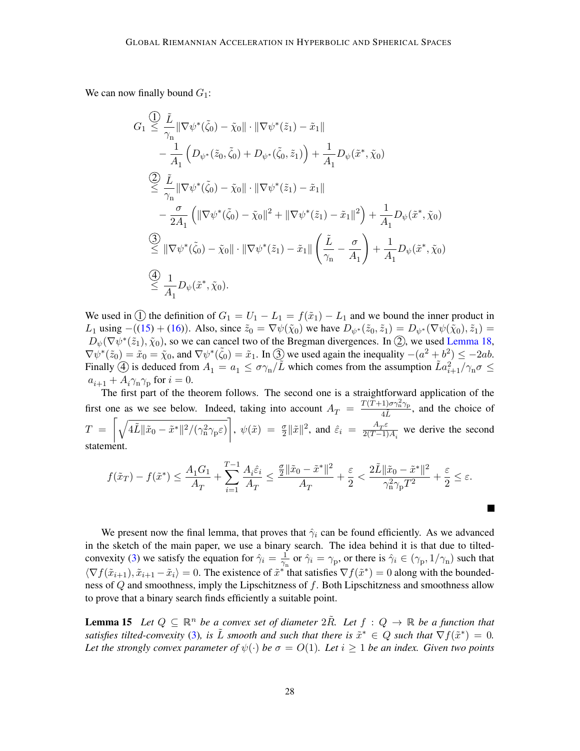We can now finally bound $G_1$:

$$
\begin{aligned}
G_1 &\overset{①}{\leq} \frac{\tilde{L}}{\gamma_{\mathrm{n}}}\|\nabla\psi^*(\tilde{\zeta}_0) - \tilde{\chi}_0\| \cdot \|\nabla\psi^*(\tilde{z}_1) - \tilde{x}_1\| \\
&\quad - \frac{1}{A_1}\left(D_{\psi^*}(\tilde{z}_0, \tilde{\zeta}_0) + D_{\psi^*}(\tilde{\zeta}_0, \tilde{z}_1)\right) + \frac{1}{A_1}D_\psi(\tilde{x}^*, \tilde{\chi}_0) \\
&\overset{②}{\leq} \frac{\tilde{L}}{\gamma_{\mathrm{n}}}\|\nabla\psi^*(\tilde{\zeta}_0) - \tilde{\chi}_0\| \cdot \|\nabla\psi^*(\tilde{z}_1) - \tilde{x}_1\| \\
&\quad - \frac{\sigma}{2A_1}\left(\|\nabla\psi^*(\tilde{\zeta}_0) - \tilde{\chi}_0\|^2 + \|\nabla\psi^*(\tilde{z}_1) - \tilde{x}_1\|^2\right) + \frac{1}{A_1}D_\psi(\tilde{x}^*, \tilde{\chi}_0) \\
&\overset{③}{\leq} \|\nabla\psi^*(\tilde{\zeta}_0) - \tilde{\chi}_0\| \cdot \|\nabla\psi^*(\tilde{z}_1) - \tilde{x}_1\|\left(\frac{\tilde{L}}{\gamma_{\mathrm{n}}} - \frac{\sigma}{A_1}\right) + \frac{1}{A_1}D_\psi(\tilde{x}^*, \tilde{\chi}_0) \\
&\overset{④}{\leq} \frac{1}{A_1}D_\psi(\tilde{x}^*, \tilde{\chi}_0).
\end{aligned}
$$

We used in ① the definition of $G_1 = U_1 - L_1 = f(\tilde{x}_1) - L_1$ and we bound the inner product in $L_1$ using $-((15) + (16))$. Also, since $\tilde{z}_0 = \nabla\psi(\tilde{\chi}_0)$ we have $D_{\psi^*}(\tilde{z}_0, \tilde{z}_1) = D_{\psi^*}(\nabla\psi(\tilde{\chi}_0), \tilde{z}_1) = D_\psi(\nabla\psi^*(\tilde{z}_1), \tilde{\chi}_0)$, so we can cancel two of the Bregman divergences. In ②, we used Lemma 18, $\nabla\psi^*(\tilde{z}_0) = \tilde{x}_0 = \tilde{\chi}_0$, and $\nabla\psi^*(\tilde{\zeta}_0) = \tilde{x}_1$. In ③ we used again the inequality $-(a^2 + b^2) \leq -2ab$. Finally ④ is deduced from $A_1 = a_1 \leq \sigma\gamma_{\mathrm{n}}/\tilde{L}$ which comes from the assumption $\tilde{L}a_{i+1}^2/\gamma_{\mathrm{n}}\sigma \leq a_{i+1} + A_i\gamma_{\mathrm{n}}\gamma_{\mathrm{p}}$ for $i = 0$.

The first part of the theorem follows. The second one is a straightforward application of the first one as we see below. Indeed, taking into account $A_T = \frac{T(T+1)\sigma\gamma_{\mathrm{n}}^2\gamma_{\mathrm{p}}}{4\tilde{L}}$, and the choice of $T = \left\lceil\sqrt{4\tilde{L}\|\tilde{x}_0 - \tilde{x}^*\|^2/(\gamma_{\mathrm{n}}^2\gamma_{\mathrm{p}}\varepsilon)}\right\rceil$, $\psi(\tilde{x}) = \frac{\sigma}{2}\|\tilde{x}\|^2$, and $\hat{\varepsilon}_i = \frac{A_T\varepsilon}{2(T-1)A_i}$ we derive the second statement.

$$
f(\tilde{x}_T) - f(\tilde{x}^*) \leq \frac{A_1G_1}{A_T} + \sum_{i=1}^{T-1}\frac{A_i\hat{\varepsilon}_i}{A_T} \leq \frac{\frac{\sigma}{2}\|\tilde{x}_0 - \tilde{x}^*\|^2}{A_T} + \frac{\varepsilon}{2} < \frac{2\tilde{L}\|\tilde{x}_0 - \tilde{x}^*\|^2}{\gamma_{\mathrm{n}}^2\gamma_{\mathrm{p}}T^2} + \frac{\varepsilon}{2} \leq \varepsilon.
$$

■

We present now the final lemma, that proves that $\hat{\gamma}_i$ can be found efficiently. As we advanced in the sketch of the main paper, we use a binary search. The idea behind it is that due to tilted-convexity (3) we satisfy the equation for $\hat{\gamma}_i = \frac{1}{\gamma_{\mathrm{n}}}$ or $\hat{\gamma}_i = \gamma_{\mathrm{p}}$, or there is $\hat{\gamma}_i \in (\gamma_{\mathrm{p}}, 1/\gamma_{\mathrm{n}})$ such that $\langle\nabla f(\tilde{x}_{i+1}), \tilde{x}_{i+1} - \tilde{x}_i\rangle = 0$. The existence of $\tilde{x}^*$ that satisfies $\nabla f(\tilde{x}^*) = 0$ along with the boundedness of $Q$ and smoothness, imply the Lipschitzness of $f$. Both Lipschitzness and smoothness allow to prove that a binary search finds efficiently a suitable point.

**Lemma 15** *Let $Q \subseteq \mathbb{R}^n$ be a convex set of diameter $2\tilde{R}$. Let $f : Q \to \mathbb{R}$ be a function that satisfies tilted-convexity (3), is $\tilde{L}$ smooth and such that there is $\tilde{x}^* \in Q$ such that $\nabla f(\tilde{x}^*) = 0$. Let the strongly convex parameter of $\psi(\cdot)$ be $\sigma = O(1)$. Let $i \geq 1$ be an index. Given two points*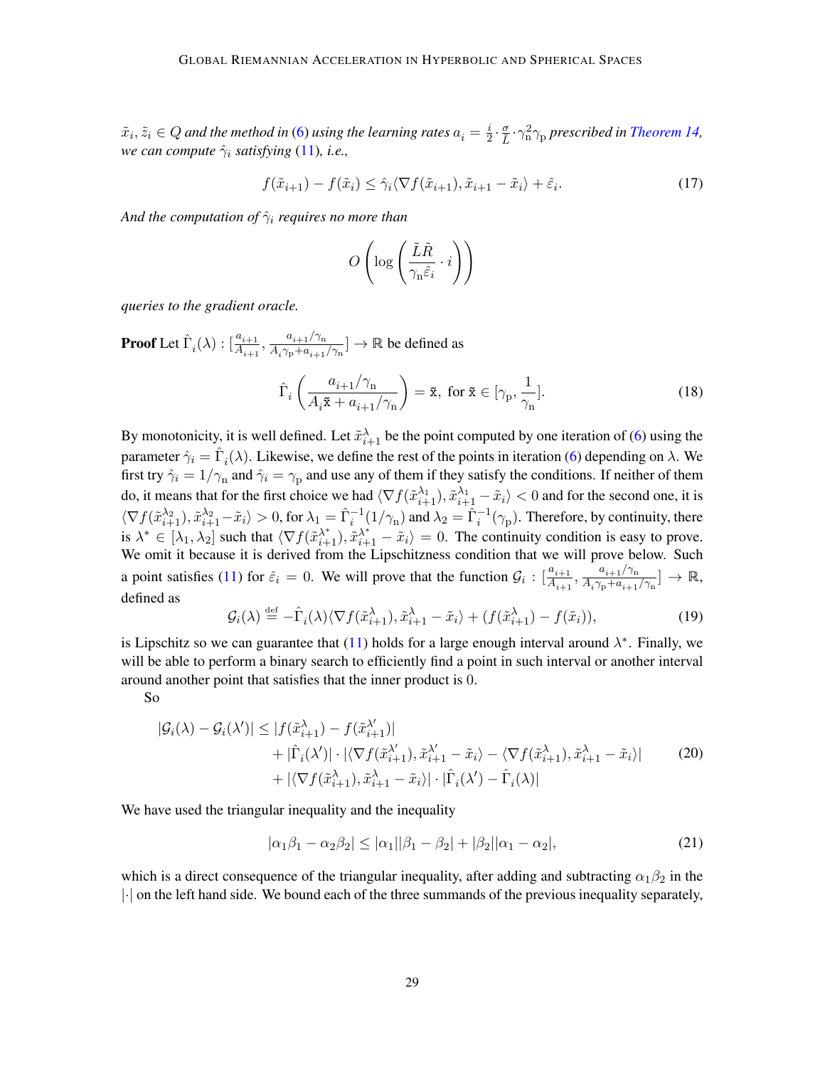$\tilde{x}_i, \tilde{z}_i \in Q$ *and the method in* (6) *using the learning rates* $a_i = \frac{i}{2} \cdot \frac{\sigma}{L} \cdot \gamma_{\mathrm{n}}^2 \gamma_{\mathrm{p}}$ *prescribed in Theorem 14, we can compute* $\hat{\gamma}_i$ *satisfying* (11)*, i.e.,*

$$f(\tilde{x}_{i+1}) - f(\tilde{x}_i) \leq \hat{\gamma}_i \langle \nabla f(\tilde{x}_{i+1}), \tilde{x}_{i+1} - \tilde{x}_i \rangle + \hat{\varepsilon}_i. \tag{17}$$

*And the computation of* $\hat{\gamma}_i$ *requires no more than*

$$O\left(\log\left(\frac{\tilde{L}\tilde{R}}{\gamma_{\mathrm{n}}\hat{\varepsilon}_i} \cdot i\right)\right)$$

*queries to the gradient oracle.*

**Proof** Let $\hat{\Gamma}_i(\lambda) : [\frac{a_{i+1}}{A_{i+1}}, \frac{a_{i+1}/\gamma_{\mathrm{n}}}{A_i\gamma_{\mathrm{p}} + a_{i+1}/\gamma_{\mathrm{n}}}] \to \mathbb{R}$ be defined as

$$\hat{\Gamma}_i\left(\frac{a_{i+1}/\gamma_{\mathrm{n}}}{A_i\tilde{\mathtt{x}} + a_{i+1}/\gamma_{\mathrm{n}}}\right) = \tilde{\mathtt{x}}, \text{ for } \tilde{\mathtt{x}} \in [\gamma_{\mathrm{p}}, \frac{1}{\gamma_{\mathrm{n}}}]. \tag{18}$$

By monotonicity, it is well defined. Let $\tilde{x}_{i+1}^{\lambda}$ be the point computed by one iteration of (6) using the parameter $\hat{\gamma}_i = \hat{\Gamma}_i(\lambda)$. Likewise, we define the rest of the points in iteration (6) depending on $\lambda$. We first try $\hat{\gamma}_i = 1/\gamma_{\mathrm{n}}$ and $\hat{\gamma}_i = \gamma_{\mathrm{p}}$ and use any of them if they satisfy the conditions. If neither of them do, it means that for the first choice we had $\langle \nabla f(\tilde{x}_{i+1}^{\lambda_1}), \tilde{x}_{i+1}^{\lambda_1} - \tilde{x}_i \rangle < 0$ and for the second one, it is $\langle \nabla f(\tilde{x}_{i+1}^{\lambda_2}), \tilde{x}_{i+1}^{\lambda_2} - \tilde{x}_i \rangle > 0$, for $\lambda_1 = \hat{\Gamma}_i^{-1}(1/\gamma_{\mathrm{n}})$ and $\lambda_2 = \hat{\Gamma}_i^{-1}(\gamma_{\mathrm{p}})$. Therefore, by continuity, there is $\lambda^* \in [\lambda_1, \lambda_2]$ such that $\langle \nabla f(\tilde{x}_{i+1}^{\lambda^*}), \tilde{x}_{i+1}^{\lambda^*} - \tilde{x}_i \rangle = 0$. The continuity condition is easy to prove. We omit it because it is derived from the Lipschitzness condition that we will prove below. Such a point satisfies (11) for $\hat{\varepsilon}_i = 0$. We will prove that the function $\mathcal{G}_i : [\frac{a_{i+1}}{A_{i+1}}, \frac{a_{i+1}/\gamma_{\mathrm{n}}}{A_i\gamma_{\mathrm{p}} + a_{i+1}/\gamma_{\mathrm{n}}}] \to \mathbb{R}$, defined as

$$\mathcal{G}_i(\lambda) \stackrel{\mathrm{def}}{=} -\hat{\Gamma}_i(\lambda)\langle \nabla f(\tilde{x}_{i+1}^{\lambda}), \tilde{x}_{i+1}^{\lambda} - \tilde{x}_i \rangle + (f(\tilde{x}_{i+1}^{\lambda}) - f(\tilde{x}_i)), \tag{19}$$

is Lipschitz so we can guarantee that (11) holds for a large enough interval around $\lambda^*$. Finally, we will be able to perform a binary search to efficiently find a point in such interval or another interval around another point that satisfies that the inner product is 0.

So

$$\begin{aligned}
|\mathcal{G}_i(\lambda) - \mathcal{G}_i(\lambda')| \leq\ & |f(\tilde{x}_{i+1}^{\lambda}) - f(\tilde{x}_{i+1}^{\lambda'})| \\
& + |\hat{\Gamma}_i(\lambda')| \cdot |\langle \nabla f(\tilde{x}_{i+1}^{\lambda'}), \tilde{x}_{i+1}^{\lambda'} - \tilde{x}_i \rangle - \langle \nabla f(\tilde{x}_{i+1}^{\lambda}), \tilde{x}_{i+1}^{\lambda} - \tilde{x}_i \rangle| \\
& + |\langle \nabla f(\tilde{x}_{i+1}^{\lambda}), \tilde{x}_{i+1}^{\lambda} - \tilde{x}_i \rangle| \cdot |\hat{\Gamma}_i(\lambda') - \hat{\Gamma}_i(\lambda)|
\end{aligned} \tag{20}$$

We have used the triangular inequality and the inequality

$$|\alpha_1\beta_1 - \alpha_2\beta_2| \leq |\alpha_1||\beta_1 - \beta_2| + |\beta_2||\alpha_1 - \alpha_2|, \tag{21}$$

which is a direct consequence of the triangular inequality, after adding and subtracting $\alpha_1\beta_2$ in the $|\cdot|$ on the left hand side. We bound each of the three summands of the previous inequality separately,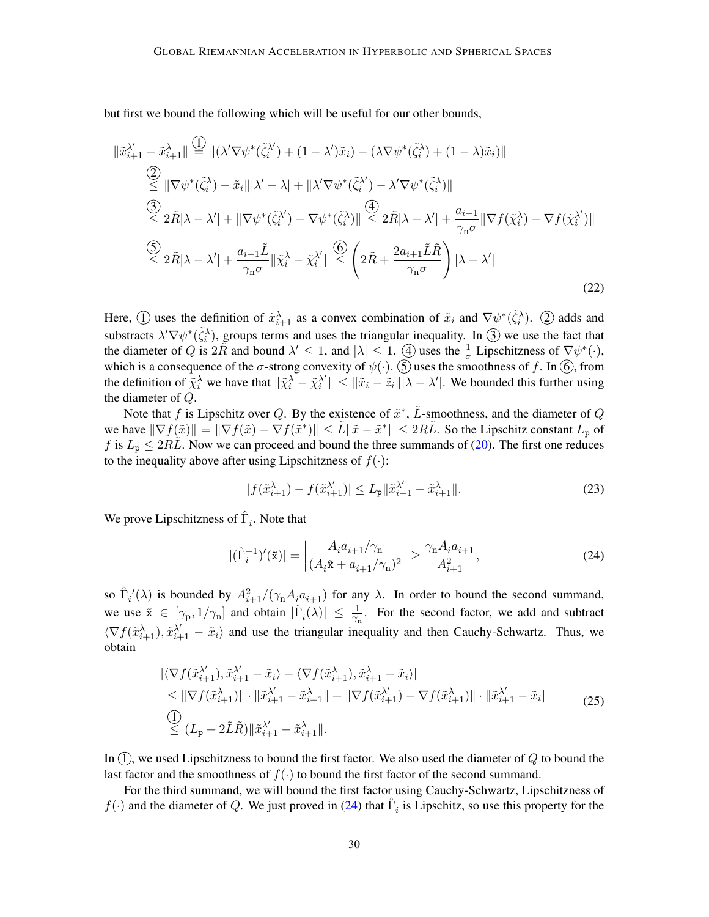but first we bound the following which will be useful for our other bounds,

$$
\begin{aligned}
\|\tilde{x}_{i+1}^{\lambda'} - \tilde{x}_{i+1}^{\lambda}\| &\overset{①}{=} \|(\lambda' \nabla \psi^*(\tilde{\zeta}_i^{\lambda'}) + (1-\lambda')\tilde{x}_i) - (\lambda \nabla \psi^*(\tilde{\zeta}_i^{\lambda}) + (1-\lambda)\tilde{x}_i)\| \\
&\overset{②}{\leq} \|\nabla \psi^*(\tilde{\zeta}_i^{\lambda}) - \tilde{x}_i\| |\lambda' - \lambda| + \|\lambda' \nabla \psi^*(\tilde{\zeta}_i^{\lambda'}) - \lambda' \nabla \psi^*(\tilde{\zeta}_i^{\lambda})\| \\
&\overset{③}{\leq} 2\tilde{R}|\lambda - \lambda'| + \|\nabla \psi^*(\tilde{\zeta}_i^{\lambda'}) - \nabla \psi^*(\tilde{\zeta}_i^{\lambda})\| \overset{④}{\leq} 2\tilde{R}|\lambda - \lambda'| + \frac{a_{i+1}}{\gamma_{\mathrm{n}}\sigma} \|\nabla f(\tilde{\chi}_i^{\lambda}) - \nabla f(\tilde{\chi}_i^{\lambda'})\| \\
&\overset{⑤}{\leq} 2\tilde{R}|\lambda - \lambda'| + \frac{a_{i+1}\tilde{L}}{\gamma_{\mathrm{n}}\sigma} \|\tilde{\chi}_i^{\lambda} - \tilde{\chi}_i^{\lambda'}\| \overset{⑥}{\leq} \left(2\tilde{R} + \frac{2a_{i+1}\tilde{L}\tilde{R}}{\gamma_{\mathrm{n}}\sigma}\right)|\lambda - \lambda'|
\end{aligned}
\tag{22}
$$

Here, ① uses the definition of $\tilde{x}_{i+1}^{\lambda}$ as a convex combination of $\tilde{x}_i$ and $\nabla \psi^*(\tilde{\zeta}_i^{\lambda})$. ② adds and substracts $\lambda' \nabla \psi^*(\tilde{\zeta}_i^{\lambda})$, groups terms and uses the triangular inequality. In ③ we use the fact that the diameter of $Q$ is $2\tilde{R}$ and bound $\lambda' \leq 1$, and $|\lambda| \leq 1$. ④ uses the $\frac{1}{\sigma}$ Lipschitzness of $\nabla \psi^*(\cdot)$, which is a consequence of the $\sigma$-strong convexity of $\psi(\cdot)$. ⑤ uses the smoothness of $f$. In ⑥, from the definition of $\tilde{\chi}_i^{\lambda}$ we have that $\|\tilde{\chi}_i^{\lambda} - \tilde{\chi}_i^{\lambda'}\| \leq \|\tilde{x}_i - \tilde{z}_i\||\lambda - \lambda'|$. We bounded this further using the diameter of $Q$.

Note that $f$ is Lipschitz over $Q$. By the existence of $\tilde{x}^*$, $\tilde{L}$-smoothness, and the diameter of $Q$ we have $\|\nabla f(\tilde{x})\| = \|\nabla f(\tilde{x}) - \nabla f(\tilde{x}^*)\| \leq \tilde{L}\|\tilde{x} - \tilde{x}^*\| \leq 2R\tilde{L}$. So the Lipschitz constant $L_{\mathrm{p}}$ of $f$ is $L_{\mathrm{p}} \leq 2R\tilde{L}$. Now we can proceed and bound the three summands of (20). The first one reduces to the inequality above after using Lipschitzness of $f(\cdot)$:

$$
|f(\tilde{x}_{i+1}^{\lambda}) - f(\tilde{x}_{i+1}^{\lambda'})| \leq L_{\mathrm{p}} \|\tilde{x}_{i+1}^{\lambda'} - \tilde{x}_{i+1}^{\lambda}\|. \tag{23}
$$

We prove Lipschitzness of $\hat{\Gamma}_i$. Note that

$$
|(\hat{\Gamma}_i^{-1})'(\mathtt{x})| = \left|\frac{A_i a_{i+1}/\gamma_{\mathrm{n}}}{(A_i \mathtt{x} + a_{i+1}/\gamma_{\mathrm{n}})^2}\right| \geq \frac{\gamma_{\mathrm{n}} A_i a_{i+1}}{A_{i+1}^2}, \tag{24}
$$

so $\hat{\Gamma}_i{}'(\lambda)$ is bounded by $A_{i+1}^2/(\gamma_{\mathrm{n}} A_i a_{i+1})$ for any $\lambda$. In order to bound the second summand, we use $\mathtt{x} \in [\gamma_{\mathrm{p}}, 1/\gamma_{\mathrm{n}}]$ and obtain $|\hat{\Gamma}_i(\lambda)| \leq \frac{1}{\gamma_{\mathrm{n}}}$. For the second factor, we add and subtract $\langle \nabla f(\tilde{x}_{i+1}^{\lambda}), \tilde{x}_{i+1}^{\lambda'} - \tilde{x}_i \rangle$ and use the triangular inequality and then Cauchy-Schwartz. Thus, we obtain

$$
\begin{aligned}
&|\langle \nabla f(\tilde{x}_{i+1}^{\lambda'}), \tilde{x}_{i+1}^{\lambda'} - \tilde{x}_i \rangle - \langle \nabla f(\tilde{x}_{i+1}^{\lambda}), \tilde{x}_{i+1}^{\lambda} - \tilde{x}_i \rangle| \\
&\leq \|\nabla f(\tilde{x}_{i+1}^{\lambda})\| \cdot \|\tilde{x}_{i+1}^{\lambda'} - \tilde{x}_{i+1}^{\lambda}\| + \|\nabla f(\tilde{x}_{i+1}^{\lambda'}) - \nabla f(\tilde{x}_{i+1}^{\lambda})\| \cdot \|\tilde{x}_{i+1}^{\lambda'} - \tilde{x}_i\| \\
&\overset{①}{\leq} (L_{\mathrm{p}} + 2\tilde{L}\tilde{R})\|\tilde{x}_{i+1}^{\lambda'} - \tilde{x}_{i+1}^{\lambda}\|.
\end{aligned}
\tag{25}
$$

In ①, we used Lipschitzness to bound the first factor. We also used the diameter of $Q$ to bound the last factor and the smoothness of $f(\cdot)$ to bound the first factor of the second summand.

For the third summand, we will bound the first factor using Cauchy-Schwartz, Lipschitzness of $f(\cdot)$ and the diameter of $Q$. We just proved in (24) that $\hat{\Gamma}_i$ is Lipschitz, so use this property for the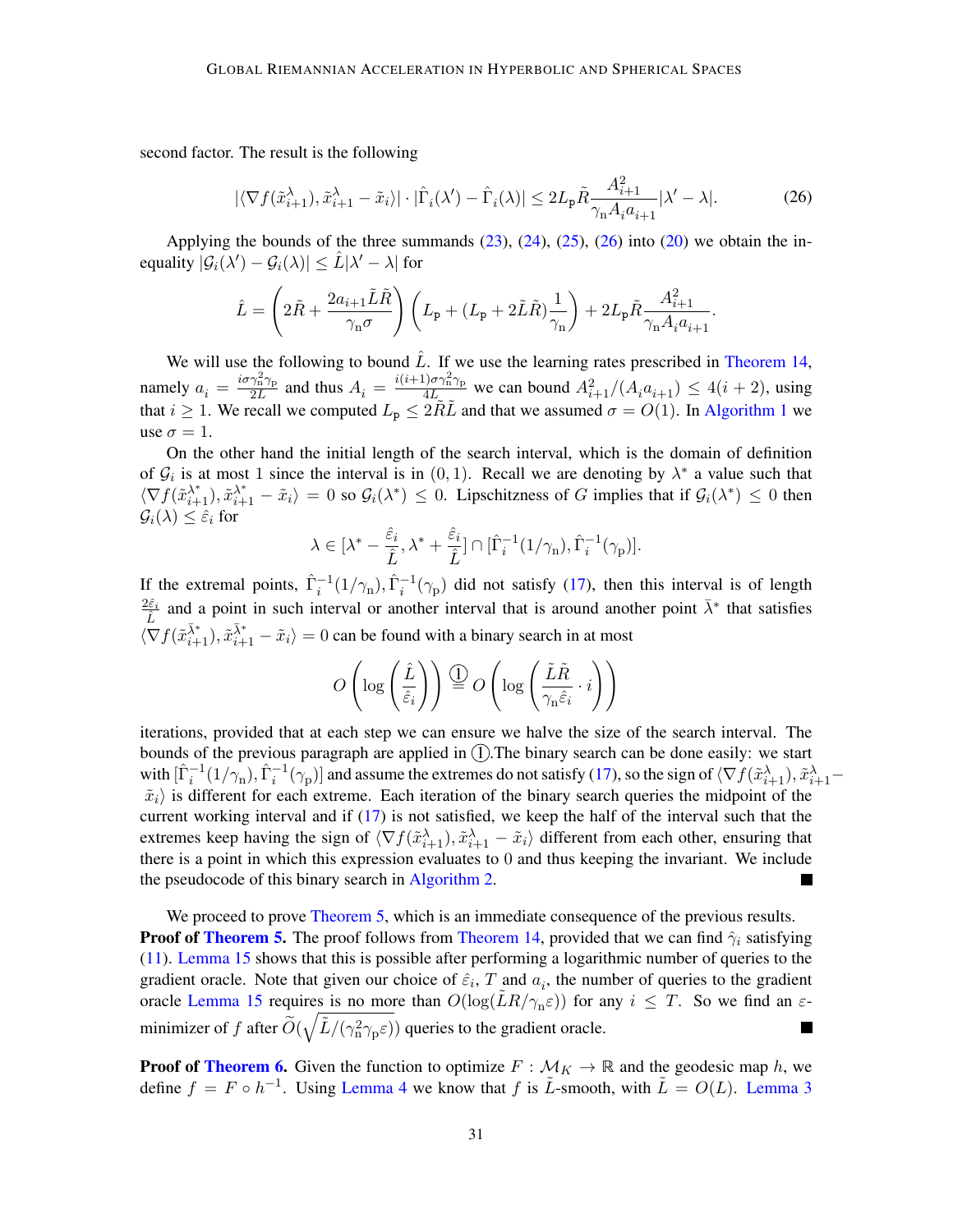second factor. The result is the following

$$|\langle \nabla f(\tilde{x}_{i+1}^{\lambda}), \tilde{x}_{i+1}^{\lambda} - \tilde{x}_i \rangle| \cdot |\hat{\Gamma}_i(\lambda') - \hat{\Gamma}_i(\lambda)| \leq 2L_{\mathrm{p}}\tilde{R}\frac{A_{i+1}^2}{\gamma_{\mathrm{n}} A_i a_{i+1}}|\lambda' - \lambda|. \tag{26}$$

Applying the bounds of the three summands (23), (24), (25), (26) into (20) we obtain the inequality $|\mathcal{G}_i(\lambda') - \mathcal{G}_i(\lambda)| \leq \hat{L}|\lambda' - \lambda|$ for

$$\hat{L} = \left(2\tilde{R} + \frac{2a_{i+1}\tilde{L}\tilde{R}}{\gamma_{\mathrm{n}}\sigma}\right)\left(L_{\mathrm{p}} + (L_{\mathrm{p}} + 2\tilde{L}\tilde{R})\frac{1}{\gamma_{\mathrm{n}}}\right) + 2L_{\mathrm{p}}\tilde{R}\frac{A_{i+1}^2}{\gamma_{\mathrm{n}} A_i a_{i+1}}.$$

We will use the following to bound $\hat{L}$. If we use the learning rates prescribed in Theorem 14, namely $a_i = \frac{i\sigma\gamma_{\mathrm{n}}^2\gamma_{\mathrm{p}}}{2L}$ and thus $A_i = \frac{i(i+1)\sigma\gamma_{\mathrm{n}}^2\gamma_{\mathrm{p}}}{4L}$ we can bound $A_{i+1}^2/(A_i a_{i+1}) \leq 4(i+2)$, using that $i \geq 1$. We recall we computed $L_{\mathrm{p}} \leq 2\tilde{R}\tilde{L}$ and that we assumed $\sigma = O(1)$. In Algorithm 1 we use $\sigma = 1$.

On the other hand the initial length of the search interval, which is the domain of definition of $\mathcal{G}_i$ is at most 1 since the interval is in $(0, 1)$. Recall we are denoting by $\lambda^*$ a value such that $\langle \nabla f(\tilde{x}_{i+1}^{\lambda^*}), \tilde{x}_{i+1}^{\lambda^*} - \tilde{x}_i \rangle = 0$ so $\mathcal{G}_i(\lambda^*) \leq 0$. Lipschitzness of $G$ implies that if $\mathcal{G}_i(\lambda^*) \leq 0$ then $\mathcal{G}_i(\lambda) \leq \hat{\varepsilon}_i$ for

$$\lambda \in [\lambda^* - \frac{\hat{\varepsilon}_i}{\hat{L}}, \lambda^* + \frac{\hat{\varepsilon}_i}{\hat{L}}] \cap [\hat{\Gamma}_i^{-1}(1/\gamma_{\mathrm{n}}), \hat{\Gamma}_i^{-1}(\gamma_{\mathrm{p}})].$$

If the extremal points, $\hat{\Gamma}_i^{-1}(1/\gamma_{\mathrm{n}}), \hat{\Gamma}_i^{-1}(\gamma_{\mathrm{p}})$ did not satisfy (17), then this interval is of length $\frac{2\hat{\varepsilon}_i}{\hat{L}}$ and a point in such interval or another interval that is around another point $\bar{\lambda}^*$ that satisfies $\langle \nabla f(\tilde{x}_{i+1}^{\bar{\lambda}^*}), \tilde{x}_{i+1}^{\bar{\lambda}^*} - \tilde{x}_i \rangle = 0$ can be found with a binary search in at most

$$O\left(\log\left(\frac{\hat{L}}{\hat{\varepsilon}_i}\right)\right) \overset{①}{=} O\left(\log\left(\frac{\tilde{L}\tilde{R}}{\gamma_{\mathrm{n}}\hat{\varepsilon}_i} \cdot i\right)\right)$$

iterations, provided that at each step we can ensure we halve the size of the search interval. The bounds of the previous paragraph are applied in ①.The binary search can be done easily: we start with $[\hat{\Gamma}_i^{-1}(1/\gamma_{\mathrm{n}}), \hat{\Gamma}_i^{-1}(\gamma_{\mathrm{p}})]$ and assume the extremes do not satisfy (17), so the sign of $\langle \nabla f(\tilde{x}_{i+1}^{\lambda}), \tilde{x}_{i+1}^{\lambda} - \tilde{x}_i \rangle$ is different for each extreme. Each iteration of the binary search queries the midpoint of the current working interval and if (17) is not satisfied, we keep the half of the interval such that the extremes keep having the sign of $\langle \nabla f(\tilde{x}_{i+1}^{\lambda}), \tilde{x}_{i+1}^{\lambda} - \tilde{x}_i \rangle$ different from each other, ensuring that there is a point in which this expression evaluates to 0 and thus keeping the invariant. We include the pseudocode of this binary search in Algorithm 2. ∎

We proceed to prove Theorem 5, which is an immediate consequence of the previous results.

**Proof of Theorem 5.** The proof follows from Theorem 14, provided that we can find $\hat{\gamma}_i$ satisfying (11). Lemma 15 shows that this is possible after performing a logarithmic number of queries to the gradient oracle. Note that given our choice of $\hat{\varepsilon}_i$, $T$ and $a_i$, the number of queries to the gradient oracle Lemma 15 requires is no more than $O(\log(\tilde{L}R/\gamma_{\mathrm{n}}\varepsilon))$ for any $i \leq T$. So we find an $\varepsilon$-minimizer of $f$ after $\widetilde{O}(\sqrt{\tilde{L}/(\gamma_{\mathrm{n}}^2\gamma_{\mathrm{p}}\varepsilon)})$ queries to the gradient oracle. ∎

**Proof of Theorem 6.** Given the function to optimize $F : \mathcal{M}_K \to \mathbb{R}$ and the geodesic map $h$, we define $f = F \circ h^{-1}$. Using Lemma 4 we know that $f$ is $\tilde{L}$-smooth, with $\tilde{L} = O(L)$. Lemma 3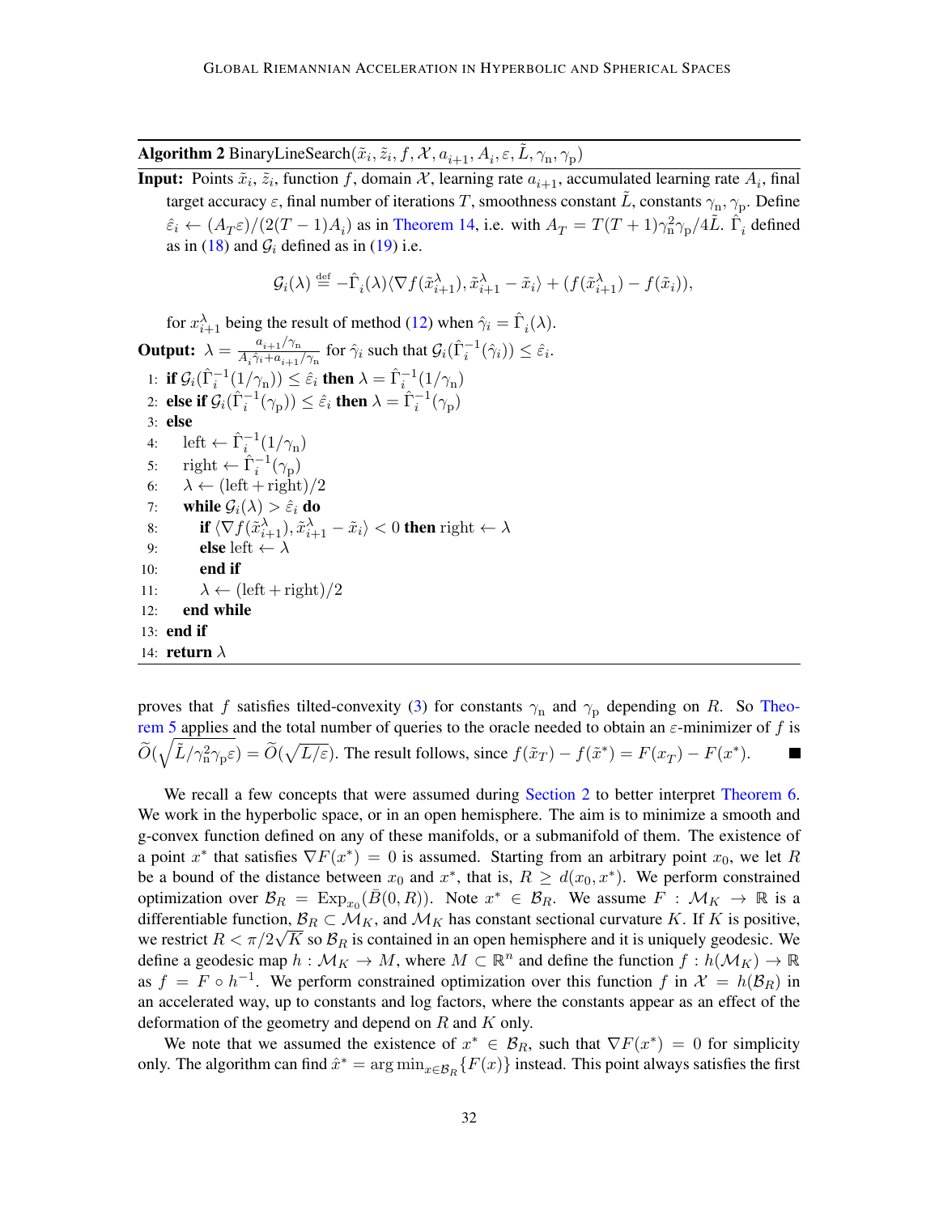**Algorithm 2** BinaryLineSearch($\tilde{x}_i, \tilde{z}_i, f, \mathcal{X}, a_{i+1}, A_i, \varepsilon, \tilde{L}, \gamma_{\mathrm{n}}, \gamma_{\mathrm{p}}$)

**Input:** Points $\tilde{x}_i$, $\tilde{z}_i$, function $f$, domain $\mathcal{X}$, learning rate $a_{i+1}$, accumulated learning rate $A_i$, final target accuracy $\varepsilon$, final number of iterations $T$, smoothness constant $\tilde{L}$, constants $\gamma_{\mathrm{n}}, \gamma_{\mathrm{p}}$. Define $\hat{\varepsilon}_i \leftarrow (A_T\varepsilon)/(2(T-1)A_i)$ as in Theorem 14, i.e. with $A_T = T(T+1)\gamma_{\mathrm{n}}^2\gamma_{\mathrm{p}}/4\tilde{L}$. $\hat{\Gamma}_i$ defined as in (18) and $\mathcal{G}_i$ defined as in (19) i.e.

$$\mathcal{G}_i(\lambda) \stackrel{\text{def}}{=} -\hat{\Gamma}_i(\lambda)\langle \nabla f(\tilde{x}_{i+1}^\lambda), \tilde{x}_{i+1}^\lambda - \tilde{x}_i\rangle + (f(\tilde{x}_{i+1}^\lambda) - f(\tilde{x}_i)),$$

for $x_{i+1}^\lambda$ being the result of method (12) when $\hat{\gamma}_i = \hat{\Gamma}_i(\lambda)$.

**Output:** $\lambda = \frac{a_{i+1}/\gamma_{\mathrm{n}}}{A_i\hat{\gamma}_i + a_{i+1}/\gamma_{\mathrm{n}}}$ for $\hat{\gamma}_i$ such that $\mathcal{G}_i(\hat{\Gamma}_i^{-1}(\hat{\gamma}_i)) \leq \hat{\varepsilon}_i$.

1: **if** $\mathcal{G}_i(\hat{\Gamma}_i^{-1}(1/\gamma_{\mathrm{n}})) \leq \hat{\varepsilon}_i$ **then** $\lambda = \hat{\Gamma}_i^{-1}(1/\gamma_{\mathrm{n}})$
2: **else if** $\mathcal{G}_i(\hat{\Gamma}_i^{-1}(\gamma_{\mathrm{p}})) \leq \hat{\varepsilon}_i$ **then** $\lambda = \hat{\Gamma}_i^{-1}(\gamma_{\mathrm{p}})$
3: **else**
4: left $\leftarrow \hat{\Gamma}_i^{-1}(1/\gamma_{\mathrm{n}})$
5: right $\leftarrow \hat{\Gamma}_i^{-1}(\gamma_{\mathrm{p}})$
6: $\lambda \leftarrow (\text{left} + \text{right})/2$
7: **while** $\mathcal{G}_i(\lambda) > \hat{\varepsilon}_i$ **do**
8: **if** $\langle \nabla f(\tilde{x}_{i+1}^\lambda), \tilde{x}_{i+1}^\lambda - \tilde{x}_i\rangle < 0$ **then** right $\leftarrow \lambda$
9: **else** left $\leftarrow \lambda$
10: **end if**
11: $\lambda \leftarrow (\text{left} + \text{right})/2$
12: **end while**
13: **end if**
14: **return** $\lambda$

proves that $f$ satisfies tilted-convexity (3) for constants $\gamma_{\mathrm{n}}$ and $\gamma_{\mathrm{p}}$ depending on $R$. So Theorem 5 applies and the total number of queries to the oracle needed to obtain an $\varepsilon$-minimizer of $f$ is $\widetilde{O}(\sqrt{\tilde{L}/\gamma_{\mathrm{n}}^2\gamma_{\mathrm{p}}\varepsilon}) = \widetilde{O}(\sqrt{L/\varepsilon})$. The result follows, since $f(\tilde{x}_T) - f(\tilde{x}^*) = F(x_T) - F(x^*)$. ∎

We recall a few concepts that were assumed during Section 2 to better interpret Theorem 6. We work in the hyperbolic space, or in an open hemisphere. The aim is to minimize a smooth and g-convex function defined on any of these manifolds, or a submanifold of them. The existence of a point $x^*$ that satisfies $\nabla F(x^*) = 0$ is assumed. Starting from an arbitrary point $x_0$, we let $R$ be a bound of the distance between $x_0$ and $x^*$, that is, $R \geq d(x_0, x^*)$. We perform constrained optimization over $\mathcal{B}_R = \operatorname{Exp}_{x_0}(\bar{B}(0, R))$. Note $x^* \in \mathcal{B}_R$. We assume $F : \mathcal{M}_K \to \mathbb{R}$ is a differentiable function, $\mathcal{B}_R \subset \mathcal{M}_K$, and $\mathcal{M}_K$ has constant sectional curvature $K$. If $K$ is positive, we restrict $R < \pi/2\sqrt{K}$ so $\mathcal{B}_R$ is contained in an open hemisphere and it is uniquely geodesic. We define a geodesic map $h : \mathcal{M}_K \to M$, where $M \subset \mathbb{R}^n$ and define the function $f : h(\mathcal{M}_K) \to \mathbb{R}$ as $f = F \circ h^{-1}$. We perform constrained optimization over this function $f$ in $\mathcal{X} = h(\mathcal{B}_R)$ in an accelerated way, up to constants and log factors, where the constants appear as an effect of the deformation of the geometry and depend on $R$ and $K$ only.

We note that we assumed the existence of $x^* \in \mathcal{B}_R$, such that $\nabla F(x^*) = 0$ for simplicity only. The algorithm can find $\hat{x}^* = \arg\min_{x\in\mathcal{B}_R}\{F(x)\}$ instead. This point always satisfies the first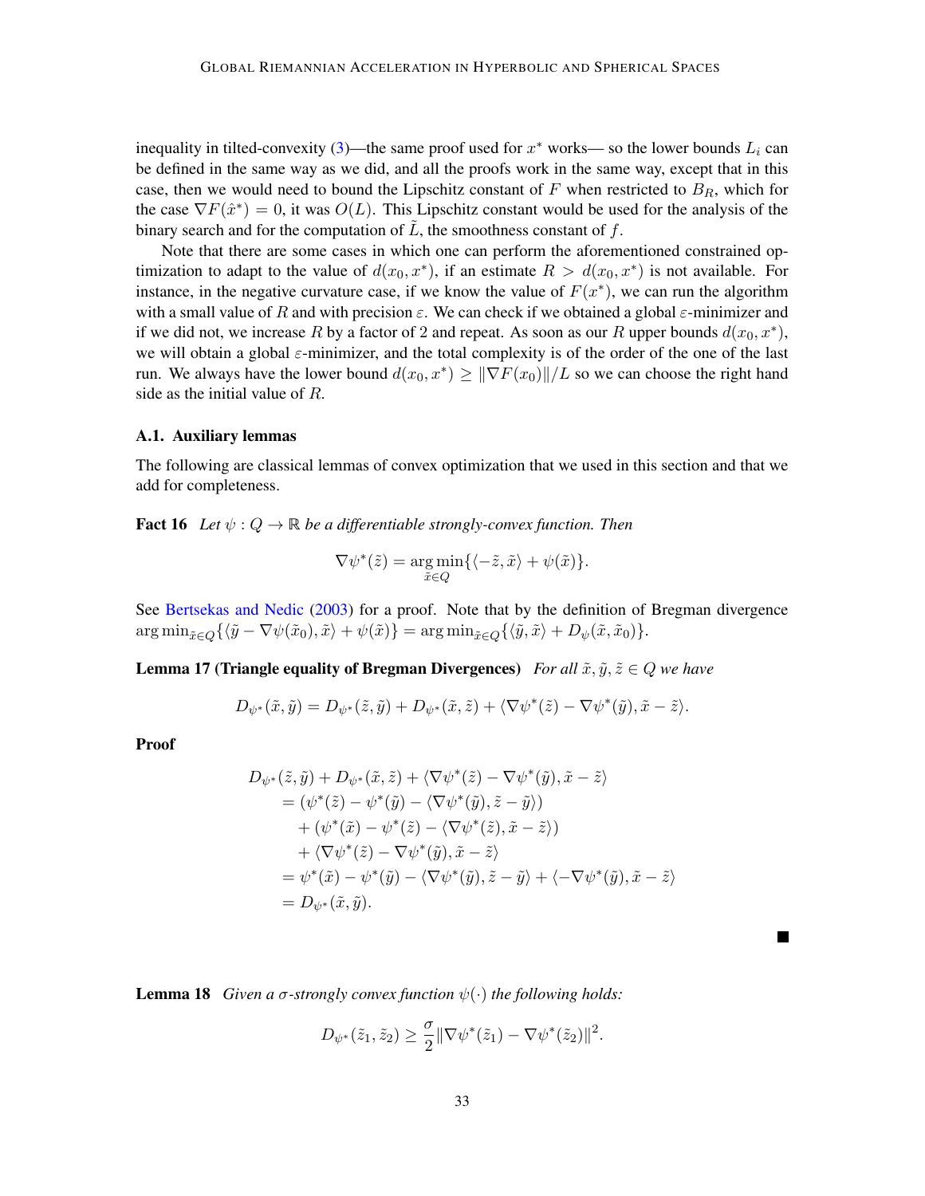inequality in tilted-convexity (3)—the same proof used for $x^*$ works— so the lower bounds $L_i$ can be defined in the same way as we did, and all the proofs work in the same way, except that in this case, then we would need to bound the Lipschitz constant of $F$ when restricted to $B_R$, which for the case $\nabla F(\hat{x}^*) = 0$, it was $O(L)$. This Lipschitz constant would be used for the analysis of the binary search and for the computation of $\tilde{L}$, the smoothness constant of $f$.

Note that there are some cases in which one can perform the aforementioned constrained optimization to adapt to the value of $d(x_0, x^*)$, if an estimate $R > d(x_0, x^*)$ is not available. For instance, in the negative curvature case, if we know the value of $F(x^*)$, we can run the algorithm with a small value of $R$ and with precision $\varepsilon$. We can check if we obtained a global $\varepsilon$-minimizer and if we did not, we increase $R$ by a factor of 2 and repeat. As soon as our $R$ upper bounds $d(x_0, x^*)$, we will obtain a global $\varepsilon$-minimizer, and the total complexity is of the order of the one of the last run. We always have the lower bound $d(x_0, x^*) \geq \|\nabla F(x_0)\|/L$ so we can choose the right hand side as the initial value of $R$.

### A.1. Auxiliary lemmas

The following are classical lemmas of convex optimization that we used in this section and that we add for completeness.

**Fact 16** *Let $\psi : Q \to \mathbb{R}$ be a differentiable strongly-convex function. Then*

$$\nabla \psi^*(\tilde{z}) = \operatorname*{arg\,min}_{\tilde{x} \in Q} \{ \langle -\tilde{z}, \tilde{x} \rangle + \psi(\tilde{x}) \}.$$

See Bertsekas and Nedic (2003) for a proof. Note that by the definition of Bregman divergence $\arg\min_{\tilde{x}\in Q}\{\langle \tilde{y} - \nabla\psi(\tilde{x}_0), \tilde{x}\rangle + \psi(\tilde{x})\} = \arg\min_{\tilde{x}\in Q}\{\langle \tilde{y}, \tilde{x}\rangle + D_\psi(\tilde{x}, \tilde{x}_0)\}$.

**Lemma 17 (Triangle equality of Bregman Divergences)** *For all $\tilde{x}, \tilde{y}, \tilde{z} \in Q$ we have*

$$D_{\psi^*}(\tilde{x}, \tilde{y}) = D_{\psi^*}(\tilde{z}, \tilde{y}) + D_{\psi^*}(\tilde{x}, \tilde{z}) + \langle \nabla\psi^*(\tilde{z}) - \nabla\psi^*(\tilde{y}), \tilde{x} - \tilde{z} \rangle.$$

**Proof**

$$\begin{aligned}
&D_{\psi^*}(\tilde{z}, \tilde{y}) + D_{\psi^*}(\tilde{x}, \tilde{z}) + \langle \nabla\psi^*(\tilde{z}) - \nabla\psi^*(\tilde{y}), \tilde{x} - \tilde{z} \rangle \\
&= (\psi^*(\tilde{z}) - \psi^*(\tilde{y}) - \langle \nabla\psi^*(\tilde{y}), \tilde{z} - \tilde{y} \rangle) \\
&\quad + (\psi^*(\tilde{x}) - \psi^*(\tilde{z}) - \langle \nabla\psi^*(\tilde{z}), \tilde{x} - \tilde{z} \rangle) \\
&\quad + \langle \nabla\psi^*(\tilde{z}) - \nabla\psi^*(\tilde{y}), \tilde{x} - \tilde{z} \rangle \\
&= \psi^*(\tilde{x}) - \psi^*(\tilde{y}) - \langle \nabla\psi^*(\tilde{y}), \tilde{z} - \tilde{y} \rangle + \langle -\nabla\psi^*(\tilde{y}), \tilde{x} - \tilde{z} \rangle \\
&= D_{\psi^*}(\tilde{x}, \tilde{y}).
\end{aligned}$$

■

**Lemma 18** *Given a $\sigma$-strongly convex function $\psi(\cdot)$ the following holds:*

$$D_{\psi^*}(\tilde{z}_1, \tilde{z}_2) \geq \frac{\sigma}{2} \|\nabla\psi^*(\tilde{z}_1) - \nabla\psi^*(\tilde{z}_2)\|^2.$$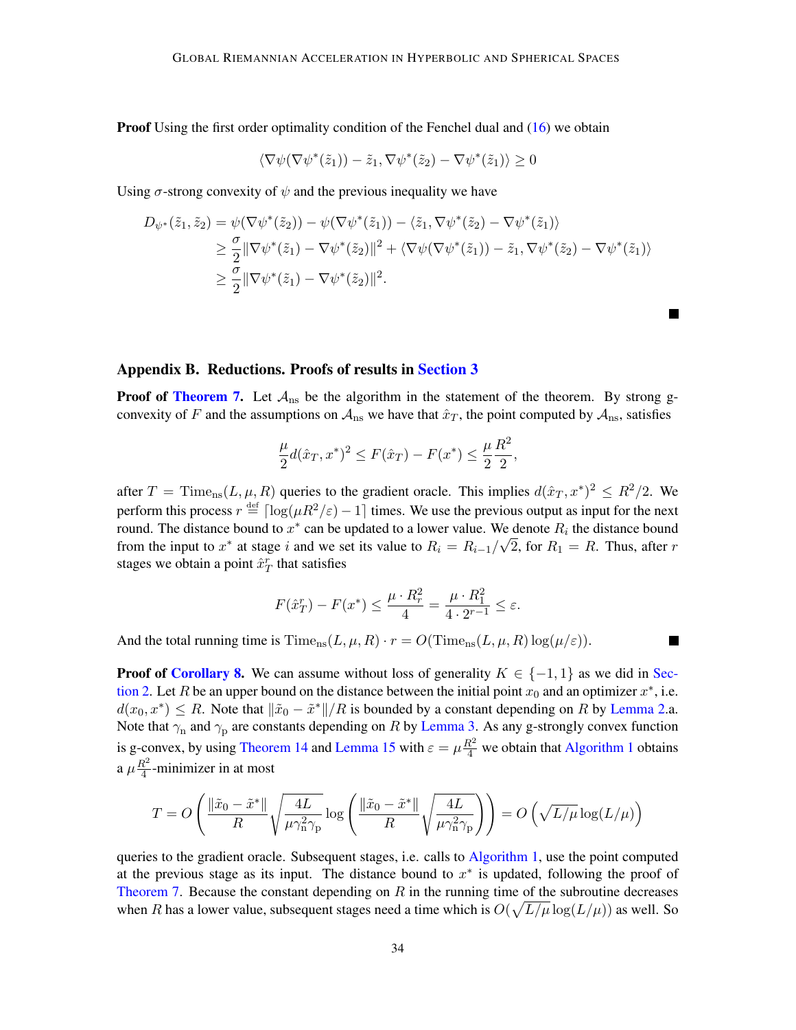**Proof** Using the first order optimality condition of the Fenchel dual and (16) we obtain

$$\langle \nabla\psi(\nabla\psi^*(\tilde{z}_1)) - \tilde{z}_1, \nabla\psi^*(\tilde{z}_2) - \nabla\psi^*(\tilde{z}_1)\rangle \geq 0$$

Using $\sigma$-strong convexity of $\psi$ and the previous inequality we have

$$\begin{aligned}
D_{\psi^*}(\tilde{z}_1, \tilde{z}_2) &= \psi(\nabla\psi^*(\tilde{z}_2)) - \psi(\nabla\psi^*(\tilde{z}_1)) - \langle \tilde{z}_1, \nabla\psi^*(\tilde{z}_2) - \nabla\psi^*(\tilde{z}_1)\rangle \\
&\geq \frac{\sigma}{2}\|\nabla\psi^*(\tilde{z}_1) - \nabla\psi^*(\tilde{z}_2)\|^2 + \langle \nabla\psi(\nabla\psi^*(\tilde{z}_1)) - \tilde{z}_1, \nabla\psi^*(\tilde{z}_2) - \nabla\psi^*(\tilde{z}_1)\rangle \\
&\geq \frac{\sigma}{2}\|\nabla\psi^*(\tilde{z}_1) - \nabla\psi^*(\tilde{z}_2)\|^2.
\end{aligned}$$

■

## Appendix B. Reductions. Proofs of results in Section 3

**Proof of Theorem 7.** Let $\mathcal{A}_{\text{ns}}$ be the algorithm in the statement of the theorem. By strong g-convexity of $F$ and the assumptions on $\mathcal{A}_{\text{ns}}$ we have that $\hat{x}_T$, the point computed by $\mathcal{A}_{\text{ns}}$, satisfies

$$\frac{\mu}{2}d(\hat{x}_T, x^*)^2 \leq F(\hat{x}_T) - F(x^*) \leq \frac{\mu}{2}\frac{R^2}{2},$$

after $T = \text{Time}_{\text{ns}}(L, \mu, R)$ queries to the gradient oracle. This implies $d(\hat{x}_T, x^*)^2 \leq R^2/2$. We perform this process $r \stackrel{\text{def}}{=} \lceil \log(\mu R^2/\varepsilon) - 1 \rceil$ times. We use the previous output as input for the next round. The distance bound to $x^*$ can be updated to a lower value. We denote $R_i$ the distance bound from the input to $x^*$ at stage $i$ and we set its value to $R_i = R_{i-1}/\sqrt{2}$, for $R_1 = R$. Thus, after $r$ stages we obtain a point $\hat{x}_T^r$ that satisfies

$$F(\hat{x}_T^r) - F(x^*) \leq \frac{\mu \cdot R_r^2}{4} = \frac{\mu \cdot R_1^2}{4 \cdot 2^{r-1}} \leq \varepsilon.$$

And the total running time is $\text{Time}_{\text{ns}}(L, \mu, R) \cdot r = O(\text{Time}_{\text{ns}}(L, \mu, R)\log(\mu/\varepsilon))$. ■

**Proof of Corollary 8.** We can assume without loss of generality $K \in \{-1, 1\}$ as we did in Section 2. Let $R$ be an upper bound on the distance between the initial point $x_0$ and an optimizer $x^*$, i.e. $d(x_0, x^*) \leq R$. Note that $\|\tilde{x}_0 - \tilde{x}^*\|/R$ is bounded by a constant depending on $R$ by Lemma 2.a. Note that $\gamma_{\text{n}}$ and $\gamma_{\text{p}}$ are constants depending on $R$ by Lemma 3. As any g-strongly convex function is g-convex, by using Theorem 14 and Lemma 15 with $\varepsilon = \mu\frac{R^2}{4}$ we obtain that Algorithm 1 obtains a $\mu\frac{R^2}{4}$-minimizer in at most

$$T = O\left(\frac{\|\tilde{x}_0 - \tilde{x}^*\|}{R}\sqrt{\frac{4L}{\mu\gamma_{\text{n}}^2\gamma_{\text{p}}}}\log\left(\frac{\|\tilde{x}_0 - \tilde{x}^*\|}{R}\sqrt{\frac{4L}{\mu\gamma_{\text{n}}^2\gamma_{\text{p}}}}\right)\right) = O\left(\sqrt{L/\mu}\log(L/\mu)\right)$$

queries to the gradient oracle. Subsequent stages, i.e. calls to Algorithm 1, use the point computed at the previous stage as its input. The distance bound to $x^*$ is updated, following the proof of Theorem 7. Because the constant depending on $R$ in the running time of the subroutine decreases when $R$ has a lower value, subsequent stages need a time which is $O(\sqrt{L/\mu}\log(L/\mu))$ as well. So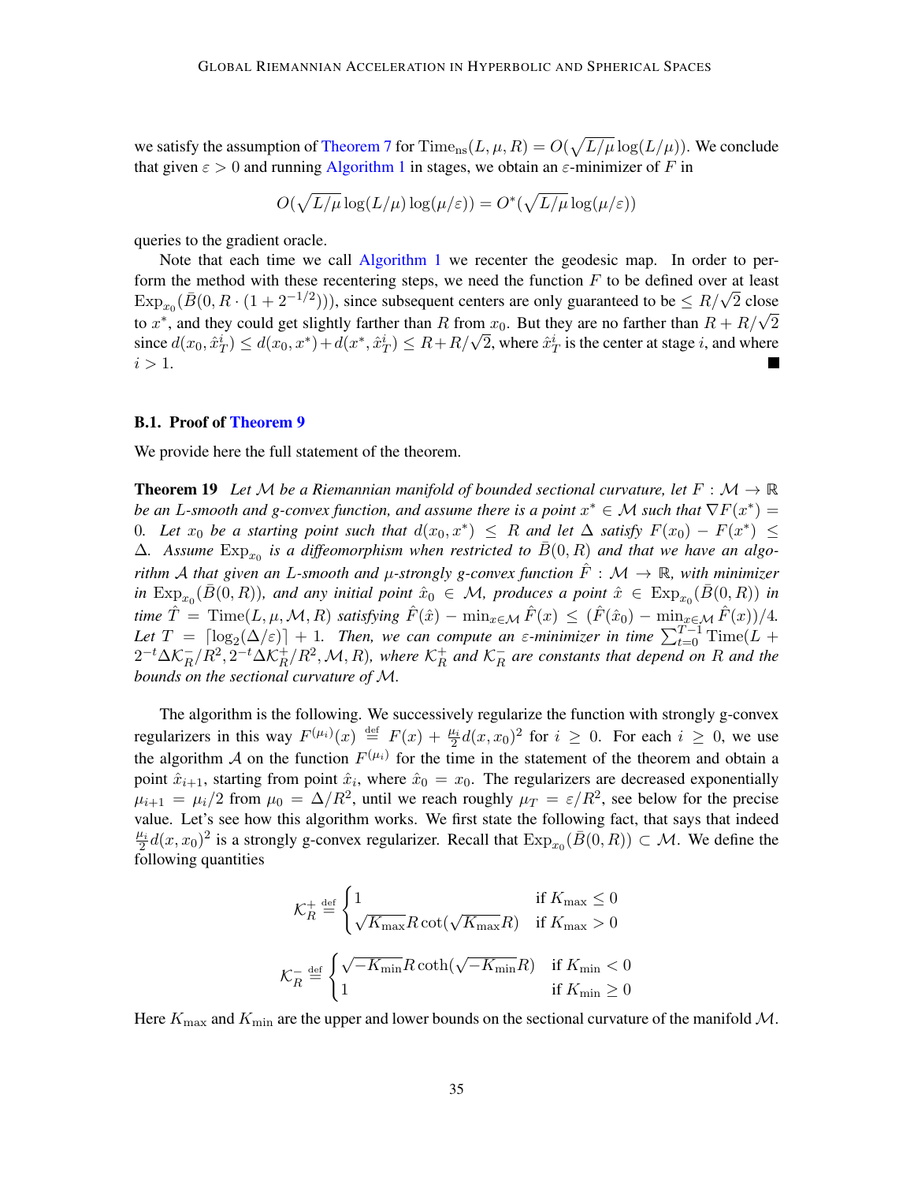we satisfy the assumption of Theorem 7 for $\mathrm{Time}_{\mathrm{ns}}(L, \mu, R) = O(\sqrt{L/\mu}\log(L/\mu))$. We conclude that given $\varepsilon > 0$ and running Algorithm 1 in stages, we obtain an $\varepsilon$-minimizer of $F$ in

$$O(\sqrt{L/\mu}\log(L/\mu)\log(\mu/\varepsilon)) = O^*(\sqrt{L/\mu}\log(\mu/\varepsilon))$$

queries to the gradient oracle.

Note that each time we call Algorithm 1 we recenter the geodesic map. In order to perform the method with these recentering steps, we need the function $F$ to be defined over at least $\mathrm{Exp}_{x_0}(\bar{B}(0, R \cdot (1 + 2^{-1/2})))$, since subsequent centers are only guaranteed to be $\leq R/\sqrt{2}$ close to $x^*$, and they could get slightly farther than $R$ from $x_0$. But they are no farther than $R + R/\sqrt{2}$ since $d(x_0, \hat{x}_T^i) \leq d(x_0, x^*) + d(x^*, \hat{x}_T^i) \leq R + R/\sqrt{2}$, where $\hat{x}_T^i$ is the center at stage $i$, and where $i > 1$. ∎

### B.1. Proof of Theorem 9

We provide here the full statement of the theorem.

**Theorem 19** *Let $\mathcal{M}$ be a Riemannian manifold of bounded sectional curvature, let $F : \mathcal{M} \to \mathbb{R}$ be an $L$-smooth and g-convex function, and assume there is a point $x^* \in \mathcal{M}$ such that $\nabla F(x^*) = 0$. Let $x_0$ be a starting point such that $d(x_0, x^*) \leq R$ and let $\Delta$ satisfy $F(x_0) - F(x^*) \leq \Delta$. Assume $\mathrm{Exp}_{x_0}$ is a diffeomorphism when restricted to $\bar{B}(0, R)$ and that we have an algorithm $\mathcal{A}$ that given an $L$-smooth and $\mu$-strongly g-convex function $\hat{F} : \mathcal{M} \to \mathbb{R}$, with minimizer in $\mathrm{Exp}_{x_0}(\bar{B}(0, R))$, and any initial point $\hat{x}_0 \in \mathcal{M}$, produces a point $\hat{x} \in \mathrm{Exp}_{x_0}(\bar{B}(0, R))$ in time $\hat{T} = \mathrm{Time}(L, \mu, \mathcal{M}, R)$ satisfying $\hat{F}(\hat{x}) - \min_{x \in \mathcal{M}} \hat{F}(x) \leq (\hat{F}(\hat{x}_0) - \min_{x \in \mathcal{M}} \hat{F}(x))/4$. Let $T = \lceil \log_2(\Delta/\varepsilon) \rceil + 1$. Then, we can compute an $\varepsilon$-minimizer in time $\sum_{t=0}^{T-1} \mathrm{Time}(L + 2^{-t}\Delta\mathcal{K}_R^-/R^2, 2^{-t}\Delta\mathcal{K}_R^+/R^2, \mathcal{M}, R)$, where $\mathcal{K}_R^+$ and $\mathcal{K}_R^-$ are constants that depend on $R$ and the bounds on the sectional curvature of $\mathcal{M}$.*

The algorithm is the following. We successively regularize the function with strongly g-convex regularizers in this way $F^{(\mu_i)}(x) \stackrel{\mathrm{def}}{=} F(x) + \frac{\mu_i}{2} d(x, x_0)^2$ for $i \geq 0$. For each $i \geq 0$, we use the algorithm $\mathcal{A}$ on the function $F^{(\mu_i)}$ for the time in the statement of the theorem and obtain a point $\hat{x}_{i+1}$, starting from point $\hat{x}_i$, where $\hat{x}_0 = x_0$. The regularizers are decreased exponentially $\mu_{i+1} = \mu_i/2$ from $\mu_0 = \Delta/R^2$, until we reach roughly $\mu_T = \varepsilon/R^2$, see below for the precise value. Let's see how this algorithm works. We first state the following fact, that says that indeed $\frac{\mu_i}{2} d(x, x_0)^2$ is a strongly g-convex regularizer. Recall that $\mathrm{Exp}_{x_0}(\bar{B}(0, R)) \subset \mathcal{M}$. We define the following quantities

$$\mathcal{K}_R^+ \stackrel{\mathrm{def}}{=} \begin{cases} 1 & \text{if } K_{\max} \leq 0 \\ \sqrt{K_{\max}} R \cot(\sqrt{K_{\max}} R) & \text{if } K_{\max} > 0 \end{cases}$$

$$\mathcal{K}_R^- \stackrel{\mathrm{def}}{=} \begin{cases} \sqrt{-K_{\min}} R \coth(\sqrt{-K_{\min}} R) & \text{if } K_{\min} < 0 \\ 1 & \text{if } K_{\min} \geq 0 \end{cases}$$

Here $K_{\max}$ and $K_{\min}$ are the upper and lower bounds on the sectional curvature of the manifold $\mathcal{M}$.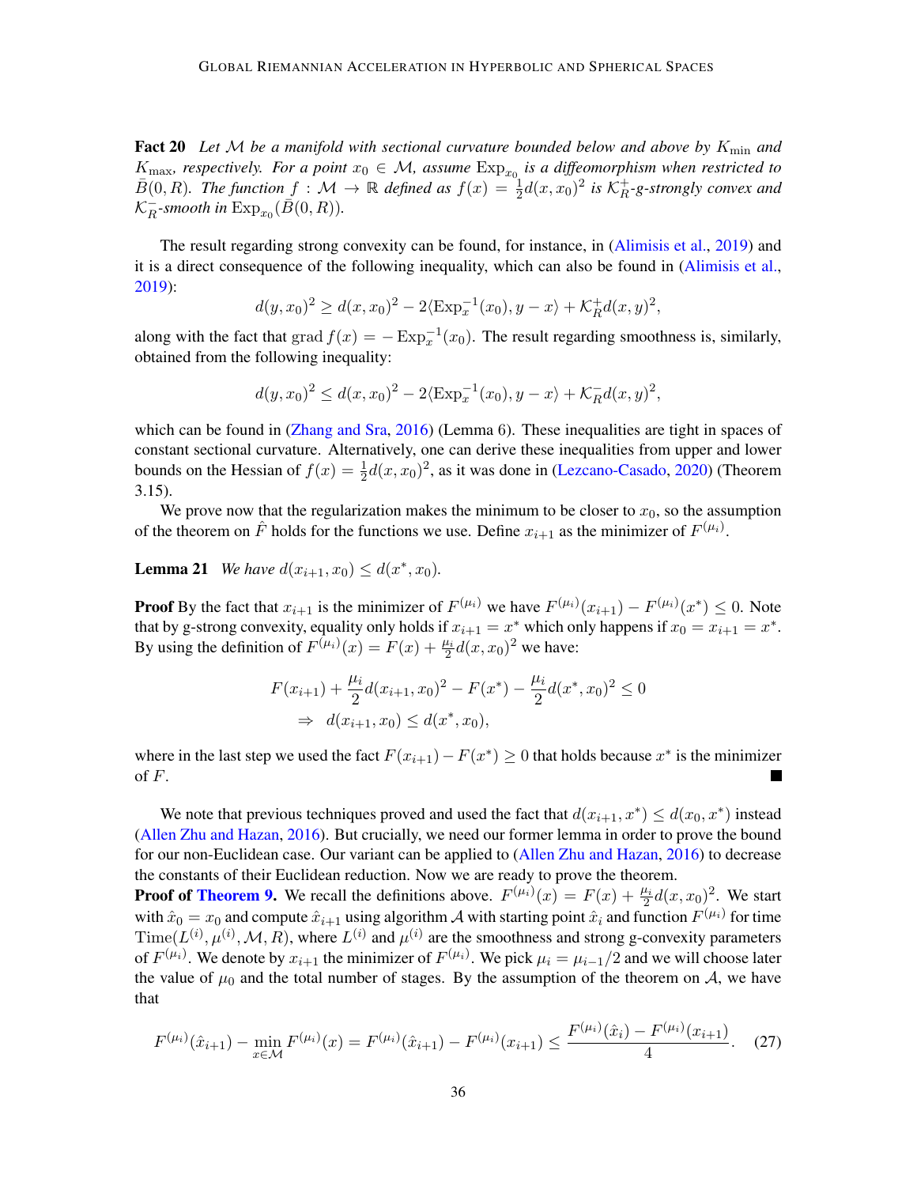**Fact 20** *Let $\mathcal{M}$ be a manifold with sectional curvature bounded below and above by $K_{\min}$ and $K_{\max}$, respectively. For a point $x_0 \in \mathcal{M}$, assume $\operatorname{Exp}_{x_0}$ is a diffeomorphism when restricted to $\bar{B}(0, R)$. The function $f : \mathcal{M} \to \mathbb{R}$ defined as $f(x) = \frac{1}{2}d(x, x_0)^2$ is $\mathcal{K}_R^+$-g-strongly convex and $\mathcal{K}_R^-$-smooth in $\operatorname{Exp}_{x_0}(\bar{B}(0, R))$.*

The result regarding strong convexity can be found, for instance, in (Alimisis et al., 2019) and it is a direct consequence of the following inequality, which can also be found in (Alimisis et al., 2019):

$$d(y, x_0)^2 \geq d(x, x_0)^2 - 2\langle \operatorname{Exp}_x^{-1}(x_0), y - x\rangle + \mathcal{K}_R^+ d(x, y)^2,$$

along with the fact that $\operatorname{grad} f(x) = -\operatorname{Exp}_x^{-1}(x_0)$. The result regarding smoothness is, similarly, obtained from the following inequality:

$$d(y, x_0)^2 \leq d(x, x_0)^2 - 2\langle \operatorname{Exp}_x^{-1}(x_0), y - x\rangle + \mathcal{K}_R^- d(x, y)^2,$$

which can be found in (Zhang and Sra, 2016) (Lemma 6). These inequalities are tight in spaces of constant sectional curvature. Alternatively, one can derive these inequalities from upper and lower bounds on the Hessian of $f(x) = \frac{1}{2}d(x, x_0)^2$, as it was done in (Lezcano-Casado, 2020) (Theorem 3.15).

We prove now that the regularization makes the minimum to be closer to $x_0$, so the assumption of the theorem on $\hat{F}$ holds for the functions we use. Define $x_{i+1}$ as the minimizer of $F^{(\mu_i)}$.

**Lemma 21** *We have $d(x_{i+1}, x_0) \leq d(x^*, x_0)$.*

**Proof** By the fact that $x_{i+1}$ is the minimizer of $F^{(\mu_i)}$ we have $F^{(\mu_i)}(x_{i+1}) - F^{(\mu_i)}(x^*) \leq 0$. Note that by g-strong convexity, equality only holds if $x_{i+1} = x^*$ which only happens if $x_0 = x_{i+1} = x^*$. By using the definition of $F^{(\mu_i)}(x) = F(x) + \frac{\mu_i}{2}d(x, x_0)^2$ we have:

$$\begin{aligned}
&F(x_{i+1}) + \frac{\mu_i}{2}d(x_{i+1}, x_0)^2 - F(x^*) - \frac{\mu_i}{2}d(x^*, x_0)^2 \leq 0 \\
&\quad\Rightarrow \quad d(x_{i+1}, x_0) \leq d(x^*, x_0),
\end{aligned}$$

where in the last step we used the fact $F(x_{i+1}) - F(x^*) \geq 0$ that holds because $x^*$ is the minimizer of $F$. ■

We note that previous techniques proved and used the fact that $d(x_{i+1}, x^*) \leq d(x_0, x^*)$ instead (Allen Zhu and Hazan, 2016). But crucially, we need our former lemma in order to prove the bound for our non-Euclidean case. Our variant can be applied to (Allen Zhu and Hazan, 2016) to decrease the constants of their Euclidean reduction. Now we are ready to prove the theorem.

**Proof of Theorem 9.** We recall the definitions above. $F^{(\mu_i)}(x) = F(x) + \frac{\mu_i}{2}d(x, x_0)^2$. We start with $\hat{x}_0 = x_0$ and compute $\hat{x}_{i+1}$ using algorithm $\mathcal{A}$ with starting point $\hat{x}_i$ and function $F^{(\mu_i)}$ for time $\operatorname{Time}(L^{(i)}, \mu^{(i)}, \mathcal{M}, R)$, where $L^{(i)}$ and $\mu^{(i)}$ are the smoothness and strong g-convexity parameters of $F^{(\mu_i)}$. We denote by $x_{i+1}$ the minimizer of $F^{(\mu_i)}$. We pick $\mu_i = \mu_{i-1}/2$ and we will choose later the value of $\mu_0$ and the total number of stages. By the assumption of the theorem on $\mathcal{A}$, we have that

$$F^{(\mu_i)}(\hat{x}_{i+1}) - \min_{x\in\mathcal{M}} F^{(\mu_i)}(x) = F^{(\mu_i)}(\hat{x}_{i+1}) - F^{(\mu_i)}(x_{i+1}) \leq \frac{F^{(\mu_i)}(\hat{x}_i) - F^{(\mu_i)}(x_{i+1})}{4}. \tag{27}$$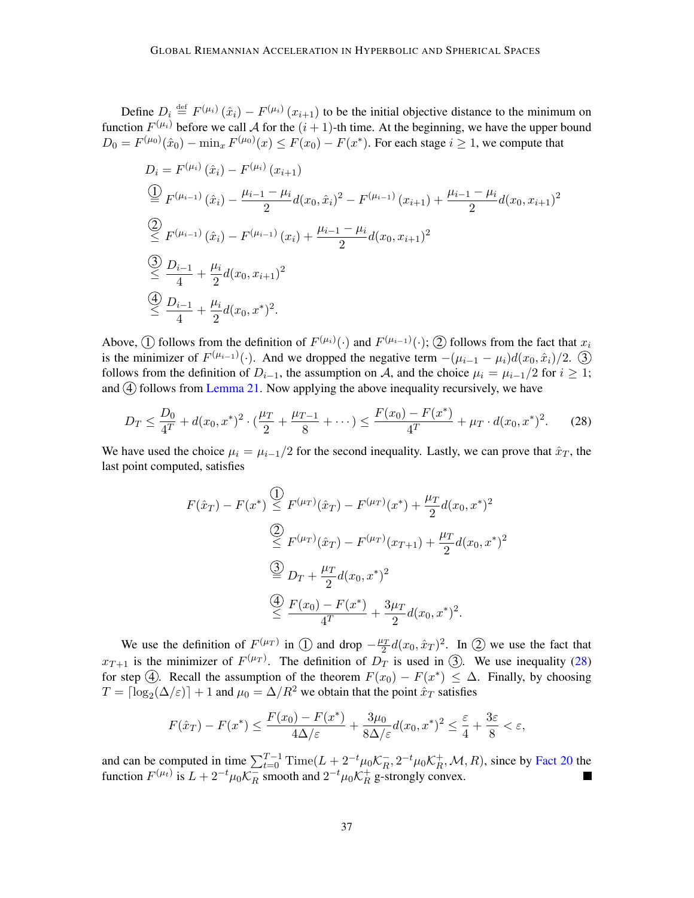Define $D_i \stackrel{\text{def}}{=} F^{(\mu_i)}(\hat{x}_i) - F^{(\mu_i)}(x_{i+1})$ to be the initial objective distance to the minimum on function $F^{(\mu_i)}$ before we call $\mathcal{A}$ for the $(i+1)$-th time. At the beginning, we have the upper bound $D_0 = F^{(\mu_0)}(\hat{x}_0) - \min_x F^{(\mu_0)}(x) \leq F(x_0) - F(x^*)$. For each stage $i \geq 1$, we compute that

$$
\begin{aligned}
D_i &= F^{(\mu_i)}(\hat{x}_i) - F^{(\mu_i)}(x_{i+1}) \\
&\overset{①}{=} F^{(\mu_{i-1})}(\hat{x}_i) - \frac{\mu_{i-1} - \mu_i}{2} d(x_0, \hat{x}_i)^2 - F^{(\mu_{i-1})}(x_{i+1}) + \frac{\mu_{i-1} - \mu_i}{2} d(x_0, x_{i+1})^2 \\
&\overset{②}{\leq} F^{(\mu_{i-1})}(\hat{x}_i) - F^{(\mu_{i-1})}(x_i) + \frac{\mu_{i-1} - \mu_i}{2} d(x_0, x_{i+1})^2 \\
&\overset{③}{\leq} \frac{D_{i-1}}{4} + \frac{\mu_i}{2} d(x_0, x_{i+1})^2 \\
&\overset{④}{\leq} \frac{D_{i-1}}{4} + \frac{\mu_i}{2} d(x_0, x^*)^2.
\end{aligned}
$$

Above, ① follows from the definition of $F^{(\mu_i)}(\cdot)$ and $F^{(\mu_{i-1})}(\cdot)$; ② follows from the fact that $x_i$ is the minimizer of $F^{(\mu_{i-1})}(\cdot)$. And we dropped the negative term $-(\mu_{i-1} - \mu_i) d(x_0, \hat{x}_i)/2$. ③ follows from the definition of $D_{i-1}$, the assumption on $\mathcal{A}$, and the choice $\mu_i = \mu_{i-1}/2$ for $i \geq 1$; and ④ follows from Lemma 21. Now applying the above inequality recursively, we have

$$
D_T \leq \frac{D_0}{4^T} + d(x_0, x^*)^2 \cdot \left(\frac{\mu_T}{2} + \frac{\mu_{T-1}}{8} + \cdots\right) \leq \frac{F(x_0) - F(x^*)}{4^T} + \mu_T \cdot d(x_0, x^*)^2. \tag{28}
$$

We have used the choice $\mu_i = \mu_{i-1}/2$ for the second inequality. Lastly, we can prove that $\hat{x}_T$, the last point computed, satisfies

$$
\begin{aligned}
F(\hat{x}_T) - F(x^*) &\overset{①}{\leq} F^{(\mu_T)}(\hat{x}_T) - F^{(\mu_T)}(x^*) + \frac{\mu_T}{2} d(x_0, x^*)^2 \\
&\overset{②}{\leq} F^{(\mu_T)}(\hat{x}_T) - F^{(\mu_T)}(x_{T+1}) + \frac{\mu_T}{2} d(x_0, x^*)^2 \\
&\overset{③}{=} D_T + \frac{\mu_T}{2} d(x_0, x^*)^2 \\
&\overset{④}{\leq} \frac{F(x_0) - F(x^*)}{4^T} + \frac{3\mu_T}{2} d(x_0, x^*)^2.
\end{aligned}
$$

We use the definition of $F^{(\mu_T)}$ in ① and drop $-\frac{\mu_T}{2} d(x_0, \hat{x}_T)^2$. In ② we use the fact that $x_{T+1}$ is the minimizer of $F^{(\mu_T)}$. The definition of $D_T$ is used in ③. We use inequality (28) for step ④. Recall the assumption of the theorem $F(x_0) - F(x^*) \leq \Delta$. Finally, by choosing $T = \lceil \log_2(\Delta/\varepsilon) \rceil + 1$ and $\mu_0 = \Delta/R^2$ we obtain that the point $\hat{x}_T$ satisfies

$$
F(\hat{x}_T) - F(x^*) \leq \frac{F(x_0) - F(x^*)}{4\Delta/\varepsilon} + \frac{3\mu_0}{8\Delta/\varepsilon} d(x_0, x^*)^2 \leq \frac{\varepsilon}{4} + \frac{3\varepsilon}{8} < \varepsilon,
$$

and can be computed in time $\sum_{t=0}^{T-1} \operatorname{Time}(L + 2^{-t}\mu_0 \mathcal{K}_R^-, 2^{-t}\mu_0 \mathcal{K}_R^+, \mathcal{M}, R)$, since by Fact 20 the function $F^{(\mu_t)}$ is $L + 2^{-t}\mu_0 \mathcal{K}_R^-$ smooth and $2^{-t}\mu_0 \mathcal{K}_R^+$ g-strongly convex. ■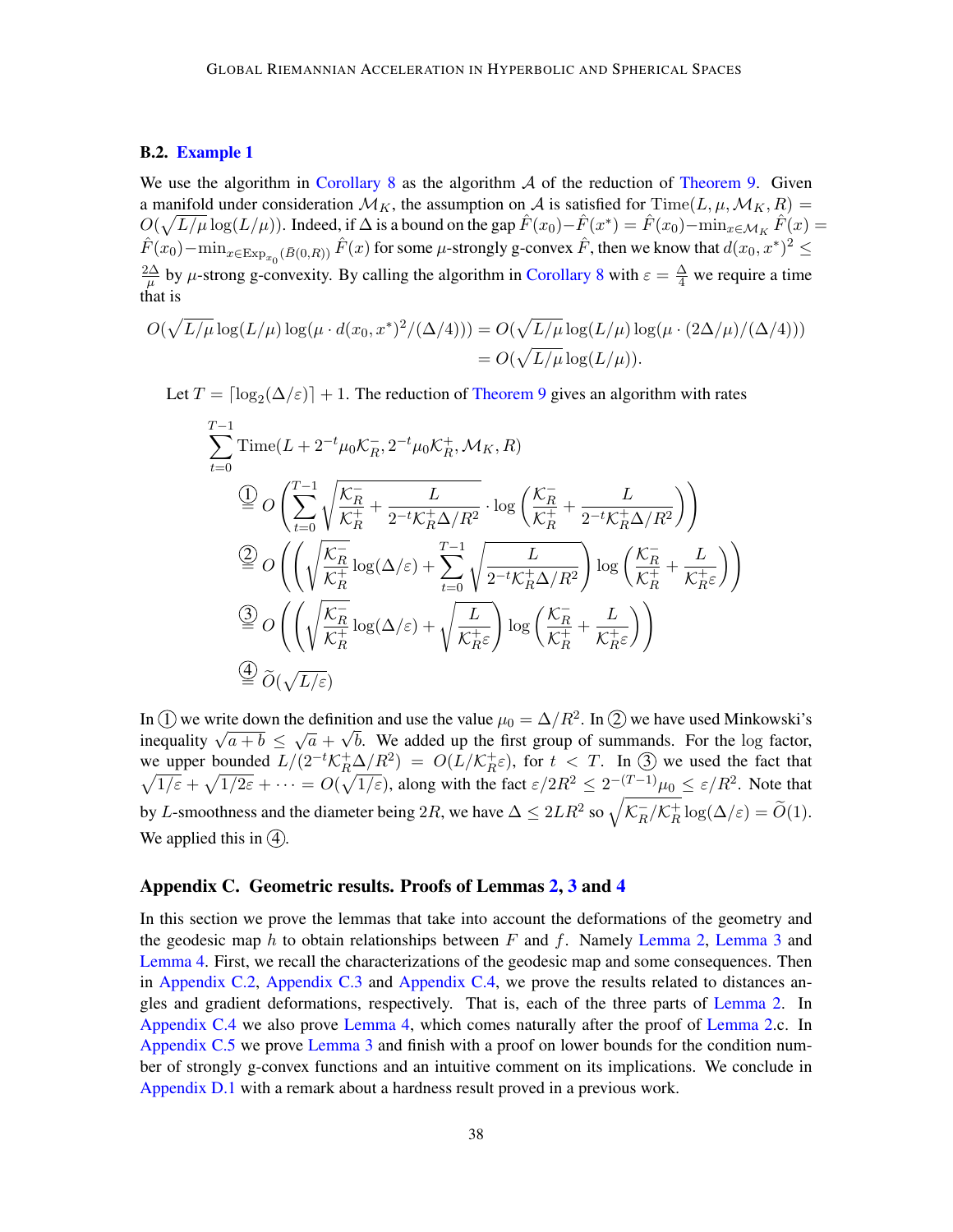### B.2. Example 1

We use the algorithm in Corollary 8 as the algorithm $\mathcal{A}$ of the reduction of Theorem 9. Given a manifold under consideration $\mathcal{M}_K$, the assumption on $\mathcal{A}$ is satisfied for $\mathrm{Time}(L, \mu, \mathcal{M}_K, R) = O(\sqrt{L/\mu}\log(L/\mu))$. Indeed, if $\Delta$ is a bound on the gap $\hat{F}(x_0) - \hat{F}(x^*) = \hat{F}(x_0) - \min_{x\in\mathcal{M}_K}\hat{F}(x) = \hat{F}(x_0) - \min_{x\in\mathrm{Exp}_{x_0}(\bar{B}(0,R))}\hat{F}(x)$ for some $\mu$-strongly g-convex $\hat{F}$, then we know that $d(x_0, x^*)^2 \leq \frac{2\Delta}{\mu}$ by $\mu$-strong g-convexity. By calling the algorithm in Corollary 8 with $\varepsilon = \frac{\Delta}{4}$ we require a time that is

$$
\begin{aligned}
O(\sqrt{L/\mu}\log(L/\mu)\log(\mu \cdot d(x_0,x^*)^2/(\Delta/4))) &= O(\sqrt{L/\mu}\log(L/\mu)\log(\mu\cdot(2\Delta/\mu)/(\Delta/4))) \\
&= O(\sqrt{L/\mu}\log(L/\mu)).
\end{aligned}
$$

Let $T = \lceil \log_2(\Delta/\varepsilon)\rceil + 1$. The reduction of Theorem 9 gives an algorithm with rates

$$
\begin{aligned}
&\sum_{t=0}^{T-1} \mathrm{Time}(L + 2^{-t}\mu_0\mathcal{K}_R^-, 2^{-t}\mu_0\mathcal{K}_R^+, \mathcal{M}_K, R) \\
&\overset{①}{=} O\left(\sum_{t=0}^{T-1}\sqrt{\frac{\mathcal{K}_R^-}{\mathcal{K}_R^+} + \frac{L}{2^{-t}\mathcal{K}_R^+\Delta/R^2}}\cdot\log\left(\frac{\mathcal{K}_R^-}{\mathcal{K}_R^+} + \frac{L}{2^{-t}\mathcal{K}_R^+\Delta/R^2}\right)\right) \\
&\overset{②}{=} O\left(\left(\sqrt{\frac{\mathcal{K}_R^-}{\mathcal{K}_R^+}}\log(\Delta/\varepsilon) + \sum_{t=0}^{T-1}\sqrt{\frac{L}{2^{-t}\mathcal{K}_R^+\Delta/R^2}}\right)\log\left(\frac{\mathcal{K}_R^-}{\mathcal{K}_R^+} + \frac{L}{\mathcal{K}_R^+\varepsilon}\right)\right) \\
&\overset{③}{=} O\left(\left(\sqrt{\frac{\mathcal{K}_R^-}{\mathcal{K}_R^+}}\log(\Delta/\varepsilon) + \sqrt{\frac{L}{\mathcal{K}_R^+\varepsilon}}\right)\log\left(\frac{\mathcal{K}_R^-}{\mathcal{K}_R^+} + \frac{L}{\mathcal{K}_R^+\varepsilon}\right)\right) \\
&\overset{④}{=} \widetilde{O}(\sqrt{L/\varepsilon})
\end{aligned}
$$

In ① we write down the definition and use the value $\mu_0 = \Delta/R^2$. In ② we have used Minkowski's inequality $\sqrt{a+b} \leq \sqrt{a} + \sqrt{b}$. We added up the first group of summands. For the log factor, we upper bounded $L/(2^{-t}\mathcal{K}_R^+\Delta/R^2) = O(L/\mathcal{K}_R^+\varepsilon)$, for $t < T$. In ③ we used the fact that $\sqrt{1/\varepsilon} + \sqrt{1/2\varepsilon} + \cdots = O(\sqrt{1/\varepsilon})$, along with the fact $\varepsilon/2R^2 \leq 2^{-(T-1)}\mu_0 \leq \varepsilon/R^2$. Note that by $L$-smoothness and the diameter being $2R$, we have $\Delta \leq 2LR^2$ so $\sqrt{\mathcal{K}_R^-/\mathcal{K}_R^+}\log(\Delta/\varepsilon) = \widetilde{O}(1)$. We applied this in ④.

## Appendix C. Geometric results. Proofs of Lemmas 2, 3 and 4

In this section we prove the lemmas that take into account the deformations of the geometry and the geodesic map $h$ to obtain relationships between $F$ and $f$. Namely Lemma 2, Lemma 3 and Lemma 4. First, we recall the characterizations of the geodesic map and some consequences. Then in Appendix C.2, Appendix C.3 and Appendix C.4, we prove the results related to distances angles and gradient deformations, respectively. That is, each of the three parts of Lemma 2. In Appendix C.4 we also prove Lemma 4, which comes naturally after the proof of Lemma 2.c. In Appendix C.5 we prove Lemma 3 and finish with a proof on lower bounds for the condition number of strongly g-convex functions and an intuitive comment on its implications. We conclude in Appendix D.1 with a remark about a hardness result proved in a previous work.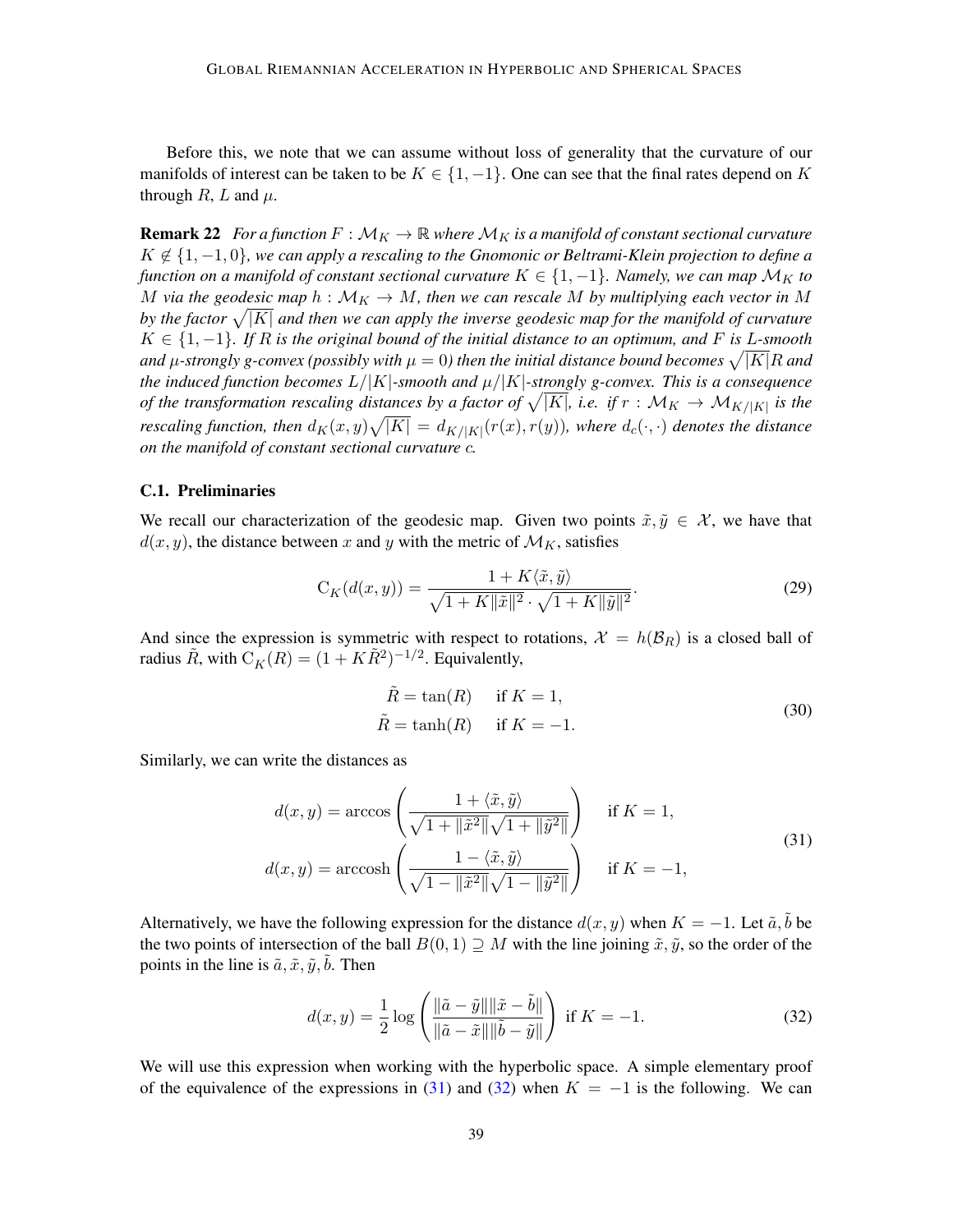Before this, we note that we can assume without loss of generality that the curvature of our manifolds of interest can be taken to be $K \in \{1, -1\}$. One can see that the final rates depend on $K$ through $R$, $L$ and $\mu$.

**Remark 22** *For a function $F : \mathcal{M}_K \to \mathbb{R}$ where $\mathcal{M}_K$ is a manifold of constant sectional curvature $K \notin \{1, -1, 0\}$, we can apply a rescaling to the Gnomonic or Beltrami-Klein projection to define a function on a manifold of constant sectional curvature $K \in \{1, -1\}$. Namely, we can map $\mathcal{M}_K$ to $M$ via the geodesic map $h : \mathcal{M}_K \to M$, then we can rescale $M$ by multiplying each vector in $M$ by the factor $\sqrt{|K|}$ and then we can apply the inverse geodesic map for the manifold of curvature $K \in \{1, -1\}$. If $R$ is the original bound of the initial distance to an optimum, and $F$ is $L$-smooth and $\mu$-strongly g-convex (possibly with $\mu = 0$) then the initial distance bound becomes $\sqrt{|K|}R$ and the induced function becomes $L/|K|$-smooth and $\mu/|K|$-strongly g-convex. This is a consequence of the transformation rescaling distances by a factor of $\sqrt{|K|}$, i.e. if $r : \mathcal{M}_K \to \mathcal{M}_{K/|K|}$ is the rescaling function, then $d_K(x, y)\sqrt{|K|} = d_{K/|K|}(r(x), r(y))$, where $d_c(\cdot, \cdot)$ denotes the distance on the manifold of constant sectional curvature $c$.*

### C.1. Preliminaries

We recall our characterization of the geodesic map. Given two points $\tilde{x}, \tilde{y} \in \mathcal{X}$, we have that $d(x, y)$, the distance between $x$ and $y$ with the metric of $\mathcal{M}_K$, satisfies

$$
\mathrm{C}_K(d(x, y)) = \frac{1 + K\langle \tilde{x}, \tilde{y}\rangle}{\sqrt{1 + K\|\tilde{x}\|^2} \cdot \sqrt{1 + K\|\tilde{y}\|^2}}. \tag{29}
$$

And since the expression is symmetric with respect to rotations, $\mathcal{X} = h(\mathcal{B}_R)$ is a closed ball of radius $\tilde{R}$, with $\mathrm{C}_K(R) = (1 + K\tilde{R}^2)^{-1/2}$. Equivalently,

$$
\begin{aligned}
\tilde{R} &= \tan(R) \quad \text{ if } K = 1, \\
\tilde{R} &= \tanh(R) \quad \text{ if } K = -1.
\end{aligned} \tag{30}
$$

Similarly, we can write the distances as

$$
\begin{aligned}
d(x, y) &= \arccos\left(\frac{1 + \langle \tilde{x}, \tilde{y}\rangle}{\sqrt{1 + \|\tilde{x}^2\|}\sqrt{1 + \|\tilde{y}^2\|}}\right) \quad \text{ if } K = 1, \\
d(x, y) &= \operatorname{arccosh}\left(\frac{1 - \langle \tilde{x}, \tilde{y}\rangle}{\sqrt{1 - \|\tilde{x}^2\|}\sqrt{1 - \|\tilde{y}^2\|}}\right) \quad \text{ if } K = -1,
\end{aligned} \tag{31}
$$

Alternatively, we have the following expression for the distance $d(x, y)$ when $K = -1$. Let $\tilde{a}, \tilde{b}$ be the two points of intersection of the ball $B(0, 1) \supseteq M$ with the line joining $\tilde{x}, \tilde{y}$, so the order of the points in the line is $\tilde{a}, \tilde{x}, \tilde{y}, \tilde{b}$. Then

$$
d(x, y) = \frac{1}{2}\log\left(\frac{\|\tilde{a} - \tilde{y}\|\|\tilde{x} - \tilde{b}\|}{\|\tilde{a} - \tilde{x}\|\|\tilde{b} - \tilde{y}\|}\right) \text{ if } K = -1. \tag{32}
$$

We will use this expression when working with the hyperbolic space. A simple elementary proof of the equivalence of the expressions in (31) and (32) when $K = -1$ is the following. We can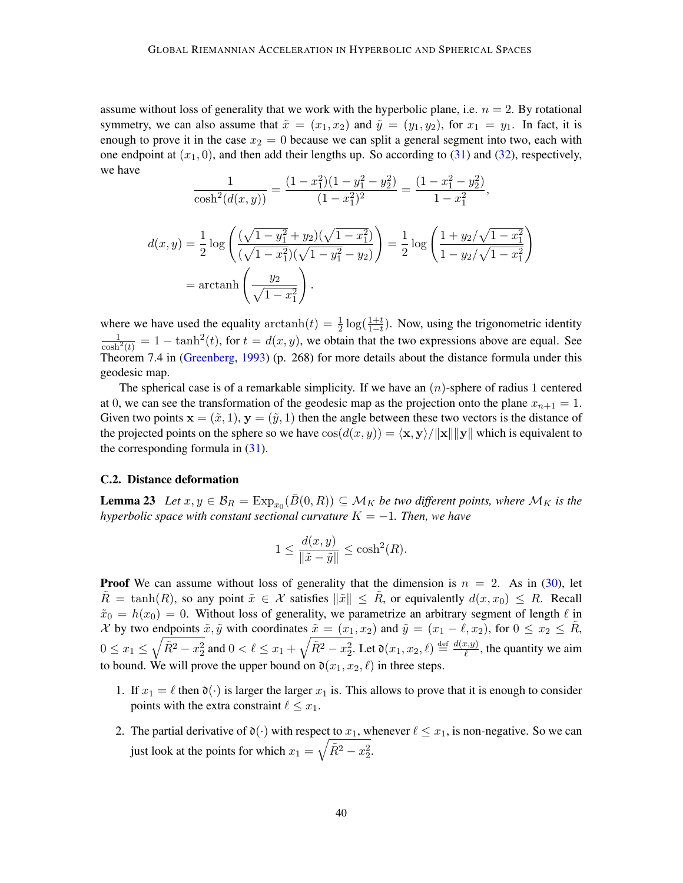assume without loss of generality that we work with the hyperbolic plane, i.e. $n = 2$. By rotational symmetry, we can also assume that $\tilde{x} = (x_1, x_2)$ and $\tilde{y} = (y_1, y_2)$, for $x_1 = y_1$. In fact, it is enough to prove it in the case $x_2 = 0$ because we can split a general segment into two, each with one endpoint at $(x_1, 0)$, and then add their lengths up. So according to (31) and (32), respectively, we have

$$\frac{1}{\cosh^2(d(x,y))} = \frac{(1-x_1^2)(1-y_1^2-y_2^2)}{(1-x_1^2)^2} = \frac{(1-x_1^2-y_2^2)}{1-x_1^2},$$

$$d(x,y) = \frac{1}{2}\log\left(\frac{(\sqrt{1-y_1^2}+y_2)(\sqrt{1-x_1^2})}{(\sqrt{1-x_1^2})(\sqrt{1-y_1^2}-y_2)}\right) = \frac{1}{2}\log\left(\frac{1+y_2/\sqrt{1-x_1^2}}{1-y_2/\sqrt{1-x_1^2}}\right)$$
$$= \operatorname{arctanh}\left(\frac{y_2}{\sqrt{1-x_1^2}}\right).$$

where we have used the equality $\operatorname{arctanh}(t) = \frac{1}{2}\log(\frac{1+t}{1-t})$. Now, using the trigonometric identity $\frac{1}{\cosh^2(t)} = 1 - \tanh^2(t)$, for $t = d(x,y)$, we obtain that the two expressions above are equal. See Theorem 7.4 in (Greenberg, 1993) (p. 268) for more details about the distance formula under this geodesic map.

The spherical case is of a remarkable simplicity. If we have an $(n)$-sphere of radius 1 centered at 0, we can see the transformation of the geodesic map as the projection onto the plane $x_{n+1} = 1$. Given two points $\mathbf{x} = (\tilde{x}, 1)$, $\mathbf{y} = (\tilde{y}, 1)$ then the angle between these two vectors is the distance of the projected points on the sphere so we have $\cos(d(x,y)) = \langle \mathbf{x}, \mathbf{y}\rangle / \|\mathbf{x}\|\|\mathbf{y}\|$ which is equivalent to the corresponding formula in (31).

### C.2. Distance deformation

**Lemma 23** *Let $x, y \in \mathcal{B}_R = \operatorname{Exp}_{x_0}(\bar{B}(0,R)) \subseteq \mathcal{M}_K$ be two different points, where $\mathcal{M}_K$ is the hyperbolic space with constant sectional curvature $K = -1$. Then, we have*

$$1 \leq \frac{d(x,y)}{\|\tilde{x} - \tilde{y}\|} \leq \cosh^2(R).$$

**Proof** We can assume without loss of generality that the dimension is $n = 2$. As in (30), let $\tilde{R} = \tanh(R)$, so any point $\tilde{x} \in \mathcal{X}$ satisfies $\|\tilde{x}\| \leq \tilde{R}$, or equivalently $d(x, x_0) \leq R$. Recall $\tilde{x}_0 = h(x_0) = 0$. Without loss of generality, we parametrize an arbitrary segment of length $\ell$ in $\mathcal{X}$ by two endpoints $\tilde{x}, \tilde{y}$ with coordinates $\tilde{x} = (x_1, x_2)$ and $\tilde{y} = (x_1 - \ell, x_2)$, for $0 \leq x_2 \leq \tilde{R}$, $0 \leq x_1 \leq \sqrt{\tilde{R}^2 - x_2^2}$ and $0 < \ell \leq x_1 + \sqrt{\tilde{R}^2 - x_2^2}$. Let $\mathfrak{d}(x_1, x_2, \ell) \stackrel{\text{def}}{=} \frac{d(x,y)}{\ell}$, the quantity we aim to bound. We will prove the upper bound on $\mathfrak{d}(x_1, x_2, \ell)$ in three steps.

1. If $x_1 = \ell$ then $\mathfrak{d}(\cdot)$ is larger the larger $x_1$ is. This allows to prove that it is enough to consider points with the extra constraint $\ell \leq x_1$.
2. The partial derivative of $\mathfrak{d}(\cdot)$ with respect to $x_1$, whenever $\ell \leq x_1$, is non-negative. So we can just look at the points for which $x_1 = \sqrt{\tilde{R}^2 - x_2^2}$.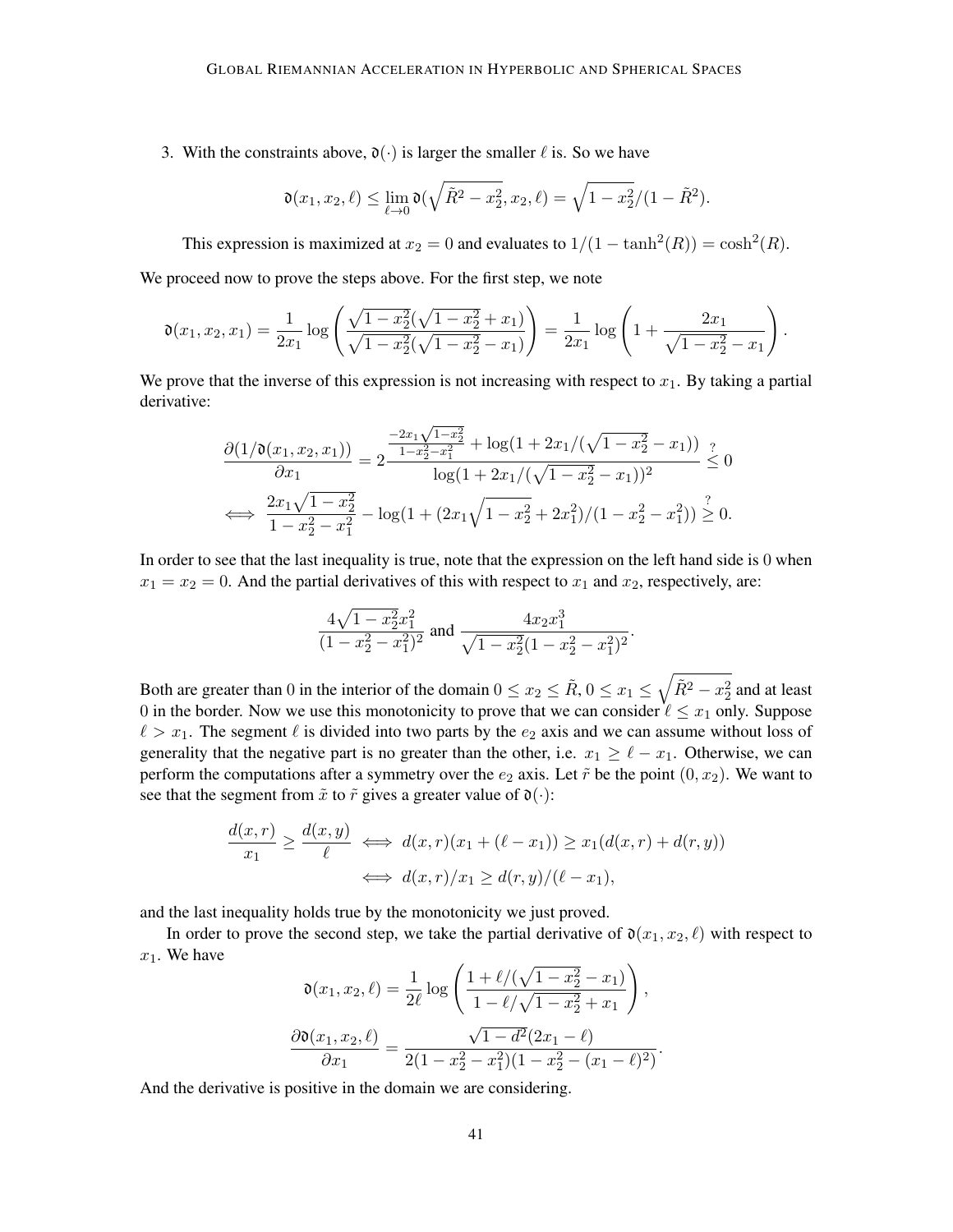3. With the constraints above, $\mathfrak{d}(\cdot)$ is larger the smaller $\ell$ is. So we have

$$\mathfrak{d}(x_1, x_2, \ell) \leq \lim_{\ell \to 0} \mathfrak{d}(\sqrt{\tilde{R}^2 - x_2^2}, x_2, \ell) = \sqrt{1 - x_2^2}/(1 - \tilde{R}^2).$$

This expression is maximized at $x_2 = 0$ and evaluates to $1/(1 - \tanh^2(R)) = \cosh^2(R)$.

We proceed now to prove the steps above. For the first step, we note

$$\mathfrak{d}(x_1, x_2, x_1) = \frac{1}{2x_1} \log\left( \frac{\sqrt{1 - x_2^2}(\sqrt{1 - x_2^2} + x_1)}{\sqrt{1 - x_2^2}(\sqrt{1 - x_2^2} - x_1)} \right) = \frac{1}{2x_1} \log\left( 1 + \frac{2x_1}{\sqrt{1 - x_2^2} - x_1} \right).$$

We prove that the inverse of this expression is not increasing with respect to $x_1$. By taking a partial derivative:

$$\frac{\partial(1/\mathfrak{d}(x_1, x_2, x_1))}{\partial x_1} = 2 \frac{\frac{-2x_1\sqrt{1-x_2^2}}{1-x_2^2-x_1^2} + \log(1 + 2x_1/(\sqrt{1 - x_2^2} - x_1))}{\log(1 + 2x_1/(\sqrt{1 - x_2^2} - x_1))^2} \overset{?}{\leq} 0$$

$$\iff \frac{2x_1\sqrt{1 - x_2^2}}{1 - x_2^2 - x_1^2} - \log(1 + (2x_1\sqrt{1 - x_2^2} + 2x_1^2)/(1 - x_2^2 - x_1^2)) \overset{?}{\geq} 0.$$

In order to see that the last inequality is true, note that the expression on the left hand side is 0 when $x_1 = x_2 = 0$. And the partial derivatives of this with respect to $x_1$ and $x_2$, respectively, are:

$$\frac{4\sqrt{1 - x_2^2}x_1^2}{(1 - x_2^2 - x_1^2)^2} \text{ and } \frac{4x_2x_1^3}{\sqrt{1 - x_2^2}(1 - x_2^2 - x_1^2)^2}.$$

Both are greater than 0 in the interior of the domain $0 \leq x_2 \leq \tilde{R}$, $0 \leq x_1 \leq \sqrt{\tilde{R}^2 - x_2^2}$ and at least 0 in the border. Now we use this monotonicity to prove that we can consider $\ell \leq x_1$ only. Suppose $\ell > x_1$. The segment $\ell$ is divided into two parts by the $e_2$ axis and we can assume without loss of generality that the negative part is no greater than the other, i.e. $x_1 \geq \ell - x_1$. Otherwise, we can perform the computations after a symmetry over the $e_2$ axis. Let $\tilde{r}$ be the point $(0, x_2)$. We want to see that the segment from $\tilde{x}$ to $\tilde{r}$ gives a greater value of $\mathfrak{d}(\cdot)$:

$$\frac{d(x, r)}{x_1} \geq \frac{d(x, y)}{\ell} \iff d(x, r)(x_1 + (\ell - x_1)) \geq x_1(d(x, r) + d(r, y))$$
$$\iff d(x, r)/x_1 \geq d(r, y)/(\ell - x_1),$$

and the last inequality holds true by the monotonicity we just proved.

In order to prove the second step, we take the partial derivative of $\mathfrak{d}(x_1, x_2, \ell)$ with respect to $x_1$. We have

$$\mathfrak{d}(x_1, x_2, \ell) = \frac{1}{2\ell} \log\left( \frac{1 + \ell/(\sqrt{1 - x_2^2} - x_1)}{1 - \ell/\sqrt{1 - x_2^2} + x_1} \right),$$

$$\frac{\partial \mathfrak{d}(x_1, x_2, \ell)}{\partial x_1} = \frac{\sqrt{1 - d^2}(2x_1 - \ell)}{2(1 - x_2^2 - x_1^2)(1 - x_2^2 - (x_1 - \ell)^2)}.$$

And the derivative is positive in the domain we are considering.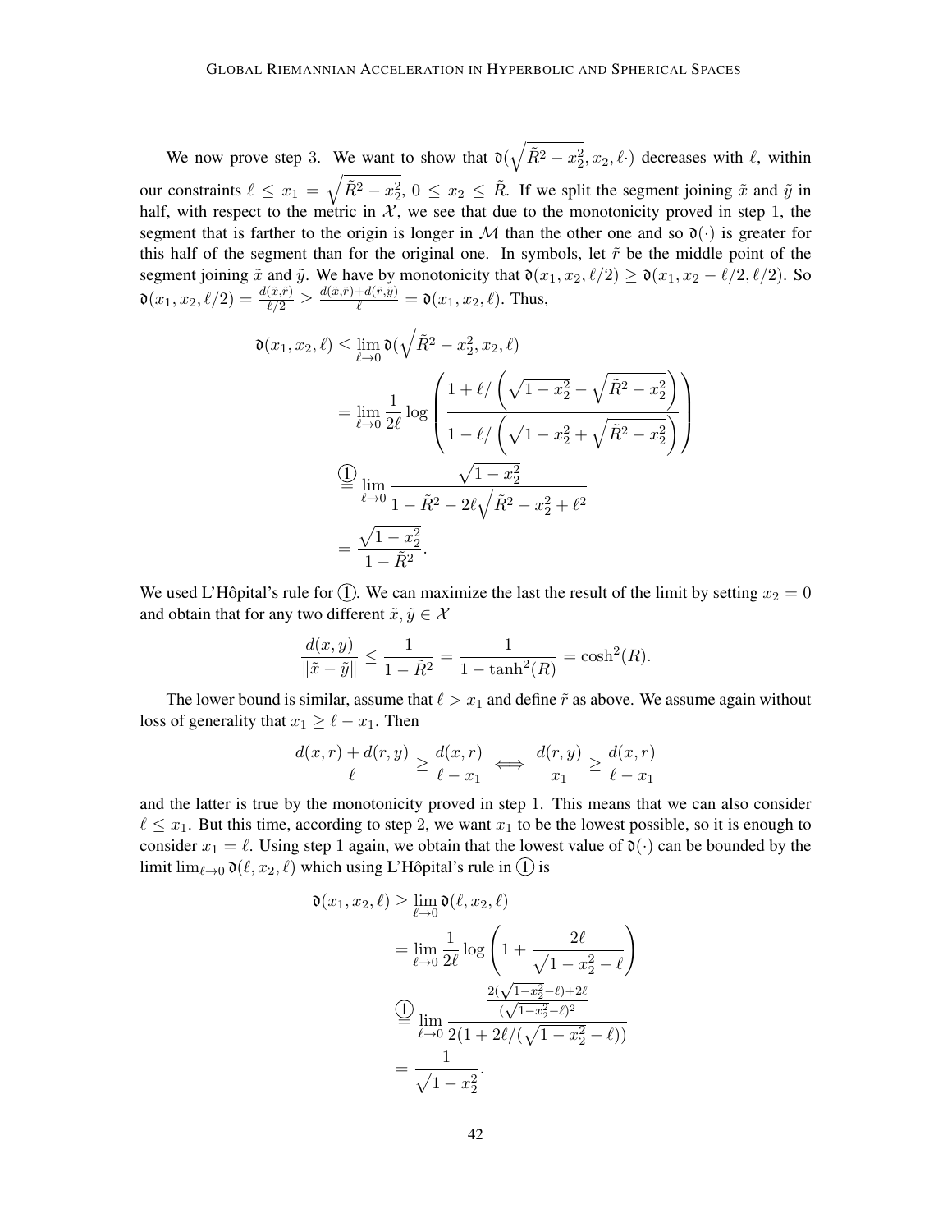We now prove step 3. We want to show that $\mathfrak{d}(\sqrt{\tilde{R}^2 - x_2^2}, x_2, \ell\cdot)$ decreases with $\ell$, within our constraints $\ell \leq x_1 = \sqrt{\tilde{R}^2 - x_2^2}$, $0 \leq x_2 \leq \tilde{R}$. If we split the segment joining $\tilde{x}$ and $\tilde{y}$ in half, with respect to the metric in $\mathcal{X}$, we see that due to the monotonicity proved in step 1, the segment that is farther to the origin is longer in $\mathcal{M}$ than the other one and so $\mathfrak{d}(\cdot)$ is greater for this half of the segment than for the original one. In symbols, let $\tilde{r}$ be the middle point of the segment joining $\tilde{x}$ and $\tilde{y}$. We have by monotonicity that $\mathfrak{d}(x_1, x_2, \ell/2) \geq \mathfrak{d}(x_1, x_2 - \ell/2, \ell/2)$. So $\mathfrak{d}(x_1, x_2, \ell/2) = \frac{d(\tilde{x},\tilde{r})}{\ell/2} \geq \frac{d(\tilde{x},\tilde{r}) + d(\tilde{r},\tilde{y})}{\ell} = \mathfrak{d}(x_1, x_2, \ell)$. Thus,

$$
\begin{aligned}
\mathfrak{d}(x_1, x_2, \ell) &\leq \lim_{\ell \to 0} \mathfrak{d}(\sqrt{\tilde{R}^2 - x_2^2}, x_2, \ell) \\
&= \lim_{\ell \to 0} \frac{1}{2\ell} \log \left( \frac{1 + \ell / \left( \sqrt{1 - x_2^2} - \sqrt{\tilde{R}^2 - x_2^2} \right)}{1 - \ell / \left( \sqrt{1 - x_2^2} + \sqrt{\tilde{R}^2 - x_2^2} \right)} \right) \\
&\overset{①}{=} \lim_{\ell \to 0} \frac{\sqrt{1 - x_2^2}}{1 - \tilde{R}^2 - 2\ell\sqrt{\tilde{R}^2 - x_2^2} + \ell^2} \\
&= \frac{\sqrt{1 - x_2^2}}{1 - \tilde{R}^2}.
\end{aligned}
$$

We used L'Hôpital's rule for ①. We can maximize the last the result of the limit by setting $x_2 = 0$ and obtain that for any two different $\tilde{x}, \tilde{y} \in \mathcal{X}$

$$
\frac{d(x,y)}{\|\tilde{x} - \tilde{y}\|} \leq \frac{1}{1 - \tilde{R}^2} = \frac{1}{1 - \tanh^2(R)} = \cosh^2(R).
$$

The lower bound is similar, assume that $\ell > x_1$ and define $\tilde{r}$ as above. We assume again without loss of generality that $x_1 \geq \ell - x_1$. Then

$$
\frac{d(x,r) + d(r,y)}{\ell} \geq \frac{d(x,r)}{\ell - x_1} \iff \frac{d(r,y)}{x_1} \geq \frac{d(x,r)}{\ell - x_1}
$$

and the latter is true by the monotonicity proved in step 1. This means that we can also consider $\ell \leq x_1$. But this time, according to step 2, we want $x_1$ to be the lowest possible, so it is enough to consider $x_1 = \ell$. Using step 1 again, we obtain that the lowest value of $\mathfrak{d}(\cdot)$ can be bounded by the limit $\lim_{\ell \to 0} \mathfrak{d}(\ell, x_2, \ell)$ which using L'Hôpital's rule in ① is

$$
\begin{aligned}
\mathfrak{d}(x_1, x_2, \ell) &\geq \lim_{\ell \to 0} \mathfrak{d}(\ell, x_2, \ell) \\
&= \lim_{\ell \to 0} \frac{1}{2\ell} \log \left( 1 + \frac{2\ell}{\sqrt{1 - x_2^2} - \ell} \right) \\
&\overset{①}{=} \lim_{\ell \to 0} \frac{\frac{2(\sqrt{1 - x_2^2} - \ell) + 2\ell}{(\sqrt{1 - x_2^2} - \ell)^2}}{2(1 + 2\ell / (\sqrt{1 - x_2^2} - \ell))} \\
&= \frac{1}{\sqrt{1 - x_2^2}}.
\end{aligned}
$$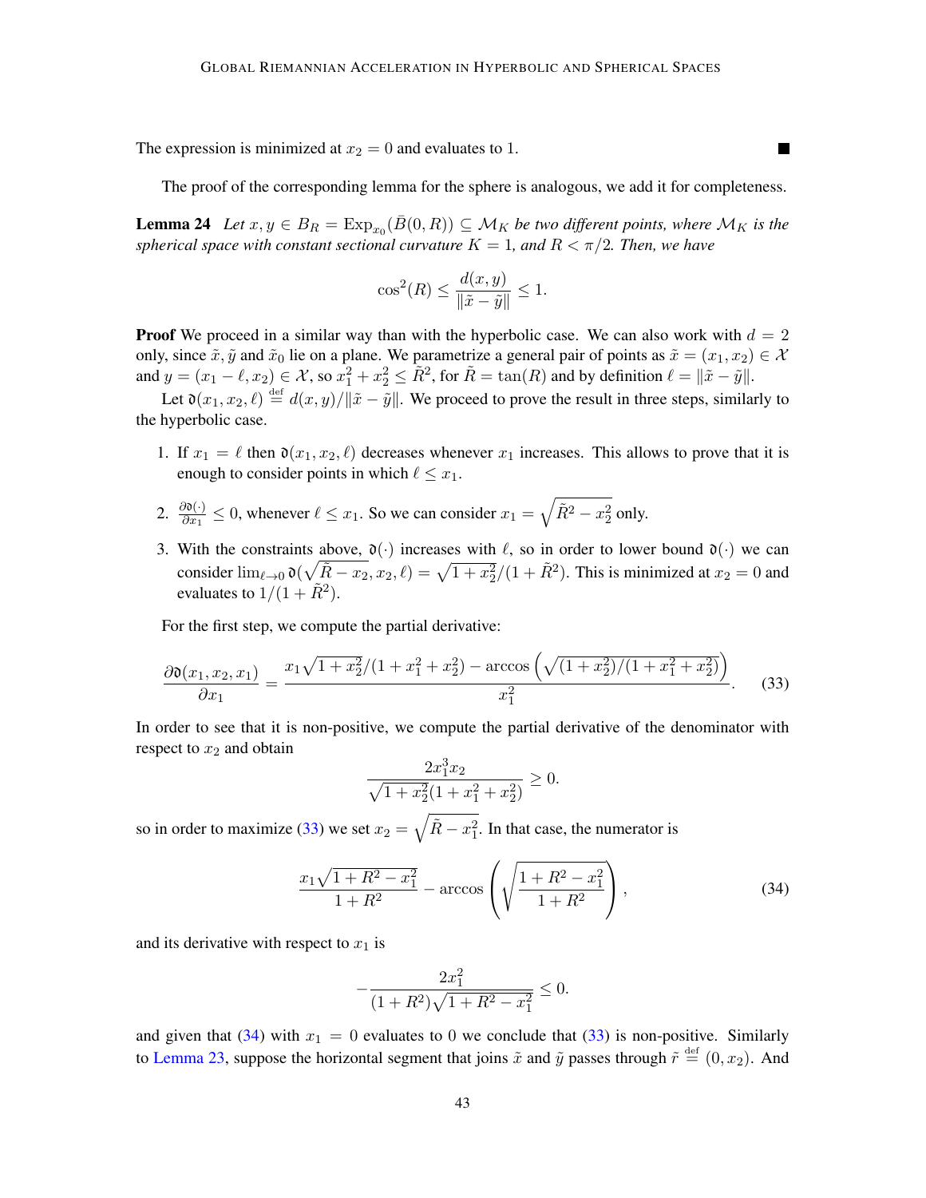The expression is minimized at $x_2 = 0$ and evaluates to 1. ■

The proof of the corresponding lemma for the sphere is analogous, we add it for completeness.

**Lemma 24** *Let $x, y \in B_R = \operatorname{Exp}_{x_0}(\bar{B}(0,R)) \subseteq \mathcal{M}_K$ be two different points, where $\mathcal{M}_K$ is the spherical space with constant sectional curvature $K = 1$, and $R < \pi/2$. Then, we have*

$$\cos^2(R) \leq \frac{d(x,y)}{\|\tilde{x} - \tilde{y}\|} \leq 1.$$

**Proof** We proceed in a similar way than with the hyperbolic case. We can also work with $d = 2$ only, since $\tilde{x}, \tilde{y}$ and $\tilde{x}_0$ lie on a plane. We parametrize a general pair of points as $\tilde{x} = (x_1, x_2) \in \mathcal{X}$ and $y = (x_1 - \ell, x_2) \in \mathcal{X}$, so $x_1^2 + x_2^2 \leq \tilde{R}^2$, for $\tilde{R} = \tan(R)$ and by definition $\ell = \|\tilde{x} - \tilde{y}\|$.

Let $\mathfrak{d}(x_1, x_2, \ell) \stackrel{\text{def}}{=} d(x,y)/\|\tilde{x} - \tilde{y}\|$. We proceed to prove the result in three steps, similarly to the hyperbolic case.

1. If $x_1 = \ell$ then $\mathfrak{d}(x_1, x_2, \ell)$ decreases whenever $x_1$ increases. This allows to prove that it is enough to consider points in which $\ell \leq x_1$.
2. $\frac{\partial \mathfrak{d}(\cdot)}{\partial x_1} \leq 0$, whenever $\ell \leq x_1$. So we can consider $x_1 = \sqrt{\tilde{R}^2 - x_2^2}$ only.
3. With the constraints above, $\mathfrak{d}(\cdot)$ increases with $\ell$, so in order to lower bound $\mathfrak{d}(\cdot)$ we can consider $\lim_{\ell \to 0} \mathfrak{d}(\sqrt{\tilde{R} - x_2}, x_2, \ell) = \sqrt{1 + x_2^2}/(1 + \tilde{R}^2)$. This is minimized at $x_2 = 0$ and evaluates to $1/(1 + \tilde{R}^2)$.

For the first step, we compute the partial derivative:

$$\frac{\partial \mathfrak{d}(x_1, x_2, x_1)}{\partial x_1} = \frac{x_1\sqrt{1 + x_2^2}/(1 + x_1^2 + x_2^2) - \arccos\left(\sqrt{(1 + x_2^2)/(1 + x_1^2 + x_2^2)}\right)}{x_1^2}. \tag{33}$$

In order to see that it is non-positive, we compute the partial derivative of the denominator with respect to $x_2$ and obtain

$$\frac{2x_1^3 x_2}{\sqrt{1 + x_2^2}(1 + x_1^2 + x_2^2)} \geq 0.$$

so in order to maximize (33) we set $x_2 = \sqrt{\tilde{R} - x_1^2}$. In that case, the numerator is

$$\frac{x_1\sqrt{1 + R^2 - x_1^2}}{1 + R^2} - \arccos\left(\sqrt{\frac{1 + R^2 - x_1^2}{1 + R^2}}\right), \tag{34}$$

and its derivative with respect to $x_1$ is

$$-\frac{2x_1^2}{(1 + R^2)\sqrt{1 + R^2 - x_1^2}} \leq 0.$$

and given that (34) with $x_1 = 0$ evaluates to 0 we conclude that (33) is non-positive. Similarly to Lemma 23, suppose the horizontal segment that joins $\tilde{x}$ and $\tilde{y}$ passes through $\tilde{r} \stackrel{\text{def}}{=} (0, x_2)$. And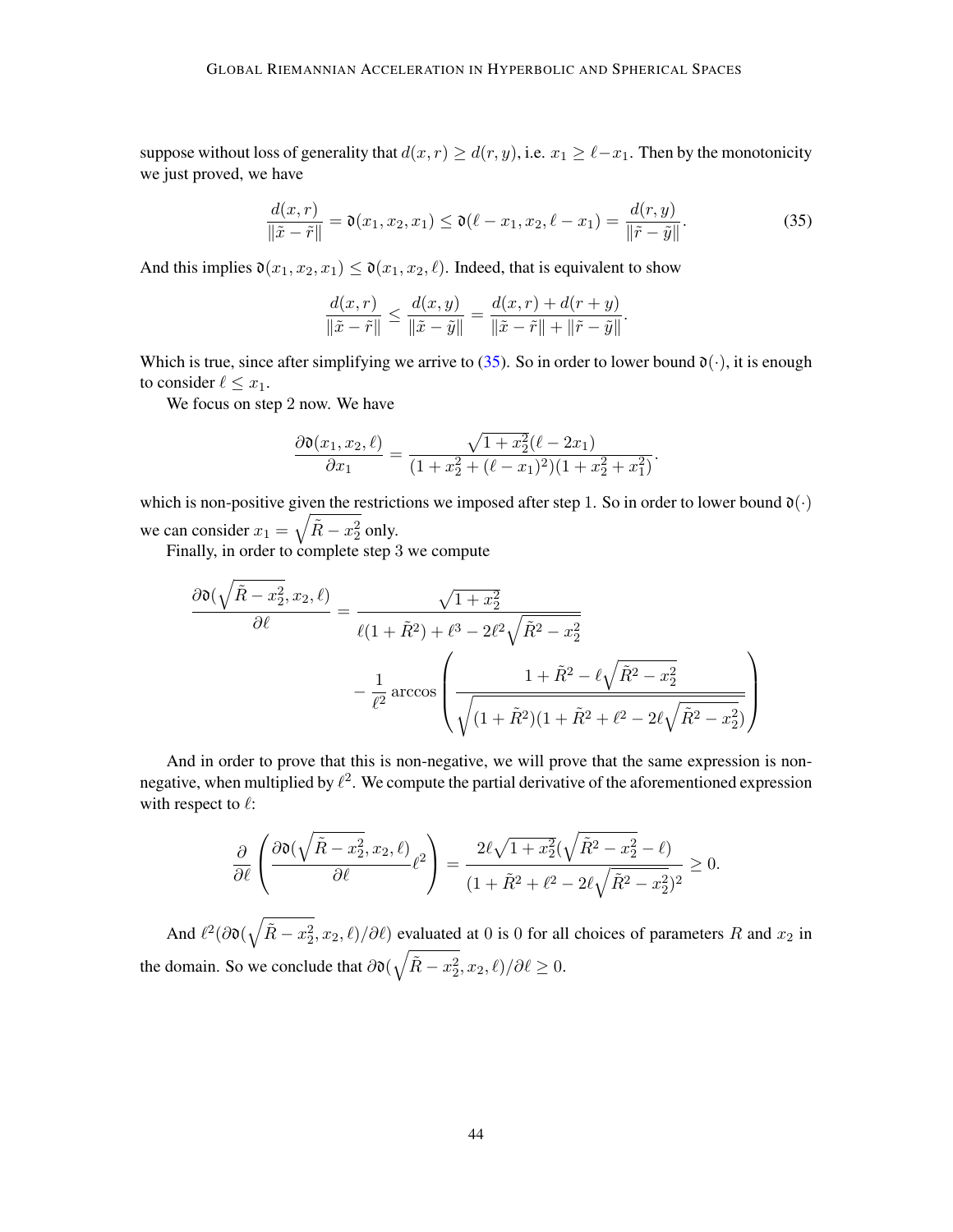suppose without loss of generality that $d(x,r) \geq d(r,y)$, i.e. $x_1 \geq \ell - x_1$. Then by the monotonicity we just proved, we have

$$
\frac{d(x,r)}{\|\tilde{x}-\tilde{r}\|} = \mathfrak{d}(x_1, x_2, x_1) \leq \mathfrak{d}(\ell - x_1, x_2, \ell - x_1) = \frac{d(r,y)}{\|\tilde{r}-\tilde{y}\|}. \tag{35}
$$

And this implies $\mathfrak{d}(x_1, x_2, x_1) \leq \mathfrak{d}(x_1, x_2, \ell)$. Indeed, that is equivalent to show

$$
\frac{d(x,r)}{\|\tilde{x}-\tilde{r}\|} \leq \frac{d(x,y)}{\|\tilde{x}-\tilde{y}\|} = \frac{d(x,r)+d(r+y)}{\|\tilde{x}-\tilde{r}\| + \|\tilde{r}-\tilde{y}\|}.
$$

Which is true, since after simplifying we arrive to (35). So in order to lower bound $\mathfrak{d}(\cdot)$, it is enough to consider $\ell \leq x_1$.

We focus on step 2 now. We have

$$
\frac{\partial \mathfrak{d}(x_1, x_2, \ell)}{\partial x_1} = \frac{\sqrt{1+x_2^2}(\ell - 2x_1)}{(1+x_2^2+(\ell-x_1)^2)(1+x_2^2+x_1^2)}.
$$

which is non-positive given the restrictions we imposed after step 1. So in order to lower bound $\mathfrak{d}(\cdot)$ we can consider $x_1 = \sqrt{\tilde{R} - x_2^2}$ only.

Finally, in order to complete step 3 we compute

$$
\begin{aligned}
\frac{\partial \mathfrak{d}(\sqrt{\tilde{R}-x_2^2}, x_2, \ell)}{\partial \ell} &= \frac{\sqrt{1+x_2^2}}{\ell(1+\tilde{R}^2) + \ell^3 - 2\ell^2\sqrt{\tilde{R}^2 - x_2^2}} \\
&\quad - \frac{1}{\ell^2} \arccos\left( \frac{1+\tilde{R}^2 - \ell\sqrt{\tilde{R}^2 - x_2^2}}{\sqrt{(1+\tilde{R}^2)(1+\tilde{R}^2+\ell^2-2\ell\sqrt{\tilde{R}^2-x_2^2})}} \right)
\end{aligned}
$$

And in order to prove that this is non-negative, we will prove that the same expression is non-negative, when multiplied by $\ell^2$. We compute the partial derivative of the aforementioned expression with respect to $\ell$:

$$
\frac{\partial}{\partial \ell}\left( \frac{\partial \mathfrak{d}(\sqrt{\tilde{R}-x_2^2}, x_2, \ell)}{\partial \ell} \ell^2 \right) = \frac{2\ell\sqrt{1+x_2^2}(\sqrt{\tilde{R}^2-x_2^2} - \ell)}{(1+\tilde{R}^2+\ell^2-2\ell\sqrt{\tilde{R}^2-x_2^2})^2} \geq 0.
$$

And $\ell^2(\partial \mathfrak{d}(\sqrt{\tilde{R}-x_2^2}, x_2, \ell)/\partial \ell)$ evaluated at 0 is 0 for all choices of parameters $R$ and $x_2$ in the domain. So we conclude that $\partial \mathfrak{d}(\sqrt{\tilde{R}-x_2^2}, x_2, \ell)/\partial \ell \geq 0$.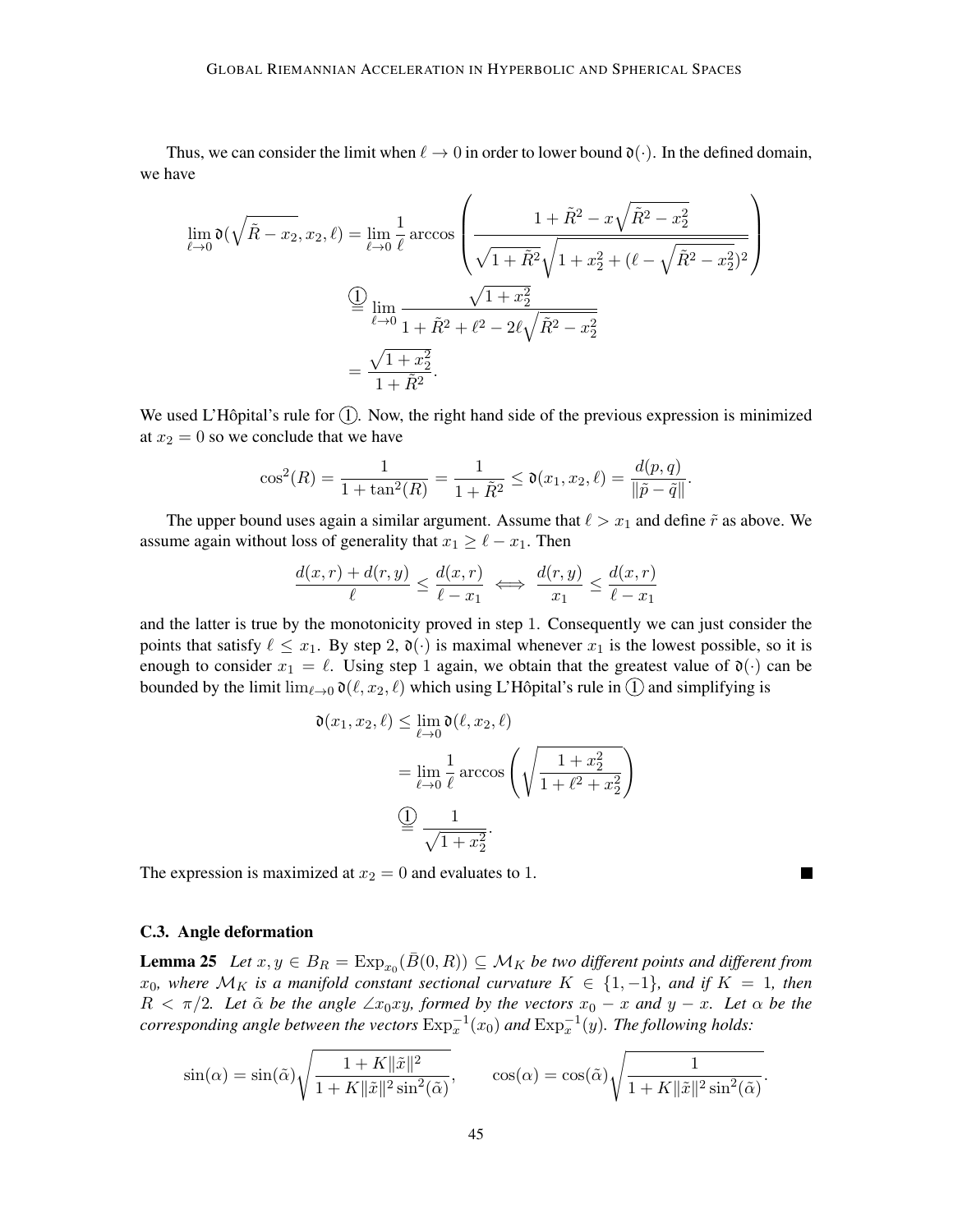Thus, we can consider the limit when $\ell \to 0$ in order to lower bound $\mathfrak{d}(\cdot)$. In the defined domain, we have

$$
\begin{aligned}
\lim_{\ell\to 0} \mathfrak{d}(\sqrt{\tilde{R}-x_2}, x_2, \ell) &= \lim_{\ell \to 0} \frac{1}{\ell} \arccos\left( \frac{1+\tilde{R}^2 - x\sqrt{\tilde{R}^2 - x_2^2}}{\sqrt{1+\tilde{R}^2}\sqrt{1+x_2^2+(\ell - \sqrt{\tilde{R}^2-x_2^2})^2}} \right) \\
&\overset{①}{=} \lim_{\ell\to 0} \frac{\sqrt{1+x_2^2}}{1+\tilde{R}^2+\ell^2-2\ell\sqrt{\tilde{R}^2-x_2^2}} \\
&= \frac{\sqrt{1+x_2^2}}{1+\tilde{R}^2}.
\end{aligned}
$$

We used L'Hôpital's rule for ①. Now, the right hand side of the previous expression is minimized at $x_2 = 0$ so we conclude that we have

$$
\cos^2(R) = \frac{1}{1+\tan^2(R)} = \frac{1}{1+\tilde{R}^2} \leq \mathfrak{d}(x_1, x_2, \ell) = \frac{d(p,q)}{\|\tilde{p}-\tilde{q}\|}.
$$

The upper bound uses again a similar argument. Assume that $\ell > x_1$ and define $\tilde{r}$ as above. We assume again without loss of generality that $x_1 \geq \ell - x_1$. Then

$$
\frac{d(x,r)+d(r,y)}{\ell} \leq \frac{d(x,r)}{\ell - x_1} \iff \frac{d(r,y)}{x_1} \leq \frac{d(x,r)}{\ell - x_1}
$$

and the latter is true by the monotonicity proved in step 1. Consequently we can just consider the points that satisfy $\ell \leq x_1$. By step 2, $\mathfrak{d}(\cdot)$ is maximal whenever $x_1$ is the lowest possible, so it is enough to consider $x_1 = \ell$. Using step 1 again, we obtain that the greatest value of $\mathfrak{d}(\cdot)$ can be bounded by the limit $\lim_{\ell\to 0} \mathfrak{d}(\ell, x_2, \ell)$ which using L'Hôpital's rule in ① and simplifying is

$$
\begin{aligned}
\mathfrak{d}(x_1, x_2, \ell) &\leq \lim_{\ell \to 0} \mathfrak{d}(\ell, x_2, \ell) \\
&= \lim_{\ell\to 0} \frac{1}{\ell} \arccos\left( \sqrt{\frac{1+x_2^2}{1+\ell^2+x_2^2}} \right) \\
&\overset{①}{=} \frac{1}{\sqrt{1+x_2^2}}.
\end{aligned}
$$

The expression is maximized at $x_2 = 0$ and evaluates to 1. ∎

### C.3. Angle deformation

**Lemma 25** *Let $x, y \in B_R = \operatorname{Exp}_{x_0}(\bar{B}(0,R)) \subseteq \mathcal{M}_K$ be two different points and different from $x_0$, where $\mathcal{M}_K$ is a manifold constant sectional curvature $K \in \{1, -1\}$, and if $K = 1$, then $R < \pi/2$. Let $\tilde{\alpha}$ be the angle $\angle x_0 x y$, formed by the vectors $x_0 - x$ and $y - x$. Let $\alpha$ be the corresponding angle between the vectors $\operatorname{Exp}_x^{-1}(x_0)$ and $\operatorname{Exp}_x^{-1}(y)$. The following holds:*

$$
\sin(\alpha) = \sin(\tilde{\alpha})\sqrt{\frac{1+K\|\tilde{x}\|^2}{1+K\|\tilde{x}\|^2\sin^2(\tilde{\alpha})}}, \qquad \cos(\alpha) = \cos(\tilde{\alpha})\sqrt{\frac{1}{1+K\|\tilde{x}\|^2\sin^2(\tilde{\alpha})}}.
$$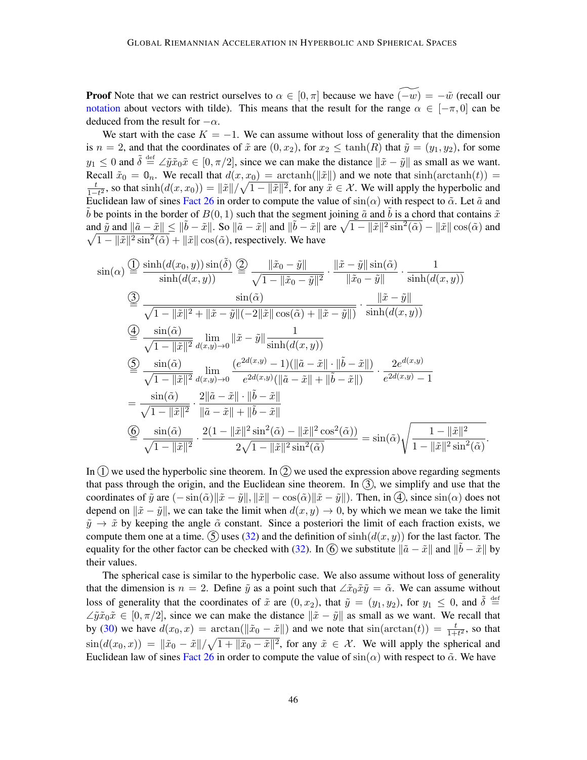**Proof** Note that we can restrict ourselves to $\alpha \in [0, \pi]$ because we have $\widetilde{(-w)} = -\tilde{w}$ (recall our notation about vectors with tilde). This means that the result for the range $\alpha \in [-\pi, 0]$ can be deduced from the result for $-\alpha$.

We start with the case $K = -1$. We can assume without loss of generality that the dimension is $n = 2$, and that the coordinates of $\tilde{x}$ are $(0, x_2)$, for $x_2 \leq \tanh(R)$ that $\tilde{y} = (y_1, y_2)$, for some $y_1 \leq 0$ and $\tilde{\delta} \stackrel{\text{def}}{=} \angle \tilde{y}\tilde{x}_0\tilde{x} \in [0, \pi/2]$, since we can make the distance $\|\tilde{x} - \tilde{y}\|$ as small as we want. Recall $\tilde{x}_0 = \mathbb{0}_n$. We recall that $d(x, x_0) = \operatorname{arctanh}(\|\tilde{x}\|)$ and we note that $\sinh(\operatorname{arctanh}(t)) = \frac{t}{1-t^2}$, so that $\sinh(d(x, x_0)) = \|\tilde{x}\|/\sqrt{1 - \|\tilde{x}\|^2}$, for any $\tilde{x} \in \mathcal{X}$. We will apply the hyperbolic and Euclidean law of sines Fact 26 in order to compute the value of $\sin(\alpha)$ with respect to $\tilde{\alpha}$. Let $\tilde{a}$ and $\tilde{b}$ be points in the border of $B(0, 1)$ such that the segment joining $\tilde{a}$ and $\tilde{b}$ is a chord that contains $\tilde{x}$ and $\tilde{y}$ and $\|\tilde{a} - \tilde{x}\| \leq \|\tilde{b} - \tilde{x}\|$. So $\|\tilde{a} - \tilde{x}\|$ and $\|\tilde{b} - \tilde{x}\|$ are $\sqrt{1 - \|\tilde{x}\|^2 \sin^2(\tilde{\alpha})} - \|\tilde{x}\| \cos(\tilde{\alpha})$ and $\sqrt{1 - \|\tilde{x}\|^2 \sin^2(\tilde{\alpha})} + \|\tilde{x}\| \cos(\tilde{\alpha})$, respectively. We have

$$
\begin{aligned}
\sin(\alpha) &\stackrel{①}{=} \frac{\sinh(d(x_0, y)) \sin(\tilde{\delta})}{\sinh(d(x, y))} \stackrel{②}{=} \frac{\|\tilde{x}_0 - \tilde{y}\|}{\sqrt{1 - \|\tilde{x}_0 - \tilde{y}\|^2}} \cdot \frac{\|\tilde{x} - \tilde{y}\| \sin(\tilde{\alpha})}{\|\tilde{x}_0 - \tilde{y}\|} \cdot \frac{1}{\sinh(d(x, y))} \\
&\stackrel{③}{=} \frac{\sin(\tilde{\alpha})}{\sqrt{1 - \|\tilde{x}\|^2 + \|\tilde{x} - \tilde{y}\|(-2\|\tilde{x}\| \cos(\tilde{\alpha}) + \|\tilde{x} - \tilde{y}\|)}} \cdot \frac{\|\tilde{x} - \tilde{y}\|}{\sinh(d(x, y))} \\
&\stackrel{④}{=} \frac{\sin(\tilde{\alpha})}{\sqrt{1 - \|\tilde{x}\|^2}} \lim_{d(x,y) \to 0} \|\tilde{x} - \tilde{y}\| \frac{1}{\sinh(d(x, y))} \\
&\stackrel{⑤}{=} \frac{\sin(\tilde{\alpha})}{\sqrt{1 - \|\tilde{x}\|^2}} \lim_{d(x,y) \to 0} \frac{(e^{2d(x,y)} - 1)(\|\tilde{a} - \tilde{x}\| \cdot \|\tilde{b} - \tilde{x}\|)}{e^{2d(x,y)}(\|\tilde{a} - \tilde{x}\| + \|\tilde{b} - \tilde{x}\|)} \cdot \frac{2e^{d(x,y)}}{e^{2d(x,y)} - 1} \\
&= \frac{\sin(\tilde{\alpha})}{\sqrt{1 - \|\tilde{x}\|^2}} \cdot \frac{2\|\tilde{a} - \tilde{x}\| \cdot \|\tilde{b} - \tilde{x}\|}{\|\tilde{a} - \tilde{x}\| + \|\tilde{b} - \tilde{x}\|} \\
&\stackrel{⑥}{=} \frac{\sin(\tilde{\alpha})}{\sqrt{1 - \|\tilde{x}\|^2}} \cdot \frac{2(1 - \|\tilde{x}\|^2 \sin^2(\tilde{\alpha}) - \|\tilde{x}\|^2 \cos^2(\tilde{\alpha}))}{2\sqrt{1 - \|\tilde{x}\|^2 \sin^2(\tilde{\alpha})}} = \sin(\tilde{\alpha}) \sqrt{\frac{1 - \|\tilde{x}\|^2}{1 - \|\tilde{x}\|^2 \sin^2(\tilde{\alpha})}}.
\end{aligned}
$$

In ① we used the hyperbolic sine theorem. In ② we used the expression above regarding segments that pass through the origin, and the Euclidean sine theorem. In ③, we simplify and use that the coordinates of $\tilde{y}$ are $(-\sin(\tilde{\alpha})\|\tilde{x} - \tilde{y}\|, \|\tilde{x}\| - \cos(\tilde{\alpha})\|\tilde{x} - \tilde{y}\|)$. Then, in ④, since $\sin(\alpha)$ does not depend on $\|\tilde{x} - \tilde{y}\|$, we can take the limit when $d(x, y) \to 0$, by which we mean we take the limit $\tilde{y} \to \tilde{x}$ by keeping the angle $\tilde{\alpha}$ constant. Since a posteriori the limit of each fraction exists, we compute them one at a time. ⑤ uses (32) and the definition of $\sinh(d(x, y))$ for the last factor. The equality for the other factor can be checked with (32). In ⑥ we substitute $\|\tilde{a} - \tilde{x}\|$ and $\|\tilde{b} - \tilde{x}\|$ by their values.

The spherical case is similar to the hyperbolic case. We also assume without loss of generality that the dimension is $n = 2$. Define $\tilde{y}$ as a point such that $\angle \tilde{x}_0\tilde{x}\tilde{y} = \tilde{\alpha}$. We can assume without loss of generality that the coordinates of $\tilde{x}$ are $(0, x_2)$, that $\tilde{y} = (y_1, y_2)$, for $y_1 \leq 0$, and $\tilde{\delta} \stackrel{\text{def}}{=} \angle \tilde{y}\tilde{x}_0\tilde{x} \in [0, \pi/2]$, since we can make the distance $\|\tilde{x} - \tilde{y}\|$ as small as we want. We recall that by (30) we have $d(x_0, x) = \arctan(\|\tilde{x}_0 - \tilde{x}\|)$ and we note that $\sin(\arctan(t)) = \frac{t}{1+t^2}$, so that $\sin(d(x_0, x)) = \|\tilde{x}_0 - \tilde{x}\|/\sqrt{1 + \|\tilde{x}_0 - \tilde{x}\|^2}$, for any $\tilde{x} \in \mathcal{X}$. We will apply the spherical and Euclidean law of sines Fact 26 in order to compute the value of $\sin(\alpha)$ with respect to $\tilde{\alpha}$. We have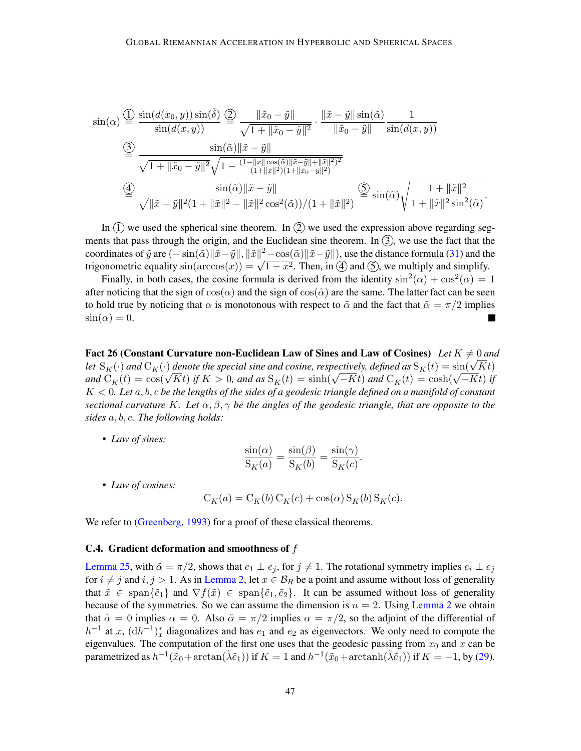$$
\begin{aligned}
\sin(\alpha) &\overset{①}{=} \frac{\sin(d(x_0,y))\sin(\tilde{\delta})}{\sin(d(x,y))} \overset{②}{=} \frac{\|\tilde{x}_0-\tilde{y}\|}{\sqrt{1+\|\tilde{x}_0-\tilde{y}\|^2}} \cdot \frac{\|\tilde{x}-\tilde{y}\|\sin(\tilde{\alpha})}{\|\tilde{x}_0-\tilde{y}\|} \frac{1}{\sin(d(x,y))} \\
&\overset{③}{=} \frac{\sin(\tilde{\alpha})\|\tilde{x}-\tilde{y}\|}{\sqrt{1+\|\tilde{x}_0-\tilde{y}\|^2}\sqrt{1-\frac{(1-\|x\|\cos(\tilde{\alpha})\|\tilde{x}-\tilde{y}\|+\|\tilde{x}\|^2)^2}{(1+\|\tilde{x}\|^2)(1+\|\tilde{x}_0-\tilde{y}\|^2)}}} \\
&\overset{④}{=} \frac{\sin(\tilde{\alpha})\|\tilde{x}-\tilde{y}\|}{\sqrt{\|\tilde{x}-\tilde{y}\|^2(1+\|\tilde{x}\|^2-\|\tilde{x}\|^2\cos^2(\tilde{\alpha}))/(1+\|\tilde{x}\|^2)}} \overset{⑤}{=} \sin(\tilde{\alpha})\sqrt{\frac{1+\|\tilde{x}\|^2}{1+\|\tilde{x}\|^2\sin^2(\tilde{\alpha})}}.
\end{aligned}
$$

In ① we used the spherical sine theorem. In ② we used the expression above regarding segments that pass through the origin, and the Euclidean sine theorem. In ③, we use the fact that the coordinates of $\tilde{y}$ are $(-\sin(\tilde{\alpha})\|\tilde{x}-\tilde{y}\|, \|\tilde{x}\|^2-\cos(\tilde{\alpha})\|\tilde{x}-\tilde{y}\|)$, use the distance formula (31) and the trigonometric equality $\sin(\arccos(x)) = \sqrt{1-x^2}$. Then, in ④ and ⑤, we multiply and simplify.

Finally, in both cases, the cosine formula is derived from the identity $\sin^2(\alpha)+\cos^2(\alpha) = 1$ after noticing that the sign of $\cos(\alpha)$ and the sign of $\cos(\tilde{\alpha})$ are the same. The latter fact can be seen to hold true by noticing that $\alpha$ is monotonous with respect to $\tilde{\alpha}$ and the fact that $\tilde{\alpha} = \pi/2$ implies $\sin(\alpha) = 0$. ■

**Fact 26 (Constant Curvature non-Euclidean Law of Sines and Law of Cosines)** *Let $K \neq 0$ and let $\mathrm{S}_K(\cdot)$ and $\mathrm{C}_K(\cdot)$ denote the special sine and cosine, respectively, defined as $\mathrm{S}_K(t) = \sin(\sqrt{K}t)$ and $\mathrm{C}_K(t) = \cos(\sqrt{K}t)$ if $K > 0$, and as $\mathrm{S}_K(t) = \sinh(\sqrt{-K}t)$ and $\mathrm{C}_K(t) = \cosh(\sqrt{-K}t)$ if $K < 0$. Let $a, b, c$ be the lengths of the sides of a geodesic triangle defined on a manifold of constant sectional curvature $K$. Let $\alpha, \beta, \gamma$ be the angles of the geodesic triangle, that are opposite to the sides $a, b, c$. The following holds:*

- *Law of sines:*

$$
\frac{\sin(\alpha)}{\mathrm{S}_K(a)} = \frac{\sin(\beta)}{\mathrm{S}_K(b)} = \frac{\sin(\gamma)}{\mathrm{S}_K(c)}.
$$

- *Law of cosines:*

$$
\mathrm{C}_K(a) = \mathrm{C}_K(b)\,\mathrm{C}_K(c) + \cos(\alpha)\,\mathrm{S}_K(b)\,\mathrm{S}_K(c).
$$

We refer to (Greenberg, 1993) for a proof of these classical theorems.

### C.4. Gradient deformation and smoothness of $f$

Lemma 25, with $\tilde{\alpha} = \pi/2$, shows that $e_1 \perp e_j$, for $j \neq 1$. The rotational symmetry implies $e_i \perp e_j$ for $i \neq j$ and $i, j > 1$. As in Lemma 2, let $x \in \mathcal{B}_R$ be a point and assume without loss of generality that $\tilde{x} \in \operatorname{span}\{\tilde{e}_1\}$ and $\nabla f(\tilde{x}) \in \operatorname{span}\{\tilde{e}_1, \tilde{e}_2\}$. It can be assumed without loss of generality because of the symmetries. So we can assume the dimension is $n = 2$. Using Lemma 2 we obtain that $\tilde{\alpha} = 0$ implies $\alpha = 0$. Also $\tilde{\alpha} = \pi/2$ implies $\alpha = \pi/2$, so the adjoint of the differential of $h^{-1}$ at $x$, $(\mathrm{d}h^{-1})^*_x$ diagonalizes and has $e_1$ and $e_2$ as eigenvectors. We only need to compute the eigenvalues. The computation of the first one uses that the geodesic passing from $x_0$ and $x$ can be parametrized as $h^{-1}(\tilde{x}_0+\arctan(\tilde{\lambda}\tilde{e}_1))$ if $K = 1$ and $h^{-1}(\tilde{x}_0+\operatorname{arctanh}(\tilde{\lambda}\tilde{e}_1))$ if $K = -1$, by (29).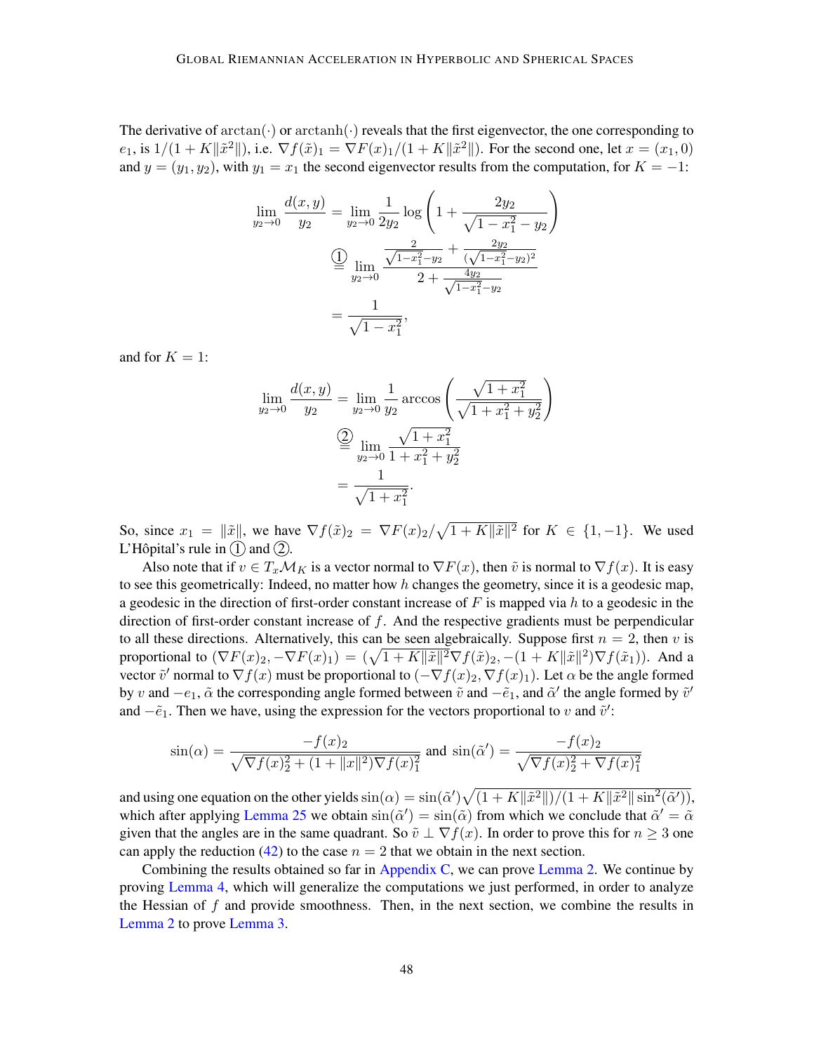The derivative of $\arctan(\cdot)$ or $\operatorname{arctanh}(\cdot)$ reveals that the first eigenvector, the one corresponding to $e_1$, is $1/(1+K\|\tilde{x}^2\|)$, i.e. $\nabla f(\tilde{x})_1 = \nabla F(x)_1/(1+K\|\tilde{x}^2\|)$. For the second one, let $x = (x_1, 0)$ and $y = (y_1, y_2)$, with $y_1 = x_1$ the second eigenvector results from the computation, for $K = -1$:

$$
\begin{aligned}
\lim_{y_2 \to 0} \frac{d(x,y)}{y_2} &= \lim_{y_2 \to 0} \frac{1}{2y_2} \log\left(1 + \frac{2y_2}{\sqrt{1-x_1^2} - y_2}\right) \\
&\overset{①}{=} \lim_{y_2 \to 0} \frac{\frac{2}{\sqrt{1-x_1^2}-y_2} + \frac{2y_2}{(\sqrt{1-x_1^2}-y_2)^2}}{2 + \frac{4y_2}{\sqrt{1-x_1^2}-y_2}} \\
&= \frac{1}{\sqrt{1-x_1^2}},
\end{aligned}
$$

and for $K = 1$:

$$
\begin{aligned}
\lim_{y_2 \to 0} \frac{d(x,y)}{y_2} &= \lim_{y_2 \to 0} \frac{1}{y_2} \arccos\left(\frac{\sqrt{1+x_1^2}}{\sqrt{1+x_1^2+y_2^2}}\right) \\
&\overset{②}{=} \lim_{y_2 \to 0} \frac{\sqrt{1+x_1^2}}{1+x_1^2+y_2^2} \\
&= \frac{1}{\sqrt{1+x_1^2}}.
\end{aligned}
$$

So, since $x_1 = \|\tilde{x}\|$, we have $\nabla f(\tilde{x})_2 = \nabla F(x)_2/\sqrt{1+K\|\tilde{x}\|^2}$ for $K \in \{1, -1\}$. We used L'Hôpital's rule in ① and ②.

Also note that if $v \in T_x\mathcal{M}_K$ is a vector normal to $\nabla F(x)$, then $\tilde{v}$ is normal to $\nabla f(x)$. It is easy to see this geometrically: Indeed, no matter how $h$ changes the geometry, since it is a geodesic map, a geodesic in the direction of first-order constant increase of $F$ is mapped via $h$ to a geodesic in the direction of first-order constant increase of $f$. And the respective gradients must be perpendicular to all these directions. Alternatively, this can be seen algebraically. Suppose first $n = 2$, then $v$ is proportional to $(\nabla F(x)_2, -\nabla F(x)_1) = (\sqrt{1+K\|\tilde{x}\|^2}\nabla f(\tilde{x})_2, -(1+K\|\tilde{x}\|^2)\nabla f(\tilde{x}_1))$. And a vector $\tilde{v}'$ normal to $\nabla f(x)$ must be proportional to $(-\nabla f(x)_2, \nabla f(x)_1)$. Let $\alpha$ be the angle formed by $v$ and $-e_1$, $\tilde{\alpha}$ the corresponding angle formed between $\tilde{v}$ and $-\tilde{e}_1$, and $\tilde{\alpha}'$ the angle formed by $\tilde{v}'$ and $-\tilde{e}_1$. Then we have, using the expression for the vectors proportional to $v$ and $\tilde{v}'$:

$$
\sin(\alpha) = \frac{-f(x)_2}{\sqrt{\nabla f(x)_2^2 + (1+\|x\|^2)\nabla f(x)_1^2}} \text{ and } \sin(\tilde{\alpha}') = \frac{-f(x)_2}{\sqrt{\nabla f(x)_2^2 + \nabla f(x)_1^2}}
$$

and using one equation on the other yields $\sin(\alpha) = \sin(\tilde{\alpha}')\sqrt{(1+K\|\tilde{x}^2\|)/(1+K\|\tilde{x}^2\|\sin^2(\tilde{\alpha}'))}$, which after applying Lemma 25 we obtain $\sin(\tilde{\alpha}') = \sin(\tilde{\alpha})$ from which we conclude that $\tilde{\alpha}' = \tilde{\alpha}$ given that the angles are in the same quadrant. So $\tilde{v} \perp \nabla f(x)$. In order to prove this for $n \geq 3$ one can apply the reduction (42) to the case $n = 2$ that we obtain in the next section.

Combining the results obtained so far in Appendix C, we can prove Lemma 2. We continue by proving Lemma 4, which will generalize the computations we just performed, in order to analyze the Hessian of $f$ and provide smoothness. Then, in the next section, we combine the results in Lemma 2 to prove Lemma 3.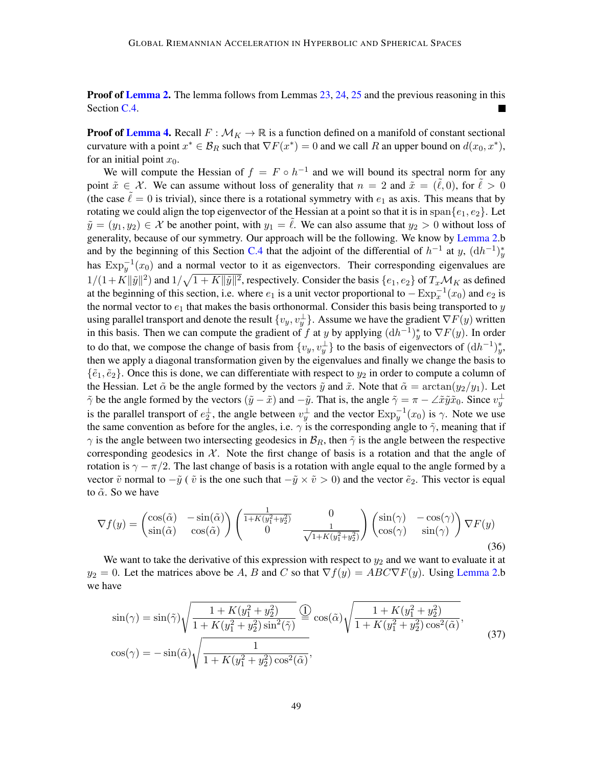**Proof of Lemma 2.** The lemma follows from Lemmas 23, 24, 25 and the previous reasoning in this Section C.4. ∎

**Proof of Lemma 4.** Recall $F : \mathcal{M}_K \to \mathbb{R}$ is a function defined on a manifold of constant sectional curvature with a point $x^* \in \mathcal{B}_R$ such that $\nabla F(x^*) = 0$ and we call $R$ an upper bound on $d(x_0, x^*)$, for an initial point $x_0$.

We will compute the Hessian of $f = F \circ h^{-1}$ and we will bound its spectral norm for any point $\tilde{x} \in \mathcal{X}$. We can assume without loss of generality that $n = 2$ and $\tilde{x} = (\tilde{\ell}, 0)$, for $\tilde{\ell} > 0$ (the case $\tilde{\ell} = 0$ is trivial), since there is a rotational symmetry with $e_1$ as axis. This means that by rotating we could align the top eigenvector of the Hessian at a point so that it is in $\operatorname{span}\{e_1, e_2\}$. Let $\tilde{y} = (y_1, y_2) \in \mathcal{X}$ be another point, with $y_1 = \tilde{\ell}$. We can also assume that $y_2 > 0$ without loss of generality, because of our symmetry. Our approach will be the following. We know by Lemma 2.b and by the beginning of this Section C.4 that the adjoint of the differential of $h^{-1}$ at $y$, $(\mathrm{d}h^{-1})_y^*$ has $\operatorname{Exp}_y^{-1}(x_0)$ and a normal vector to it as eigenvectors. Their corresponding eigenvalues are $1/(1+K\|\tilde{y}\|^2)$ and $1/\sqrt{1+K\|\tilde{y}\|^2}$, respectively. Consider the basis $\{e_1, e_2\}$ of $T_x\mathcal{M}_K$ as defined at the beginning of this section, i.e. where $e_1$ is a unit vector proportional to $-\operatorname{Exp}_x^{-1}(x_0)$ and $e_2$ is the normal vector to $e_1$ that makes the basis orthonormal. Consider this basis being transported to $y$ using parallel transport and denote the result $\{v_y, v_y^\perp\}$. Assume we have the gradient $\nabla F(y)$ written in this basis. Then we can compute the gradient of $f$ at $y$ by applying $(\mathrm{d}h^{-1})_y^*$ to $\nabla F(y)$. In order to do that, we compose the change of basis from $\{v_y, v_y^\perp\}$ to the basis of eigenvectors of $(\mathrm{d}h^{-1})_y^*$, then we apply a diagonal transformation given by the eigenvalues and finally we change the basis to $\{\tilde{e}_1, \tilde{e}_2\}$. Once this is done, we can differentiate with respect to $y_2$ in order to compute a column of the Hessian. Let $\tilde{\alpha}$ be the angle formed by the vectors $\tilde{y}$ and $\tilde{x}$. Note that $\tilde{\alpha} = \arctan(y_2/y_1)$. Let $\tilde{\gamma}$ be the angle formed by the vectors $(\tilde{y} - \tilde{x})$ and $-\tilde{y}$. That is, the angle $\tilde{\gamma} = \pi - \angle \tilde{x}\tilde{y}\tilde{x}_0$. Since $v_y^\perp$ is the parallel transport of $e_2^\perp$, the angle between $v_y^\perp$ and the vector $\operatorname{Exp}_y^{-1}(x_0)$ is $\gamma$. Note we use the same convention as before for the angles, i.e. $\gamma$ is the corresponding angle to $\tilde{\gamma}$, meaning that if $\gamma$ is the angle between two intersecting geodesics in $\mathcal{B}_R$, then $\tilde{\gamma}$ is the angle between the respective corresponding geodesics in $\mathcal{X}$. Note the first change of basis is a rotation and that the angle of rotation is $\gamma - \pi/2$. The last change of basis is a rotation with angle equal to the angle formed by a vector $\tilde{v}$ normal to $-\tilde{y}$ ( $\tilde{v}$ is the one such that $-\tilde{y} \times \tilde{v} > 0$) and the vector $\tilde{e}_2$. This vector is equal to $\tilde{\alpha}$. So we have

$$
\nabla f(y) = \begin{pmatrix} \cos(\tilde{\alpha}) & -\sin(\tilde{\alpha}) \\ \sin(\tilde{\alpha}) & \cos(\tilde{\alpha}) \end{pmatrix} \begin{pmatrix} \frac{1}{1+K(y_1^2+y_2^2)} & 0 \\ 0 & \frac{1}{\sqrt{1+K(y_1^2+y_2^2)}} \end{pmatrix} \begin{pmatrix} \sin(\gamma) & -\cos(\gamma) \\ \cos(\gamma) & \sin(\gamma) \end{pmatrix} \nabla F(y) \tag{36}
$$

We want to take the derivative of this expression with respect to $y_2$ and we want to evaluate it at $y_2 = 0$. Let the matrices above be $A$, $B$ and $C$ so that $\nabla f(y) = ABC\nabla F(y)$. Using Lemma 2.b we have

$$
\begin{aligned}
\sin(\gamma) &= \sin(\tilde{\gamma})\sqrt{\frac{1+K(y_1^2+y_2^2)}{1+K(y_1^2+y_2^2)\sin^2(\tilde{\gamma})}} \overset{①}{=} \cos(\tilde{\alpha})\sqrt{\frac{1+K(y_1^2+y_2^2)}{1+K(y_1^2+y_2^2)\cos^2(\tilde{\alpha})}}, \\
\cos(\gamma) &= -\sin(\tilde{\alpha})\sqrt{\frac{1}{1+K(y_1^2+y_2^2)\cos^2(\tilde{\alpha})}},
\end{aligned} \tag{37}
$$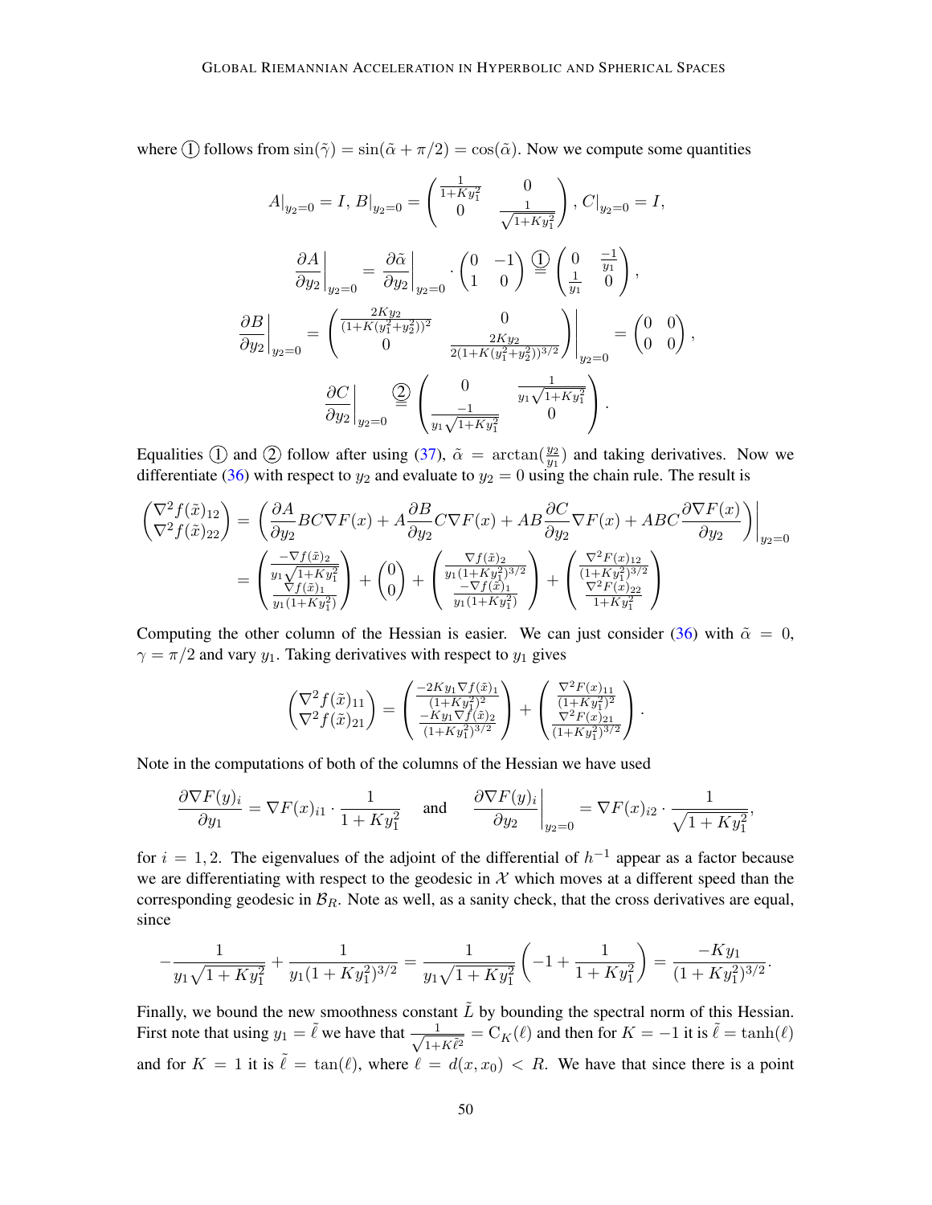where ① follows from $\sin(\tilde{\gamma}) = \sin(\tilde{\alpha} + \pi/2) = \cos(\tilde{\alpha})$. Now we compute some quantities

$$
A|_{y_2=0} = I,\; B|_{y_2=0} = \begin{pmatrix} \frac{1}{1+Ky_1^2} & 0 \\ 0 & \frac{1}{\sqrt{1+Ky_1^2}} \end{pmatrix},\; C|_{y_2=0} = I,
$$

$$
\left.\frac{\partial A}{\partial y_2}\right|_{y_2=0} = \left.\frac{\partial \tilde{\alpha}}{\partial y_2}\right|_{y_2=0} \cdot \begin{pmatrix} 0 & -1 \\ 1 & 0 \end{pmatrix} \overset{①}{=} \begin{pmatrix} 0 & \frac{-1}{y_1} \\ \frac{1}{y_1} & 0 \end{pmatrix},
$$

$$
\left.\frac{\partial B}{\partial y_2}\right|_{y_2=0} = \left.\begin{pmatrix} \frac{2Ky_2}{(1+K(y_1^2+y_2^2))^2} & 0 \\ 0 & \frac{2Ky_2}{2(1+K(y_1^2+y_2^2))^{3/2}} \end{pmatrix}\right|_{y_2=0} = \begin{pmatrix} 0 & 0 \\ 0 & 0 \end{pmatrix},
$$

$$
\left.\frac{\partial C}{\partial y_2}\right|_{y_2=0} \overset{②}{=} \begin{pmatrix} 0 & \frac{1}{y_1\sqrt{1+Ky_1^2}} \\ \frac{-1}{y_1\sqrt{1+Ky_1^2}} & 0 \end{pmatrix}.
$$

Equalities ① and ② follow after using (37), $\tilde{\alpha} = \arctan(\frac{y_2}{y_1})$ and taking derivatives. Now we differentiate (36) with respect to $y_2$ and evaluate to $y_2 = 0$ using the chain rule. The result is

$$
\begin{aligned}
\begin{pmatrix} \nabla^2 f(\tilde{x})_{12} \\ \nabla^2 f(\tilde{x})_{22} \end{pmatrix} &= \left.\left( \frac{\partial A}{\partial y_2} BC\nabla F(x) + A\frac{\partial B}{\partial y_2} C\nabla F(x) + AB\frac{\partial C}{\partial y_2}\nabla F(x) + ABC\frac{\partial \nabla F(x)}{\partial y_2} \right)\right|_{y_2=0} \\
&= \begin{pmatrix} \frac{-\nabla f(\tilde{x})_2}{y_1\sqrt{1+Ky_1^2}} \\ \frac{\nabla f(\tilde{x})_1}{y_1(1+Ky_1^2)} \end{pmatrix} + \begin{pmatrix} 0 \\ 0 \end{pmatrix} + \begin{pmatrix} \frac{\nabla f(\tilde{x})_2}{y_1(1+Ky_1^2)^{3/2}} \\ \frac{-\nabla f(\tilde{x})_1}{y_1(1+Ky_1^2)} \end{pmatrix} + \begin{pmatrix} \frac{\nabla^2 F(x)_{12}}{(1+Ky_1^2)^{3/2}} \\ \frac{\nabla^2 F(x)_{22}}{1+Ky_1^2} \end{pmatrix}
\end{aligned}
$$

Computing the other column of the Hessian is easier. We can just consider (36) with $\tilde{\alpha} = 0$, $\gamma = \pi/2$ and vary $y_1$. Taking derivatives with respect to $y_1$ gives

$$
\begin{pmatrix} \nabla^2 f(\tilde{x})_{11} \\ \nabla^2 f(\tilde{x})_{21} \end{pmatrix} = \begin{pmatrix} \frac{-2Ky_1\nabla f(\tilde{x})_1}{(1+Ky_1^2)^2} \\ \frac{-Ky_1\nabla f(\tilde{x})_2}{(1+Ky_1^2)^{3/2}} \end{pmatrix} + \begin{pmatrix} \frac{\nabla^2 F(x)_{11}}{(1+Ky_1^2)^2} \\ \frac{\nabla^2 F(x)_{21}}{(1+Ky_1^2)^{3/2}} \end{pmatrix}.
$$

Note in the computations of both of the columns of the Hessian we have used

$$
\frac{\partial \nabla F(y)_i}{\partial y_1} = \nabla F(x)_{i1} \cdot \frac{1}{1+Ky_1^2} \quad \text{and} \quad \left.\frac{\partial \nabla F(y)_i}{\partial y_2}\right|_{y_2=0} = \nabla F(x)_{i2} \cdot \frac{1}{\sqrt{1+Ky_1^2}},
$$

for $i = 1, 2$. The eigenvalues of the adjoint of the differential of $h^{-1}$ appear as a factor because we are differentiating with respect to the geodesic in $\mathcal{X}$ which moves at a different speed than the corresponding geodesic in $\mathcal{B}_R$. Note as well, as a sanity check, that the cross derivatives are equal, since

$$
-\frac{1}{y_1\sqrt{1+Ky_1^2}} + \frac{1}{y_1(1+Ky_1^2)^{3/2}} = \frac{1}{y_1\sqrt{1+Ky_1^2}}\left(-1 + \frac{1}{1+Ky_1^2}\right) = \frac{-Ky_1}{(1+Ky_1^2)^{3/2}}.
$$

Finally, we bound the new smoothness constant $\tilde{L}$ by bounding the spectral norm of this Hessian. First note that using $y_1 = \tilde{\ell}$ we have that $\frac{1}{\sqrt{1+K\tilde{\ell}^2}} = \mathrm{C}_K(\ell)$ and then for $K = -1$ it is $\tilde{\ell} = \tanh(\ell)$ and for $K = 1$ it is $\tilde{\ell} = \tan(\ell)$, where $\ell = d(x, x_0) < R$. We have that since there is a point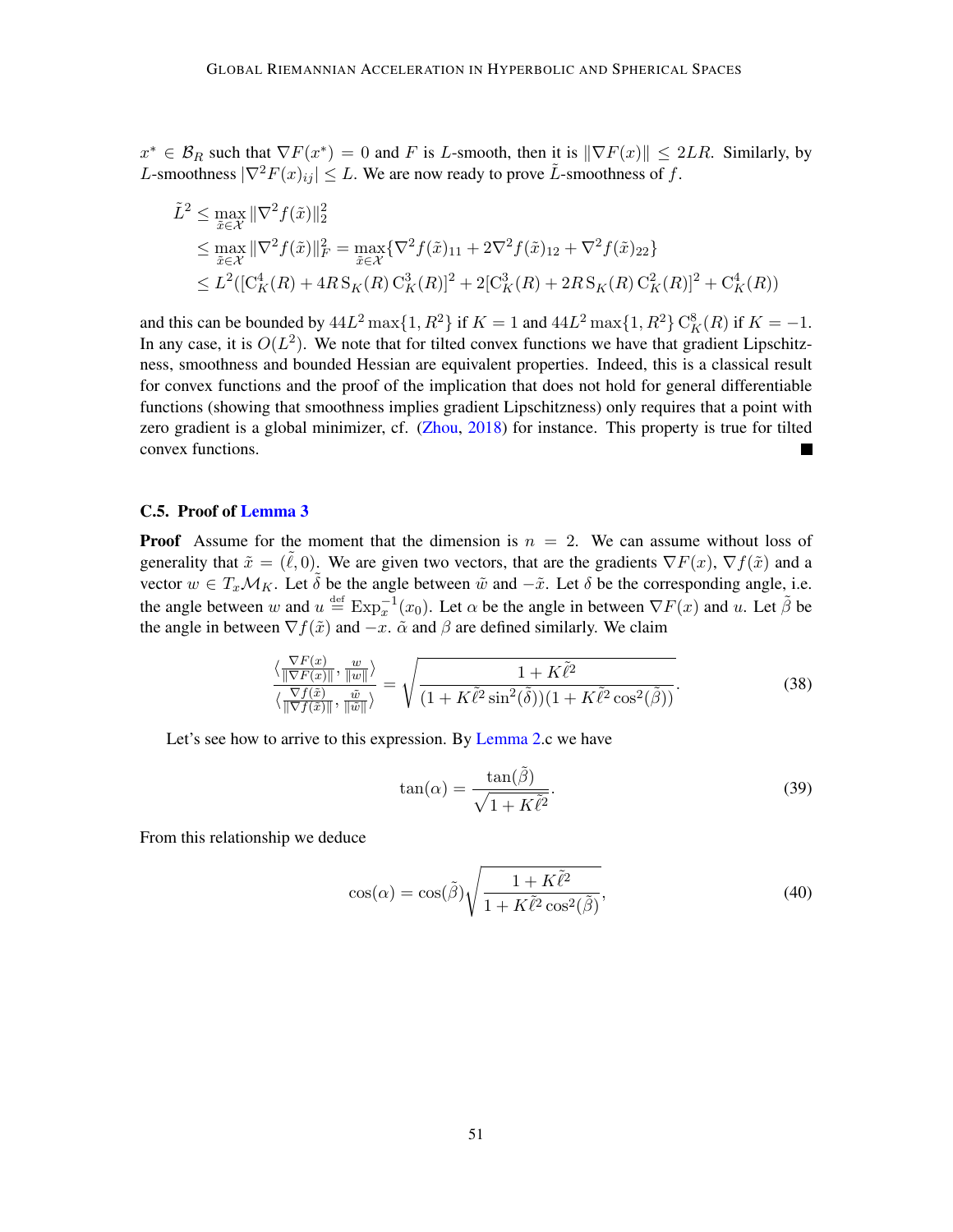$x^* \in \mathcal{B}_R$ such that $\nabla F(x^*) = 0$ and $F$ is $L$-smooth, then it is $\|\nabla F(x)\| \leq 2LR$. Similarly, by $L$-smoothness $|\nabla^2 F(x)_{ij}| \leq L$. We are now ready to prove $\tilde{L}$-smoothness of $f$.

$$
\begin{aligned}
\tilde{L}^2 &\leq \max_{\tilde{x} \in \mathcal{X}} \|\nabla^2 f(\tilde{x})\|_2^2 \\
&\leq \max_{\tilde{x} \in \mathcal{X}} \|\nabla^2 f(\tilde{x})\|_F^2 = \max_{\tilde{x} \in \mathcal{X}} \{\nabla^2 f(\tilde{x})_{11} + 2\nabla^2 f(\tilde{x})_{12} + \nabla^2 f(\tilde{x})_{22}\} \\
&\leq L^2([\mathrm{C}_K^4(R) + 4R\,\mathrm{S}_K(R)\,\mathrm{C}_K^3(R)]^2 + 2[\mathrm{C}_K^3(R) + 2R\,\mathrm{S}_K(R)\,\mathrm{C}_K^2(R)]^2 + \mathrm{C}_K^4(R))
\end{aligned}
$$

and this can be bounded by $44L^2 \max\{1, R^2\}$ if $K = 1$ and $44L^2 \max\{1, R^2\}\,\mathrm{C}_K^8(R)$ if $K = -1$. In any case, it is $O(L^2)$. We note that for tilted convex functions we have that gradient Lipschitzness, smoothness and bounded Hessian are equivalent properties. Indeed, this is a classical result for convex functions and the proof of the implication that does not hold for general differentiable functions (showing that smoothness implies gradient Lipschitzness) only requires that a point with zero gradient is a global minimizer, cf. (Zhou, 2018) for instance. This property is true for tilted convex functions. ■

### C.5. Proof of Lemma 3

**Proof** Assume for the moment that the dimension is $n = 2$. We can assume without loss of generality that $\tilde{x} = (\tilde{\ell}, 0)$. We are given two vectors, that are the gradients $\nabla F(x)$, $\nabla f(\tilde{x})$ and a vector $w \in T_x\mathcal{M}_K$. Let $\tilde{\delta}$ be the angle between $\tilde{w}$ and $-\tilde{x}$. Let $\delta$ be the corresponding angle, i.e. the angle between $w$ and $u \stackrel{\text{def}}{=} \mathrm{Exp}_x^{-1}(x_0)$. Let $\alpha$ be the angle in between $\nabla F(x)$ and $u$. Let $\tilde{\beta}$ be the angle in between $\nabla f(\tilde{x})$ and $-x$. $\tilde{\alpha}$ and $\beta$ are defined similarly. We claim

$$
\frac{\langle \frac{\nabla F(x)}{\|\nabla F(x)\|}, \frac{w}{\|w\|} \rangle}{\langle \frac{\nabla f(\tilde{x})}{\|\nabla f(\tilde{x})\|}, \frac{\tilde{w}}{\|\tilde{w}\|} \rangle} = \sqrt{\frac{1 + K\tilde{\ell}^2}{(1 + K\tilde{\ell}^2 \sin^2(\tilde{\delta}))(1 + K\tilde{\ell}^2 \cos^2(\tilde{\beta}))}}. \tag{38}
$$

Let's see how to arrive to this expression. By Lemma 2.c we have

$$
\tan(\alpha) = \frac{\tan(\tilde{\beta})}{\sqrt{1 + K\tilde{\ell}^2}}. \tag{39}
$$

From this relationship we deduce

$$
\cos(\alpha) = \cos(\tilde{\beta})\sqrt{\frac{1 + K\tilde{\ell}^2}{1 + K\tilde{\ell}^2 \cos^2(\tilde{\beta})}}, \tag{40}
$$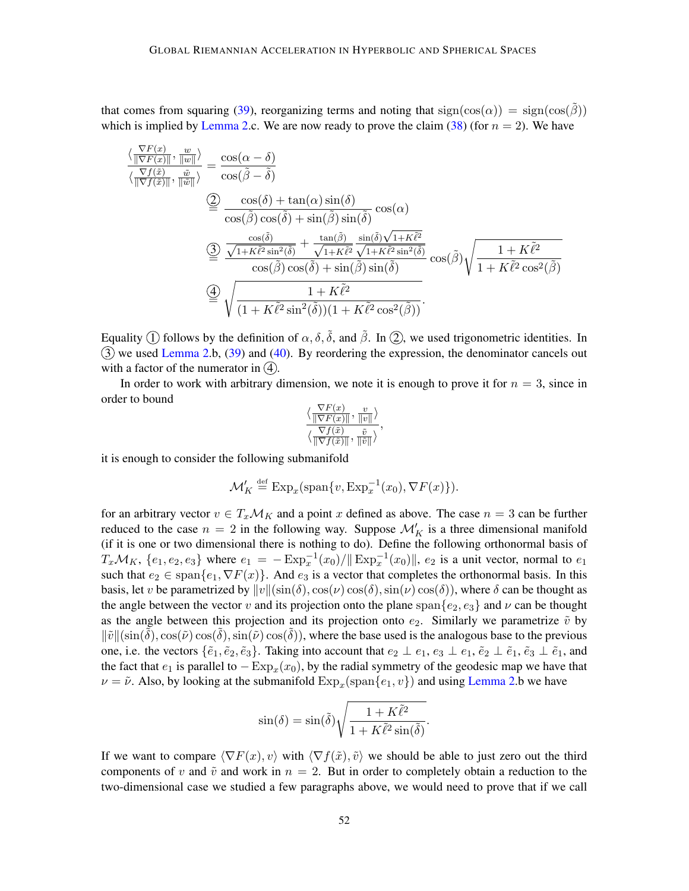that comes from squaring (39), reorganizing terms and noting that $\mathrm{sign}(\cos(\alpha)) = \mathrm{sign}(\cos(\tilde{\beta}))$ which is implied by Lemma 2.c. We are now ready to prove the claim (38) (for $n = 2$). We have

$$
\begin{aligned}
\frac{\langle \frac{\nabla F(x)}{\|\nabla F(x)\|}, \frac{w}{\|w\|}\rangle}{\langle \frac{\nabla f(\tilde{x})}{\|\nabla f(\tilde{x})\|}, \frac{\tilde{w}}{\|\tilde{w}\|}\rangle} &= \frac{\cos(\alpha-\delta)}{\cos(\tilde{\beta}-\tilde{\delta})} \\
&\overset{②}{=} \frac{\cos(\delta) + \tan(\alpha)\sin(\delta)}{\cos(\tilde{\beta})\cos(\tilde{\delta}) + \sin(\tilde{\beta})\sin(\tilde{\delta})} \cos(\alpha) \\
&\overset{③}{=} \frac{\frac{\cos(\tilde{\delta})}{\sqrt{1+K\tilde{\ell}^2\sin^2(\tilde{\delta})}} + \frac{\tan(\tilde{\beta})}{\sqrt{1+K\tilde{\ell}^2}}\frac{\sin(\tilde{\delta})\sqrt{1+K\tilde{\ell}^2}}{\sqrt{1+K\tilde{\ell}^2\sin^2(\tilde{\delta})}}}{\cos(\tilde{\beta})\cos(\tilde{\delta}) + \sin(\tilde{\beta})\sin(\tilde{\delta})} \cos(\tilde{\beta})\sqrt{\frac{1+K\tilde{\ell}^2}{1+K\tilde{\ell}^2\cos^2(\tilde{\beta})}} \\
&\overset{④}{=} \sqrt{\frac{1+K\tilde{\ell}^2}{(1+K\tilde{\ell}^2\sin^2(\tilde{\delta}))(1+K\tilde{\ell}^2\cos^2(\tilde{\beta}))}}.
\end{aligned}
$$

Equality ① follows by the definition of $\alpha, \delta, \tilde{\delta}$, and $\tilde{\beta}$. In ②, we used trigonometric identities. In ③ we used Lemma 2.b, (39) and (40). By reordering the expression, the denominator cancels out with a factor of the numerator in ④.

In order to work with arbitrary dimension, we note it is enough to prove it for $n = 3$, since in order to bound

$$
\frac{\langle \frac{\nabla F(x)}{\|\nabla F(x)\|}, \frac{v}{\|v\|}\rangle}{\langle \frac{\nabla f(\tilde{x})}{\|\nabla f(\tilde{x})\|}, \frac{\tilde{v}}{\|\tilde{v}\|}\rangle},
$$

it is enough to consider the following submanifold

$$
\mathcal{M}_K' \overset{\text{def}}{=} \mathrm{Exp}_x(\mathrm{span}\{v, \mathrm{Exp}_x^{-1}(x_0), \nabla F(x)\}).
$$

for an arbitrary vector $v \in T_x\mathcal{M}_K$ and a point $x$ defined as above. The case $n = 3$ can be further reduced to the case $n = 2$ in the following way. Suppose $\mathcal{M}_K'$ is a three dimensional manifold (if it is one or two dimensional there is nothing to do). Define the following orthonormal basis of $T_x\mathcal{M}_K$, $\{e_1, e_2, e_3\}$ where $e_1 = -\mathrm{Exp}_x^{-1}(x_0)/\|\mathrm{Exp}_x^{-1}(x_0)\|$, $e_2$ is a unit vector, normal to $e_1$ such that $e_2 \in \mathrm{span}\{e_1, \nabla F(x)\}$. And $e_3$ is a vector that completes the orthonormal basis. In this basis, let $v$ be parametrized by $\|v\|(\sin(\delta), \cos(\nu)\cos(\delta), \sin(\nu)\cos(\delta))$, where $\delta$ can be thought as the angle between the vector $v$ and its projection onto the plane $\mathrm{span}\{e_2, e_3\}$ and $\nu$ can be thought as the angle between this projection and its projection onto $e_2$. Similarly we parametrize $\tilde{v}$ by $\|\tilde{v}\|(\sin(\tilde{\delta}), \cos(\tilde{\nu})\cos(\tilde{\delta}), \sin(\tilde{\nu})\cos(\tilde{\delta}))$, where the base used is the analogous base to the previous one, i.e. the vectors $\{\tilde{e}_1, \tilde{e}_2, \tilde{e}_3\}$. Taking into account that $e_2 \perp e_1$, $e_3 \perp e_1$, $\tilde{e}_2 \perp \tilde{e}_1$, $\tilde{e}_3 \perp \tilde{e}_1$, and the fact that $e_1$ is parallel to $-\mathrm{Exp}_x(x_0)$, by the radial symmetry of the geodesic map we have that $\nu = \tilde{\nu}$. Also, by looking at the submanifold $\mathrm{Exp}_x(\mathrm{span}\{e_1, v\})$ and using Lemma 2.b we have

$$
\sin(\delta) = \sin(\tilde{\delta})\sqrt{\frac{1+K\tilde{\ell}^2}{1+K\tilde{\ell}^2\sin(\tilde{\delta})}}.
$$

If we want to compare $\langle \nabla F(x), v\rangle$ with $\langle \nabla f(\tilde{x}), \tilde{v}\rangle$ we should be able to just zero out the third components of $v$ and $\tilde{v}$ and work in $n = 2$. But in order to completely obtain a reduction to the two-dimensional case we studied a few paragraphs above, we would need to prove that if we call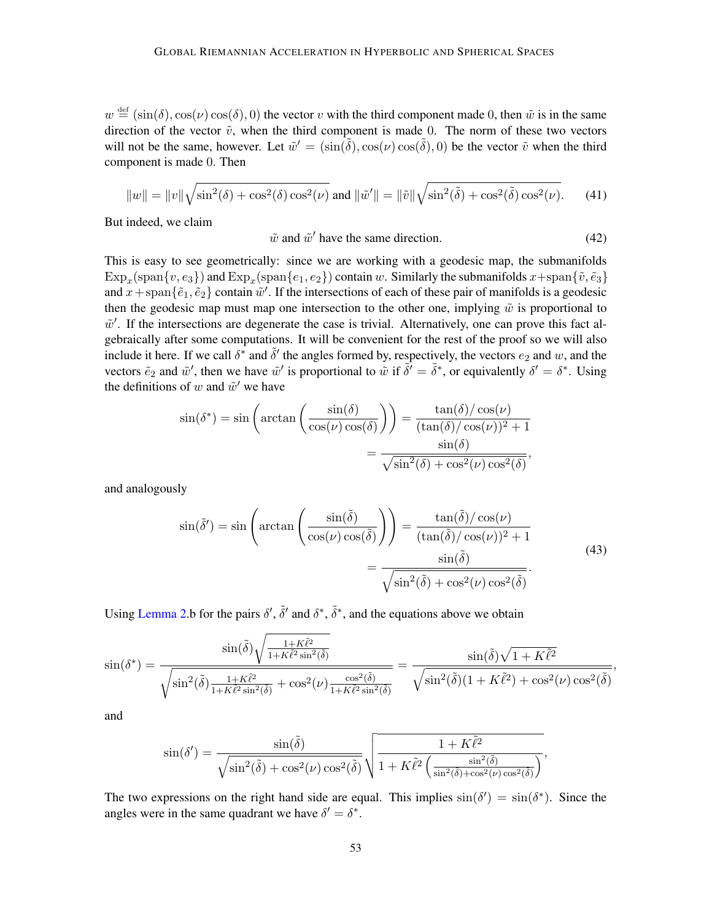$w \stackrel{\text{def}}{=} (\sin(\delta), \cos(\nu)\cos(\delta), 0)$ the vector $v$ with the third component made 0, then $\tilde{w}$ is in the same direction of the vector $\tilde{v}$, when the third component is made 0. The norm of these two vectors will not be the same, however. Let $\tilde{w}' = (\sin(\tilde{\delta}), \cos(\nu)\cos(\tilde{\delta}), 0)$ be the vector $\tilde{v}$ when the third component is made 0. Then

$$
\|w\| = \|v\|\sqrt{\sin^2(\delta) + \cos^2(\delta)\cos^2(\nu)} \text{ and } \|\tilde{w}'\| = \|\tilde{v}\|\sqrt{\sin^2(\tilde{\delta}) + \cos^2(\tilde{\delta})\cos^2(\nu)}. \tag{41}
$$

But indeed, we claim

$$
\tilde{w} \text{ and } \tilde{w}' \text{ have the same direction.} \tag{42}
$$

This is easy to see geometrically: since we are working with a geodesic map, the submanifolds $\operatorname{Exp}_x(\operatorname{span}\{v, e_3\})$ and $\operatorname{Exp}_x(\operatorname{span}\{e_1, e_2\})$ contain $w$. Similarly the submanifolds $x + \operatorname{span}\{\tilde{v}, \tilde{e}_3\}$ and $x + \operatorname{span}\{\tilde{e}_1, \tilde{e}_2\}$ contain $\tilde{w}'$. If the intersections of each of these pair of manifolds is a geodesic then the geodesic map must map one intersection to the other one, implying $\tilde{w}$ is proportional to $\tilde{w}'$. If the intersections are degenerate the case is trivial. Alternatively, one can prove this fact algebraically after some computations. It will be convenient for the rest of the proof so we will also include it here. If we call $\delta^*$ and $\tilde{\delta}'$ the angles formed by, respectively, the vectors $e_2$ and $w$, and the vectors $\tilde{e}_2$ and $\tilde{w}'$, then we have $\tilde{w}'$ is proportional to $\tilde{w}$ if $\tilde{\delta}' = \tilde{\delta}^*$, or equivalently $\delta' = \delta^*$. Using the definitions of $w$ and $\tilde{w}'$ we have

$$
\sin(\delta^*) = \sin\left(\arctan\left(\frac{\sin(\delta)}{\cos(\nu)\cos(\delta)}\right)\right) = \frac{\tan(\delta)/\cos(\nu)}{(\tan(\delta)/\cos(\nu))^2 + 1} = \frac{\sin(\delta)}{\sqrt{\sin^2(\delta) + \cos^2(\nu)\cos^2(\delta)}},
$$

and analogously

$$
\sin(\tilde{\delta}') = \sin\left(\arctan\left(\frac{\sin(\tilde{\delta})}{\cos(\nu)\cos(\tilde{\delta})}\right)\right) = \frac{\tan(\tilde{\delta})/\cos(\nu)}{(\tan(\tilde{\delta})/\cos(\nu))^2 + 1} = \frac{\sin(\tilde{\delta})}{\sqrt{\sin^2(\tilde{\delta}) + \cos^2(\nu)\cos^2(\tilde{\delta})}}. \tag{43}
$$

Using Lemma 2.b for the pairs $\delta'$, $\tilde{\delta}'$ and $\delta^*$, $\tilde{\delta}^*$, and the equations above we obtain

$$
\sin(\delta^*) = \frac{\sin(\tilde{\delta})\sqrt{\frac{1+K\tilde{\ell}^2}{1+K\tilde{\ell}^2\sin^2(\tilde{\delta})}}}{\sqrt{\sin^2(\tilde{\delta})\frac{1+K\tilde{\ell}^2}{1+K\tilde{\ell}^2\sin^2(\tilde{\delta})} + \cos^2(\nu)\frac{\cos^2(\tilde{\delta})}{1+K\tilde{\ell}^2\sin^2(\tilde{\delta})}}} = \frac{\sin(\tilde{\delta})\sqrt{1+K\tilde{\ell}^2}}{\sqrt{\sin^2(\tilde{\delta})(1+K\tilde{\ell}^2) + \cos^2(\nu)\cos^2(\tilde{\delta})}},
$$

and

$$
\sin(\delta') = \frac{\sin(\tilde{\delta})}{\sqrt{\sin^2(\tilde{\delta}) + \cos^2(\nu)\cos^2(\tilde{\delta})}}\sqrt{\frac{1+K\tilde{\ell}^2}{1+K\tilde{\ell}^2\left(\frac{\sin^2(\tilde{\delta})}{\sin^2(\tilde{\delta})+\cos^2(\nu)\cos^2(\tilde{\delta})}\right)}},
$$

The two expressions on the right hand side are equal. This implies $\sin(\delta') = \sin(\delta^*)$. Since the angles were in the same quadrant we have $\delta' = \delta^*$.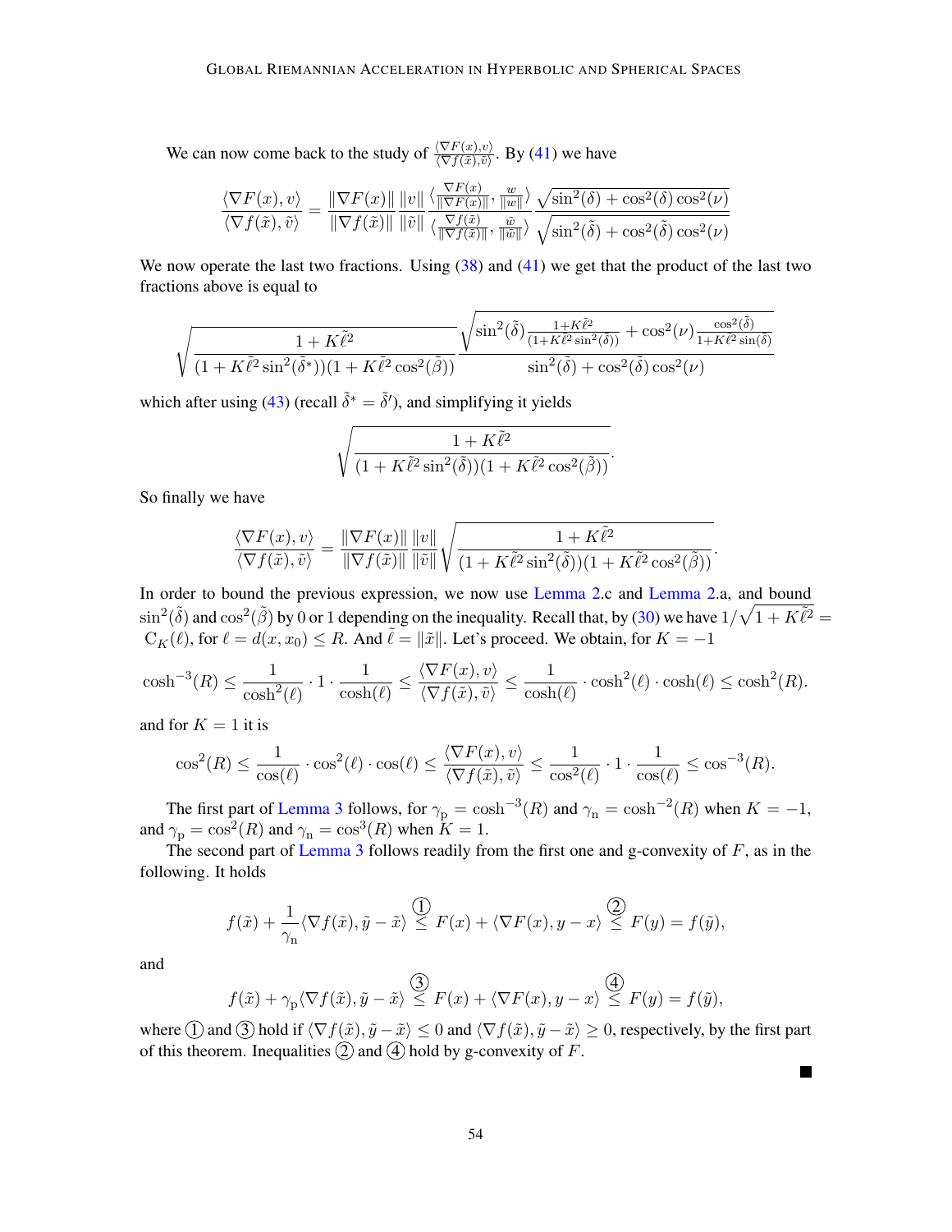We can now come back to the study of $\frac{\langle \nabla F(x), v\rangle}{\langle \nabla f(\tilde{x}), \tilde{v}\rangle}$. By (41) we have

$$\frac{\langle \nabla F(x), v\rangle}{\langle \nabla f(\tilde{x}), \tilde{v}\rangle} = \frac{\|\nabla F(x)\|}{\|\nabla f(\tilde{x})\|}\frac{\|v\|}{\|\tilde{v}\|}\frac{\langle \frac{\nabla F(x)}{\|\nabla F(x)\|}, \frac{w}{\|w\|}\rangle}{\langle \frac{\nabla f(\tilde{x})}{\|\nabla f(\tilde{x})\|}, \frac{\tilde{w}}{\|\tilde{w}\|}\rangle}\frac{\sqrt{\sin^2(\delta)+\cos^2(\delta)\cos^2(\nu)}}{\sqrt{\sin^2(\tilde{\delta})+\cos^2(\tilde{\delta})\cos^2(\nu)}}$$

We now operate the last two fractions. Using (38) and (41) we get that the product of the last two fractions above is equal to

$$\sqrt{\frac{1+K\tilde{\ell}^2}{(1+K\tilde{\ell}^2\sin^2(\tilde{\delta}^*))(1+K\tilde{\ell}^2\cos^2(\tilde{\beta}))}}\frac{\sqrt{\sin^2(\tilde{\delta})\frac{1+K\tilde{\ell}^2}{(1+K\tilde{\ell}^2\sin^2(\tilde{\delta}))}+\cos^2(\nu)\frac{\cos^2(\tilde{\delta})}{1+K\tilde{\ell}^2\sin(\tilde{\delta})}}}{\sin^2(\tilde{\delta})+\cos^2(\tilde{\delta})\cos^2(\nu)}$$

which after using (43) (recall $\tilde{\delta}^* = \tilde{\delta}'$), and simplifying it yields

$$\sqrt{\frac{1+K\tilde{\ell}^2}{(1+K\tilde{\ell}^2\sin^2(\tilde{\delta}))(1+K\tilde{\ell}^2\cos^2(\tilde{\beta}))}}.$$

So finally we have

$$\frac{\langle \nabla F(x), v\rangle}{\langle \nabla f(\tilde{x}), \tilde{v}\rangle} = \frac{\|\nabla F(x)\|}{\|\nabla f(\tilde{x})\|}\frac{\|v\|}{\|\tilde{v}\|}\sqrt{\frac{1+K\tilde{\ell}^2}{(1+K\tilde{\ell}^2\sin^2(\tilde{\delta}))(1+K\tilde{\ell}^2\cos^2(\tilde{\beta}))}}.$$

In order to bound the previous expression, we now use Lemma 2.c and Lemma 2.a, and bound $\sin^2(\tilde{\delta})$ and $\cos^2(\tilde{\beta})$ by 0 or 1 depending on the inequality. Recall that, by (30) we have $1/\sqrt{1+K\tilde{\ell}^2} = \mathrm{C}_K(\ell)$, for $\ell = d(x, x_0) \leq R$. And $\tilde{\ell} = \|\tilde{x}\|$. Let's proceed. We obtain, for $K=-1$

$$\cosh^{-3}(R) \leq \frac{1}{\cosh^2(\ell)}\cdot 1\cdot\frac{1}{\cosh(\ell)} \leq \frac{\langle \nabla F(x), v\rangle}{\langle \nabla f(\tilde{x}), \tilde{v}\rangle} \leq \frac{1}{\cosh(\ell)}\cdot\cosh^2(\ell)\cdot\cosh(\ell) \leq \cosh^2(R).$$

and for $K=1$ it is

$$\cos^2(R) \leq \frac{1}{\cos(\ell)}\cdot\cos^2(\ell)\cdot\cos(\ell) \leq \frac{\langle \nabla F(x), v\rangle}{\langle \nabla f(\tilde{x}), \tilde{v}\rangle} \leq \frac{1}{\cos^2(\ell)}\cdot 1\cdot\frac{1}{\cos(\ell)} \leq \cos^{-3}(R).$$

The first part of Lemma 3 follows, for $\gamma_{\mathrm{p}} = \cosh^{-3}(R)$ and $\gamma_{\mathrm{n}} = \cosh^{-2}(R)$ when $K=-1$, and $\gamma_{\mathrm{p}} = \cos^2(R)$ and $\gamma_{\mathrm{n}} = \cos^3(R)$ when $K=1$.

The second part of Lemma 3 follows readily from the first one and g-convexity of $F$, as in the following. It holds

$$f(\tilde{x}) + \frac{1}{\gamma_{\mathrm{n}}}\langle \nabla f(\tilde{x}), \tilde{y}-\tilde{x}\rangle \overset{①}{\leq} F(x) + \langle \nabla F(x), y-x\rangle \overset{②}{\leq} F(y) = f(\tilde{y}),$$

and

$$f(\tilde{x}) + \gamma_{\mathrm{p}}\langle \nabla f(\tilde{x}), \tilde{y}-\tilde{x}\rangle \overset{③}{\leq} F(x) + \langle \nabla F(x), y-x\rangle \overset{④}{\leq} F(y) = f(\tilde{y}),$$

where ① and ③ hold if $\langle \nabla f(\tilde{x}), \tilde{y}-\tilde{x}\rangle \leq 0$ and $\langle \nabla f(\tilde{x}), \tilde{y}-\tilde{x}\rangle \geq 0$, respectively, by the first part of this theorem. Inequalities ② and ④ hold by g-convexity of $F$.

■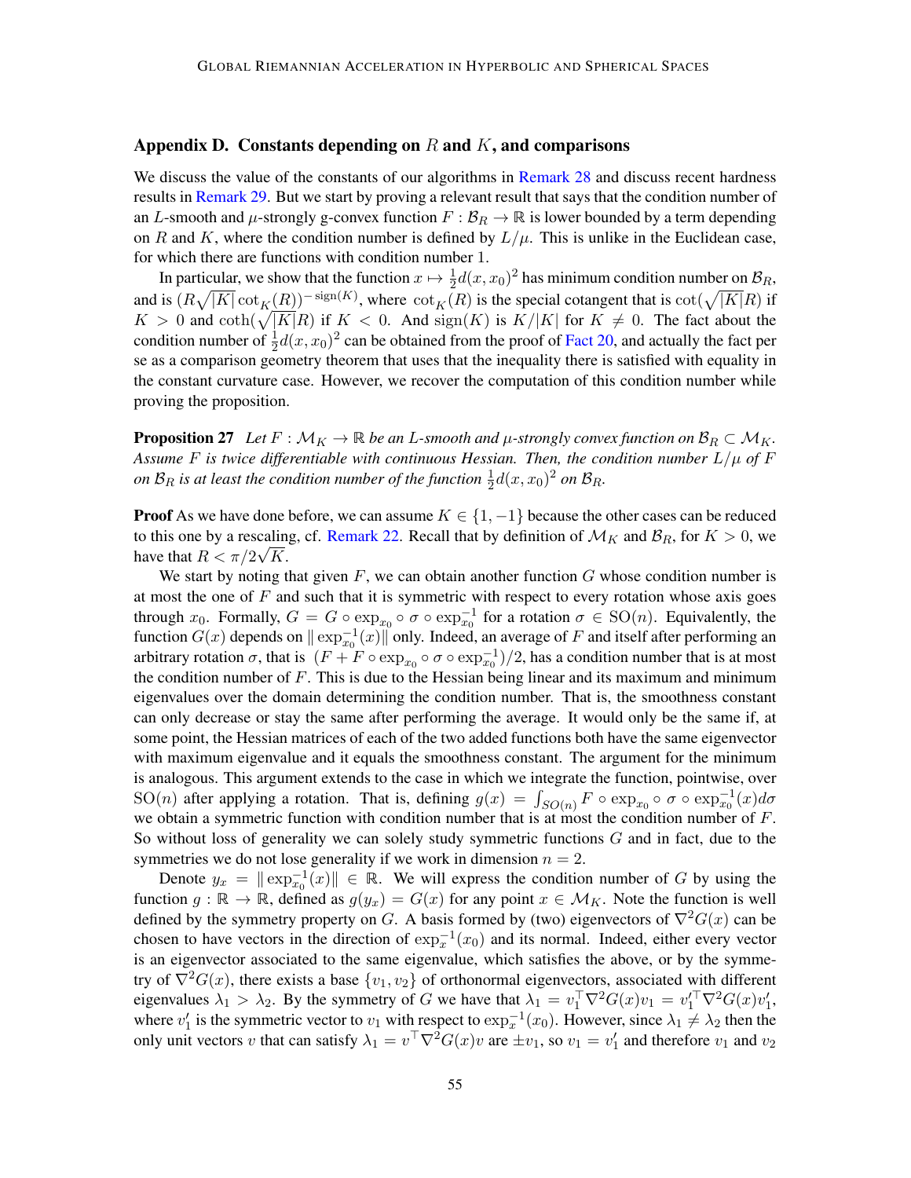## Appendix D. Constants depending on $R$ and $K$, and comparisons

We discuss the value of the constants of our algorithms in Remark 28 and discuss recent hardness results in Remark 29. But we start by proving a relevant result that says that the condition number of an $L$-smooth and $\mu$-strongly g-convex function $F : \mathcal{B}_R \to \mathbb{R}$ is lower bounded by a term depending on $R$ and $K$, where the condition number is defined by $L/\mu$. This is unlike in the Euclidean case, for which there are functions with condition number 1.

In particular, we show that the function $x \mapsto \frac{1}{2}d(x, x_0)^2$ has minimum condition number on $\mathcal{B}_R$, and is $(R\sqrt{|K|}\cot_K(R))^{-\operatorname{sign}(K)}$, where $\cot_K(R)$ is the special cotangent that is $\cot(\sqrt{|K|}R)$ if $K > 0$ and $\coth(\sqrt{|K|}R)$ if $K < 0$. And $\operatorname{sign}(K)$ is $K/|K|$ for $K \neq 0$. The fact about the condition number of $\frac{1}{2}d(x, x_0)^2$ can be obtained from the proof of Fact 20, and actually the fact per se as a comparison geometry theorem that uses that the inequality there is satisfied with equality in the constant curvature case. However, we recover the computation of this condition number while proving the proposition.

**Proposition 27** *Let $F : \mathcal{M}_K \to \mathbb{R}$ be an $L$-smooth and $\mu$-strongly convex function on $\mathcal{B}_R \subset \mathcal{M}_K$. Assume $F$ is twice differentiable with continuous Hessian. Then, the condition number $L/\mu$ of $F$ on $\mathcal{B}_R$ is at least the condition number of the function $\frac{1}{2}d(x, x_0)^2$ on $\mathcal{B}_R$.*

**Proof** As we have done before, we can assume $K \in \{1, -1\}$ because the other cases can be reduced to this one by a rescaling, cf. Remark 22. Recall that by definition of $\mathcal{M}_K$ and $\mathcal{B}_R$, for $K > 0$, we have that $R < \pi/2\sqrt{K}$.

We start by noting that given $F$, we can obtain another function $G$ whose condition number is at most the one of $F$ and such that it is symmetric with respect to every rotation whose axis goes through $x_0$. Formally, $G = G \circ \exp_{x_0} \circ \sigma \circ \exp_{x_0}^{-1}$ for a rotation $\sigma \in \mathrm{SO}(n)$. Equivalently, the function $G(x)$ depends on $\|\exp_{x_0}^{-1}(x)\|$ only. Indeed, an average of $F$ and itself after performing an arbitrary rotation $\sigma$, that is $(F + F \circ \exp_{x_0} \circ \sigma \circ \exp_{x_0}^{-1})/2$, has a condition number that is at most the condition number of $F$. This is due to the Hessian being linear and its maximum and minimum eigenvalues over the domain determining the condition number. That is, the smoothness constant can only decrease or stay the same after performing the average. It would only be the same if, at some point, the Hessian matrices of each of the two added functions both have the same eigenvector with maximum eigenvalue and it equals the smoothness constant. The argument for the minimum is analogous. This argument extends to the case in which we integrate the function, pointwise, over $\mathrm{SO}(n)$ after applying a rotation. That is, defining $g(x) = \int_{SO(n)} F \circ \exp_{x_0} \circ \sigma \circ \exp_{x_0}^{-1}(x) d\sigma$ we obtain a symmetric function with condition number that is at most the condition number of $F$. So without loss of generality we can solely study symmetric functions $G$ and in fact, due to the symmetries we do not lose generality if we work in dimension $n = 2$.

Denote $y_x = \|\exp_{x_0}^{-1}(x)\| \in \mathbb{R}$. We will express the condition number of $G$ by using the function $g : \mathbb{R} \to \mathbb{R}$, defined as $g(y_x) = G(x)$ for any point $x \in \mathcal{M}_K$. Note the function is well defined by the symmetry property on $G$. A basis formed by (two) eigenvectors of $\nabla^2 G(x)$ can be chosen to have vectors in the direction of $\exp_x^{-1}(x_0)$ and its normal. Indeed, either every vector is an eigenvector associated to the same eigenvalue, which satisfies the above, or by the symmetry of $\nabla^2 G(x)$, there exists a base $\{v_1, v_2\}$ of orthonormal eigenvectors, associated with different eigenvalues $\lambda_1 > \lambda_2$. By the symmetry of $G$ we have that $\lambda_1 = v_1^\top \nabla^2 G(x) v_1 = v_1'^\top \nabla^2 G(x) v_1'$, where $v_1'$ is the symmetric vector to $v_1$ with respect to $\exp_x^{-1}(x_0)$. However, since $\lambda_1 \neq \lambda_2$ then the only unit vectors $v$ that can satisfy $\lambda_1 = v^\top \nabla^2 G(x) v$ are $\pm v_1$, so $v_1 = v_1'$ and therefore $v_1$ and $v_2$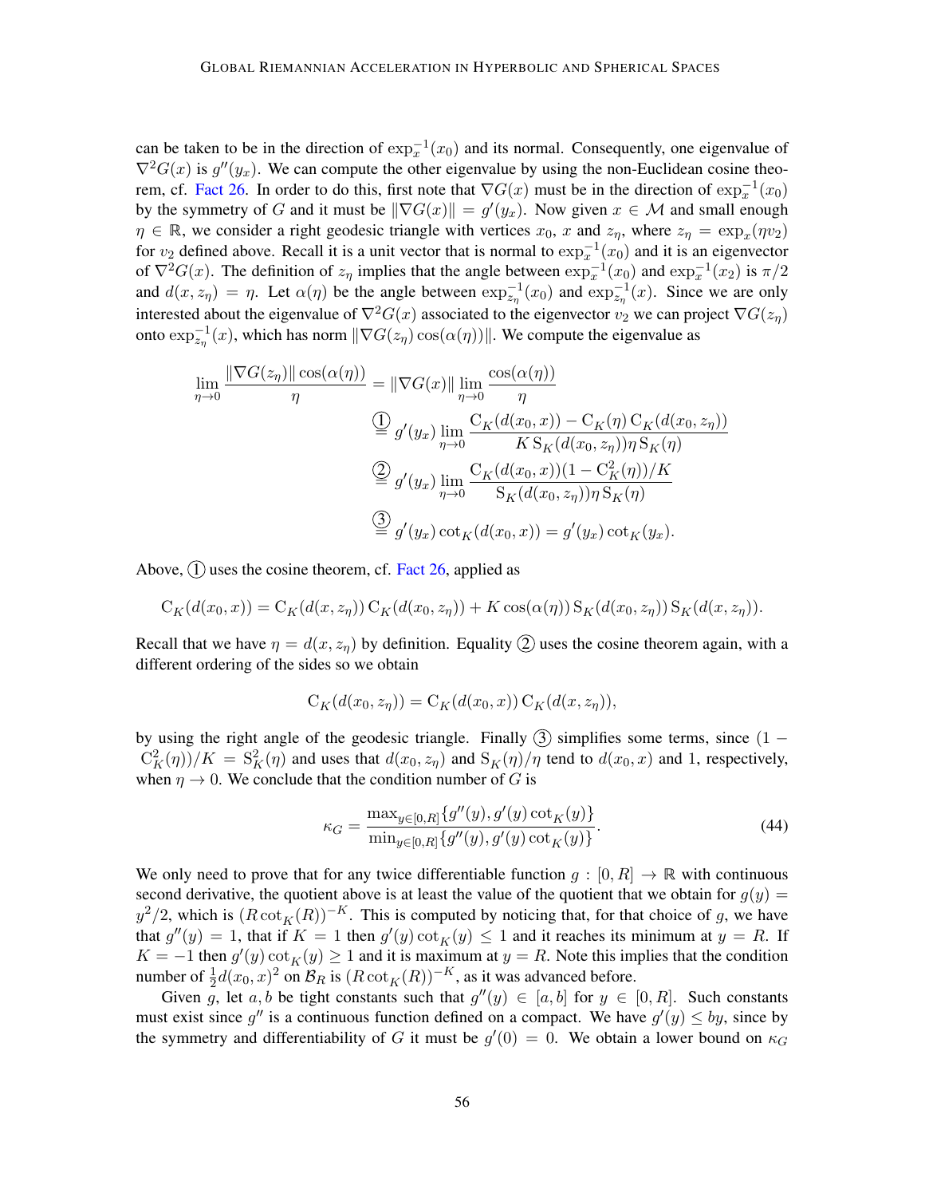can be taken to be in the direction of $\exp_x^{-1}(x_0)$ and its normal. Consequently, one eigenvalue of $\nabla^2 G(x)$ is $g''(y_x)$. We can compute the other eigenvalue by using the non-Euclidean cosine theorem, cf. Fact 26. In order to do this, first note that $\nabla G(x)$ must be in the direction of $\exp_x^{-1}(x_0)$ by the symmetry of $G$ and it must be $\|\nabla G(x)\| = g'(y_x)$. Now given $x \in \mathcal{M}$ and small enough $\eta \in \mathbb{R}$, we consider a right geodesic triangle with vertices $x_0$, $x$ and $z_\eta$, where $z_\eta = \exp_x(\eta v_2)$ for $v_2$ defined above. Recall it is a unit vector that is normal to $\exp_x^{-1}(x_0)$ and it is an eigenvector of $\nabla^2 G(x)$. The definition of $z_\eta$ implies that the angle between $\exp_x^{-1}(x_0)$ and $\exp_x^{-1}(x_2)$ is $\pi/2$ and $d(x, z_\eta) = \eta$. Let $\alpha(\eta)$ be the angle between $\exp_{z_\eta}^{-1}(x_0)$ and $\exp_{z_\eta}^{-1}(x)$. Since we are only interested about the eigenvalue of $\nabla^2 G(x)$ associated to the eigenvector $v_2$ we can project $\nabla G(z_\eta)$ onto $\exp_{z_\eta}^{-1}(x)$, which has norm $\|\nabla G(z_\eta)\cos(\alpha(\eta))\|$. We compute the eigenvalue as

$$
\begin{aligned}
\lim_{\eta\to 0} \frac{\|\nabla G(z_\eta)\|\cos(\alpha(\eta))}{\eta} &= \|\nabla G(x)\| \lim_{\eta\to 0}\frac{\cos(\alpha(\eta))}{\eta} \\
&\overset{①}{=} g'(y_x)\lim_{\eta\to 0}\frac{\mathrm{C}_K(d(x_0,x)) - \mathrm{C}_K(\eta)\,\mathrm{C}_K(d(x_0,z_\eta))}{K\,\mathrm{S}_K(d(x_0,z_\eta))\eta\,\mathrm{S}_K(\eta)} \\
&\overset{②}{=} g'(y_x)\lim_{\eta\to 0}\frac{\mathrm{C}_K(d(x_0,x))(1-\mathrm{C}_K^2(\eta))/K}{\mathrm{S}_K(d(x_0,z_\eta))\eta\,\mathrm{S}_K(\eta)} \\
&\overset{③}{=} g'(y_x)\cot_K(d(x_0,x)) = g'(y_x)\cot_K(y_x).
\end{aligned}
$$

Above, ① uses the cosine theorem, cf. Fact 26, applied as

$$
\mathrm{C}_K(d(x_0,x)) = \mathrm{C}_K(d(x,z_\eta))\,\mathrm{C}_K(d(x_0,z_\eta)) + K\cos(\alpha(\eta))\,\mathrm{S}_K(d(x_0,z_\eta))\,\mathrm{S}_K(d(x,z_\eta)).
$$

Recall that we have $\eta = d(x, z_\eta)$ by definition. Equality ② uses the cosine theorem again, with a different ordering of the sides so we obtain

$$
\mathrm{C}_K(d(x_0,z_\eta)) = \mathrm{C}_K(d(x_0,x))\,\mathrm{C}_K(d(x,z_\eta)),
$$

by using the right angle of the geodesic triangle. Finally ③ simplifies some terms, since $(1 - \mathrm{C}_K^2(\eta))/K = \mathrm{S}_K^2(\eta)$ and uses that $d(x_0, z_\eta)$ and $\mathrm{S}_K(\eta)/\eta$ tend to $d(x_0, x)$ and 1, respectively, when $\eta \to 0$. We conclude that the condition number of $G$ is

$$
\kappa_G = \frac{\max_{y\in[0,R]}\{g''(y), g'(y)\cot_K(y)\}}{\min_{y\in[0,R]}\{g''(y), g'(y)\cot_K(y)\}}. \tag{44}
$$

We only need to prove that for any twice differentiable function $g : [0, R] \to \mathbb{R}$ with continuous second derivative, the quotient above is at least the value of the quotient that we obtain for $g(y) = y^2/2$, which is $(R\cot_K(R))^{-K}$. This is computed by noticing that, for that choice of $g$, we have that $g''(y) = 1$, that if $K = 1$ then $g'(y)\cot_K(y) \leq 1$ and it reaches its minimum at $y = R$. If $K = -1$ then $g'(y)\cot_K(y) \geq 1$ and it is maximum at $y = R$. Note this implies that the condition number of $\frac{1}{2}d(x_0, x)^2$ on $\mathcal{B}_R$ is $(R\cot_K(R))^{-K}$, as it was advanced before.

Given $g$, let $a, b$ be tight constants such that $g''(y) \in [a, b]$ for $y \in [0, R]$. Such constants must exist since $g''$ is a continuous function defined on a compact. We have $g'(y) \leq by$, since by the symmetry and differentiability of $G$ it must be $g'(0) = 0$. We obtain a lower bound on $\kappa_G$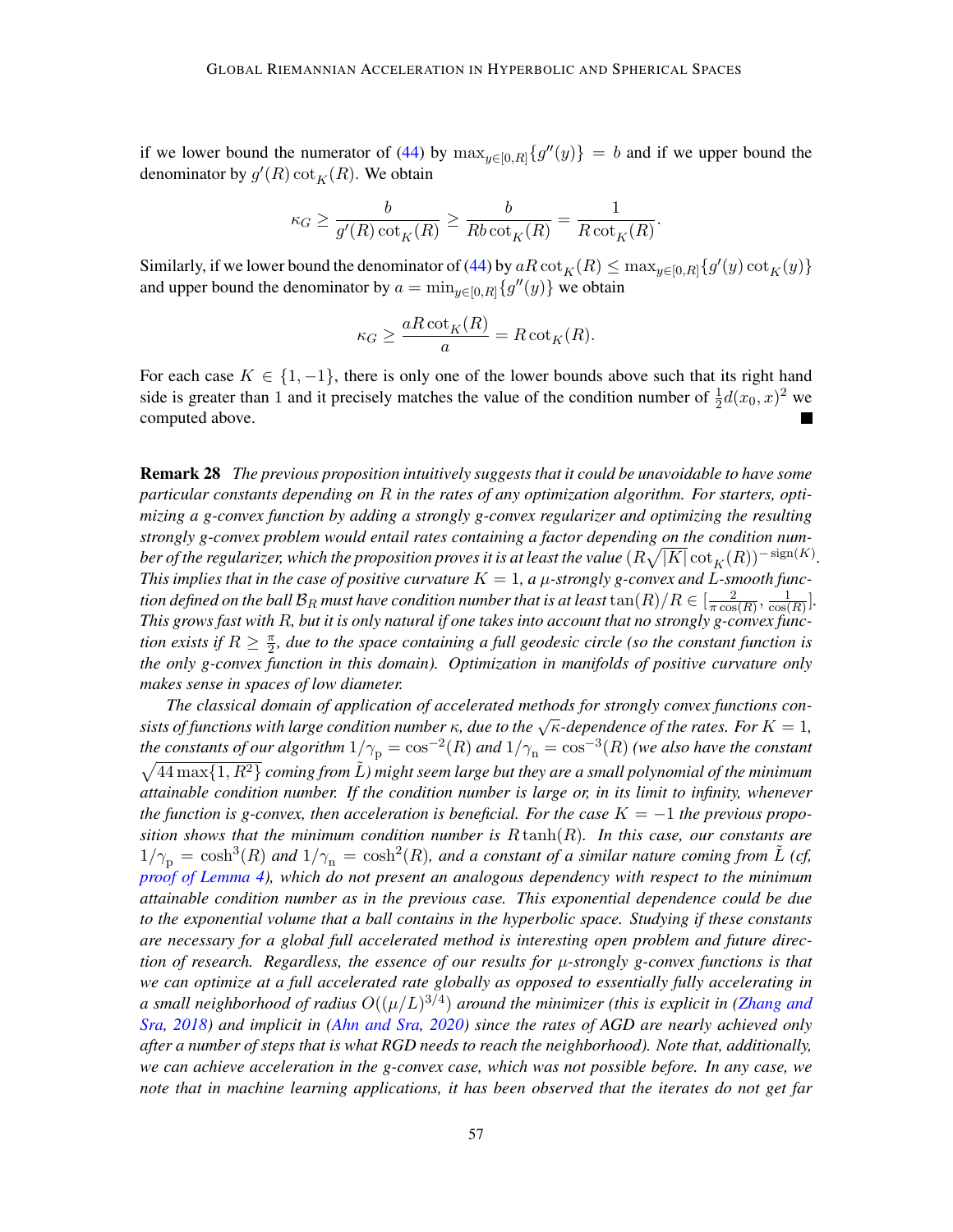if we lower bound the numerator of (44) by $\max_{y\in[0,R]}\{g''(y)\} = b$ and if we upper bound the denominator by $g'(R)\cot_K(R)$. We obtain

$$\kappa_G \geq \frac{b}{g'(R)\cot_K(R)} \geq \frac{b}{Rb\cot_K(R)} = \frac{1}{R\cot_K(R)}.$$

Similarly, if we lower bound the denominator of (44) by $aR\cot_K(R) \leq \max_{y\in[0,R]}\{g'(y)\cot_K(y)\}$ and upper bound the denominator by $a = \min_{y\in[0,R]}\{g''(y)\}$ we obtain

$$\kappa_G \geq \frac{aR\cot_K(R)}{a} = R\cot_K(R).$$

For each case $K \in \{1, -1\}$, there is only one of the lower bounds above such that its right hand side is greater than 1 and it precisely matches the value of the condition number of $\frac{1}{2}d(x_0, x)^2$ we computed above. ■

**Remark 28** *The previous proposition intuitively suggests that it could be unavoidable to have some particular constants depending on $R$ in the rates of any optimization algorithm. For starters, optimizing a g-convex function by adding a strongly g-convex regularizer and optimizing the resulting strongly g-convex problem would entail rates containing a factor depending on the condition number of the regularizer, which the proposition proves it is at least the value $(R\sqrt{|K|}\cot_K(R))^{-\operatorname{sign}(K)}$. This implies that in the case of positive curvature $K = 1$, a $\mu$-strongly g-convex and $L$-smooth function defined on the ball $\mathcal{B}_R$ must have condition number that is at least $\tan(R)/R \in [\frac{2}{\pi\cos(R)}, \frac{1}{\cos(R)}]$. This grows fast with $R$, but it is only natural if one takes into account that no strongly g-convex function exists if $R \geq \frac{\pi}{2}$, due to the space containing a full geodesic circle (so the constant function is the only g-convex function in this domain). Optimization in manifolds of positive curvature only makes sense in spaces of low diameter.*

*The classical domain of application of accelerated methods for strongly convex functions consists of functions with large condition number $\kappa$, due to the $\sqrt{\kappa}$-dependence of the rates. For $K = 1$, the constants of our algorithm $1/\gamma_{\mathrm{p}} = \cos^{-2}(R)$ and $1/\gamma_{\mathrm{n}} = \cos^{-3}(R)$ (we also have the constant $\sqrt{44\max\{1, R^2\}}$ coming from $\tilde{L}$) might seem large but they are a small polynomial of the minimum attainable condition number. If the condition number is large or, in its limit to infinity, whenever the function is g-convex, then acceleration is beneficial. For the case $K = -1$ the previous proposition shows that the minimum condition number is $R\tanh(R)$. In this case, our constants are $1/\gamma_{\mathrm{p}} = \cosh^3(R)$ and $1/\gamma_{\mathrm{n}} = \cosh^2(R)$, and a constant of a similar nature coming from $\tilde{L}$ (cf, proof of Lemma 4), which do not present an analogous dependency with respect to the minimum attainable condition number as in the previous case. This exponential dependence could be due to the exponential volume that a ball contains in the hyperbolic space. Studying if these constants are necessary for a global full accelerated method is interesting open problem and future direction of research. Regardless, the essence of our results for $\mu$-strongly g-convex functions is that we can optimize at a full accelerated rate globally as opposed to essentially fully accelerating in a small neighborhood of radius $O((\mu/L)^{3/4})$ around the minimizer (this is explicit in (Zhang and Sra, 2018) and implicit in (Ahn and Sra, 2020) since the rates of AGD are nearly achieved only after a number of steps that is what RGD needs to reach the neighborhood). Note that, additionally, we can achieve acceleration in the g-convex case, which was not possible before. In any case, we note that in machine learning applications, it has been observed that the iterates do not get far*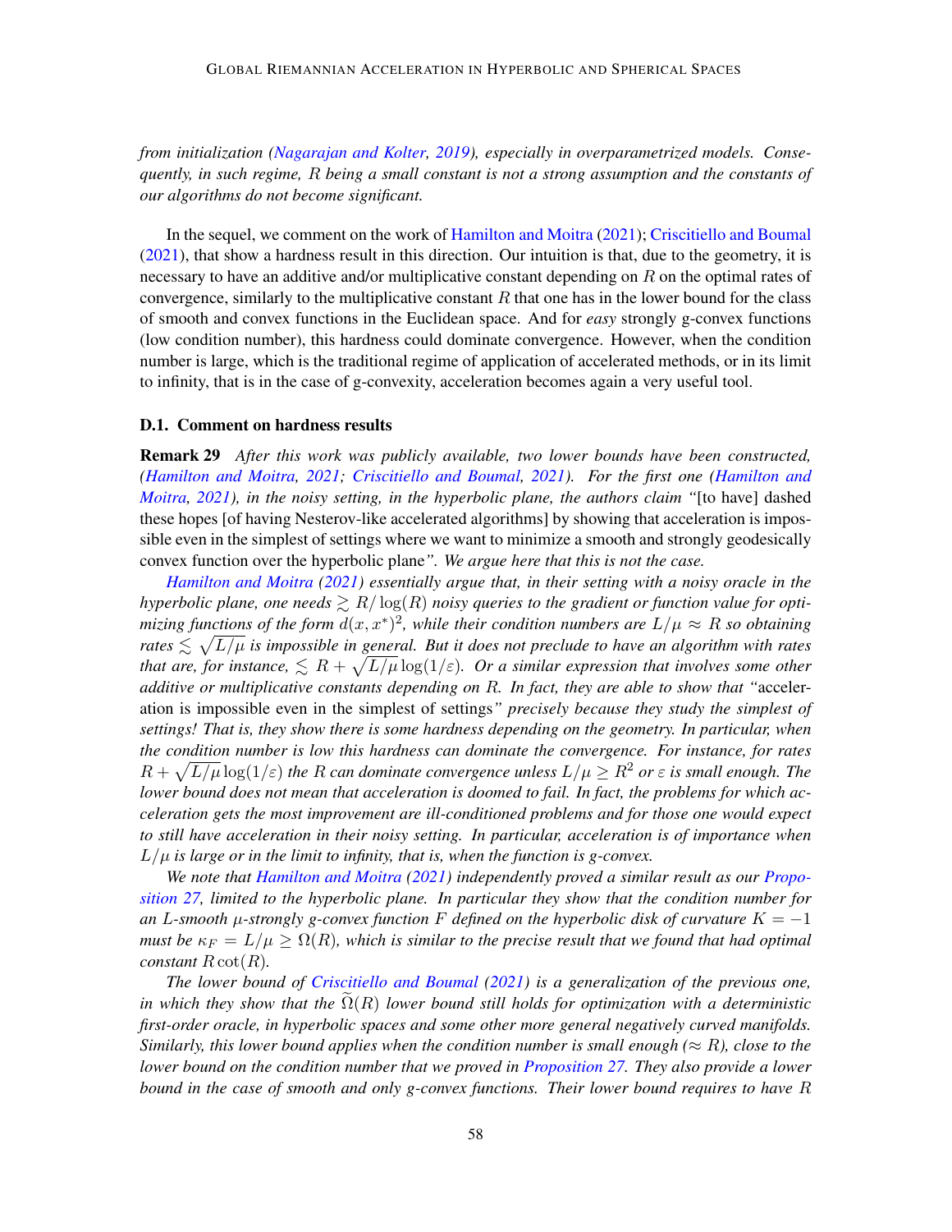*from initialization (Nagarajan and Kolter, 2019), especially in overparametrized models. Consequently, in such regime, $R$ being a small constant is not a strong assumption and the constants of our algorithms do not become significant.*

In the sequel, we comment on the work of Hamilton and Moitra (2021); Criscitiello and Boumal (2021), that show a hardness result in this direction. Our intuition is that, due to the geometry, it is necessary to have an additive and/or multiplicative constant depending on $R$ on the optimal rates of convergence, similarly to the multiplicative constant $R$ that one has in the lower bound for the class of smooth and convex functions in the Euclidean space. And for *easy* strongly g-convex functions (low condition number), this hardness could dominate convergence. However, when the condition number is large, which is the traditional regime of application of accelerated methods, or in its limit to infinity, that is in the case of g-convexity, acceleration becomes again a very useful tool.

### D.1. Comment on hardness results

**Remark 29** *After this work was publicly available, two lower bounds have been constructed, (Hamilton and Moitra, 2021; Criscitiello and Boumal, 2021). For the first one (Hamilton and Moitra, 2021), in the noisy setting, in the hyperbolic plane, the authors claim "*[to have] dashed these hopes [of having Nesterov-like accelerated algorithms] by showing that acceleration is impossible even in the simplest of settings where we want to minimize a smooth and strongly geodesically convex function over the hyperbolic plane*". We argue here that this is not the case.*

*Hamilton and Moitra (2021) essentially argue that, in their setting with a noisy oracle in the hyperbolic plane, one needs $\gtrsim R/\log(R)$ noisy queries to the gradient or function value for optimizing functions of the form $d(x, x^*)^2$, while their condition numbers are $L/\mu \approx R$ so obtaining rates $\lesssim \sqrt{L/\mu}$ is impossible in general. But it does not preclude to have an algorithm with rates that are, for instance, $\lesssim R + \sqrt{L/\mu}\log(1/\varepsilon)$. Or a similar expression that involves some other additive or multiplicative constants depending on $R$. In fact, they are able to show that "*acceleration is impossible even in the simplest of settings*" precisely because they study the simplest of settings! That is, they show there is some hardness depending on the geometry. In particular, when the condition number is low this hardness can dominate the convergence. For instance, for rates $R + \sqrt{L/\mu}\log(1/\varepsilon)$ the $R$ can dominate convergence unless $L/\mu \geq R^2$ or $\varepsilon$ is small enough. The lower bound does not mean that acceleration is doomed to fail. In fact, the problems for which acceleration gets the most improvement are ill-conditioned problems and for those one would expect to still have acceleration in their noisy setting. In particular, acceleration is of importance when $L/\mu$ is large or in the limit to infinity, that is, when the function is g-convex.*

*We note that Hamilton and Moitra (2021) independently proved a similar result as our Proposition 27, limited to the hyperbolic plane. In particular they show that the condition number for an $L$-smooth $\mu$-strongly g-convex function $F$ defined on the hyperbolic disk of curvature $K = -1$ must be $\kappa_F = L/\mu \geq \Omega(R)$, which is similar to the precise result that we found that had optimal constant $R\cot(R)$.*

*The lower bound of Criscitiello and Boumal (2021) is a generalization of the previous one, in which they show that the $\widetilde{\Omega}(R)$ lower bound still holds for optimization with a deterministic first-order oracle, in hyperbolic spaces and some other more general negatively curved manifolds. Similarly, this lower bound applies when the condition number is small enough ($\approx R$), close to the lower bound on the condition number that we proved in Proposition 27. They also provide a lower bound in the case of smooth and only g-convex functions. Their lower bound requires to have $R$*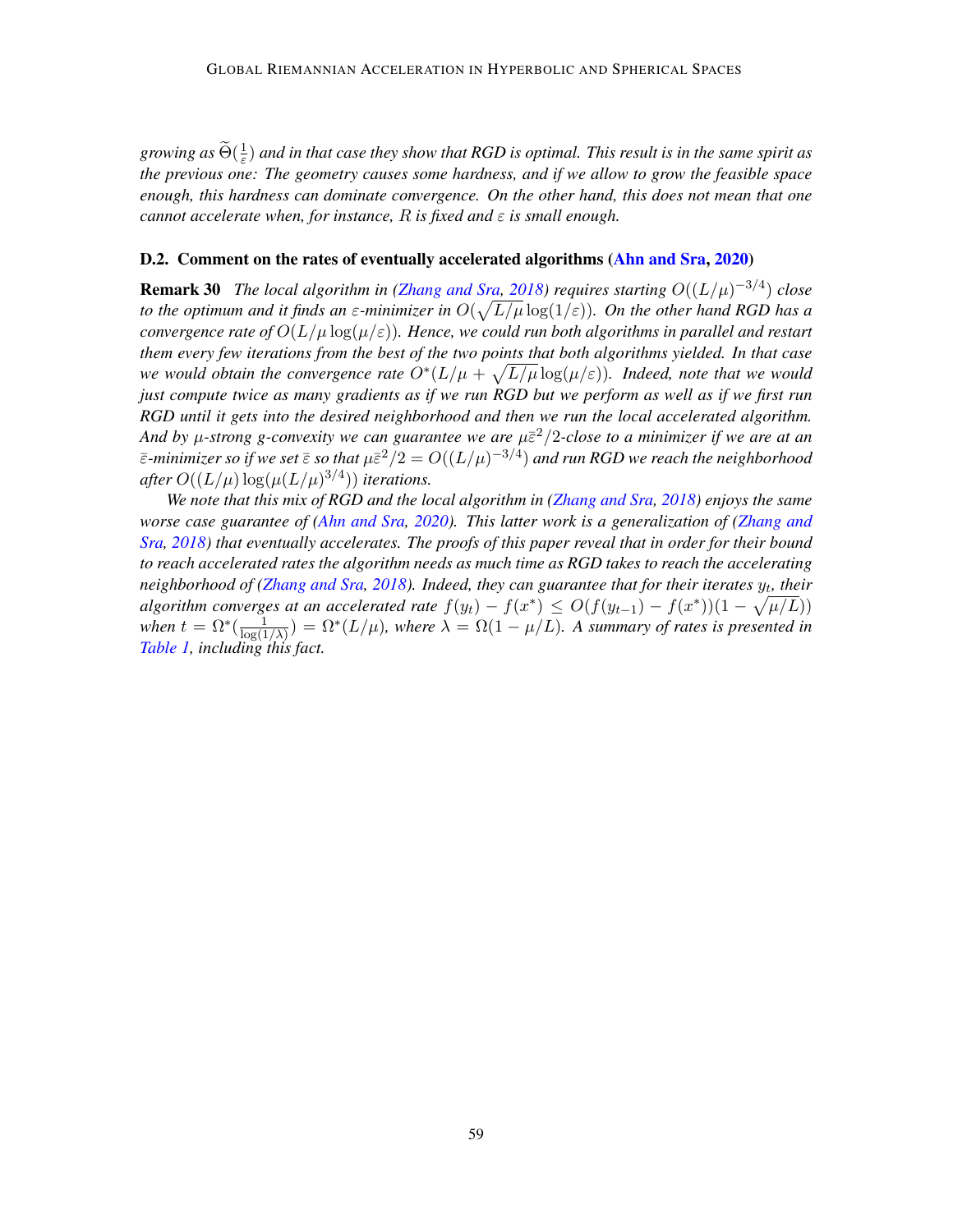*growing as $\widetilde{\Theta}(\frac{1}{\varepsilon})$ and in that case they show that RGD is optimal. This result is in the same spirit as the previous one: The geometry causes some hardness, and if we allow to grow the feasible space enough, this hardness can dominate convergence. On the other hand, this does not mean that one cannot accelerate when, for instance, $R$ is fixed and $\varepsilon$ is small enough.*

### D.2. Comment on the rates of eventually accelerated algorithms (Ahn and Sra, 2020)

**Remark 30** *The local algorithm in (Zhang and Sra, 2018) requires starting $O((L/\mu)^{-3/4})$ close to the optimum and it finds an $\varepsilon$-minimizer in $O(\sqrt{L/\mu}\log(1/\varepsilon))$. On the other hand RGD has a convergence rate of $O(L/\mu\log(\mu/\varepsilon))$. Hence, we could run both algorithms in parallel and restart them every few iterations from the best of the two points that both algorithms yielded. In that case we would obtain the convergence rate $O^*(L/\mu + \sqrt{L/\mu}\log(\mu/\varepsilon))$. Indeed, note that we would just compute twice as many gradients as if we run RGD but we perform as well as if we first run RGD until it gets into the desired neighborhood and then we run the local accelerated algorithm. And by $\mu$-strong g-convexity we can guarantee we are $\mu\bar{\varepsilon}^2/2$-close to a minimizer if we are at an $\bar{\varepsilon}$-minimizer so if we set $\bar{\varepsilon}$ so that $\mu\bar{\varepsilon}^2/2 = O((L/\mu)^{-3/4})$ and run RGD we reach the neighborhood after $O((L/\mu)\log(\mu(L/\mu)^{3/4}))$ iterations.*

*We note that this mix of RGD and the local algorithm in (Zhang and Sra, 2018) enjoys the same worse case guarantee of (Ahn and Sra, 2020). This latter work is a generalization of (Zhang and Sra, 2018) that eventually accelerates. The proofs of this paper reveal that in order for their bound to reach accelerated rates the algorithm needs as much time as RGD takes to reach the accelerating neighborhood of (Zhang and Sra, 2018). Indeed, they can guarantee that for their iterates $y_t$, their algorithm converges at an accelerated rate $f(y_t) - f(x^*) \leq O(f(y_{t-1}) - f(x^*))(1 - \sqrt{\mu/L}))$ when $t = \Omega^*(\frac{1}{\log(1/\lambda)}) = \Omega^*(L/\mu)$, where $\lambda = \Omega(1 - \mu/L)$. A summary of rates is presented in Table 1, including this fact.*